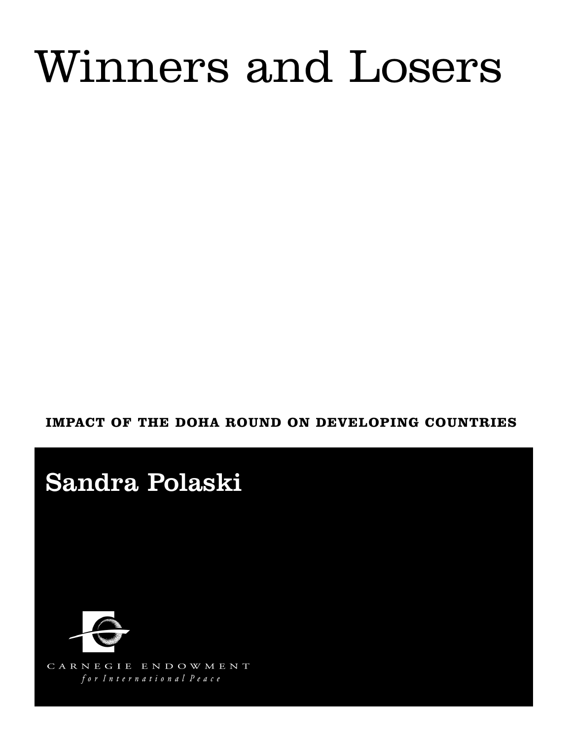# Winners and Losers

**IMPACT OF THE DOHA ROUND ON DEVELOPING COUNTRIES**

## Sandra Polaski

CARNEGIE ENDOWMENT

*for International Peace*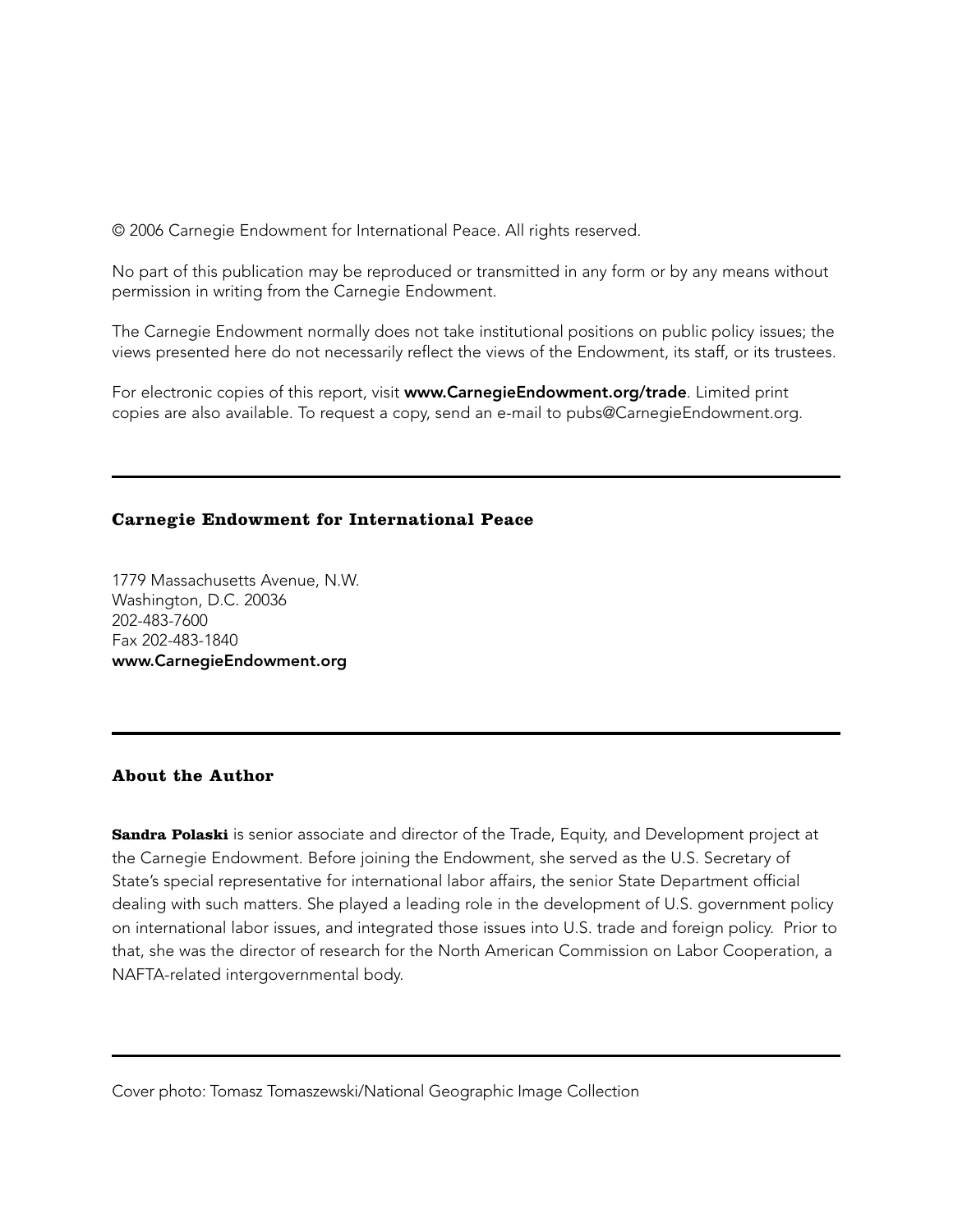© 2006 Carnegie Endowment for International Peace. All rights reserved.

No part of this publication may be reproduced or transmitted in any form or by any means without permission in writing from the Carnegie Endowment.

The Carnegie Endowment normally does not take institutional positions on public policy issues; the views presented here do not necessarily reflect the views of the Endowment, its staff, or its trustees.

For electronic copies of this report, visit **www.CarnegieEndowment.org/trade**. Limited print copies are also available. To request a copy, send an e-mail to pubs@CarnegieEndowment.org.

---

**Carnegie Endowment for International Peace**

1779 Massachusetts Avenue, N.W.
Washington, D.C. 20036
202-483-7600
Fax 202-483-1840
**www.CarnegieEndowment.org**

---

**About the Author**

**Sandra Polaski** is senior associate and director of the Trade, Equity, and Development project at the Carnegie Endowment. Before joining the Endowment, she served as the U.S. Secretary of State's special representative for international labor affairs, the senior State Department official dealing with such matters. She played a leading role in the development of U.S. government policy on international labor issues, and integrated those issues into U.S. trade and foreign policy. Prior to that, she was the director of research for the North American Commission on Labor Cooperation, a NAFTA-related intergovernmental body.

---

Cover photo: Tomasz Tomaszewski/National Geographic Image Collection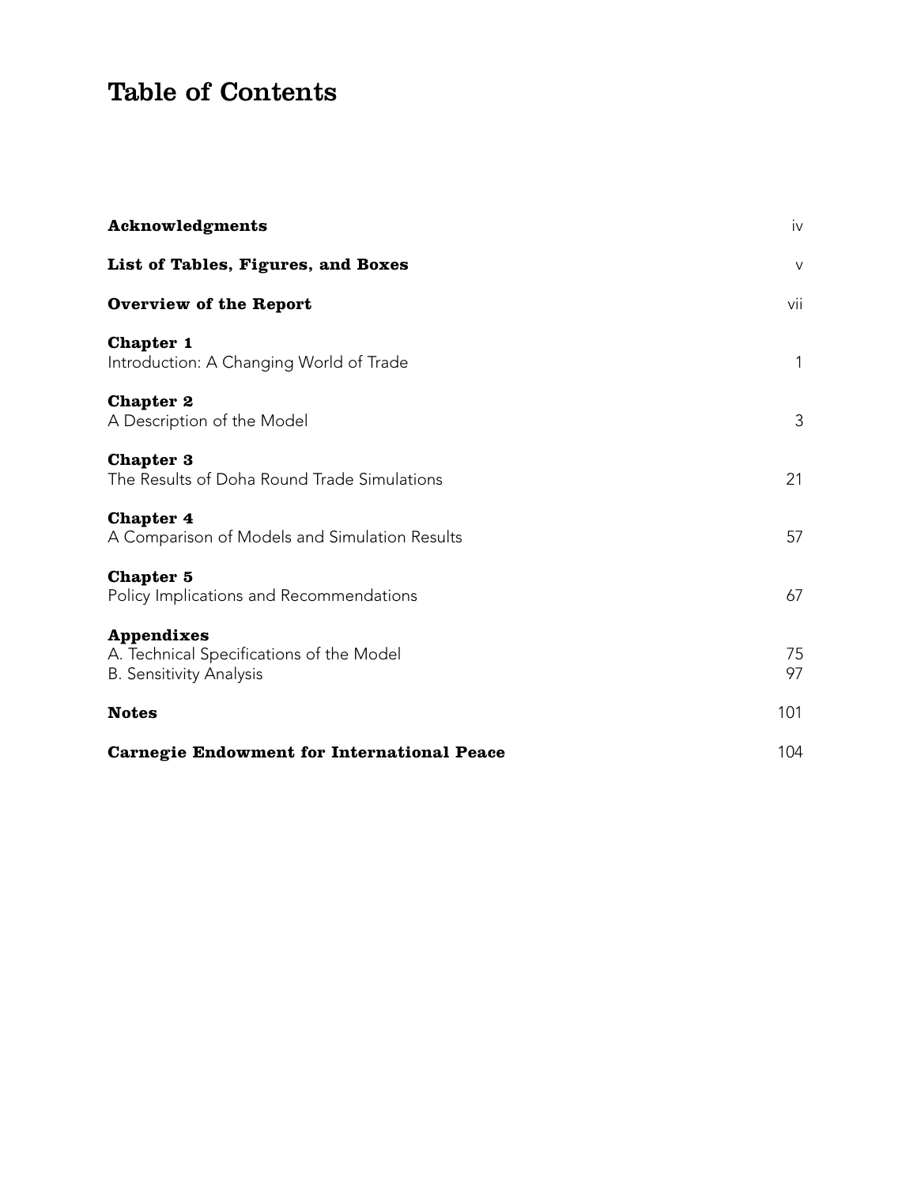# Table of Contents

| | |
|---|---|
| **Acknowledgments** | iv |
| **List of Tables, Figures, and Boxes** | v |
| **Overview of the Report** | vii |
| **Chapter 1** Introduction: A Changing World of Trade | 1 |
| **Chapter 2** A Description of the Model | 3 |
| **Chapter 3** The Results of Doha Round Trade Simulations | 21 |
| **Chapter 4** A Comparison of Models and Simulation Results | 57 |
| **Chapter 5** Policy Implications and Recommendations | 67 |
| **Appendixes** | |
| A. Technical Specifications of the Model | 75 |
| B. Sensitivity Analysis | 97 |
| **Notes** | 101 |
| **Carnegie Endowment for International Peace** | 104 |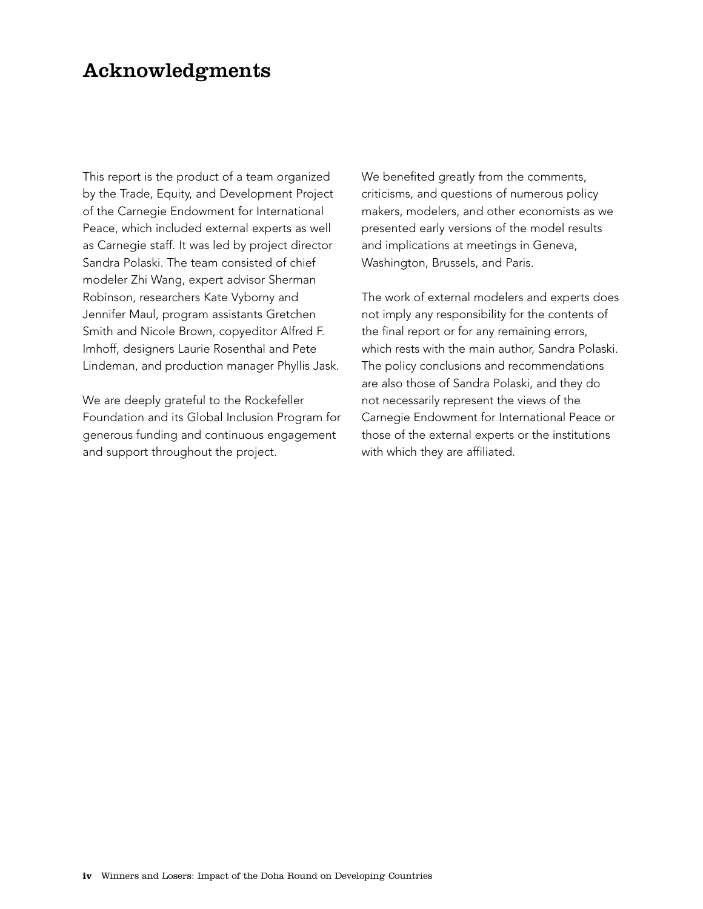# Acknowledgments

This report is the product of a team organized by the Trade, Equity, and Development Project of the Carnegie Endowment for International Peace, which included external experts as well as Carnegie staff. It was led by project director Sandra Polaski. The team consisted of chief modeler Zhi Wang, expert advisor Sherman Robinson, researchers Kate Vyborny and Jennifer Maul, program assistants Gretchen Smith and Nicole Brown, copyeditor Alfred F. Imhoff, designers Laurie Rosenthal and Pete Lindeman, and production manager Phyllis Jask.

We are deeply grateful to the Rockefeller Foundation and its Global Inclusion Program for generous funding and continuous engagement and support throughout the project.

We benefited greatly from the comments, criticisms, and questions of numerous policy makers, modelers, and other economists as we presented early versions of the model results and implications at meetings in Geneva, Washington, Brussels, and Paris.

The work of external modelers and experts does not imply any responsibility for the contents of the final report or for any remaining errors, which rests with the main author, Sandra Polaski. The policy conclusions and recommendations are also those of Sandra Polaski, and they do not necessarily represent the views of the Carnegie Endowment for International Peace or those of the external experts or the institutions with which they are affiliated.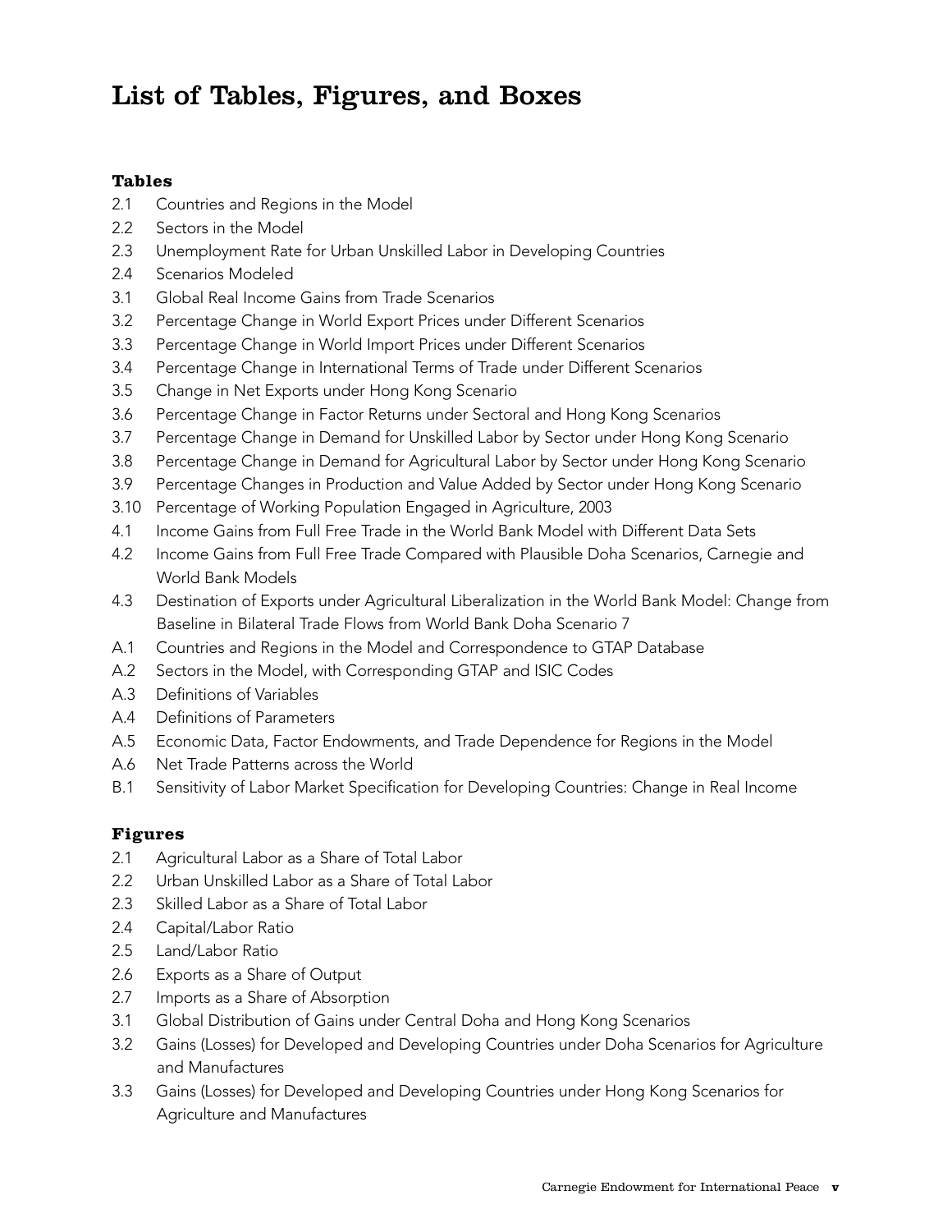# List of Tables, Figures, and Boxes

### Tables

2.1 Countries and Regions in the Model
2.2 Sectors in the Model
2.3 Unemployment Rate for Urban Unskilled Labor in Developing Countries
2.4 Scenarios Modeled
3.1 Global Real Income Gains from Trade Scenarios
3.2 Percentage Change in World Export Prices under Different Scenarios
3.3 Percentage Change in World Import Prices under Different Scenarios
3.4 Percentage Change in International Terms of Trade under Different Scenarios
3.5 Change in Net Exports under Hong Kong Scenario
3.6 Percentage Change in Factor Returns under Sectoral and Hong Kong Scenarios
3.7 Percentage Change in Demand for Unskilled Labor by Sector under Hong Kong Scenario
3.8 Percentage Change in Demand for Agricultural Labor by Sector under Hong Kong Scenario
3.9 Percentage Changes in Production and Value Added by Sector under Hong Kong Scenario
3.10 Percentage of Working Population Engaged in Agriculture, 2003
4.1 Income Gains from Full Free Trade in the World Bank Model with Different Data Sets
4.2 Income Gains from Full Free Trade Compared with Plausible Doha Scenarios, Carnegie and World Bank Models
4.3 Destination of Exports under Agricultural Liberalization in the World Bank Model: Change from Baseline in Bilateral Trade Flows from World Bank Doha Scenario 7
A.1 Countries and Regions in the Model and Correspondence to GTAP Database
A.2 Sectors in the Model, with Corresponding GTAP and ISIC Codes
A.3 Definitions of Variables
A.4 Definitions of Parameters
A.5 Economic Data, Factor Endowments, and Trade Dependence for Regions in the Model
A.6 Net Trade Patterns across the World
B.1 Sensitivity of Labor Market Specification for Developing Countries: Change in Real Income

### Figures

2.1 Agricultural Labor as a Share of Total Labor
2.2 Urban Unskilled Labor as a Share of Total Labor
2.3 Skilled Labor as a Share of Total Labor
2.4 Capital/Labor Ratio
2.5 Land/Labor Ratio
2.6 Exports as a Share of Output
2.7 Imports as a Share of Absorption
3.1 Global Distribution of Gains under Central Doha and Hong Kong Scenarios
3.2 Gains (Losses) for Developed and Developing Countries under Doha Scenarios for Agriculture and Manufactures
3.3 Gains (Losses) for Developed and Developing Countries under Hong Kong Scenarios for Agriculture and Manufactures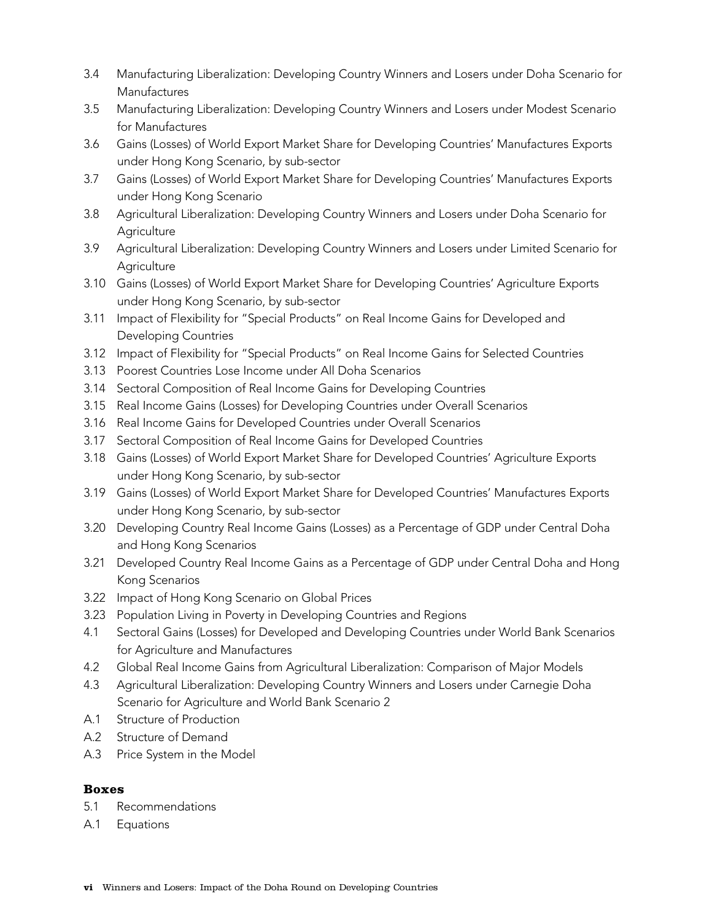3.4 Manufacturing Liberalization: Developing Country Winners and Losers under Doha Scenario for Manufactures
3.5 Manufacturing Liberalization: Developing Country Winners and Losers under Modest Scenario for Manufactures
3.6 Gains (Losses) of World Export Market Share for Developing Countries' Manufactures Exports under Hong Kong Scenario, by sub-sector
3.7 Gains (Losses) of World Export Market Share for Developing Countries' Manufactures Exports under Hong Kong Scenario
3.8 Agricultural Liberalization: Developing Country Winners and Losers under Doha Scenario for Agriculture
3.9 Agricultural Liberalization: Developing Country Winners and Losers under Limited Scenario for Agriculture
3.10 Gains (Losses) of World Export Market Share for Developing Countries' Agriculture Exports under Hong Kong Scenario, by sub-sector
3.11 Impact of Flexibility for "Special Products" on Real Income Gains for Developed and Developing Countries
3.12 Impact of Flexibility for "Special Products" on Real Income Gains for Selected Countries
3.13 Poorest Countries Lose Income under All Doha Scenarios
3.14 Sectoral Composition of Real Income Gains for Developing Countries
3.15 Real Income Gains (Losses) for Developing Countries under Overall Scenarios
3.16 Real Income Gains for Developed Countries under Overall Scenarios
3.17 Sectoral Composition of Real Income Gains for Developed Countries
3.18 Gains (Losses) of World Export Market Share for Developed Countries' Agriculture Exports under Hong Kong Scenario, by sub-sector
3.19 Gains (Losses) of World Export Market Share for Developed Countries' Manufactures Exports under Hong Kong Scenario, by sub-sector
3.20 Developing Country Real Income Gains (Losses) as a Percentage of GDP under Central Doha and Hong Kong Scenarios
3.21 Developed Country Real Income Gains as a Percentage of GDP under Central Doha and Hong Kong Scenarios
3.22 Impact of Hong Kong Scenario on Global Prices
3.23 Population Living in Poverty in Developing Countries and Regions
4.1 Sectoral Gains (Losses) for Developed and Developing Countries under World Bank Scenarios for Agriculture and Manufactures
4.2 Global Real Income Gains from Agricultural Liberalization: Comparison of Major Models
4.3 Agricultural Liberalization: Developing Country Winners and Losers under Carnegie Doha Scenario for Agriculture and World Bank Scenario 2
A.1 Structure of Production
A.2 Structure of Demand
A.3 Price System in the Model

**Boxes**

5.1 Recommendations
A.1 Equations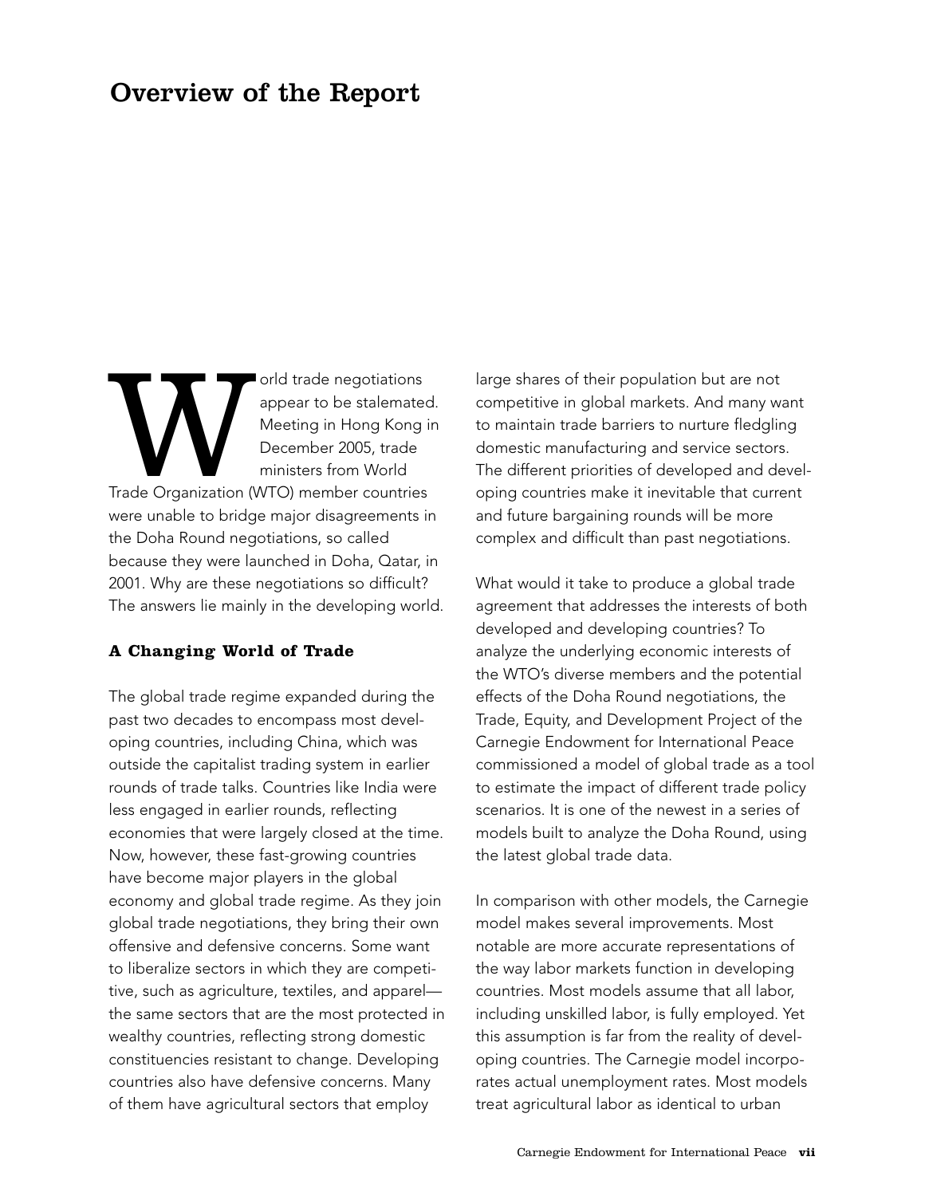# Overview of the Report

World trade negotiations appear to be stalemated. Meeting in Hong Kong in December 2005, trade ministers from World Trade Organization (WTO) member countries were unable to bridge major disagreements in the Doha Round negotiations, so called because they were launched in Doha, Qatar, in 2001. Why are these negotiations so difficult? The answers lie mainly in the developing world.

### A Changing World of Trade

The global trade regime expanded during the past two decades to encompass most developing countries, including China, which was outside the capitalist trading system in earlier rounds of trade talks. Countries like India were less engaged in earlier rounds, reflecting economies that were largely closed at the time. Now, however, these fast-growing countries have become major players in the global economy and global trade regime. As they join global trade negotiations, they bring their own offensive and defensive concerns. Some want to liberalize sectors in which they are competitive, such as agriculture, textiles, and apparel—the same sectors that are the most protected in wealthy countries, reflecting strong domestic constituencies resistant to change. Developing countries also have defensive concerns. Many of them have agricultural sectors that employ large shares of their population but are not competitive in global markets. And many want to maintain trade barriers to nurture fledgling domestic manufacturing and service sectors. The different priorities of developed and developing countries make it inevitable that current and future bargaining rounds will be more complex and difficult than past negotiations.

What would it take to produce a global trade agreement that addresses the interests of both developed and developing countries? To analyze the underlying economic interests of the WTO's diverse members and the potential effects of the Doha Round negotiations, the Trade, Equity, and Development Project of the Carnegie Endowment for International Peace commissioned a model of global trade as a tool to estimate the impact of different trade policy scenarios. It is one of the newest in a series of models built to analyze the Doha Round, using the latest global trade data.

In comparison with other models, the Carnegie model makes several improvements. Most notable are more accurate representations of the way labor markets function in developing countries. Most models assume that all labor, including unskilled labor, is fully employed. Yet this assumption is far from the reality of developing countries. The Carnegie model incorporates actual unemployment rates. Most models treat agricultural labor as identical to urban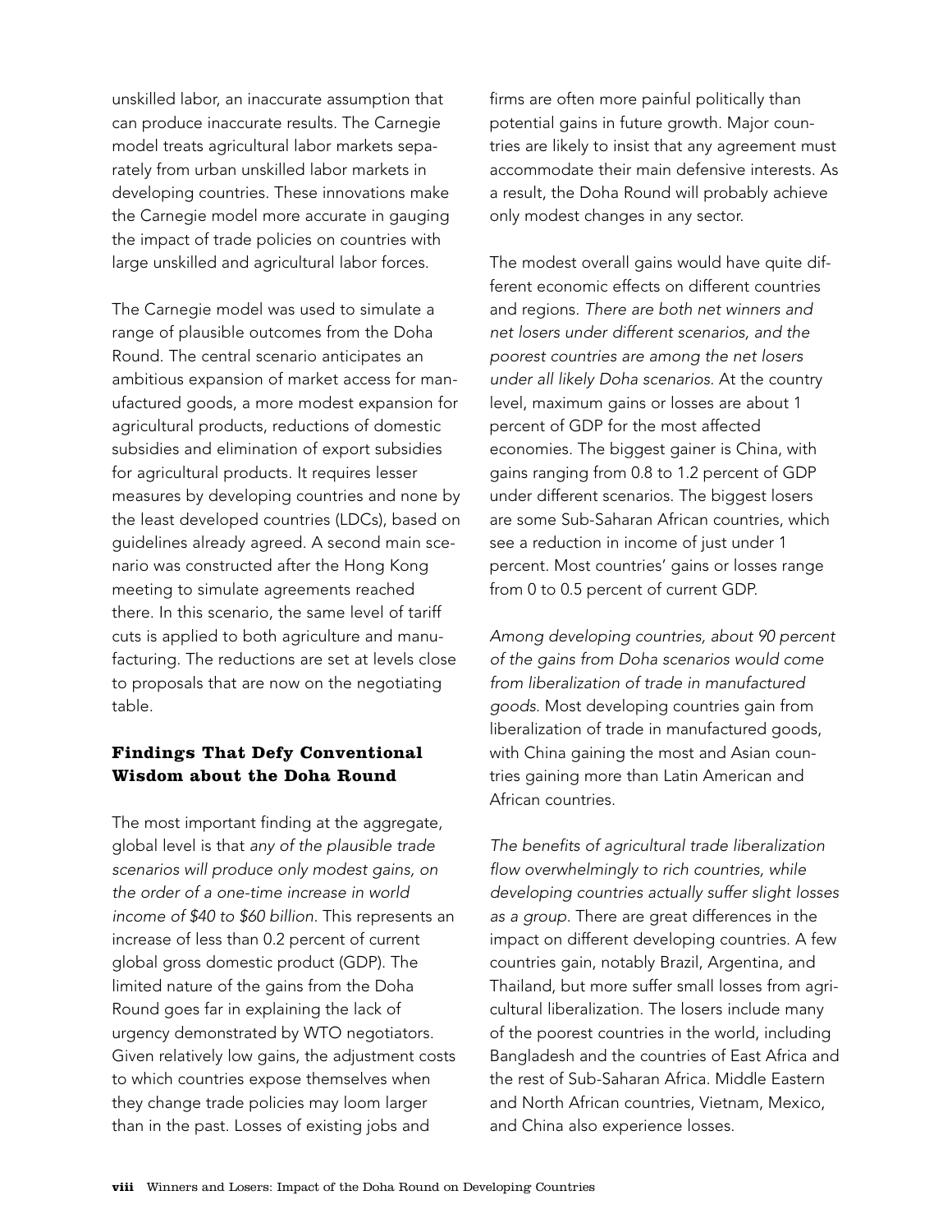unskilled labor, an inaccurate assumption that can produce inaccurate results. The Carnegie model treats agricultural labor markets separately from urban unskilled labor markets in developing countries. These innovations make the Carnegie model more accurate in gauging the impact of trade policies on countries with large unskilled and agricultural labor forces.

The Carnegie model was used to simulate a range of plausible outcomes from the Doha Round. The central scenario anticipates an ambitious expansion of market access for manufactured goods, a more modest expansion for agricultural products, reductions of domestic subsidies and elimination of export subsidies for agricultural products. It requires lesser measures by developing countries and none by the least developed countries (LDCs), based on guidelines already agreed. A second main scenario was constructed after the Hong Kong meeting to simulate agreements reached there. In this scenario, the same level of tariff cuts is applied to both agriculture and manufacturing. The reductions are set at levels close to proposals that are now on the negotiating table.

## Findings That Defy Conventional Wisdom about the Doha Round

The most important finding at the aggregate, global level is that *any of the plausible trade scenarios will produce only modest gains, on the order of a one-time increase in world income of $40 to $60 billion*. This represents an increase of less than 0.2 percent of current global gross domestic product (GDP). The limited nature of the gains from the Doha Round goes far in explaining the lack of urgency demonstrated by WTO negotiators. Given relatively low gains, the adjustment costs to which countries expose themselves when they change trade policies may loom larger than in the past. Losses of existing jobs and firms are often more painful politically than potential gains in future growth. Major countries are likely to insist that any agreement must accommodate their main defensive interests. As a result, the Doha Round will probably achieve only modest changes in any sector.

The modest overall gains would have quite different economic effects on different countries and regions. *There are both net winners and net losers under different scenarios, and the poorest countries are among the net losers under all likely Doha scenarios.* At the country level, maximum gains or losses are about 1 percent of GDP for the most affected economies. The biggest gainer is China, with gains ranging from 0.8 to 1.2 percent of GDP under different scenarios. The biggest losers are some Sub-Saharan African countries, which see a reduction in income of just under 1 percent. Most countries' gains or losses range from 0 to 0.5 percent of current GDP.

*Among developing countries, about 90 percent of the gains from Doha scenarios would come from liberalization of trade in manufactured goods.* Most developing countries gain from liberalization of trade in manufactured goods, with China gaining the most and Asian countries gaining more than Latin American and African countries.

*The benefits of agricultural trade liberalization flow overwhelmingly to rich countries, while developing countries actually suffer slight losses as a group.* There are great differences in the impact on different developing countries. A few countries gain, notably Brazil, Argentina, and Thailand, but more suffer small losses from agricultural liberalization. The losers include many of the poorest countries in the world, including Bangladesh and the countries of East Africa and the rest of Sub-Saharan Africa. Middle Eastern and North African countries, Vietnam, Mexico, and China also experience losses.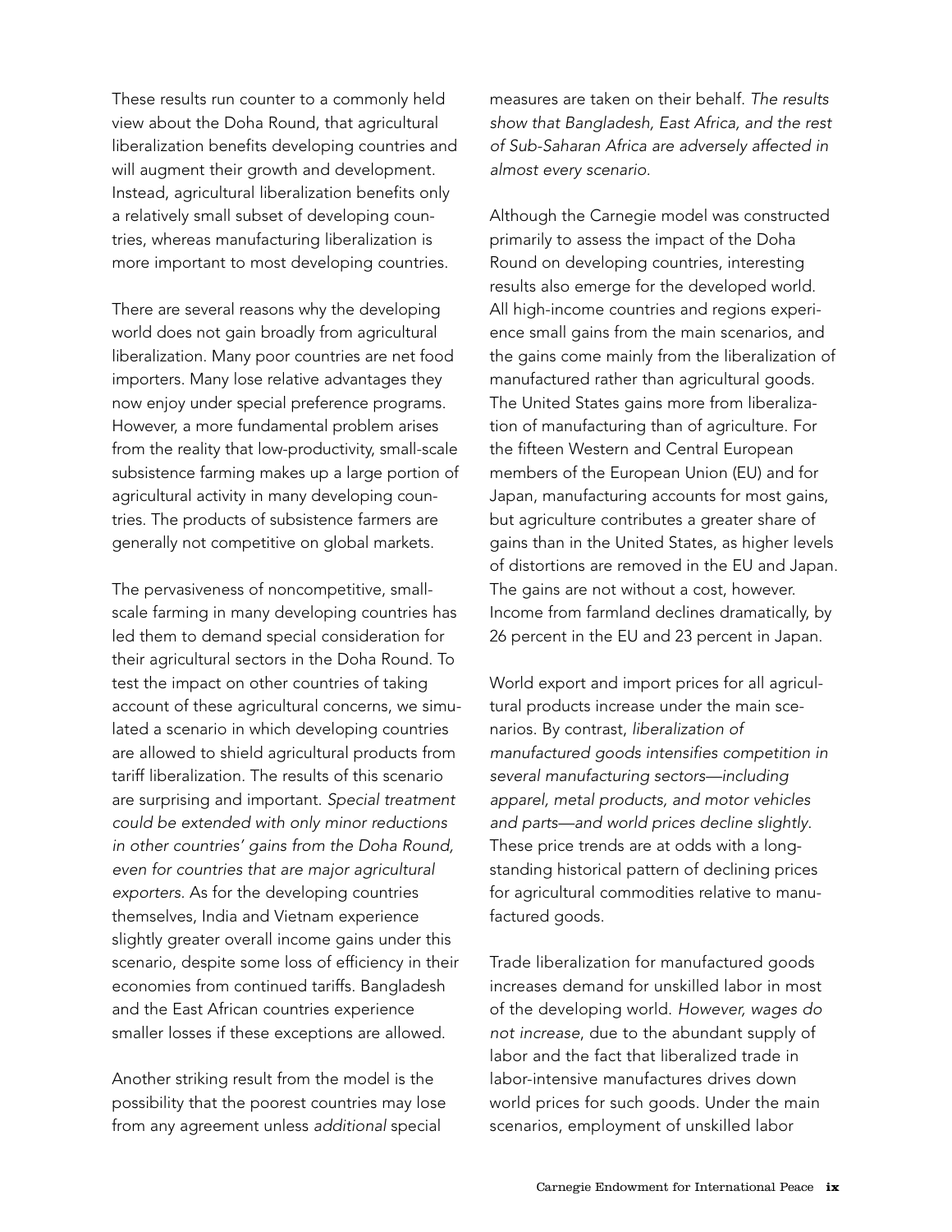These results run counter to a commonly held view about the Doha Round, that agricultural liberalization benefits developing countries and will augment their growth and development. Instead, agricultural liberalization benefits only a relatively small subset of developing countries, whereas manufacturing liberalization is more important to most developing countries.

There are several reasons why the developing world does not gain broadly from agricultural liberalization. Many poor countries are net food importers. Many lose relative advantages they now enjoy under special preference programs. However, a more fundamental problem arises from the reality that low-productivity, small-scale subsistence farming makes up a large portion of agricultural activity in many developing countries. The products of subsistence farmers are generally not competitive on global markets.

The pervasiveness of noncompetitive, small-scale farming in many developing countries has led them to demand special consideration for their agricultural sectors in the Doha Round. To test the impact on other countries of taking account of these agricultural concerns, we simulated a scenario in which developing countries are allowed to shield agricultural products from tariff liberalization. The results of this scenario are surprising and important. *Special treatment could be extended with only minor reductions in other countries' gains from the Doha Round, even for countries that are major agricultural exporters.* As for the developing countries themselves, India and Vietnam experience slightly greater overall income gains under this scenario, despite some loss of efficiency in their economies from continued tariffs. Bangladesh and the East African countries experience smaller losses if these exceptions are allowed.

Another striking result from the model is the possibility that the poorest countries may lose from any agreement unless *additional* special measures are taken on their behalf. *The results show that Bangladesh, East Africa, and the rest of Sub-Saharan Africa are adversely affected in almost every scenario.*

Although the Carnegie model was constructed primarily to assess the impact of the Doha Round on developing countries, interesting results also emerge for the developed world. All high-income countries and regions experience small gains from the main scenarios, and the gains come mainly from the liberalization of manufactured rather than agricultural goods. The United States gains more from liberalization of manufacturing than of agriculture. For the fifteen Western and Central European members of the European Union (EU) and for Japan, manufacturing accounts for most gains, but agriculture contributes a greater share of gains than in the United States, as higher levels of distortions are removed in the EU and Japan. The gains are not without a cost, however. Income from farmland declines dramatically, by 26 percent in the EU and 23 percent in Japan.

World export and import prices for all agricultural products increase under the main scenarios. By contrast, *liberalization of manufactured goods intensifies competition in several manufacturing sectors—including apparel, metal products, and motor vehicles and parts—and world prices decline slightly.* These price trends are at odds with a longstanding historical pattern of declining prices for agricultural commodities relative to manufactured goods.

Trade liberalization for manufactured goods increases demand for unskilled labor in most of the developing world. *However, wages do not increase*, due to the abundant supply of labor and the fact that liberalized trade in labor-intensive manufactures drives down world prices for such goods. Under the main scenarios, employment of unskilled labor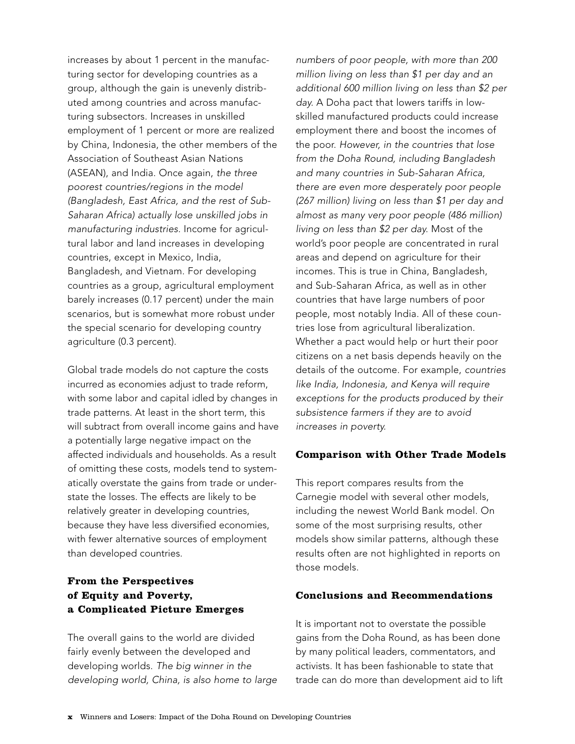increases by about 1 percent in the manufacturing sector for developing countries as a group, although the gain is unevenly distributed among countries and across manufacturing subsectors. Increases in unskilled employment of 1 percent or more are realized by China, Indonesia, the other members of the Association of Southeast Asian Nations (ASEAN), and India. Once again, *the three poorest countries/regions in the model (Bangladesh, East Africa, and the rest of Sub-Saharan Africa) actually lose unskilled jobs in manufacturing industries.* Income for agricultural labor and land increases in developing countries, except in Mexico, India, Bangladesh, and Vietnam. For developing countries as a group, agricultural employment barely increases (0.17 percent) under the main scenarios, but is somewhat more robust under the special scenario for developing country agriculture (0.3 percent).

Global trade models do not capture the costs incurred as economies adjust to trade reform, with some labor and capital idled by changes in trade patterns. At least in the short term, this will subtract from overall income gains and have a potentially large negative impact on the affected individuals and households. As a result of omitting these costs, models tend to systematically overstate the gains from trade or understate the losses. The effects are likely to be relatively greater in developing countries, because they have less diversified economies, with fewer alternative sources of employment than developed countries.

### From the Perspectives of Equity and Poverty, a Complicated Picture Emerges

The overall gains to the world are divided fairly evenly between the developed and developing worlds. *The big winner in the developing world, China, is also home to large numbers of poor people, with more than 200 million living on less than $1 per day and an additional 600 million living on less than $2 per day.* A Doha pact that lowers tariffs in low-skilled manufactured products could increase employment there and boost the incomes of the poor. *However, in the countries that lose from the Doha Round, including Bangladesh and many countries in Sub-Saharan Africa, there are even more desperately poor people (267 million) living on less than $1 per day and almost as many very poor people (486 million) living on less than $2 per day.* Most of the world's poor people are concentrated in rural areas and depend on agriculture for their incomes. This is true in China, Bangladesh, and Sub-Saharan Africa, as well as in other countries that have large numbers of poor people, most notably India. All of these countries lose from agricultural liberalization. Whether a pact would help or hurt their poor citizens on a net basis depends heavily on the details of the outcome. For example, *countries like India, Indonesia, and Kenya will require exceptions for the products produced by their subsistence farmers if they are to avoid increases in poverty.*

### Comparison with Other Trade Models

This report compares results from the Carnegie model with several other models, including the newest World Bank model. On some of the most surprising results, other models show similar patterns, although these results often are not highlighted in reports on those models.

### Conclusions and Recommendations

It is important not to overstate the possible gains from the Doha Round, as has been done by many political leaders, commentators, and activists. It has been fashionable to state that trade can do more than development aid to lift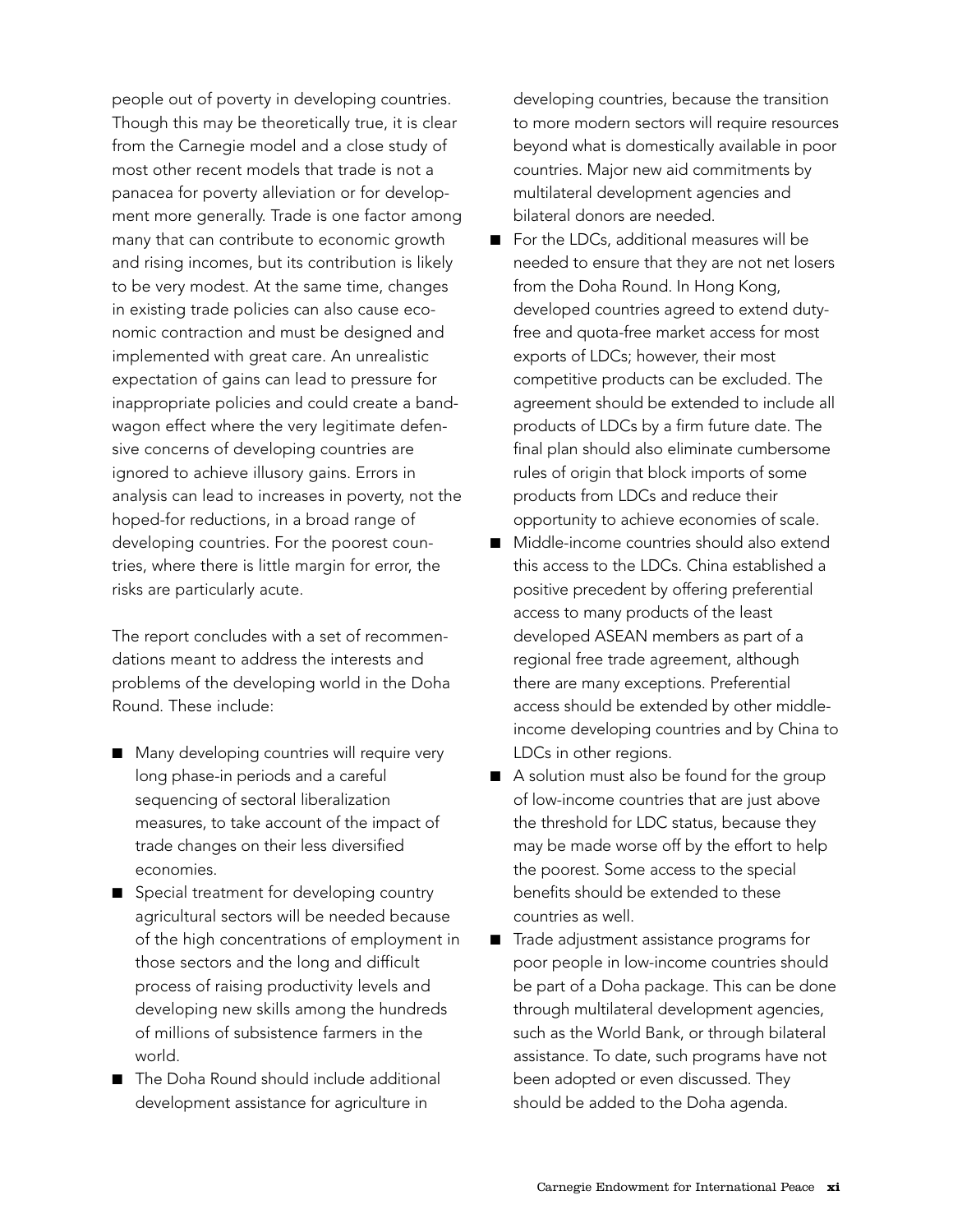people out of poverty in developing countries. Though this may be theoretically true, it is clear from the Carnegie model and a close study of most other recent models that trade is not a panacea for poverty alleviation or for development more generally. Trade is one factor among many that can contribute to economic growth and rising incomes, but its contribution is likely to be very modest. At the same time, changes in existing trade policies can also cause economic contraction and must be designed and implemented with great care. An unrealistic expectation of gains can lead to pressure for inappropriate policies and could create a bandwagon effect where the very legitimate defensive concerns of developing countries are ignored to achieve illusory gains. Errors in analysis can lead to increases in poverty, not the hoped-for reductions, in a broad range of developing countries. For the poorest countries, where there is little margin for error, the risks are particularly acute.

The report concludes with a set of recommendations meant to address the interests and problems of the developing world in the Doha Round. These include:

- Many developing countries will require very long phase-in periods and a careful sequencing of sectoral liberalization measures, to take account of the impact of trade changes on their less diversified economies.
- Special treatment for developing country agricultural sectors will be needed because of the high concentrations of employment in those sectors and the long and difficult process of raising productivity levels and developing new skills among the hundreds of millions of subsistence farmers in the world.
- The Doha Round should include additional development assistance for agriculture in developing countries, because the transition to more modern sectors will require resources beyond what is domestically available in poor countries. Major new aid commitments by multilateral development agencies and bilateral donors are needed.
- For the LDCs, additional measures will be needed to ensure that they are not net losers from the Doha Round. In Hong Kong, developed countries agreed to extend duty-free and quota-free market access for most exports of LDCs; however, their most competitive products can be excluded. The agreement should be extended to include all products of LDCs by a firm future date. The final plan should also eliminate cumbersome rules of origin that block imports of some products from LDCs and reduce their opportunity to achieve economies of scale.
- Middle-income countries should also extend this access to the LDCs. China established a positive precedent by offering preferential access to many products of the least developed ASEAN members as part of a regional free trade agreement, although there are many exceptions. Preferential access should be extended by other middle-income developing countries and by China to LDCs in other regions.
- A solution must also be found for the group of low-income countries that are just above the threshold for LDC status, because they may be made worse off by the effort to help the poorest. Some access to the special benefits should be extended to these countries as well.
- Trade adjustment assistance programs for poor people in low-income countries should be part of a Doha package. This can be done through multilateral development agencies, such as the World Bank, or through bilateral assistance. To date, such programs have not been adopted or even discussed. They should be added to the Doha agenda.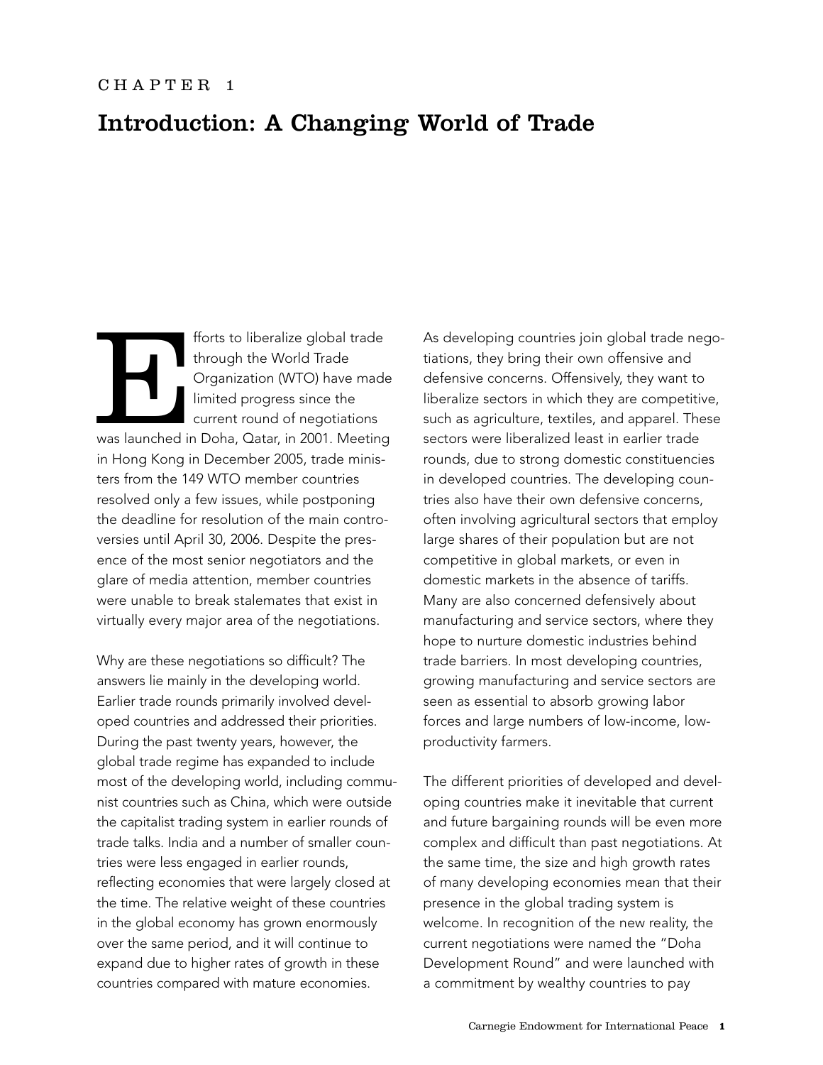CHAPTER 1

# Introduction: A Changing World of Trade

Efforts to liberalize global trade through the World Trade Organization (WTO) have made limited progress since the current round of negotiations was launched in Doha, Qatar, in 2001. Meeting in Hong Kong in December 2005, trade ministers from the 149 WTO member countries resolved only a few issues, while postponing the deadline for resolution of the main controversies until April 30, 2006. Despite the presence of the most senior negotiators and the glare of media attention, member countries were unable to break stalemates that exist in virtually every major area of the negotiations.

Why are these negotiations so difficult? The answers lie mainly in the developing world. Earlier trade rounds primarily involved developed countries and addressed their priorities. During the past twenty years, however, the global trade regime has expanded to include most of the developing world, including communist countries such as China, which were outside the capitalist trading system in earlier rounds of trade talks. India and a number of smaller countries were less engaged in earlier rounds, reflecting economies that were largely closed at the time. The relative weight of these countries in the global economy has grown enormously over the same period, and it will continue to expand due to higher rates of growth in these countries compared with mature economies.

As developing countries join global trade negotiations, they bring their own offensive and defensive concerns. Offensively, they want to liberalize sectors in which they are competitive, such as agriculture, textiles, and apparel. These sectors were liberalized least in earlier trade rounds, due to strong domestic constituencies in developed countries. The developing countries also have their own defensive concerns, often involving agricultural sectors that employ large shares of their population but are not competitive in global markets, or even in domestic markets in the absence of tariffs. Many are also concerned defensively about manufacturing and service sectors, where they hope to nurture domestic industries behind trade barriers. In most developing countries, growing manufacturing and service sectors are seen as essential to absorb growing labor forces and large numbers of low-income, low-productivity farmers.

The different priorities of developed and developing countries make it inevitable that current and future bargaining rounds will be even more complex and difficult than past negotiations. At the same time, the size and high growth rates of many developing economies mean that their presence in the global trading system is welcome. In recognition of the new reality, the current negotiations were named the "Doha Development Round" and were launched with a commitment by wealthy countries to pay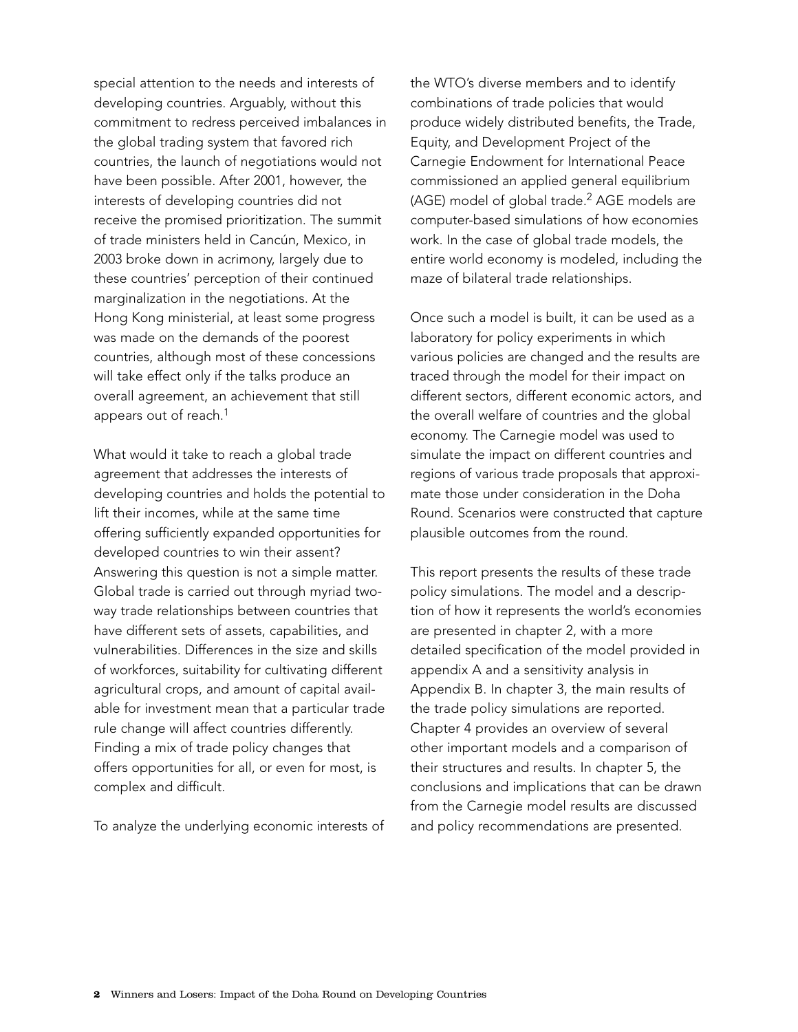special attention to the needs and interests of developing countries. Arguably, without this commitment to redress perceived imbalances in the global trading system that favored rich countries, the launch of negotiations would not have been possible. After 2001, however, the interests of developing countries did not receive the promised prioritization. The summit of trade ministers held in Cancún, Mexico, in 2003 broke down in acrimony, largely due to these countries' perception of their continued marginalization in the negotiations. At the Hong Kong ministerial, at least some progress was made on the demands of the poorest countries, although most of these concessions will take effect only if the talks produce an overall agreement, an achievement that still appears out of reach.[1]

What would it take to reach a global trade agreement that addresses the interests of developing countries and holds the potential to lift their incomes, while at the same time offering sufficiently expanded opportunities for developed countries to win their assent? Answering this question is not a simple matter. Global trade is carried out through myriad two-way trade relationships between countries that have different sets of assets, capabilities, and vulnerabilities. Differences in the size and skills of workforces, suitability for cultivating different agricultural crops, and amount of capital available for investment mean that a particular trade rule change will affect countries differently. Finding a mix of trade policy changes that offers opportunities for all, or even for most, is complex and difficult.

To analyze the underlying economic interests of the WTO's diverse members and to identify combinations of trade policies that would produce widely distributed benefits, the Trade, Equity, and Development Project of the Carnegie Endowment for International Peace commissioned an applied general equilibrium (AGE) model of global trade.[2] AGE models are computer-based simulations of how economies work. In the case of global trade models, the entire world economy is modeled, including the maze of bilateral trade relationships.

Once such a model is built, it can be used as a laboratory for policy experiments in which various policies are changed and the results are traced through the model for their impact on different sectors, different economic actors, and the overall welfare of countries and the global economy. The Carnegie model was used to simulate the impact on different countries and regions of various trade proposals that approximate those under consideration in the Doha Round. Scenarios were constructed that capture plausible outcomes from the round.

This report presents the results of these trade policy simulations. The model and a description of how it represents the world's economies are presented in chapter 2, with a more detailed specification of the model provided in appendix A and a sensitivity analysis in Appendix B. In chapter 3, the main results of the trade policy simulations are reported. Chapter 4 provides an overview of several other important models and a comparison of their structures and results. In chapter 5, the conclusions and implications that can be drawn from the Carnegie model results are discussed and policy recommendations are presented.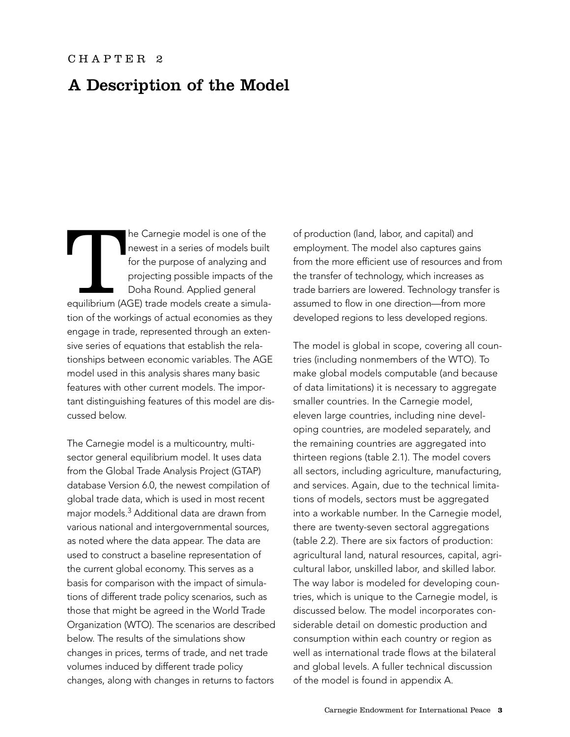CHAPTER 2

# A Description of the Model

The Carnegie model is one of the newest in a series of models built for the purpose of analyzing and projecting possible impacts of the Doha Round. Applied general equilibrium (AGE) trade models create a simulation of the workings of actual economies as they engage in trade, represented through an extensive series of equations that establish the relationships between economic variables. The AGE model used in this analysis shares many basic features with other current models. The important distinguishing features of this model are discussed below.

The Carnegie model is a multicountry, multisector general equilibrium model. It uses data from the Global Trade Analysis Project (GTAP) database Version 6.0, the newest compilation of global trade data, which is used in most recent major models.[3] Additional data are drawn from various national and intergovernmental sources, as noted where the data appear. The data are used to construct a baseline representation of the current global economy. This serves as a basis for comparison with the impact of simulations of different trade policy scenarios, such as those that might be agreed in the World Trade Organization (WTO). The scenarios are described below. The results of the simulations show changes in prices, terms of trade, and net trade volumes induced by different trade policy changes, along with changes in returns to factors of production (land, labor, and capital) and employment. The model also captures gains from the more efficient use of resources and from the transfer of technology, which increases as trade barriers are lowered. Technology transfer is assumed to flow in one direction—from more developed regions to less developed regions.

The model is global in scope, covering all countries (including nonmembers of the WTO). To make global models computable (and because of data limitations) it is necessary to aggregate smaller countries. In the Carnegie model, eleven large countries, including nine developing countries, are modeled separately, and the remaining countries are aggregated into thirteen regions (table 2.1). The model covers all sectors, including agriculture, manufacturing, and services. Again, due to the technical limitations of models, sectors must be aggregated into a workable number. In the Carnegie model, there are twenty-seven sectoral aggregations (table 2.2). There are six factors of production: agricultural land, natural resources, capital, agricultural labor, unskilled labor, and skilled labor. The way labor is modeled for developing countries, which is unique to the Carnegie model, is discussed below. The model incorporates considerable detail on domestic production and consumption within each country or region as well as international trade flows at the bilateral and global levels. A fuller technical discussion of the model is found in appendix A.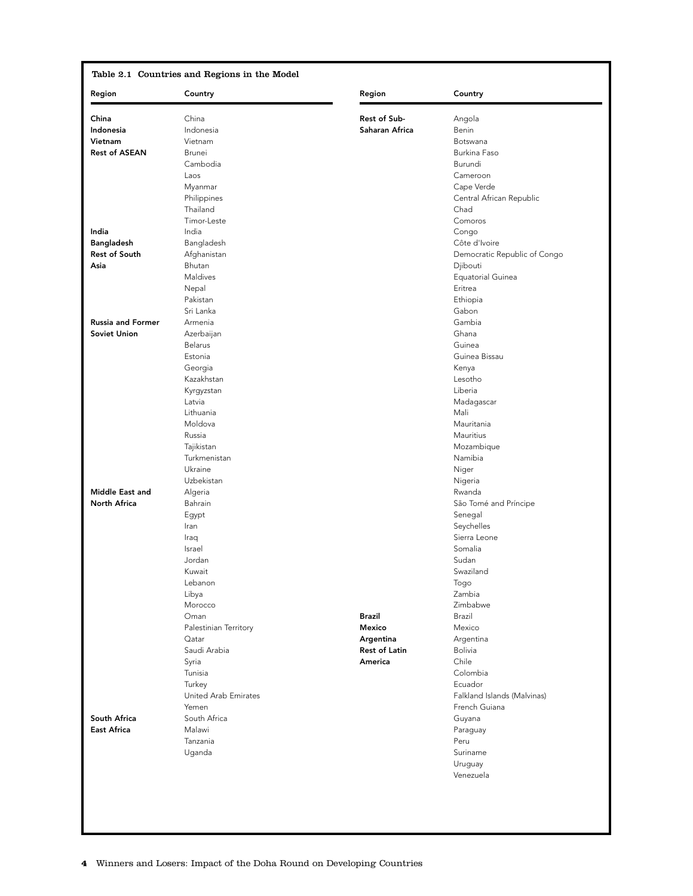Table 2.1 Countries and Regions in the Model

| Region | Country |
|---|---|
| **China** | China |
| **Indonesia** | Indonesia |
| **Vietnam** | Vietnam |
| **Rest of ASEAN** | Brunei |
| | Cambodia |
| | Laos |
| | Myanmar |
| | Philippines |
| | Thailand |
| | Timor-Leste |
| **India** | India |
| **Bangladesh** | Bangladesh |
| **Rest of South Asia** | Afghanistan |
| | Bhutan |
| | Maldives |
| | Nepal |
| | Pakistan |
| | Sri Lanka |
| **Russia and Former Soviet Union** | Armenia |
| | Azerbaijan |
| | Belarus |
| | Estonia |
| | Georgia |
| | Kazakhstan |
| | Kyrgyzstan |
| | Latvia |
| | Lithuania |
| | Moldova |
| | Russia |
| | Tajikistan |
| | Turkmenistan |
| | Ukraine |
| | Uzbekistan |
| **Middle East and North Africa** | Algeria |
| | Bahrain |
| | Egypt |
| | Iran |
| | Iraq |
| | Israel |
| | Jordan |
| | Kuwait |
| | Lebanon |
| | Libya |
| | Morocco |
| | Oman |
| | Palestinian Territory |
| | Qatar |
| | Saudi Arabia |
| | Syria |
| | Tunisia |
| | Turkey |
| | United Arab Emirates |
| | Yemen |
| **South Africa** | South Africa |
| **East Africa** | Malawi |
| | Tanzania |
| | Uganda |
| **Rest of Sub-Saharan Africa** | Angola |
| | Benin |
| | Botswana |
| | Burkina Faso |
| | Burundi |
| | Cameroon |
| | Cape Verde |
| | Central African Republic |
| | Chad |
| | Comoros |
| | Congo |
| | Côte d'Ivoire |
| | Democratic Republic of Congo |
| | Djibouti |
| | Equatorial Guinea |
| | Eritrea |
| | Ethiopia |
| | Gabon |
| | Gambia |
| | Ghana |
| | Guinea |
| | Guinea Bissau |
| | Kenya |
| | Lesotho |
| | Liberia |
| | Madagascar |
| | Mali |
| | Mauritania |
| | Mauritius |
| | Mozambique |
| | Namibia |
| | Niger |
| | Nigeria |
| | Rwanda |
| | São Tomé and Príncipe |
| | Senegal |
| | Seychelles |
| | Sierra Leone |
| | Somalia |
| | Sudan |
| | Swaziland |
| | Togo |
| | Zambia |
| | Zimbabwe |
| **Brazil** | Brazil |
| **Mexico** | Mexico |
| **Argentina** | Argentina |
| **Rest of Latin America** | Bolivia |
| | Chile |
| | Colombia |
| | Ecuador |
| | Falkland Islands (Malvinas) |
| | French Guiana |
| | Guyana |
| | Paraguay |
| | Peru |
| | Suriname |
| | Uruguay |
| | Venezuela |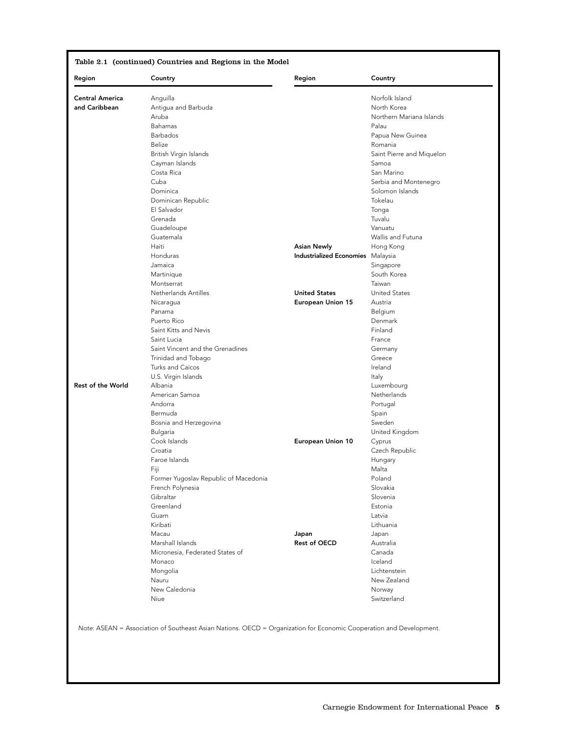Table 2.1 (continued) Countries and Regions in the Model

| Region | Country | Region | Country |
|---|---|---|---|
| **Central America and Caribbean** | Anguilla | | Norfolk Island |
| | Antigua and Barbuda | | North Korea |
| | Aruba | | Northern Mariana Islands |
| | Bahamas | | Palau |
| | Barbados | | Papua New Guinea |
| | Belize | | Romania |
| | British Virgin Islands | | Saint Pierre and Miquelon |
| | Cayman Islands | | Samoa |
| | Costa Rica | | San Marino |
| | Cuba | | Serbia and Montenegro |
| | Dominica | | Solomon Islands |
| | Dominican Republic | | Tokelau |
| | El Salvador | | Tonga |
| | Grenada | | Tuvalu |
| | Guadeloupe | | Vanuatu |
| | Guatemala | | Wallis and Futuna |
| | Haiti | **Asian Newly Industrialized Economies** | Hong Kong |
| | Honduras | | Malaysia |
| | Jamaica | | Singapore |
| | Martinique | | South Korea |
| | Montserrat | | Taiwan |
| | Netherlands Antilles | **United States** | United States |
| | Nicaragua | **European Union 15** | Austria |
| | Panama | | Belgium |
| | Puerto Rico | | Denmark |
| | Saint Kitts and Nevis | | Finland |
| | Saint Lucia | | France |
| | Saint Vincent and the Grenadines | | Germany |
| | Trinidad and Tobago | | Greece |
| | Turks and Caicos | | Ireland |
| | U.S. Virgin Islands | | Italy |
| **Rest of the World** | Albania | | Luxembourg |
| | American Samoa | | Netherlands |
| | Andorra | | Portugal |
| | Bermuda | | Spain |
| | Bosnia and Herzegovina | | Sweden |
| | Bulgaria | | United Kingdom |
| | Cook Islands | **European Union 10** | Cyprus |
| | Croatia | | Czech Republic |
| | Faroe Islands | | Hungary |
| | Fiji | | Malta |
| | Former Yugoslav Republic of Macedonia | | Poland |
| | French Polynesia | | Slovakia |
| | Gibraltar | | Slovenia |
| | Greenland | | Estonia |
| | Guam | | Latvia |
| | Kiribati | | Lithuania |
| | Macau | **Japan** | Japan |
| | Marshall Islands | **Rest of OECD** | Australia |
| | Micronesia, Federated States of | | Canada |
| | Monaco | | Iceland |
| | Mongolia | | Lichtenstein |
| | Nauru | | New Zealand |
| | New Caledonia | | Norway |
| | Niue | | Switzerland |

*Note*: ASEAN = Association of Southeast Asian Nations. OECD = Organization for Economic Cooperation and Development.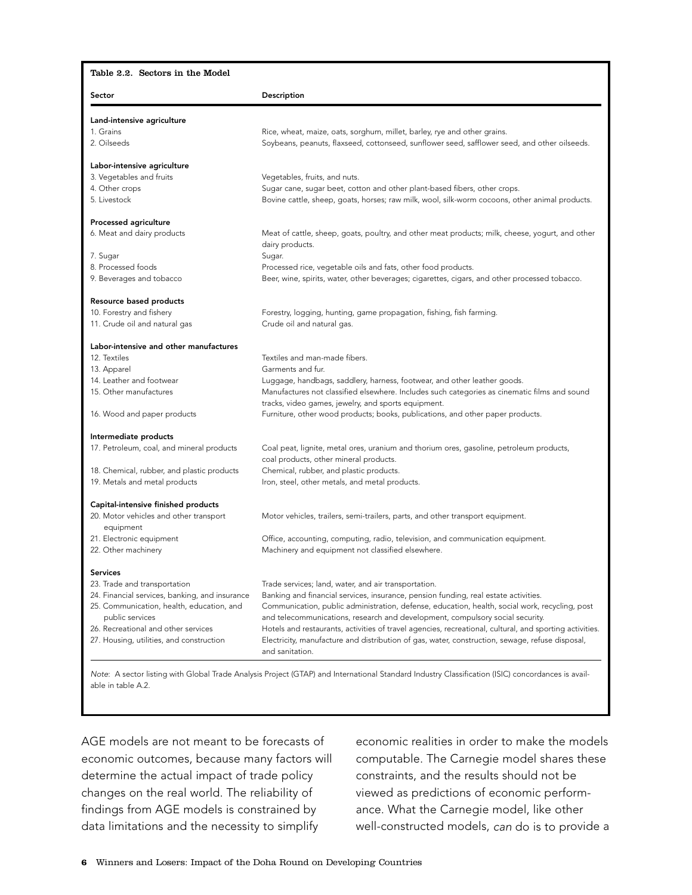Table 2.2. Sectors in the Model

| Sector | Description |
|---|---|
| **Land-intensive agriculture** | |
| 1. Grains | Rice, wheat, maize, oats, sorghum, millet, barley, rye and other grains. |
| 2. Oilseeds | Soybeans, peanuts, flaxseed, cottonseed, sunflower seed, safflower seed, and other oilseeds. |
| **Labor-intensive agriculture** | |
| 3. Vegetables and fruits | Vegetables, fruits, and nuts. |
| 4. Other crops | Sugar cane, sugar beet, cotton and other plant-based fibers, other crops. |
| 5. Livestock | Bovine cattle, sheep, goats, horses; raw milk, wool, silk-worm cocoons, other animal products. |
| **Processed agriculture** | |
| 6. Meat and dairy products | Meat of cattle, sheep, goats, poultry, and other meat products; milk, cheese, yogurt, and other dairy products. |
| 7. Sugar | Sugar. |
| 8. Processed foods | Processed rice, vegetable oils and fats, other food products. |
| 9. Beverages and tobacco | Beer, wine, spirits, water, other beverages; cigarettes, cigars, and other processed tobacco. |
| **Resource based products** | |
| 10. Forestry and fishery | Forestry, logging, hunting, game propagation, fishing, fish farming. |
| 11. Crude oil and natural gas | Crude oil and natural gas. |
| **Labor-intensive and other manufactures** | |
| 12. Textiles | Textiles and man-made fibers. |
| 13. Apparel | Garments and fur. |
| 14. Leather and footwear | Luggage, handbags, saddlery, harness, footwear, and other leather goods. |
| 15. Other manufactures | Manufactures not classified elsewhere. Includes such categories as cinematic films and sound tracks, video games, jewelry, and sports equipment. |
| 16. Wood and paper products | Furniture, other wood products; books, publications, and other paper products. |
| **Intermediate products** | |
| 17. Petroleum, coal, and mineral products | Coal peat, lignite, metal ores, uranium and thorium ores, gasoline, petroleum products, coal products, other mineral products. |
| 18. Chemical, rubber, and plastic products | Chemical, rubber, and plastic products. |
| 19. Metals and metal products | Iron, steel, other metals, and metal products. |
| **Capital-intensive finished products** | |
| 20. Motor vehicles and other transport equipment | Motor vehicles, trailers, semi-trailers, parts, and other transport equipment. |
| 21. Electronic equipment | Office, accounting, computing, radio, television, and communication equipment. |
| 22. Other machinery | Machinery and equipment not classified elsewhere. |
| **Services** | |
| 23. Trade and transportation | Trade services; land, water, and air transportation. |
| 24. Financial services, banking, and insurance | Banking and financial services, insurance, pension funding, real estate activities. |
| 25. Communication, health, education, and public services | Communication, public administration, defense, education, health, social work, recycling, post and telecommunications, research and development, compulsory social security. |
| 26. Recreational and other services | Hotels and restaurants, activities of travel agencies, recreational, cultural, and sporting activities. |
| 27. Housing, utilities, and construction | Electricity, manufacture and distribution of gas, water, construction, sewage, refuse disposal, and sanitation. |

*Note*: A sector listing with Global Trade Analysis Project (GTAP) and International Standard Industry Classification (ISIC) concordances is available in table A.2.

AGE models are not meant to be forecasts of economic outcomes, because many factors will determine the actual impact of trade policy changes on the real world. The reliability of findings from AGE models is constrained by data limitations and the necessity to simplify economic realities in order to make the models computable. The Carnegie model shares these constraints, and the results should not be viewed as predictions of economic performance. What the Carnegie model, like other well-constructed models, *can* do is to provide a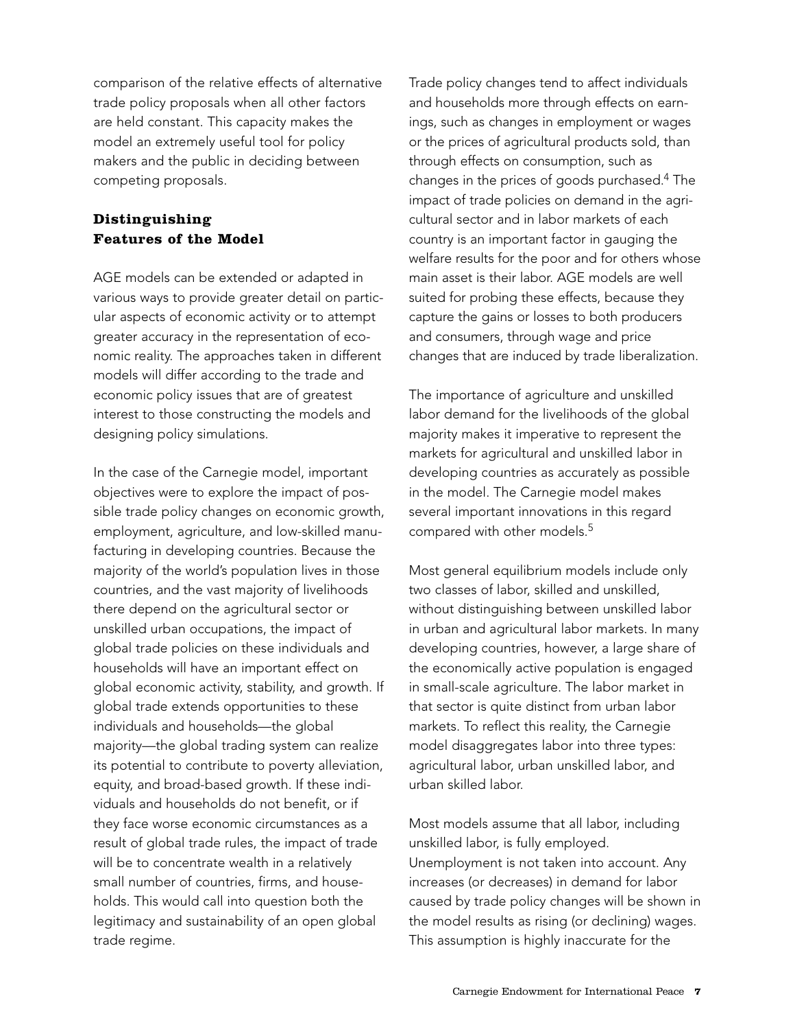comparison of the relative effects of alternative trade policy proposals when all other factors are held constant. This capacity makes the model an extremely useful tool for policy makers and the public in deciding between competing proposals.

## Distinguishing Features of the Model

AGE models can be extended or adapted in various ways to provide greater detail on particular aspects of economic activity or to attempt greater accuracy in the representation of economic reality. The approaches taken in different models will differ according to the trade and economic policy issues that are of greatest interest to those constructing the models and designing policy simulations.

In the case of the Carnegie model, important objectives were to explore the impact of possible trade policy changes on economic growth, employment, agriculture, and low-skilled manufacturing in developing countries. Because the majority of the world's population lives in those countries, and the vast majority of livelihoods there depend on the agricultural sector or unskilled urban occupations, the impact of global trade policies on these individuals and households will have an important effect on global economic activity, stability, and growth. If global trade extends opportunities to these individuals and households—the global majority—the global trading system can realize its potential to contribute to poverty alleviation, equity, and broad-based growth. If these individuals and households do not benefit, or if they face worse economic circumstances as a result of global trade rules, the impact of trade will be to concentrate wealth in a relatively small number of countries, firms, and households. This would call into question both the legitimacy and sustainability of an open global trade regime.

Trade policy changes tend to affect individuals and households more through effects on earnings, such as changes in employment or wages or the prices of agricultural products sold, than through effects on consumption, such as changes in the prices of goods purchased.[4] The impact of trade policies on demand in the agricultural sector and in labor markets of each country is an important factor in gauging the welfare results for the poor and for others whose main asset is their labor. AGE models are well suited for probing these effects, because they capture the gains or losses to both producers and consumers, through wage and price changes that are induced by trade liberalization.

The importance of agriculture and unskilled labor demand for the livelihoods of the global majority makes it imperative to represent the markets for agricultural and unskilled labor in developing countries as accurately as possible in the model. The Carnegie model makes several important innovations in this regard compared with other models.[5]

Most general equilibrium models include only two classes of labor, skilled and unskilled, without distinguishing between unskilled labor in urban and agricultural labor markets. In many developing countries, however, a large share of the economically active population is engaged in small-scale agriculture. The labor market in that sector is quite distinct from urban labor markets. To reflect this reality, the Carnegie model disaggregates labor into three types: agricultural labor, urban unskilled labor, and urban skilled labor.

Most models assume that all labor, including unskilled labor, is fully employed. Unemployment is not taken into account. Any increases (or decreases) in demand for labor caused by trade policy changes will be shown in the model results as rising (or declining) wages. This assumption is highly inaccurate for the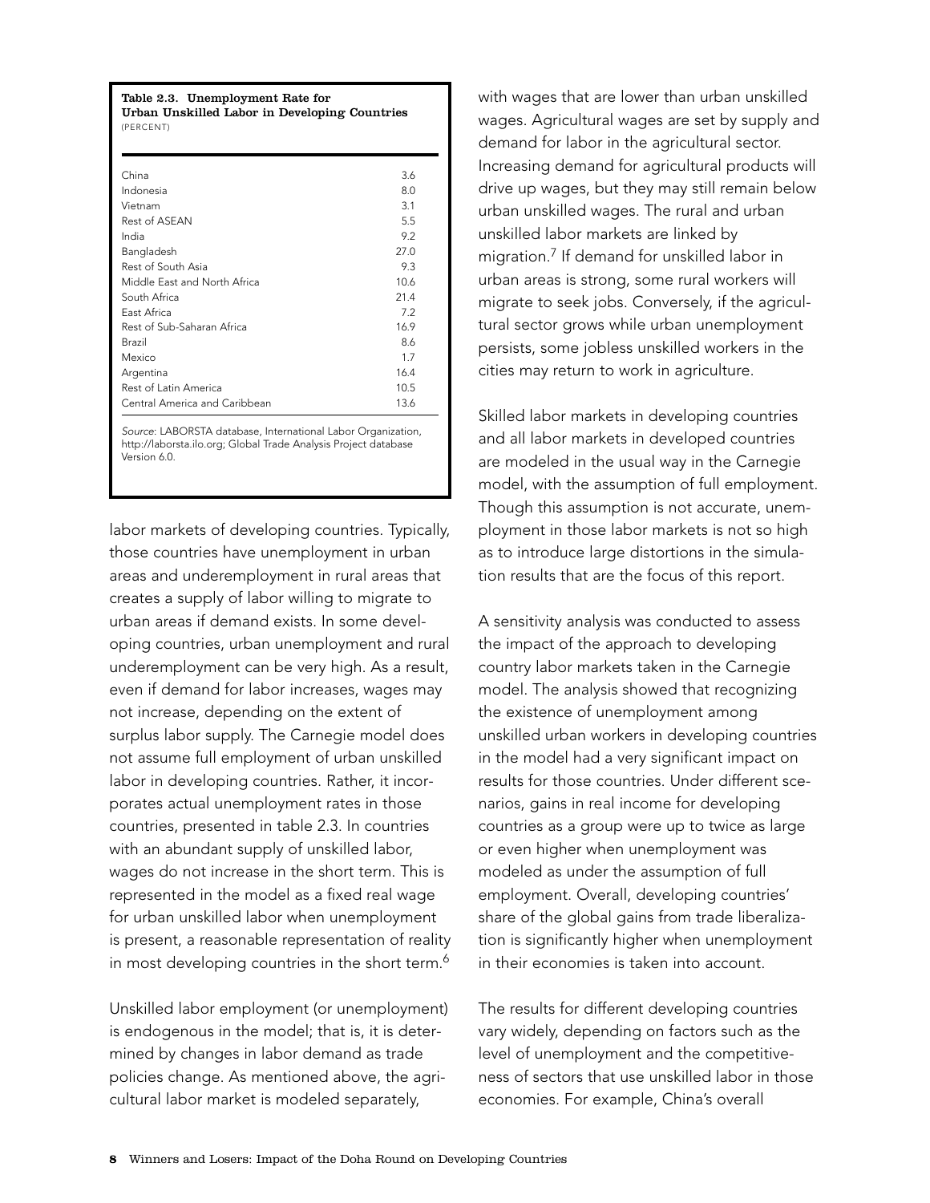**Table 2.3. Unemployment Rate for Urban Unskilled Labor in Developing Countries**
(PERCENT)

| Country/Region | Rate |
|---|---|
| China | 3.6 |
| Indonesia | 8.0 |
| Vietnam | 3.1 |
| Rest of ASEAN | 5.5 |
| India | 9.2 |
| Bangladesh | 27.0 |
| Rest of South Asia | 9.3 |
| Middle East and North Africa | 10.6 |
| South Africa | 21.4 |
| East Africa | 7.2 |
| Rest of Sub-Saharan Africa | 16.9 |
| Brazil | 8.6 |
| Mexico | 1.7 |
| Argentina | 16.4 |
| Rest of Latin America | 10.5 |
| Central America and Caribbean | 13.6 |

*Source*: LABORSTA database, International Labor Organization, http://laborsta.ilo.org; Global Trade Analysis Project database Version 6.0.

labor markets of developing countries. Typically, those countries have unemployment in urban areas and underemployment in rural areas that creates a supply of labor willing to migrate to urban areas if demand exists. In some developing countries, urban unemployment and rural underemployment can be very high. As a result, even if demand for labor increases, wages may not increase, depending on the extent of surplus labor supply. The Carnegie model does not assume full employment of urban unskilled labor in developing countries. Rather, it incorporates actual unemployment rates in those countries, presented in table 2.3. In countries with an abundant supply of unskilled labor, wages do not increase in the short term. This is represented in the model as a fixed real wage for urban unskilled labor when unemployment is present, a reasonable representation of reality in most developing countries in the short term.[6]

Unskilled labor employment (or unemployment) is endogenous in the model; that is, it is determined by changes in labor demand as trade policies change. As mentioned above, the agricultural labor market is modeled separately, with wages that are lower than urban unskilled wages. Agricultural wages are set by supply and demand for labor in the agricultural sector. Increasing demand for agricultural products will drive up wages, but they may still remain below urban unskilled wages. The rural and urban unskilled labor markets are linked by migration.[7] If demand for unskilled labor in urban areas is strong, some rural workers will migrate to seek jobs. Conversely, if the agricultural sector grows while urban unemployment persists, some jobless unskilled workers in the cities may return to work in agriculture.

Skilled labor markets in developing countries and all labor markets in developed countries are modeled in the usual way in the Carnegie model, with the assumption of full employment. Though this assumption is not accurate, unemployment in those labor markets is not so high as to introduce large distortions in the simulation results that are the focus of this report.

A sensitivity analysis was conducted to assess the impact of the approach to developing country labor markets taken in the Carnegie model. The analysis showed that recognizing the existence of unemployment among unskilled urban workers in developing countries in the model had a very significant impact on results for those countries. Under different scenarios, gains in real income for developing countries as a group were up to twice as large or even higher when unemployment was modeled as under the assumption of full employment. Overall, developing countries' share of the global gains from trade liberalization is significantly higher when unemployment in their economies is taken into account.

The results for different developing countries vary widely, depending on factors such as the level of unemployment and the competitiveness of sectors that use unskilled labor in those economies. For example, China's overall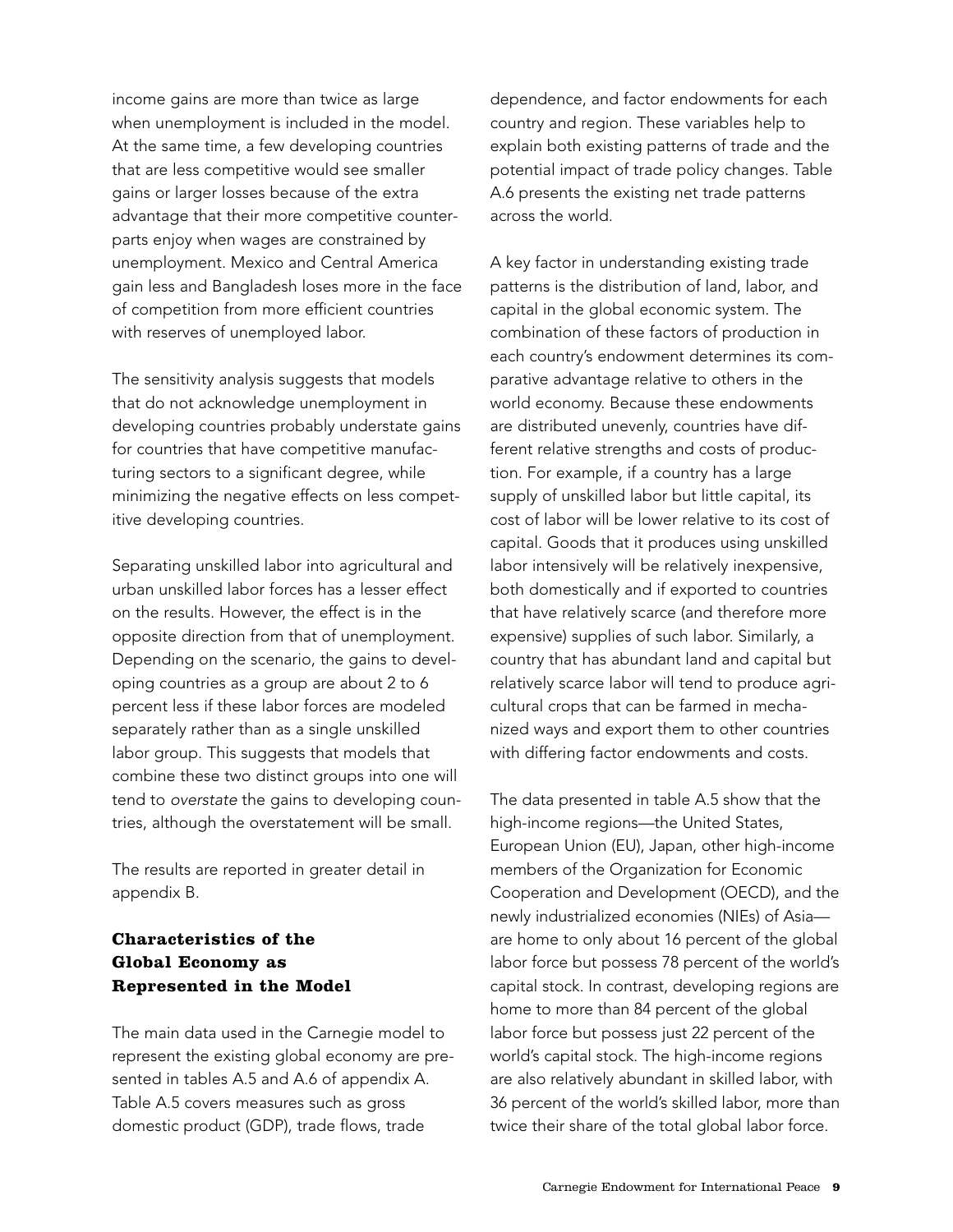income gains are more than twice as large when unemployment is included in the model. At the same time, a few developing countries that are less competitive would see smaller gains or larger losses because of the extra advantage that their more competitive counterparts enjoy when wages are constrained by unemployment. Mexico and Central America gain less and Bangladesh loses more in the face of competition from more efficient countries with reserves of unemployed labor.

The sensitivity analysis suggests that models that do not acknowledge unemployment in developing countries probably understate gains for countries that have competitive manufacturing sectors to a significant degree, while minimizing the negative effects on less competitive developing countries.

Separating unskilled labor into agricultural and urban unskilled labor forces has a lesser effect on the results. However, the effect is in the opposite direction from that of unemployment. Depending on the scenario, the gains to developing countries as a group are about 2 to 6 percent less if these labor forces are modeled separately rather than as a single unskilled labor group. This suggests that models that combine these two distinct groups into one will tend to *overstate* the gains to developing countries, although the overstatement will be small.

The results are reported in greater detail in appendix B.

## Characteristics of the Global Economy as Represented in the Model

The main data used in the Carnegie model to represent the existing global economy are presented in tables A.5 and A.6 of appendix A. Table A.5 covers measures such as gross domestic product (GDP), trade flows, trade dependence, and factor endowments for each country and region. These variables help to explain both existing patterns of trade and the potential impact of trade policy changes. Table A.6 presents the existing net trade patterns across the world.

A key factor in understanding existing trade patterns is the distribution of land, labor, and capital in the global economic system. The combination of these factors of production in each country's endowment determines its comparative advantage relative to others in the world economy. Because these endowments are distributed unevenly, countries have different relative strengths and costs of production. For example, if a country has a large supply of unskilled labor but little capital, its cost of labor will be lower relative to its cost of capital. Goods that it produces using unskilled labor intensively will be relatively inexpensive, both domestically and if exported to countries that have relatively scarce (and therefore more expensive) supplies of such labor. Similarly, a country that has abundant land and capital but relatively scarce labor will tend to produce agricultural crops that can be farmed in mechanized ways and export them to other countries with differing factor endowments and costs.

The data presented in table A.5 show that the high-income regions—the United States, European Union (EU), Japan, other high-income members of the Organization for Economic Cooperation and Development (OECD), and the newly industrialized economies (NIEs) of Asia—are home to only about 16 percent of the global labor force but possess 78 percent of the world's capital stock. In contrast, developing regions are home to more than 84 percent of the global labor force but possess just 22 percent of the world's capital stock. The high-income regions are also relatively abundant in skilled labor, with 36 percent of the world's skilled labor, more than twice their share of the total global labor force.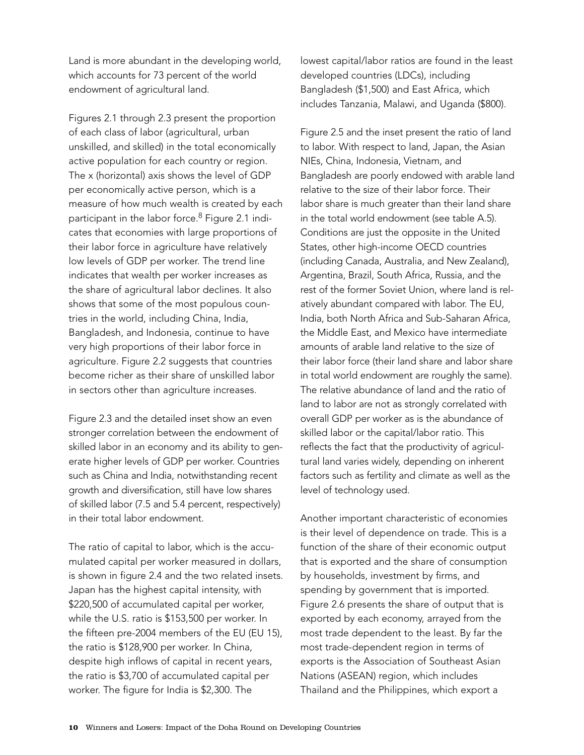Land is more abundant in the developing world, which accounts for 73 percent of the world endowment of agricultural land.

Figures 2.1 through 2.3 present the proportion of each class of labor (agricultural, urban unskilled, and skilled) in the total economically active population for each country or region. The x (horizontal) axis shows the level of GDP per economically active person, which is a measure of how much wealth is created by each participant in the labor force.[8] Figure 2.1 indicates that economies with large proportions of their labor force in agriculture have relatively low levels of GDP per worker. The trend line indicates that wealth per worker increases as the share of agricultural labor declines. It also shows that some of the most populous countries in the world, including China, India, Bangladesh, and Indonesia, continue to have very high proportions of their labor force in agriculture. Figure 2.2 suggests that countries become richer as their share of unskilled labor in sectors other than agriculture increases.

Figure 2.3 and the detailed inset show an even stronger correlation between the endowment of skilled labor in an economy and its ability to generate higher levels of GDP per worker. Countries such as China and India, notwithstanding recent growth and diversification, still have low shares of skilled labor (7.5 and 5.4 percent, respectively) in their total labor endowment.

The ratio of capital to labor, which is the accumulated capital per worker measured in dollars, is shown in figure 2.4 and the two related insets. Japan has the highest capital intensity, with $220,500 of accumulated capital per worker, while the U.S. ratio is $153,500 per worker. In the fifteen pre-2004 members of the EU (EU 15), the ratio is $128,900 per worker. In China, despite high inflows of capital in recent years, the ratio is $3,700 of accumulated capital per worker. The figure for India is $2,300. The lowest capital/labor ratios are found in the least developed countries (LDCs), including Bangladesh ($1,500) and East Africa, which includes Tanzania, Malawi, and Uganda ($800).

Figure 2.5 and the inset present the ratio of land to labor. With respect to land, Japan, the Asian NIEs, China, Indonesia, Vietnam, and Bangladesh are poorly endowed with arable land relative to the size of their labor force. Their labor share is much greater than their land share in the total world endowment (see table A.5). Conditions are just the opposite in the United States, other high-income OECD countries (including Canada, Australia, and New Zealand), Argentina, Brazil, South Africa, Russia, and the rest of the former Soviet Union, where land is relatively abundant compared with labor. The EU, India, both North Africa and Sub-Saharan Africa, the Middle East, and Mexico have intermediate amounts of arable land relative to the size of their labor force (their land share and labor share in total world endowment are roughly the same). The relative abundance of land and the ratio of land to labor are not as strongly correlated with overall GDP per worker as is the abundance of skilled labor or the capital/labor ratio. This reflects the fact that the productivity of agricultural land varies widely, depending on inherent factors such as fertility and climate as well as the level of technology used.

Another important characteristic of economies is their level of dependence on trade. This is a function of the share of their economic output that is exported and the share of consumption by households, investment by firms, and spending by government that is imported. Figure 2.6 presents the share of output that is exported by each economy, arrayed from the most trade dependent to the least. By far the most trade-dependent region in terms of exports is the Association of Southeast Asian Nations (ASEAN) region, which includes Thailand and the Philippines, which export a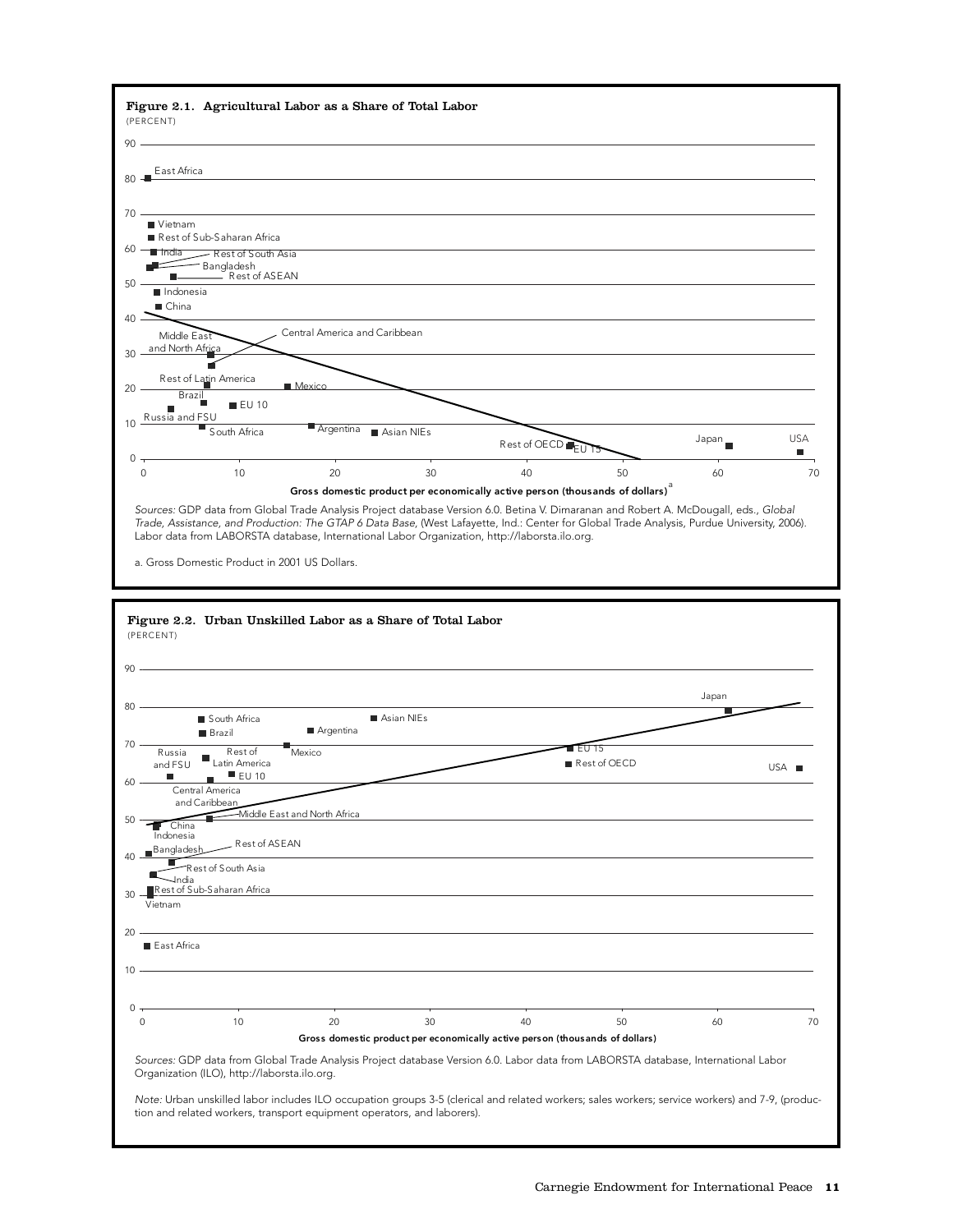**Figure 2.1. Agricultural Labor as a Share of Total Labor**

(PERCENT)

*Sources:* GDP data from Global Trade Analysis Project database Version 6.0. Betina V. Dimaranan and Robert A. McDougall, eds., *Global Trade, Assistance, and Production: The GTAP 6 Data Base,* (West Lafayette, Ind.: Center for Global Trade Analysis, Purdue University, 2006). Labor data from LABORSTA database, International Labor Organization, http://laborsta.ilo.org.

a. Gross Domestic Product in 2001 US Dollars.

**Figure 2.2. Urban Unskilled Labor as a Share of Total Labor**

(PERCENT)

*Sources:* GDP data from Global Trade Analysis Project database Version 6.0. Labor data from LABORSTA database, International Labor Organization (ILO), http://laborsta.ilo.org.

*Note:* Urban unskilled labor includes ILO occupation groups 3-5 (clerical and related workers; sales workers; service workers) and 7-9, (production and related workers, transport equipment operators, and laborers).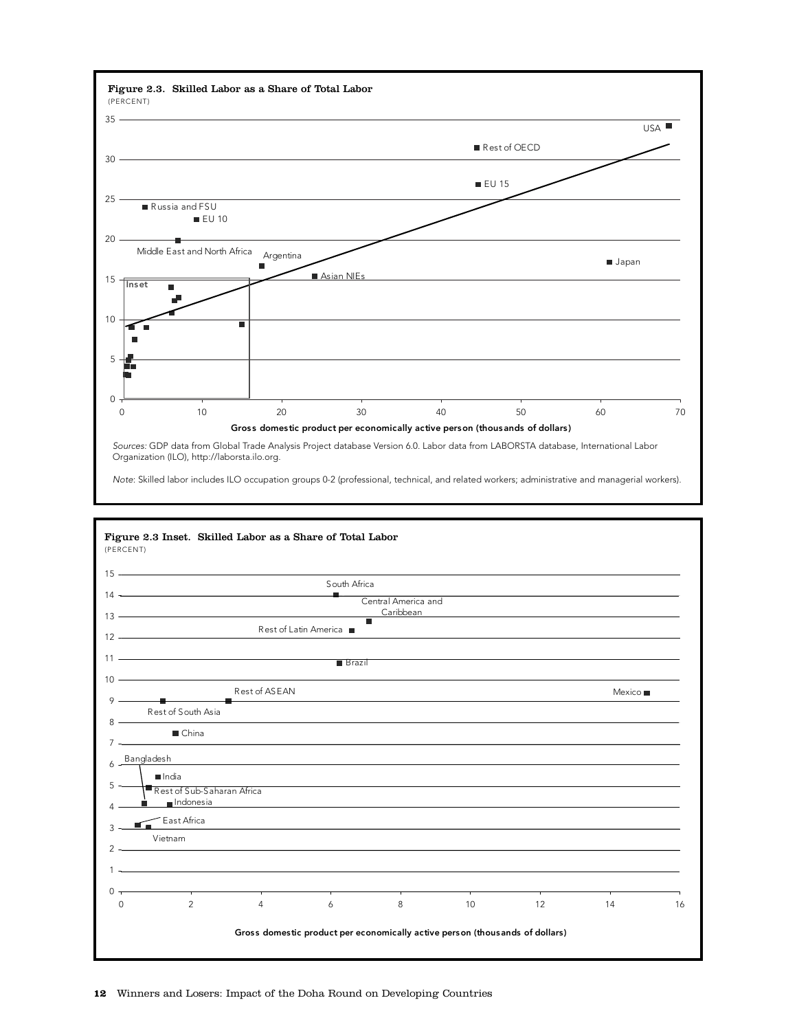**Figure 2.3. Skilled Labor as a Share of Total Labor**

(PERCENT)

Gross domestic product per economically active person (thousands of dollars)

*Sources:* GDP data from Global Trade Analysis Project database Version 6.0. Labor data from LABORSTA database, International Labor Organization (ILO), http://laborsta.ilo.org.

*Note:* Skilled labor includes ILO occupation groups 0-2 (professional, technical, and related workers; administrative and managerial workers).

**Figure 2.3 Inset. Skilled Labor as a Share of Total Labor**

(PERCENT)

Gross domestic product per economically active person (thousands of dollars)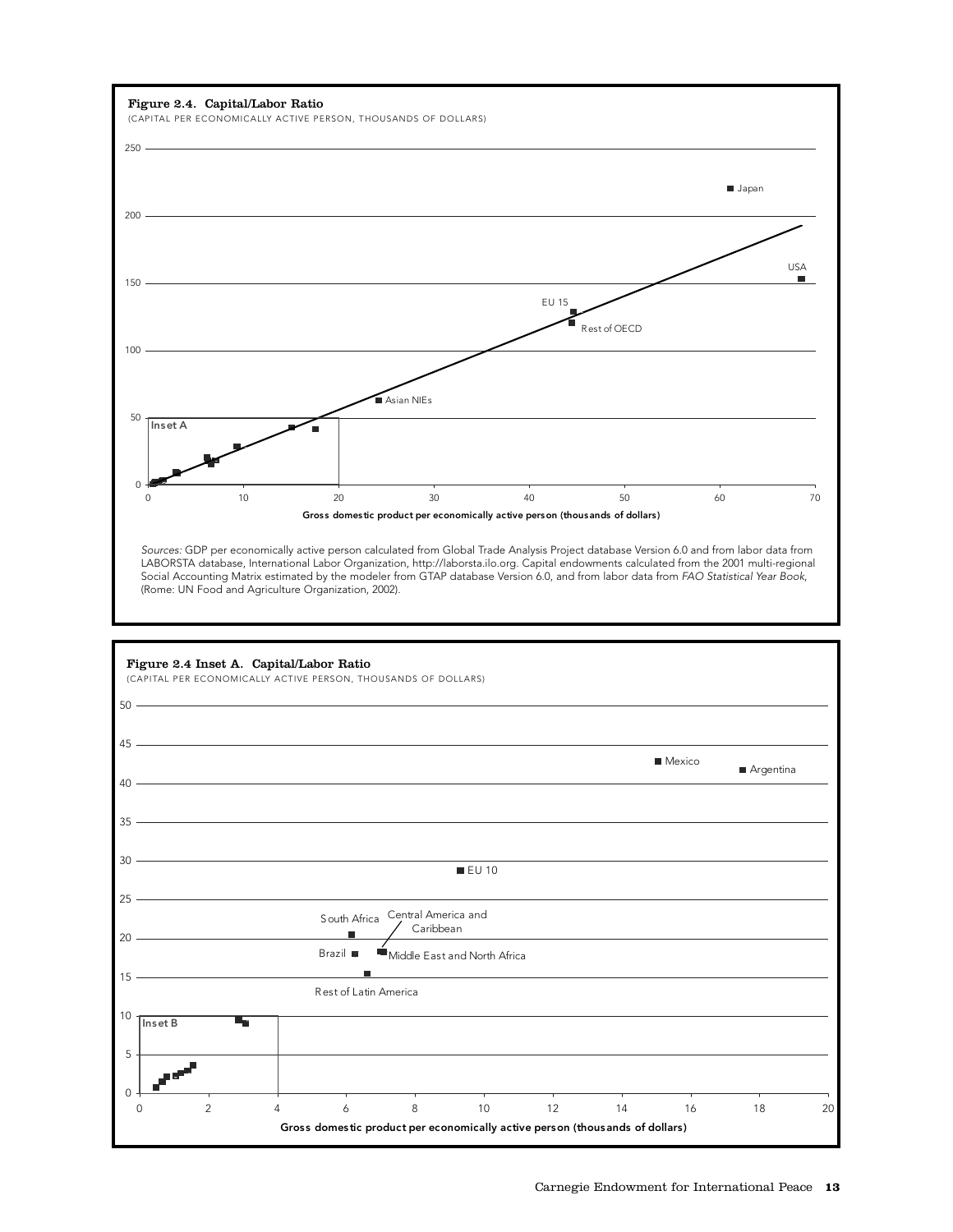**Figure 2.4. Capital/Labor Ratio**

(CAPITAL PER ECONOMICALLY ACTIVE PERSON, THOUSANDS OF DOLLARS)

*Sources:* GDP per economically active person calculated from Global Trade Analysis Project database Version 6.0 and from labor data from LABORSTA database, International Labor Organization, http://laborsta.ilo.org. Capital endowments calculated from the 2001 multi-regional Social Accounting Matrix estimated by the modeler from GTAP database Version 6.0, and from labor data from *FAO Statistical Year Book*, (Rome: UN Food and Agriculture Organization, 2002).

**Figure 2.4 Inset A. Capital/Labor Ratio**

(CAPITAL PER ECONOMICALLY ACTIVE PERSON, THOUSANDS OF DOLLARS)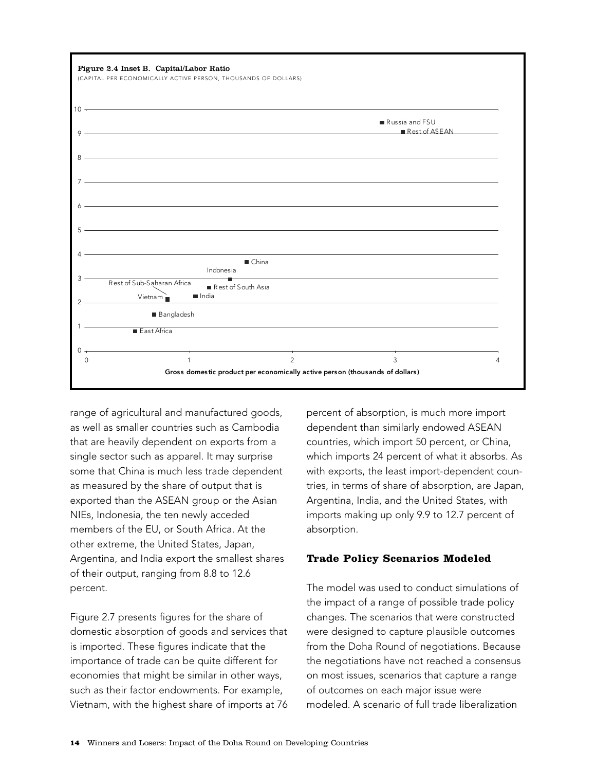**Figure 2.4 Inset B. Capital/Labor Ratio**

(CAPITAL PER ECONOMICALLY ACTIVE PERSON, THOUSANDS OF DOLLARS)

range of agricultural and manufactured goods, as well as smaller countries such as Cambodia that are heavily dependent on exports from a single sector such as apparel. It may surprise some that China is much less trade dependent as measured by the share of output that is exported than the ASEAN group or the Asian NIEs, Indonesia, the ten newly acceded members of the EU, or South Africa. At the other extreme, the United States, Japan, Argentina, and India export the smallest shares of their output, ranging from 8.8 to 12.6 percent.

Figure 2.7 presents figures for the share of domestic absorption of goods and services that is imported. These figures indicate that the importance of trade can be quite different for economies that might be similar in other ways, such as their factor endowments. For example, Vietnam, with the highest share of imports at 76 percent of absorption, is much more import dependent than similarly endowed ASEAN countries, which import 50 percent, or China, which imports 24 percent of what it absorbs. As with exports, the least import-dependent countries, in terms of share of absorption, are Japan, Argentina, India, and the United States, with imports making up only 9.9 to 12.7 percent of absorption.

## Trade Policy Scenarios Modeled

The model was used to conduct simulations of the impact of a range of possible trade policy changes. The scenarios that were constructed were designed to capture plausible outcomes from the Doha Round of negotiations. Because the negotiations have not reached a consensus on most issues, scenarios that capture a range of outcomes on each major issue were modeled. A scenario of full trade liberalization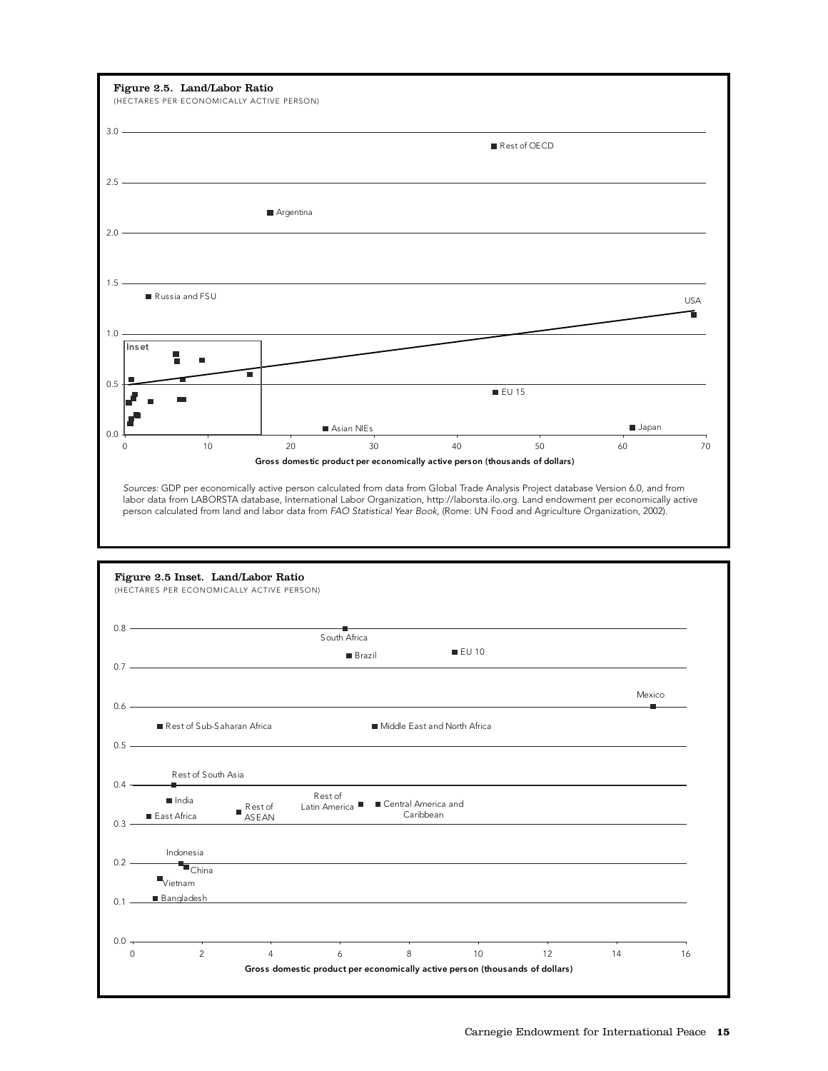**Figure 2.5. Land/Labor Ratio**

(HECTARES PER ECONOMICALLY ACTIVE PERSON)

*Sources:* GDP per economically active person calculated from data from Global Trade Analysis Project database Version 6.0, and from labor data from LABORSTA database, International Labor Organization, http://laborsta.ilo.org. Land endowment per economically active person calculated from land and labor data from *FAO Statistical Year Book*, (Rome: UN Food and Agriculture Organization, 2002).

**Figure 2.5 Inset. Land/Labor Ratio**

(HECTARES PER ECONOMICALLY ACTIVE PERSON)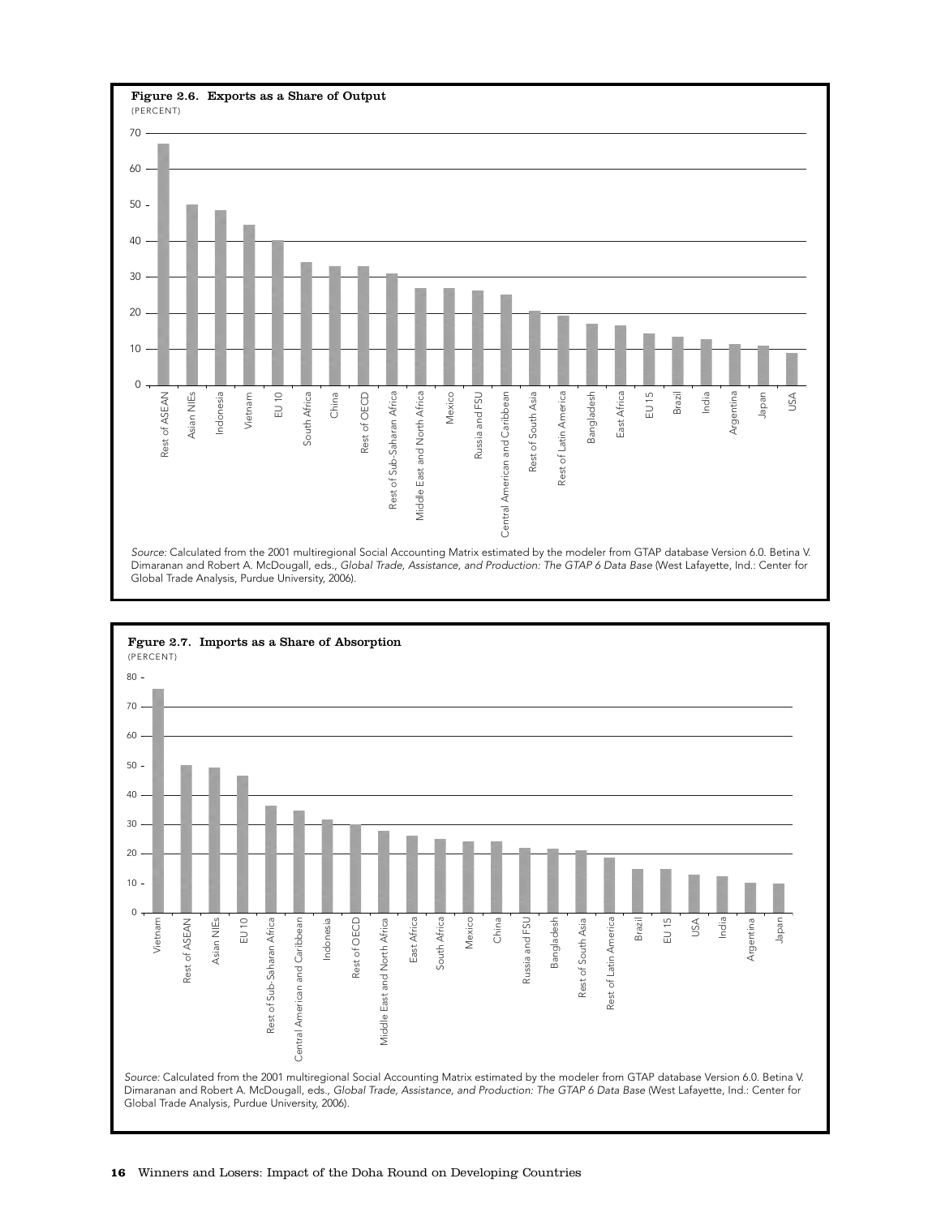**Figure 2.6. Exports as a Share of Output**

(PERCENT)

*Source:* Calculated from the 2001 multiregional Social Accounting Matrix estimated by the modeler from GTAP database Version 6.0. Betina V. Dimaranan and Robert A. McDougall, eds., *Global Trade, Assistance, and Production: The GTAP 6 Data Base* (West Lafayette, Ind.: Center for Global Trade Analysis, Purdue University, 2006).

**Fgure 2.7. Imports as a Share of Absorption**

(PERCENT)

*Source:* Calculated from the 2001 multiregional Social Accounting Matrix estimated by the modeler from GTAP database Version 6.0. Betina V. Dimaranan and Robert A. McDougall, eds., *Global Trade, Assistance, and Production: The GTAP 6 Data Base* (West Lafayette, Ind.: Center for Global Trade Analysis, Purdue University, 2006).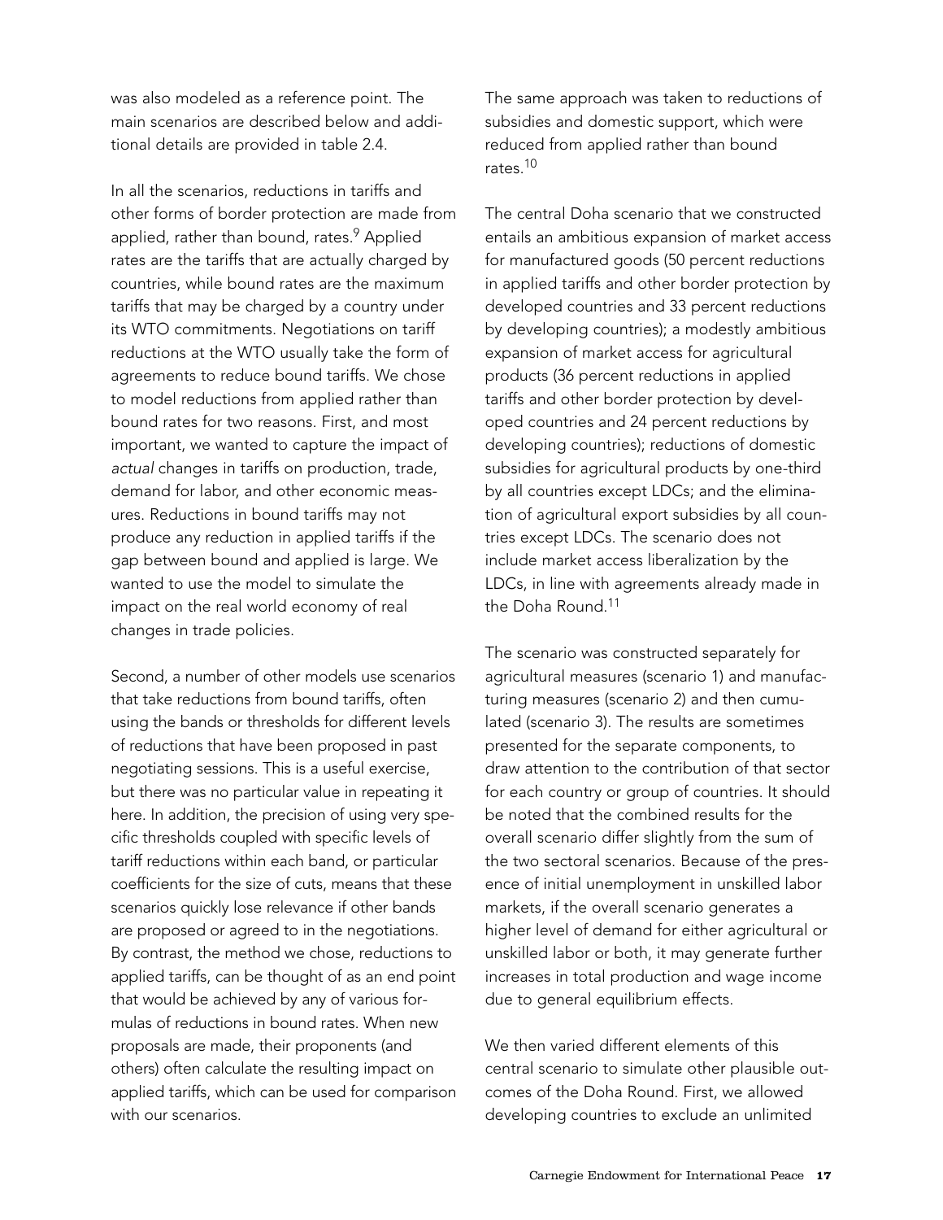was also modeled as a reference point. The main scenarios are described below and additional details are provided in table 2.4.

In all the scenarios, reductions in tariffs and other forms of border protection are made from applied, rather than bound, rates.[9] Applied rates are the tariffs that are actually charged by countries, while bound rates are the maximum tariffs that may be charged by a country under its WTO commitments. Negotiations on tariff reductions at the WTO usually take the form of agreements to reduce bound tariffs. We chose to model reductions from applied rather than bound rates for two reasons. First, and most important, we wanted to capture the impact of *actual* changes in tariffs on production, trade, demand for labor, and other economic measures. Reductions in bound tariffs may not produce any reduction in applied tariffs if the gap between bound and applied is large. We wanted to use the model to simulate the impact on the real world economy of real changes in trade policies.

Second, a number of other models use scenarios that take reductions from bound tariffs, often using the bands or thresholds for different levels of reductions that have been proposed in past negotiating sessions. This is a useful exercise, but there was no particular value in repeating it here. In addition, the precision of using very specific thresholds coupled with specific levels of tariff reductions within each band, or particular coefficients for the size of cuts, means that these scenarios quickly lose relevance if other bands are proposed or agreed to in the negotiations. By contrast, the method we chose, reductions to applied tariffs, can be thought of as an end point that would be achieved by any of various formulas of reductions in bound rates. When new proposals are made, their proponents (and others) often calculate the resulting impact on applied tariffs, which can be used for comparison with our scenarios.

The same approach was taken to reductions of subsidies and domestic support, which were reduced from applied rather than bound rates.[10]

The central Doha scenario that we constructed entails an ambitious expansion of market access for manufactured goods (50 percent reductions in applied tariffs and other border protection by developed countries and 33 percent reductions by developing countries); a modestly ambitious expansion of market access for agricultural products (36 percent reductions in applied tariffs and other border protection by developed countries and 24 percent reductions by developing countries); reductions of domestic subsidies for agricultural products by one-third by all countries except LDCs; and the elimination of agricultural export subsidies by all countries except LDCs. The scenario does not include market access liberalization by the LDCs, in line with agreements already made in the Doha Round.[11]

The scenario was constructed separately for agricultural measures (scenario 1) and manufacturing measures (scenario 2) and then cumulated (scenario 3). The results are sometimes presented for the separate components, to draw attention to the contribution of that sector for each country or group of countries. It should be noted that the combined results for the overall scenario differ slightly from the sum of the two sectoral scenarios. Because of the presence of initial unemployment in unskilled labor markets, if the overall scenario generates a higher level of demand for either agricultural or unskilled labor or both, it may generate further increases in total production and wage income due to general equilibrium effects.

We then varied different elements of this central scenario to simulate other plausible outcomes of the Doha Round. First, we allowed developing countries to exclude an unlimited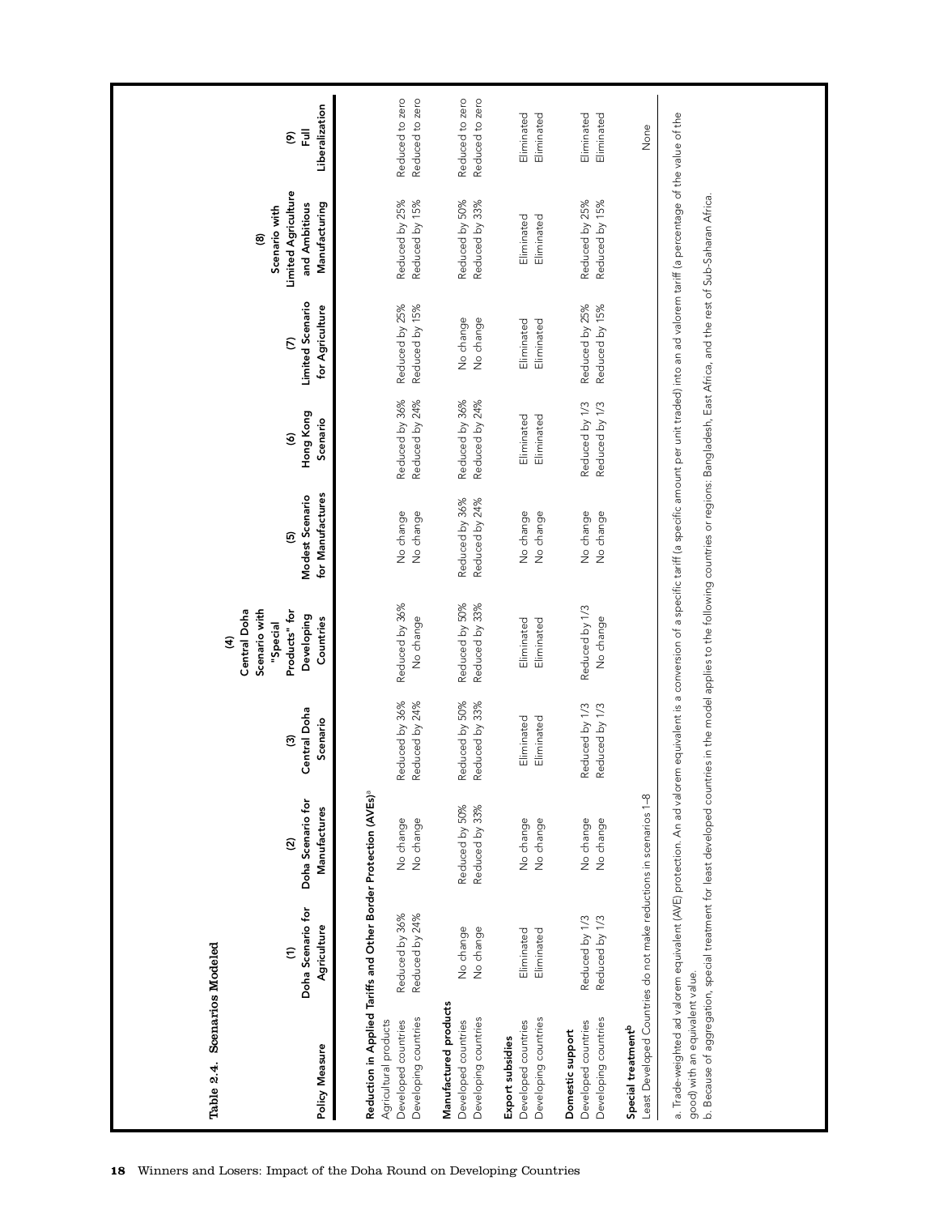**Table 2.4. Scenarios Modeled**

| Policy Measure | (1) Doha Scenario for Agriculture | (2) Doha Scenario for Manufactures | (3) Central Doha Scenario | (4) Central Doha Scenario with "Special Products" for Developing Countries | (5) Modest Scenario for Manufactures | (6) Hong Kong Scenario | (7) Limited Scenario for Agriculture | (8) Scenario with Limited Agriculture and Ambitious Manufacturing | (9) Full Liberalization |
|---|---|---|---|---|---|---|---|---|---|
| **Reduction in Applied Tariffs and Other Border Protection (AVEs)[a]** | | | | | | | | | |
| Agricultural products | | | | | | | | | |
| Developed countries | Reduced by 36% | No change | Reduced by 36% | Reduced by 36% | No change | Reduced by 36% | Reduced by 25% | Reduced by 25% | Reduced to zero |
| Developing countries | Reduced by 24% | No change | Reduced by 24% | No change | No change | Reduced by 24% | Reduced by 15% | Reduced by 15% | Reduced to zero |
| **Manufactured products** | | | | | | | | | |
| Developed countries | No change | Reduced by 50% | Reduced by 50% | Reduced by 50% | Reduced by 36% | Reduced by 36% | No change | Reduced by 50% | Reduced to zero |
| Developing countries | No change | Reduced by 33% | Reduced by 33% | Reduced by 33% | Reduced by 24% | Reduced by 24% | No change | Reduced by 33% | Reduced to zero |
| **Export subsidies** | | | | | | | | | |
| Developed countries | Eliminated | No change | Eliminated | Eliminated | No change | Eliminated | Eliminated | Eliminated | Eliminated |
| Developing countries | Eliminated | No change | Eliminated | Eliminated | No change | Eliminated | Eliminated | Eliminated | Eliminated |
| **Domestic support** | | | | | | | | | |
| Developed countries | Reduced by 1/3 | No change | Reduced by 1/3 | Reduced by 1/3 | No change | Reduced by 1/3 | Reduced by 25% | Reduced by 25% | Eliminated |
| Developing countries | Reduced by 1/3 | No change | Reduced by 1/3 | No change | No change | Reduced by 1/3 | Reduced by 15% | Reduced by 15% | Eliminated |
| **Special treatment[b]** | | | | | | | | | |
| Least Developed Countries do not make reductions in scenarios 1–8 | | | | | | | | | None |

a. Trade-weighted ad valorem equivalent (AVE) protection. An ad valorem equivalent is a conversion of a specific tariff (a specific amount per unit traded) into an ad valorem tariff (a percentage of the value of the good) with an equivalent value.

b. Because of aggregation, special treatment for least developed countries in the model applies to the following countries or regions: Bangladesh, East Africa, and the rest of Sub-Saharan Africa.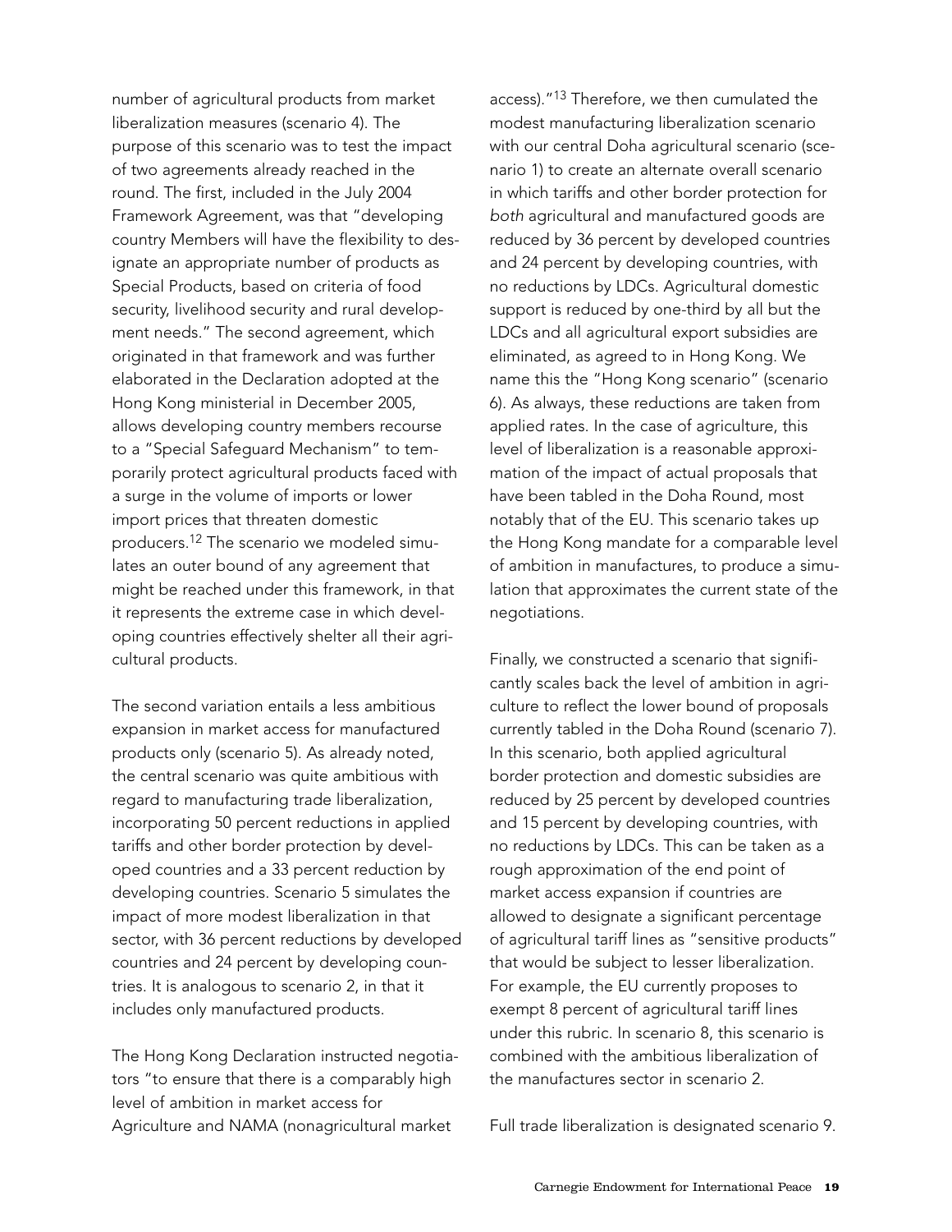number of agricultural products from market liberalization measures (scenario 4). The purpose of this scenario was to test the impact of two agreements already reached in the round. The first, included in the July 2004 Framework Agreement, was that "developing country Members will have the flexibility to designate an appropriate number of products as Special Products, based on criteria of food security, livelihood security and rural development needs." The second agreement, which originated in that framework and was further elaborated in the Declaration adopted at the Hong Kong ministerial in December 2005, allows developing country members recourse to a "Special Safeguard Mechanism" to temporarily protect agricultural products faced with a surge in the volume of imports or lower import prices that threaten domestic producers.[12] The scenario we modeled simulates an outer bound of any agreement that might be reached under this framework, in that it represents the extreme case in which developing countries effectively shelter all their agricultural products.

The second variation entails a less ambitious expansion in market access for manufactured products only (scenario 5). As already noted, the central scenario was quite ambitious with regard to manufacturing trade liberalization, incorporating 50 percent reductions in applied tariffs and other border protection by developed countries and a 33 percent reduction by developing countries. Scenario 5 simulates the impact of more modest liberalization in that sector, with 36 percent reductions by developed countries and 24 percent by developing countries. It is analogous to scenario 2, in that it includes only manufactured products.

The Hong Kong Declaration instructed negotiators "to ensure that there is a comparably high level of ambition in market access for Agriculture and NAMA (nonagricultural market access)."[13] Therefore, we then cumulated the modest manufacturing liberalization scenario with our central Doha agricultural scenario (scenario 1) to create an alternate overall scenario in which tariffs and other border protection for *both* agricultural and manufactured goods are reduced by 36 percent by developed countries and 24 percent by developing countries, with no reductions by LDCs. Agricultural domestic support is reduced by one-third by all but the LDCs and all agricultural export subsidies are eliminated, as agreed to in Hong Kong. We name this the "Hong Kong scenario" (scenario 6). As always, these reductions are taken from applied rates. In the case of agriculture, this level of liberalization is a reasonable approximation of the impact of actual proposals that have been tabled in the Doha Round, most notably that of the EU. This scenario takes up the Hong Kong mandate for a comparable level of ambition in manufactures, to produce a simulation that approximates the current state of the negotiations.

Finally, we constructed a scenario that significantly scales back the level of ambition in agriculture to reflect the lower bound of proposals currently tabled in the Doha Round (scenario 7). In this scenario, both applied agricultural border protection and domestic subsidies are reduced by 25 percent by developed countries and 15 percent by developing countries, with no reductions by LDCs. This can be taken as a rough approximation of the end point of market access expansion if countries are allowed to designate a significant percentage of agricultural tariff lines as "sensitive products" that would be subject to lesser liberalization. For example, the EU currently proposes to exempt 8 percent of agricultural tariff lines under this rubric. In scenario 8, this scenario is combined with the ambitious liberalization of the manufactures sector in scenario 2.

Full trade liberalization is designated scenario 9.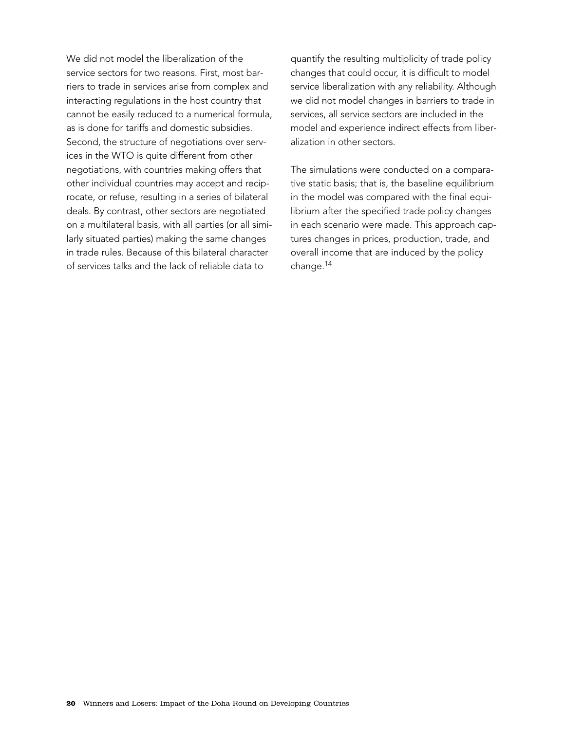We did not model the liberalization of the service sectors for two reasons. First, most barriers to trade in services arise from complex and interacting regulations in the host country that cannot be easily reduced to a numerical formula, as is done for tariffs and domestic subsidies. Second, the structure of negotiations over services in the WTO is quite different from other negotiations, with countries making offers that other individual countries may accept and reciprocate, or refuse, resulting in a series of bilateral deals. By contrast, other sectors are negotiated on a multilateral basis, with all parties (or all similarly situated parties) making the same changes in trade rules. Because of this bilateral character of services talks and the lack of reliable data to quantify the resulting multiplicity of trade policy changes that could occur, it is difficult to model service liberalization with any reliability. Although we did not model changes in barriers to trade in services, all service sectors are included in the model and experience indirect effects from liberalization in other sectors.

The simulations were conducted on a comparative static basis; that is, the baseline equilibrium in the model was compared with the final equilibrium after the specified trade policy changes in each scenario were made. This approach captures changes in prices, production, trade, and overall income that are induced by the policy change.[14]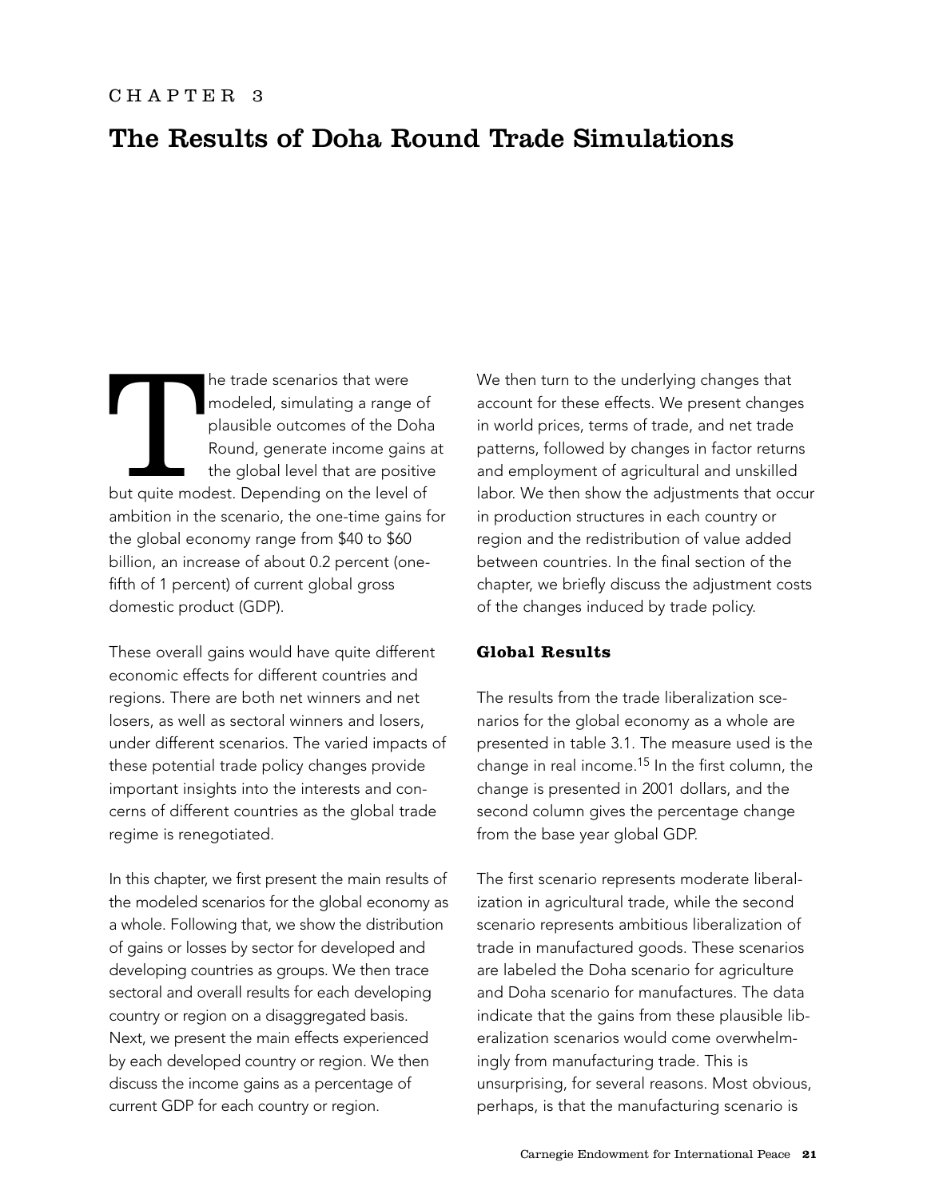CHAPTER 3

# The Results of Doha Round Trade Simulations

The trade scenarios that were modeled, simulating a range of plausible outcomes of the Doha Round, generate income gains at the global level that are positive but quite modest. Depending on the level of ambition in the scenario, the one-time gains for the global economy range from $40 to $60 billion, an increase of about 0.2 percent (one-fifth of 1 percent) of current global gross domestic product (GDP).

These overall gains would have quite different economic effects for different countries and regions. There are both net winners and net losers, as well as sectoral winners and losers, under different scenarios. The varied impacts of these potential trade policy changes provide important insights into the interests and concerns of different countries as the global trade regime is renegotiated.

In this chapter, we first present the main results of the modeled scenarios for the global economy as a whole. Following that, we show the distribution of gains or losses by sector for developed and developing countries as groups. We then trace sectoral and overall results for each developing country or region on a disaggregated basis. Next, we present the main effects experienced by each developed country or region. We then discuss the income gains as a percentage of current GDP for each country or region.

We then turn to the underlying changes that account for these effects. We present changes in world prices, terms of trade, and net trade patterns, followed by changes in factor returns and employment of agricultural and unskilled labor. We then show the adjustments that occur in production structures in each country or region and the redistribution of value added between countries. In the final section of the chapter, we briefly discuss the adjustment costs of the changes induced by trade policy.

## Global Results

The results from the trade liberalization scenarios for the global economy as a whole are presented in table 3.1. The measure used is the change in real income.[15] In the first column, the change is presented in 2001 dollars, and the second column gives the percentage change from the base year global GDP.

The first scenario represents moderate liberalization in agricultural trade, while the second scenario represents ambitious liberalization of trade in manufactured goods. These scenarios are labeled the Doha scenario for agriculture and Doha scenario for manufactures. The data indicate that the gains from these plausible liberalization scenarios would come overwhelmingly from manufacturing trade. This is unsurprising, for several reasons. Most obvious, perhaps, is that the manufacturing scenario is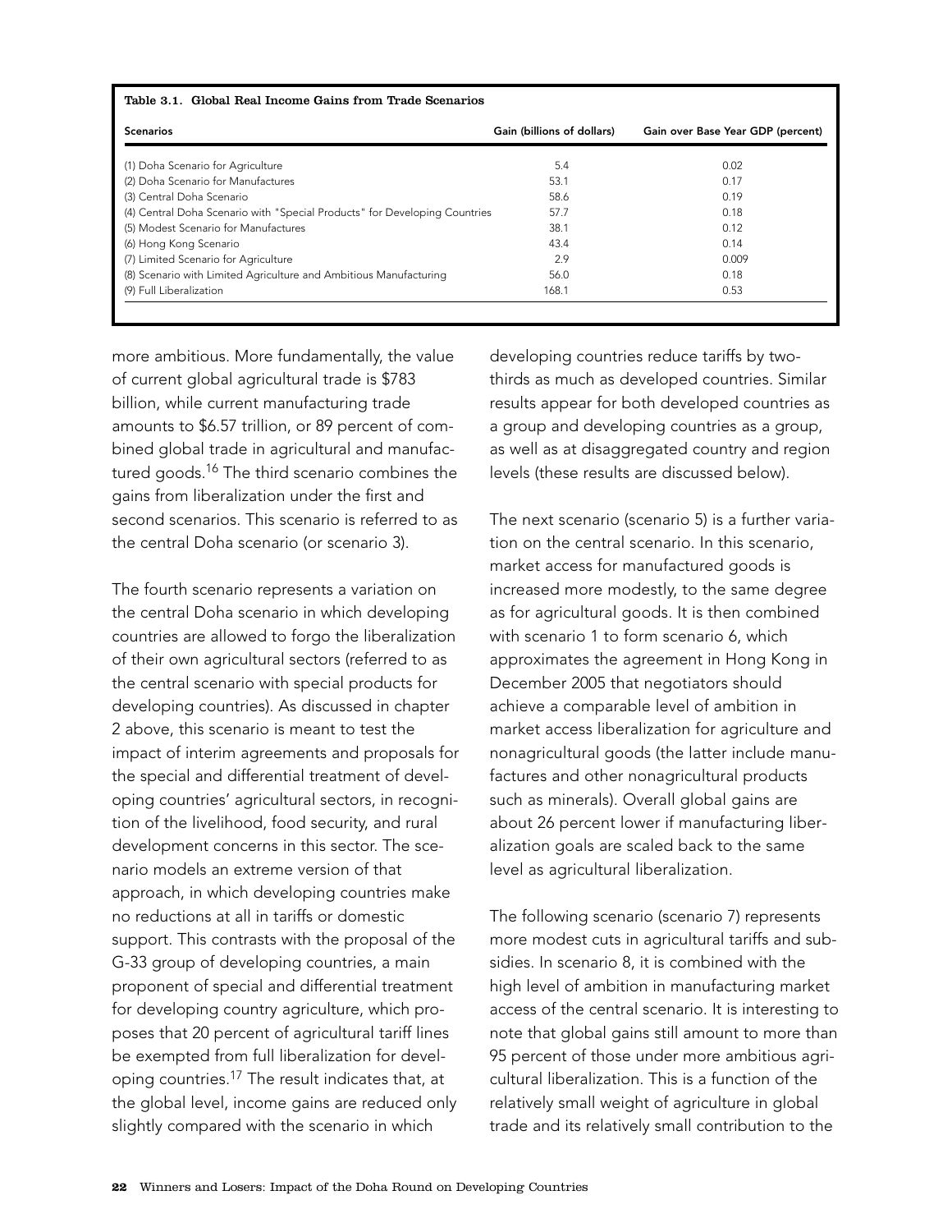**Table 3.1. Global Real Income Gains from Trade Scenarios**

| Scenarios | Gain (billions of dollars) | Gain over Base Year GDP (percent) |
|---|---|---|
| (1) Doha Scenario for Agriculture | 5.4 | 0.02 |
| (2) Doha Scenario for Manufactures | 53.1 | 0.17 |
| (3) Central Doha Scenario | 58.6 | 0.19 |
| (4) Central Doha Scenario with "Special Products" for Developing Countries | 57.7 | 0.18 |
| (5) Modest Scenario for Manufactures | 38.1 | 0.12 |
| (6) Hong Kong Scenario | 43.4 | 0.14 |
| (7) Limited Scenario for Agriculture | 2.9 | 0.009 |
| (8) Scenario with Limited Agriculture and Ambitious Manufacturing | 56.0 | 0.18 |
| (9) Full Liberalization | 168.1 | 0.53 |

more ambitious. More fundamentally, the value of current global agricultural trade is $783 billion, while current manufacturing trade amounts to $6.57 trillion, or 89 percent of combined global trade in agricultural and manufactured goods.[16] The third scenario combines the gains from liberalization under the first and second scenarios. This scenario is referred to as the central Doha scenario (or scenario 3).

The fourth scenario represents a variation on the central Doha scenario in which developing countries are allowed to forgo the liberalization of their own agricultural sectors (referred to as the central scenario with special products for developing countries). As discussed in chapter 2 above, this scenario is meant to test the impact of interim agreements and proposals for the special and differential treatment of developing countries' agricultural sectors, in recognition of the livelihood, food security, and rural development concerns in this sector. The scenario models an extreme version of that approach, in which developing countries make no reductions at all in tariffs or domestic support. This contrasts with the proposal of the G-33 group of developing countries, a main proponent of special and differential treatment for developing country agriculture, which proposes that 20 percent of agricultural tariff lines be exempted from full liberalization for developing countries.[17] The result indicates that, at the global level, income gains are reduced only slightly compared with the scenario in which developing countries reduce tariffs by two-thirds as much as developed countries. Similar results appear for both developed countries as a group and developing countries as a group, as well as at disaggregated country and region levels (these results are discussed below).

The next scenario (scenario 5) is a further variation on the central scenario. In this scenario, market access for manufactured goods is increased more modestly, to the same degree as for agricultural goods. It is then combined with scenario 1 to form scenario 6, which approximates the agreement in Hong Kong in December 2005 that negotiators should achieve a comparable level of ambition in market access liberalization for agriculture and nonagricultural goods (the latter include manufactures and other nonagricultural products such as minerals). Overall global gains are about 26 percent lower if manufacturing liberalization goals are scaled back to the same level as agricultural liberalization.

The following scenario (scenario 7) represents more modest cuts in agricultural tariffs and subsidies. In scenario 8, it is combined with the high level of ambition in manufacturing market access of the central scenario. It is interesting to note that global gains still amount to more than 95 percent of those under more ambitious agricultural liberalization. This is a function of the relatively small weight of agriculture in global trade and its relatively small contribution to the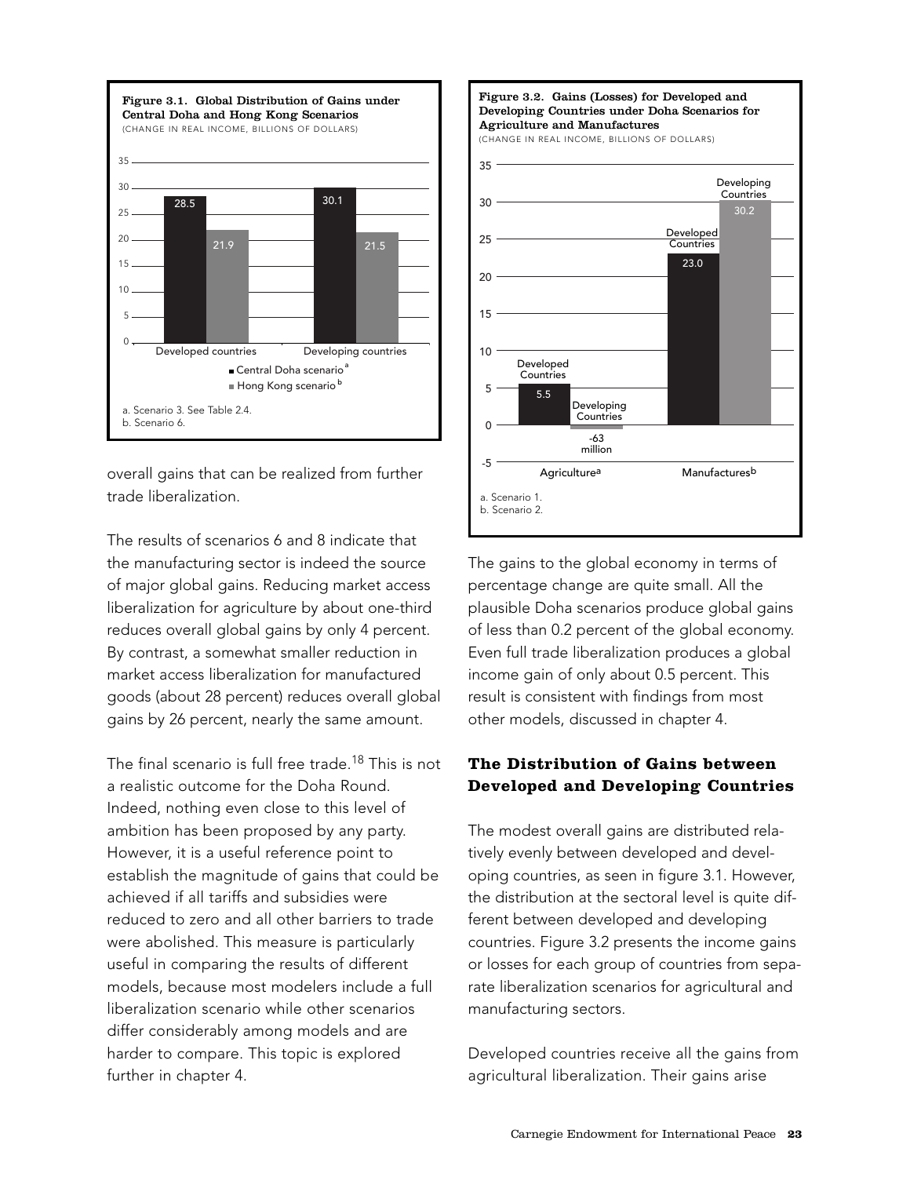**Figure 3.1. Global Distribution of Gains under Central Doha and Hong Kong Scenarios**
(CHANGE IN REAL INCOME, BILLIONS OF DOLLARS)

| | Central Doha scenario[a] | Hong Kong scenario[b] |
|---|---|---|
| Developed countries | 28.5 | 21.9 |
| Developing countries | 30.1 | 21.5 |

a. Scenario 3. See Table 2.4.
b. Scenario 6.

**Figure 3.2. Gains (Losses) for Developed and Developing Countries under Doha Scenarios for Agriculture and Manufactures**
(CHANGE IN REAL INCOME, BILLIONS OF DOLLARS)

| | Developed Countries | Developing Countries |
|---|---|---|
| Agriculture[a] | 5.5 | -63 million |
| Manufactures[b] | 23.0 | 30.2 |

a. Scenario 1.
b. Scenario 2.

overall gains that can be realized from further trade liberalization.

The results of scenarios 6 and 8 indicate that the manufacturing sector is indeed the source of major global gains. Reducing market access liberalization for agriculture by about one-third reduces overall global gains by only 4 percent. By contrast, a somewhat smaller reduction in market access liberalization for manufactured goods (about 28 percent) reduces overall global gains by 26 percent, nearly the same amount.

The final scenario is full free trade.[18] This is not a realistic outcome for the Doha Round. Indeed, nothing even close to this level of ambition has been proposed by any party. However, it is a useful reference point to establish the magnitude of gains that could be achieved if all tariffs and subsidies were reduced to zero and all other barriers to trade were abolished. This measure is particularly useful in comparing the results of different models, because most modelers include a full liberalization scenario while other scenarios differ considerably among models and are harder to compare. This topic is explored further in chapter 4.

The gains to the global economy in terms of percentage change are quite small. All the plausible Doha scenarios produce global gains of less than 0.2 percent of the global economy. Even full trade liberalization produces a global income gain of only about 0.5 percent. This result is consistent with findings from most other models, discussed in chapter 4.

## The Distribution of Gains between Developed and Developing Countries

The modest overall gains are distributed relatively evenly between developed and developing countries, as seen in figure 3.1. However, the distribution at the sectoral level is quite different between developed and developing countries. Figure 3.2 presents the income gains or losses for each group of countries from separate liberalization scenarios for agricultural and manufacturing sectors.

Developed countries receive all the gains from agricultural liberalization. Their gains arise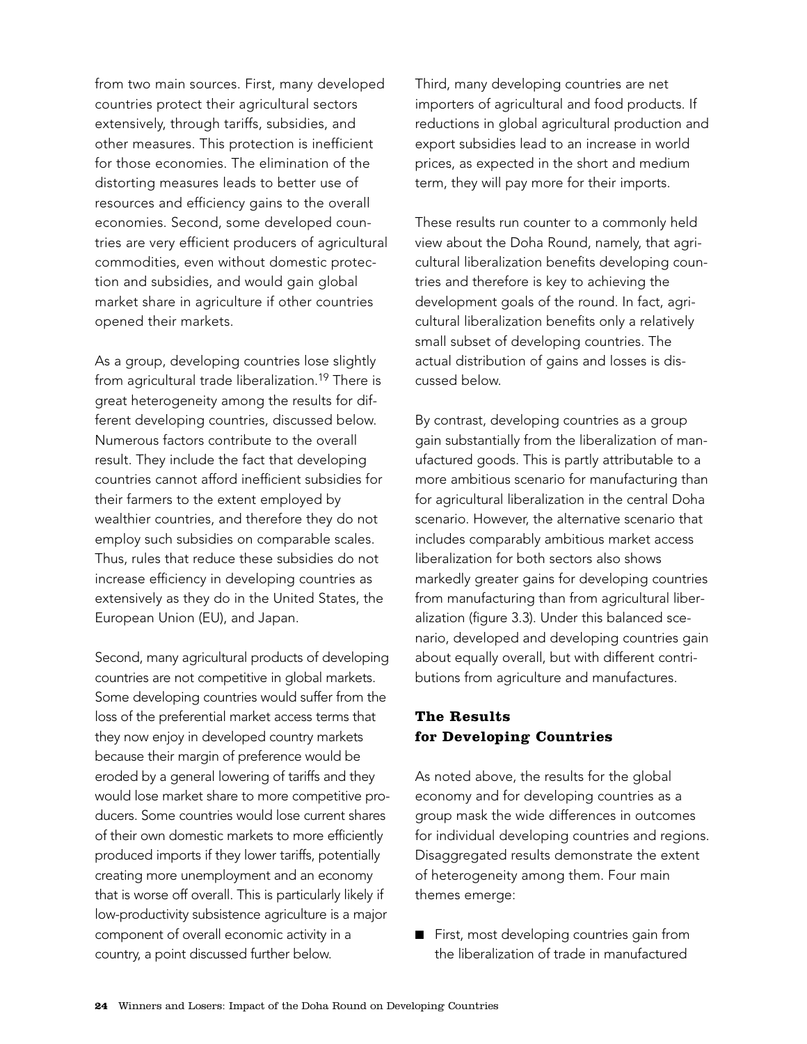from two main sources. First, many developed countries protect their agricultural sectors extensively, through tariffs, subsidies, and other measures. This protection is inefficient for those economies. The elimination of the distorting measures leads to better use of resources and efficiency gains to the overall economies. Second, some developed countries are very efficient producers of agricultural commodities, even without domestic protection and subsidies, and would gain global market share in agriculture if other countries opened their markets.

As a group, developing countries lose slightly from agricultural trade liberalization.[19] There is great heterogeneity among the results for different developing countries, discussed below. Numerous factors contribute to the overall result. They include the fact that developing countries cannot afford inefficient subsidies for their farmers to the extent employed by wealthier countries, and therefore they do not employ such subsidies on comparable scales. Thus, rules that reduce these subsidies do not increase efficiency in developing countries as extensively as they do in the United States, the European Union (EU), and Japan.

Second, many agricultural products of developing countries are not competitive in global markets. Some developing countries would suffer from the loss of the preferential market access terms that they now enjoy in developed country markets because their margin of preference would be eroded by a general lowering of tariffs and they would lose market share to more competitive producers. Some countries would lose current shares of their own domestic markets to more efficiently produced imports if they lower tariffs, potentially creating more unemployment and an economy that is worse off overall. This is particularly likely if low-productivity subsistence agriculture is a major component of overall economic activity in a country, a point discussed further below.

Third, many developing countries are net importers of agricultural and food products. If reductions in global agricultural production and export subsidies lead to an increase in world prices, as expected in the short and medium term, they will pay more for their imports.

These results run counter to a commonly held view about the Doha Round, namely, that agricultural liberalization benefits developing countries and therefore is key to achieving the development goals of the round. In fact, agricultural liberalization benefits only a relatively small subset of developing countries. The actual distribution of gains and losses is discussed below.

By contrast, developing countries as a group gain substantially from the liberalization of manufactured goods. This is partly attributable to a more ambitious scenario for manufacturing than for agricultural liberalization in the central Doha scenario. However, the alternative scenario that includes comparably ambitious market access liberalization for both sectors also shows markedly greater gains for developing countries from manufacturing than from agricultural liberalization (figure 3.3). Under this balanced scenario, developed and developing countries gain about equally overall, but with different contributions from agriculture and manufactures.

## The Results for Developing Countries

As noted above, the results for the global economy and for developing countries as a group mask the wide differences in outcomes for individual developing countries and regions. Disaggregated results demonstrate the extent of heterogeneity among them. Four main themes emerge:

- First, most developing countries gain from the liberalization of trade in manufactured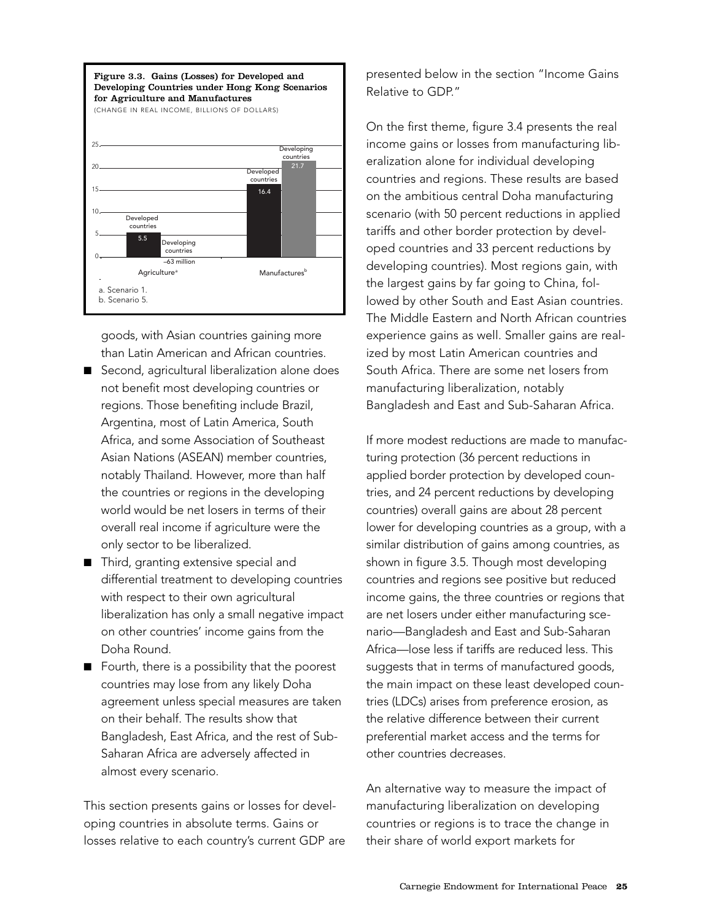**Figure 3.3. Gains (Losses) for Developed and Developing Countries under Hong Kong Scenarios for Agriculture and Manufactures**

(CHANGE IN REAL INCOME, BILLIONS OF DOLLARS)

| | Developed countries | Developing countries |
|---|---|---|
| Agriculture[a] | 5.5 | –63 million |
| Manufactures[b] | 16.4 | 21.7 |

a. Scenario 1.
b. Scenario 5.

goods, with Asian countries gaining more than Latin American and African countries.

- Second, agricultural liberalization alone does not benefit most developing countries or regions. Those benefiting include Brazil, Argentina, most of Latin America, South Africa, and some Association of Southeast Asian Nations (ASEAN) member countries, notably Thailand. However, more than half the countries or regions in the developing world would be net losers in terms of their overall real income if agriculture were the only sector to be liberalized.
- Third, granting extensive special and differential treatment to developing countries with respect to their own agricultural liberalization has only a small negative impact on other countries' income gains from the Doha Round.
- Fourth, there is a possibility that the poorest countries may lose from any likely Doha agreement unless special measures are taken on their behalf. The results show that Bangladesh, East Africa, and the rest of Sub-Saharan Africa are adversely affected in almost every scenario.

This section presents gains or losses for developing countries in absolute terms. Gains or losses relative to each country's current GDP are presented below in the section "Income Gains Relative to GDP."

On the first theme, figure 3.4 presents the real income gains or losses from manufacturing liberalization alone for individual developing countries and regions. These results are based on the ambitious central Doha manufacturing scenario (with 50 percent reductions in applied tariffs and other border protection by developed countries and 33 percent reductions by developing countries). Most regions gain, with the largest gains by far going to China, followed by other South and East Asian countries. The Middle Eastern and North African countries experience gains as well. Smaller gains are realized by most Latin American countries and South Africa. There are some net losers from manufacturing liberalization, notably Bangladesh and East and Sub-Saharan Africa.

If more modest reductions are made to manufacturing protection (36 percent reductions in applied border protection by developed countries, and 24 percent reductions by developing countries) overall gains are about 28 percent lower for developing countries as a group, with a similar distribution of gains among countries, as shown in figure 3.5. Though most developing countries and regions see positive but reduced income gains, the three countries or regions that are net losers under either manufacturing scenario—Bangladesh and East and Sub-Saharan Africa—lose less if tariffs are reduced less. This suggests that in terms of manufactured goods, the main impact on these least developed countries (LDCs) arises from preference erosion, as the relative difference between their current preferential market access and the terms for other countries decreases.

An alternative way to measure the impact of manufacturing liberalization on developing countries or regions is to trace the change in their share of world export markets for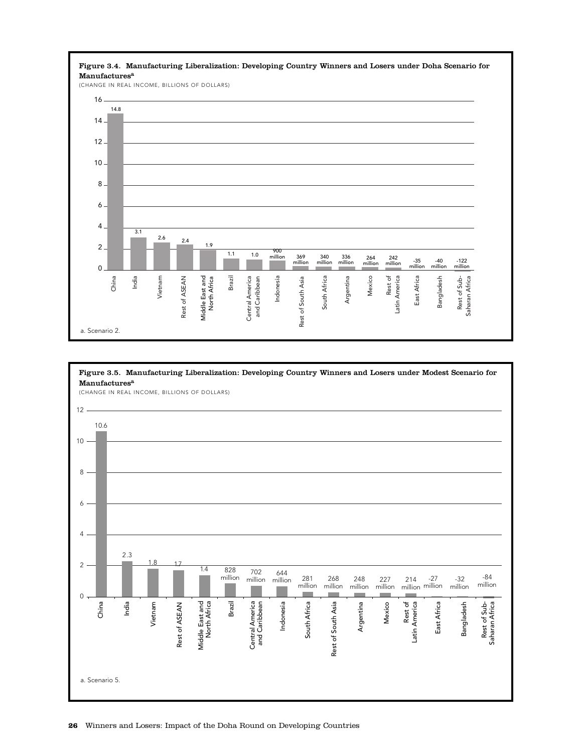**Figure 3.4. Manufacturing Liberalization: Developing Country Winners and Losers under Doha Scenario for Manufactures[a]**

(CHANGE IN REAL INCOME, BILLIONS OF DOLLARS)

| Region | Change in real income |
| --- | --- |
| China | 14.8 |
| India | 3.1 |
| Vietnam | 2.6 |
| Rest of ASEAN | 2.4 |
| Middle East and North Africa | 1.9 |
| Brazil | 1.1 |
| Central America and Caribbean | 1.0 |
| Indonesia | 900 million |
| Rest of South Asia | 369 million |
| South Africa | 340 million |
| Argentina | 336 million |
| Mexico | 264 million |
| Rest of Latin America | 242 million |
| East Africa | -35 million |
| Bangladesh | -40 million |
| Rest of Sub-Saharan Africa | -122 million |

a. Scenario 2.

**Figure 3.5. Manufacturing Liberalization: Developing Country Winners and Losers under Modest Scenario for Manufactures[a]**

(CHANGE IN REAL INCOME, BILLIONS OF DOLLARS)

| Region | Change in real income |
| --- | --- |
| China | 10.6 |
| India | 2.3 |
| Vietnam | 1.8 |
| Rest of ASEAN | 1.7 |
| Middle East and North Africa | 1.4 |
| Brazil | 828 million |
| Central America and Caribbean | 702 million |
| Indonesia | 644 million |
| South Africa | 281 million |
| Rest of South Asia | 268 million |
| Argentina | 248 million |
| Mexico | 227 million |
| Rest of Latin America | 214 million |
| East Africa | -27 million |
| Bangladesh | -32 million |
| Rest of Sub-Saharan Africa | -84 million |

a. Scenario 5.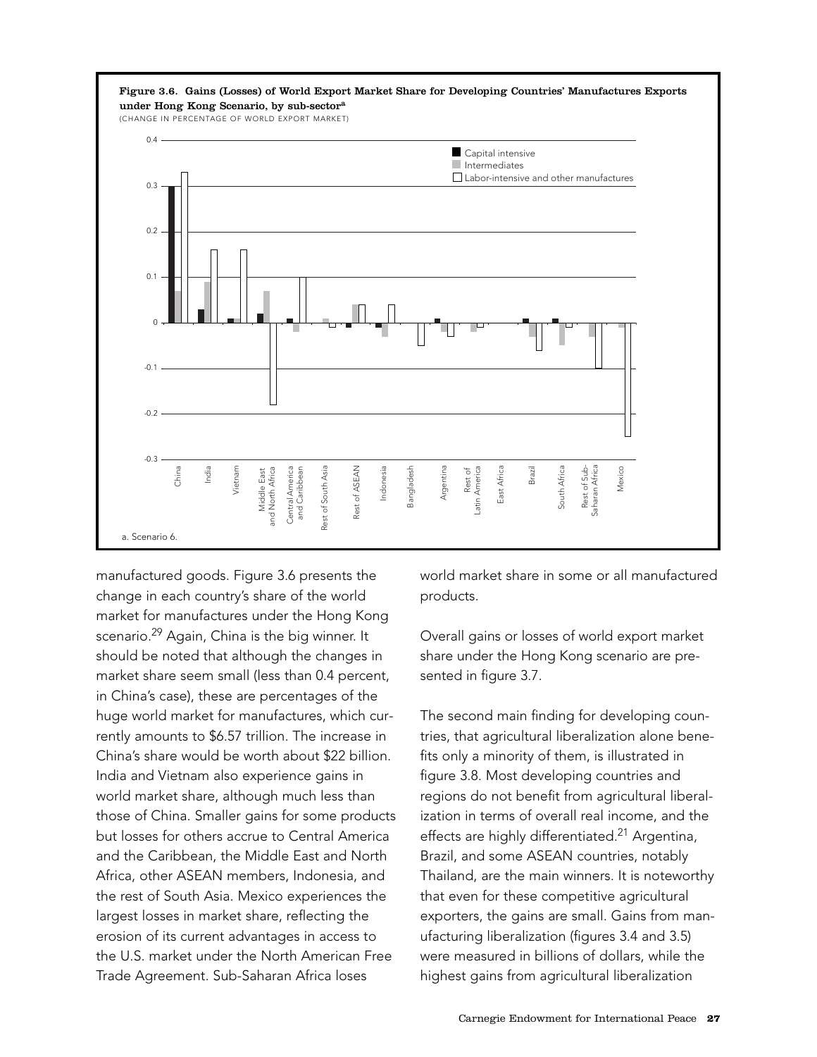**Figure 3.6. Gains (Losses) of World Export Market Share for Developing Countries' Manufactures Exports under Hong Kong Scenario, by sub-sector[a]**

(CHANGE IN PERCENTAGE OF WORLD EXPORT MARKET)

a. Scenario 6.

manufactured goods. Figure 3.6 presents the change in each country's share of the world market for manufactures under the Hong Kong scenario.[29] Again, China is the big winner. It should be noted that although the changes in market share seem small (less than 0.4 percent, in China's case), these are percentages of the huge world market for manufactures, which currently amounts to $6.57 trillion. The increase in China's share would be worth about $22 billion. India and Vietnam also experience gains in world market share, although much less than those of China. Smaller gains for some products but losses for others accrue to Central America and the Caribbean, the Middle East and North Africa, other ASEAN members, Indonesia, and the rest of South Asia. Mexico experiences the largest losses in market share, reflecting the erosion of its current advantages in access to the U.S. market under the North American Free Trade Agreement. Sub-Saharan Africa loses world market share in some or all manufactured products.

Overall gains or losses of world export market share under the Hong Kong scenario are presented in figure 3.7.

The second main finding for developing countries, that agricultural liberalization alone benefits only a minority of them, is illustrated in figure 3.8. Most developing countries and regions do not benefit from agricultural liberalization in terms of overall real income, and the effects are highly differentiated.[21] Argentina, Brazil, and some ASEAN countries, notably Thailand, are the main winners. It is noteworthy that even for these competitive agricultural exporters, the gains are small. Gains from manufacturing liberalization (figures 3.4 and 3.5) were measured in billions of dollars, while the highest gains from agricultural liberalization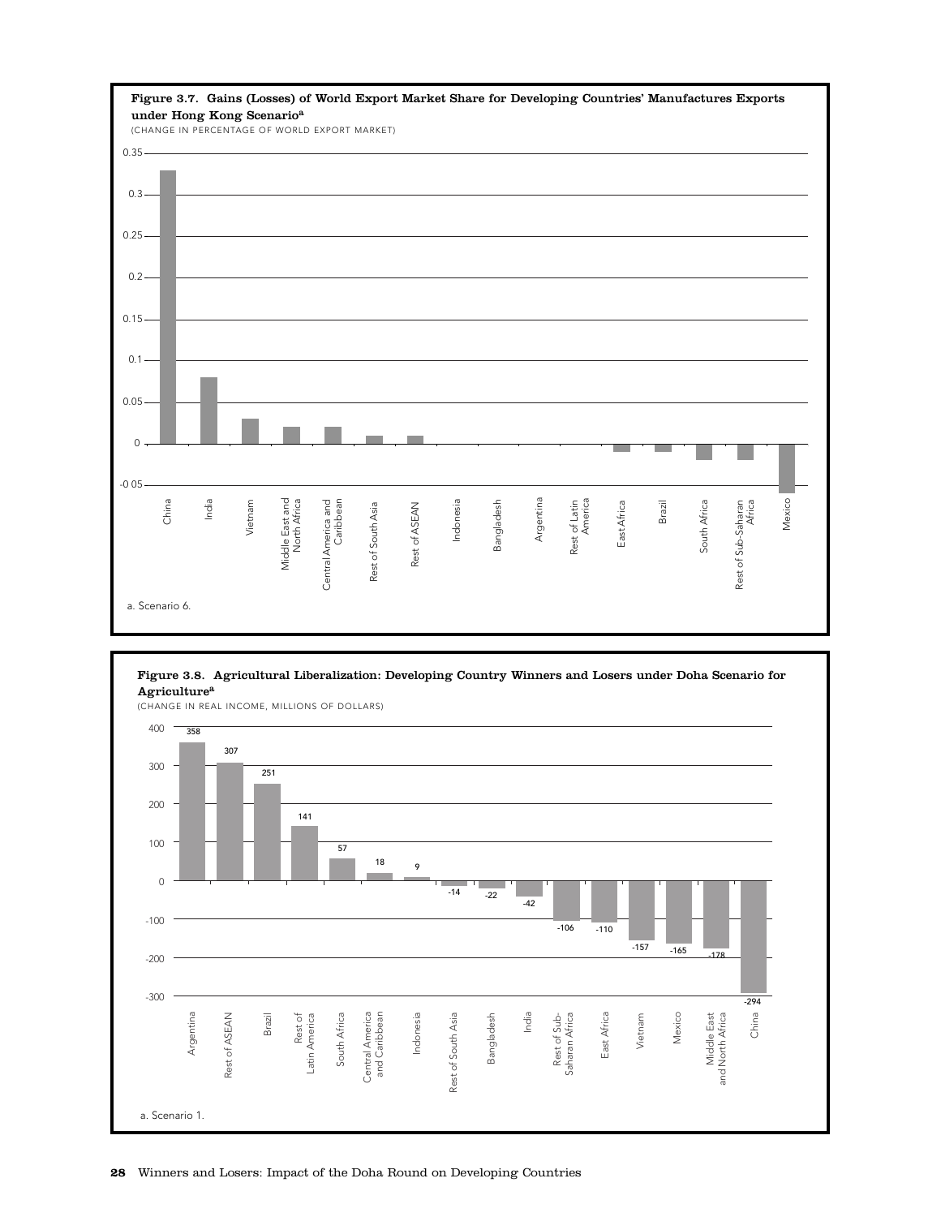**Figure 3.7. Gains (Losses) of World Export Market Share for Developing Countries' Manufactures Exports under Hong Kong Scenario[a]**

(CHANGE IN PERCENTAGE OF WORLD EXPORT MARKET)

| Country/Region | Change |
|---|---|
| China | 0.33 |
| India | 0.08 |
| Vietnam | 0.03 |
| Middle East and North Africa | 0.02 |
| Central America and Caribbean | 0.02 |
| Rest of South Asia | 0.01 |
| Rest of ASEAN | 0.01 |
| Indonesia | 0 |
| Bangladesh | 0 |
| Argentina | 0 |
| Rest of Latin America | 0 |
| East Africa | -0.01 |
| Brazil | -0.01 |
| South Africa | -0.02 |
| Rest of Sub-Saharan Africa | -0.02 |
| Mexico | -0.06 |

a. Scenario 6.

**Figure 3.8. Agricultural Liberalization: Developing Country Winners and Losers under Doha Scenario for Agriculture[a]**

(CHANGE IN REAL INCOME, MILLIONS OF DOLLARS)

| Country/Region | Change |
|---|---|
| Argentina | 358 |
| Rest of ASEAN | 307 |
| Brazil | 251 |
| Rest of Latin America | 141 |
| South Africa | 57 |
| Central America and Caribbean | 18 |
| Indonesia | 9 |
| Rest of South Asia | -14 |
| Bangladesh | -22 |
| India | -42 |
| Rest of Sub-Saharan Africa | -106 |
| East Africa | -110 |
| Vietnam | -157 |
| Mexico | -165 |
| Middle East and North Africa | -178 |
| China | -294 |

a. Scenario 1.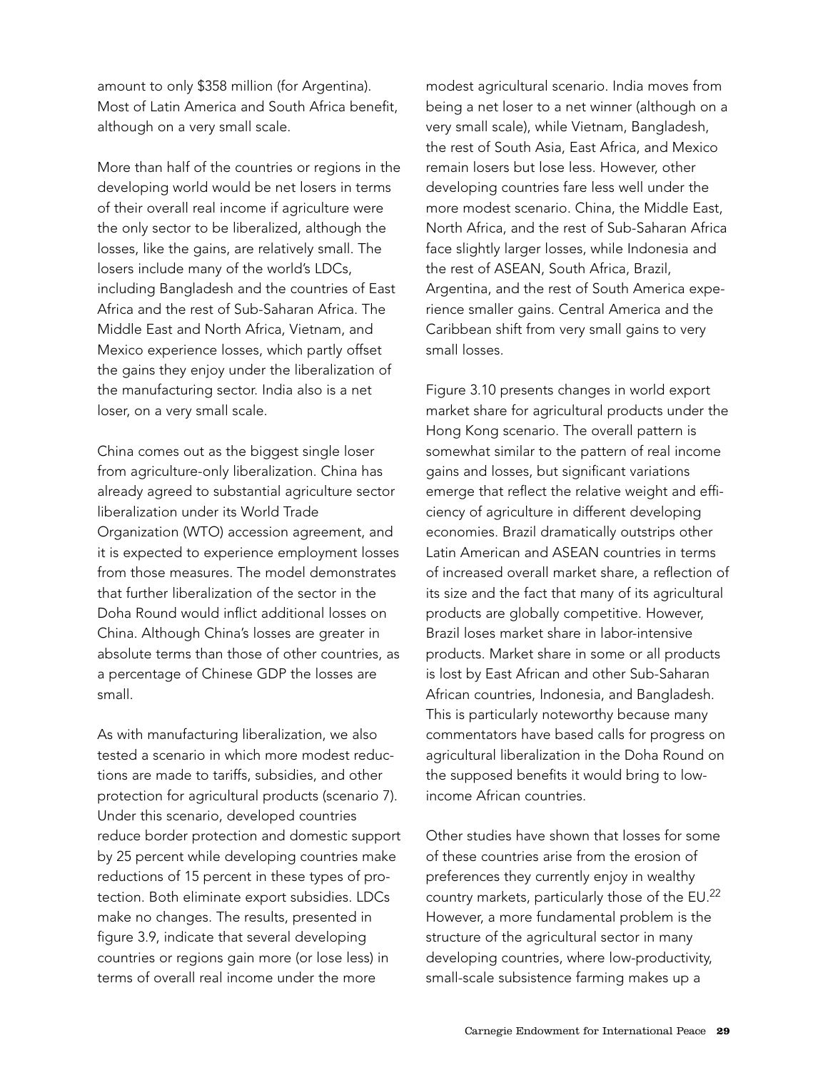amount to only $358 million (for Argentina). Most of Latin America and South Africa benefit, although on a very small scale.

More than half of the countries or regions in the developing world would be net losers in terms of their overall real income if agriculture were the only sector to be liberalized, although the losses, like the gains, are relatively small. The losers include many of the world's LDCs, including Bangladesh and the countries of East Africa and the rest of Sub-Saharan Africa. The Middle East and North Africa, Vietnam, and Mexico experience losses, which partly offset the gains they enjoy under the liberalization of the manufacturing sector. India also is a net loser, on a very small scale.

China comes out as the biggest single loser from agriculture-only liberalization. China has already agreed to substantial agriculture sector liberalization under its World Trade Organization (WTO) accession agreement, and it is expected to experience employment losses from those measures. The model demonstrates that further liberalization of the sector in the Doha Round would inflict additional losses on China. Although China's losses are greater in absolute terms than those of other countries, as a percentage of Chinese GDP the losses are small.

As with manufacturing liberalization, we also tested a scenario in which more modest reductions are made to tariffs, subsidies, and other protection for agricultural products (scenario 7). Under this scenario, developed countries reduce border protection and domestic support by 25 percent while developing countries make reductions of 15 percent in these types of protection. Both eliminate export subsidies. LDCs make no changes. The results, presented in figure 3.9, indicate that several developing countries or regions gain more (or lose less) in terms of overall real income under the more modest agricultural scenario. India moves from being a net loser to a net winner (although on a very small scale), while Vietnam, Bangladesh, the rest of South Asia, East Africa, and Mexico remain losers but lose less. However, other developing countries fare less well under the more modest scenario. China, the Middle East, North Africa, and the rest of Sub-Saharan Africa face slightly larger losses, while Indonesia and the rest of ASEAN, South Africa, Brazil, Argentina, and the rest of South America experience smaller gains. Central America and the Caribbean shift from very small gains to very small losses.

Figure 3.10 presents changes in world export market share for agricultural products under the Hong Kong scenario. The overall pattern is somewhat similar to the pattern of real income gains and losses, but significant variations emerge that reflect the relative weight and efficiency of agriculture in different developing economies. Brazil dramatically outstrips other Latin American and ASEAN countries in terms of increased overall market share, a reflection of its size and the fact that many of its agricultural products are globally competitive. However, Brazil loses market share in labor-intensive products. Market share in some or all products is lost by East African and other Sub-Saharan African countries, Indonesia, and Bangladesh. This is particularly noteworthy because many commentators have based calls for progress on agricultural liberalization in the Doha Round on the supposed benefits it would bring to low-income African countries.

Other studies have shown that losses for some of these countries arise from the erosion of preferences they currently enjoy in wealthy country markets, particularly those of the EU.[22] However, a more fundamental problem is the structure of the agricultural sector in many developing countries, where low-productivity, small-scale subsistence farming makes up a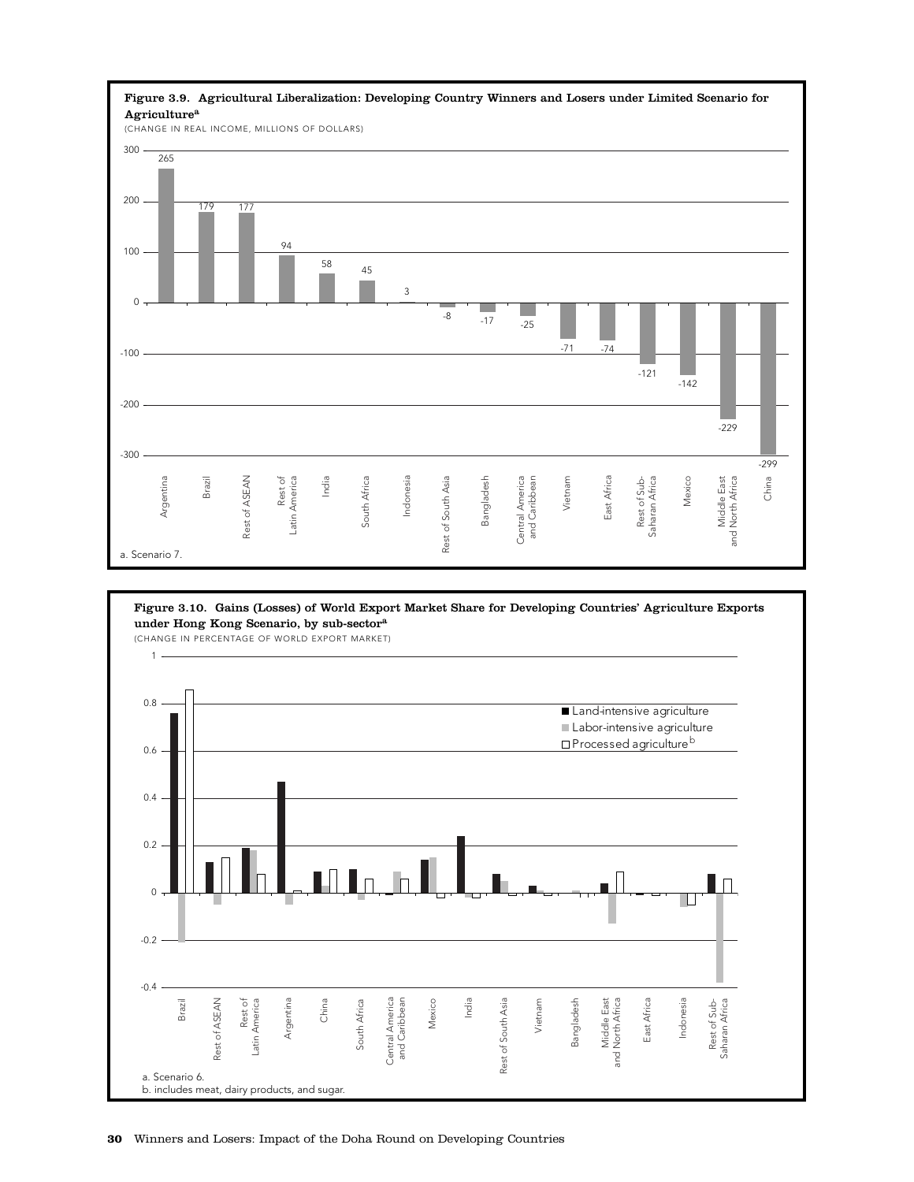**Figure 3.9. Agricultural Liberalization: Developing Country Winners and Losers under Limited Scenario for Agriculture[a]**

(CHANGE IN REAL INCOME, MILLIONS OF DOLLARS)

| Region | Change |
|---|---|
| Argentina | 265 |
| Brazil | 179 |
| Rest of ASEAN | 177 |
| Rest of Latin America | 94 |
| India | 58 |
| South Africa | 45 |
| Indonesia | 3 |
| Rest of South Asia | -8 |
| Bangladesh | -17 |
| Central America and Caribbean | -25 |
| Vietnam | -71 |
| East Africa | -74 |
| Rest of Sub-Saharan Africa | -121 |
| Mexico | -142 |
| Middle East and North Africa | -229 |
| China | -299 |

a. Scenario 7.

**Figure 3.10. Gains (Losses) of World Export Market Share for Developing Countries' Agriculture Exports under Hong Kong Scenario, by sub-sector[a]**

(CHANGE IN PERCENTAGE OF WORLD EXPORT MARKET)

Legend: Land-intensive agriculture; Labor-intensive agriculture; Processed agriculture[b]

Regions: Brazil, Rest of ASEAN, Rest of Latin America, Argentina, China, South Africa, Central America and Caribbean, Mexico, India, Rest of South Asia, Vietnam, Bangladesh, Middle East and North Africa, East Africa, Indonesia, Rest of Sub-Saharan Africa

a. Scenario 6.

b. includes meat, dairy products, and sugar.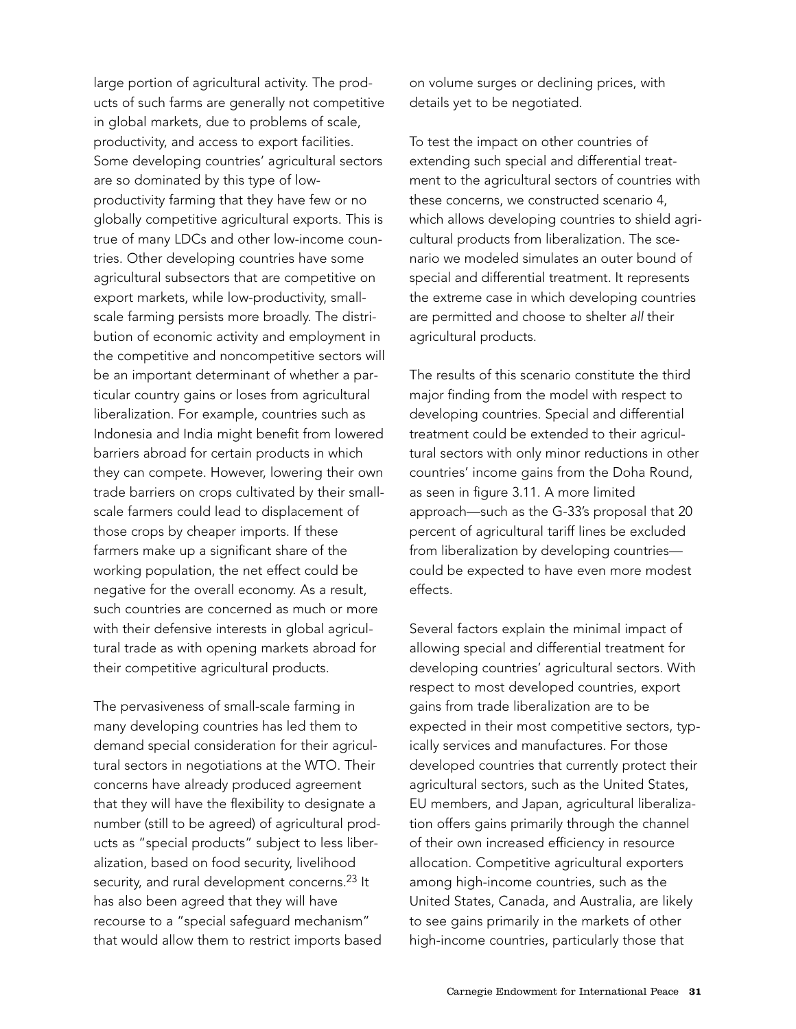large portion of agricultural activity. The products of such farms are generally not competitive in global markets, due to problems of scale, productivity, and access to export facilities. Some developing countries' agricultural sectors are so dominated by this type of low-productivity farming that they have few or no globally competitive agricultural exports. This is true of many LDCs and other low-income countries. Other developing countries have some agricultural subsectors that are competitive on export markets, while low-productivity, small-scale farming persists more broadly. The distribution of economic activity and employment in the competitive and noncompetitive sectors will be an important determinant of whether a particular country gains or loses from agricultural liberalization. For example, countries such as Indonesia and India might benefit from lowered barriers abroad for certain products in which they can compete. However, lowering their own trade barriers on crops cultivated by their small-scale farmers could lead to displacement of those crops by cheaper imports. If these farmers make up a significant share of the working population, the net effect could be negative for the overall economy. As a result, such countries are concerned as much or more with their defensive interests in global agricultural trade as with opening markets abroad for their competitive agricultural products.

The pervasiveness of small-scale farming in many developing countries has led them to demand special consideration for their agricultural sectors in negotiations at the WTO. Their concerns have already produced agreement that they will have the flexibility to designate a number (still to be agreed) of agricultural products as "special products" subject to less liberalization, based on food security, livelihood security, and rural development concerns.[23] It has also been agreed that they will have recourse to a "special safeguard mechanism" that would allow them to restrict imports based on volume surges or declining prices, with details yet to be negotiated.

To test the impact on other countries of extending such special and differential treatment to the agricultural sectors of countries with these concerns, we constructed scenario 4, which allows developing countries to shield agricultural products from liberalization. The scenario we modeled simulates an outer bound of special and differential treatment. It represents the extreme case in which developing countries are permitted and choose to shelter *all* their agricultural products.

The results of this scenario constitute the third major finding from the model with respect to developing countries. Special and differential treatment could be extended to their agricultural sectors with only minor reductions in other countries' income gains from the Doha Round, as seen in figure 3.11. A more limited approach—such as the G-33's proposal that 20 percent of agricultural tariff lines be excluded from liberalization by developing countries—could be expected to have even more modest effects.

Several factors explain the minimal impact of allowing special and differential treatment for developing countries' agricultural sectors. With respect to most developed countries, export gains from trade liberalization are to be expected in their most competitive sectors, typically services and manufactures. For those developed countries that currently protect their agricultural sectors, such as the United States, EU members, and Japan, agricultural liberalization offers gains primarily through the channel of their own increased efficiency in resource allocation. Competitive agricultural exporters among high-income countries, such as the United States, Canada, and Australia, are likely to see gains primarily in the markets of other high-income countries, particularly those that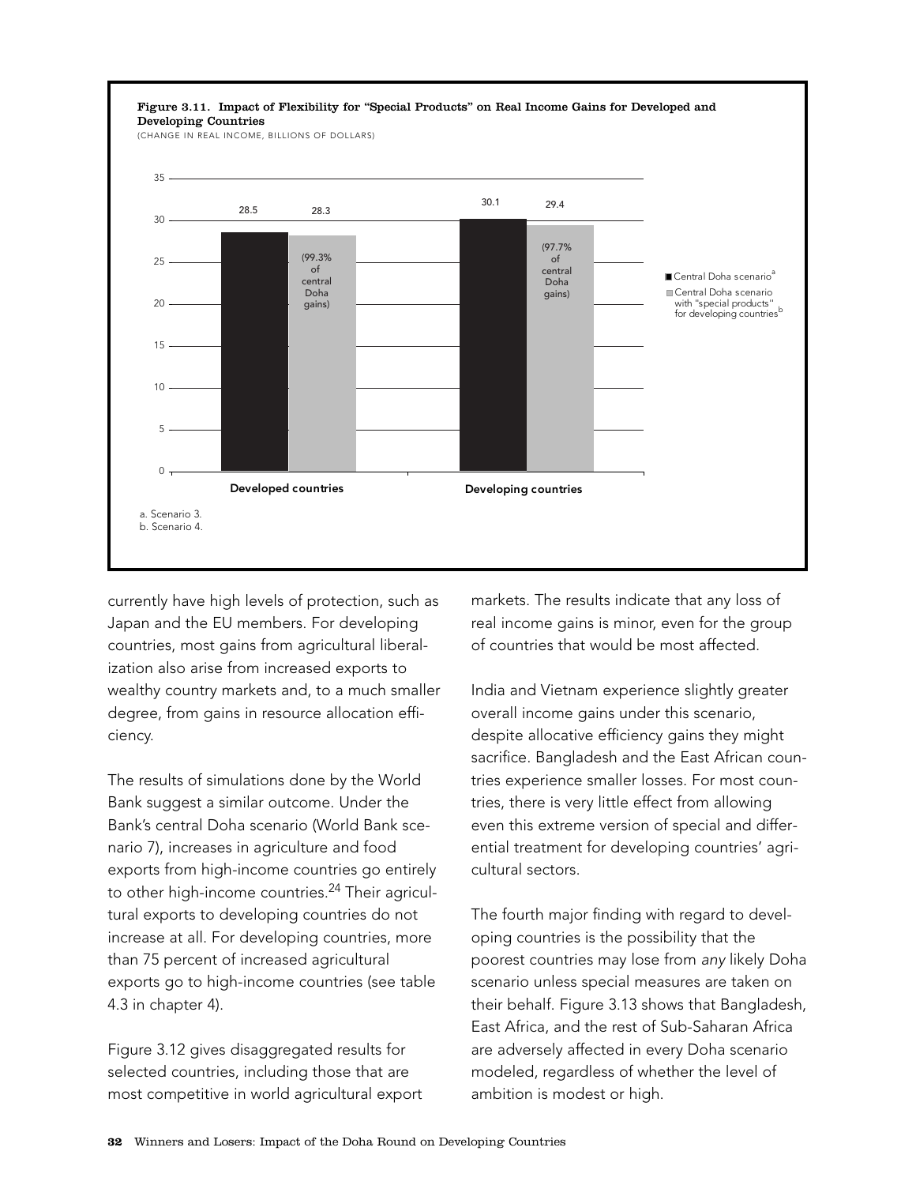**Figure 3.11. Impact of Flexibility for "Special Products" on Real Income Gains for Developed and Developing Countries**

(CHANGE IN REAL INCOME, BILLIONS OF DOLLARS)

| | Central Doha scenario[a] | Central Doha scenario with "special products" for developing countries[b] |
|---|---|---|
| Developed countries | 28.5 | 28.3 (99.3% of central Doha gains) |
| Developing countries | 30.1 | 29.4 (97.7% of central Doha gains) |

a. Scenario 3.
b. Scenario 4.

currently have high levels of protection, such as Japan and the EU members. For developing countries, most gains from agricultural liberalization also arise from increased exports to wealthy country markets and, to a much smaller degree, from gains in resource allocation efficiency.

The results of simulations done by the World Bank suggest a similar outcome. Under the Bank's central Doha scenario (World Bank scenario 7), increases in agriculture and food exports from high-income countries go entirely to other high-income countries.[24] Their agricultural exports to developing countries do not increase at all. For developing countries, more than 75 percent of increased agricultural exports go to high-income countries (see table 4.3 in chapter 4).

Figure 3.12 gives disaggregated results for selected countries, including those that are most competitive in world agricultural export markets. The results indicate that any loss of real income gains is minor, even for the group of countries that would be most affected.

India and Vietnam experience slightly greater overall income gains under this scenario, despite allocative efficiency gains they might sacrifice. Bangladesh and the East African countries experience smaller losses. For most countries, there is very little effect from allowing even this extreme version of special and differential treatment for developing countries' agricultural sectors.

The fourth major finding with regard to developing countries is the possibility that the poorest countries may lose from *any* likely Doha scenario unless special measures are taken on their behalf. Figure 3.13 shows that Bangladesh, East Africa, and the rest of Sub-Saharan Africa are adversely affected in every Doha scenario modeled, regardless of whether the level of ambition is modest or high.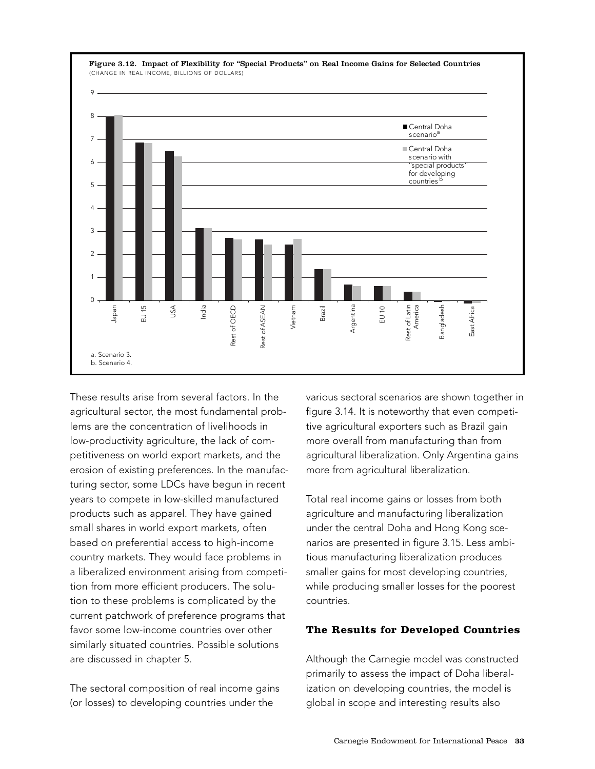**Figure 3.12. Impact of Flexibility for "Special Products" on Real Income Gains for Selected Countries**
(CHANGE IN REAL INCOME, BILLIONS OF DOLLARS)

a. Scenario 3.
b. Scenario 4.

These results arise from several factors. In the agricultural sector, the most fundamental problems are the concentration of livelihoods in low-productivity agriculture, the lack of competitiveness on world export markets, and the erosion of existing preferences. In the manufacturing sector, some LDCs have begun in recent years to compete in low-skilled manufactured products such as apparel. They have gained small shares in world export markets, often based on preferential access to high-income country markets. They would face problems in a liberalized environment arising from competition from more efficient producers. The solution to these problems is complicated by the current patchwork of preference programs that favor some low-income countries over other similarly situated countries. Possible solutions are discussed in chapter 5.

The sectoral composition of real income gains (or losses) to developing countries under the various sectoral scenarios are shown together in figure 3.14. It is noteworthy that even competitive agricultural exporters such as Brazil gain more overall from manufacturing than from agricultural liberalization. Only Argentina gains more from agricultural liberalization.

Total real income gains or losses from both agriculture and manufacturing liberalization under the central Doha and Hong Kong scenarios are presented in figure 3.15. Less ambitious manufacturing liberalization produces smaller gains for most developing countries, while producing smaller losses for the poorest countries.

## The Results for Developed Countries

Although the Carnegie model was constructed primarily to assess the impact of Doha liberalization on developing countries, the model is global in scope and interesting results also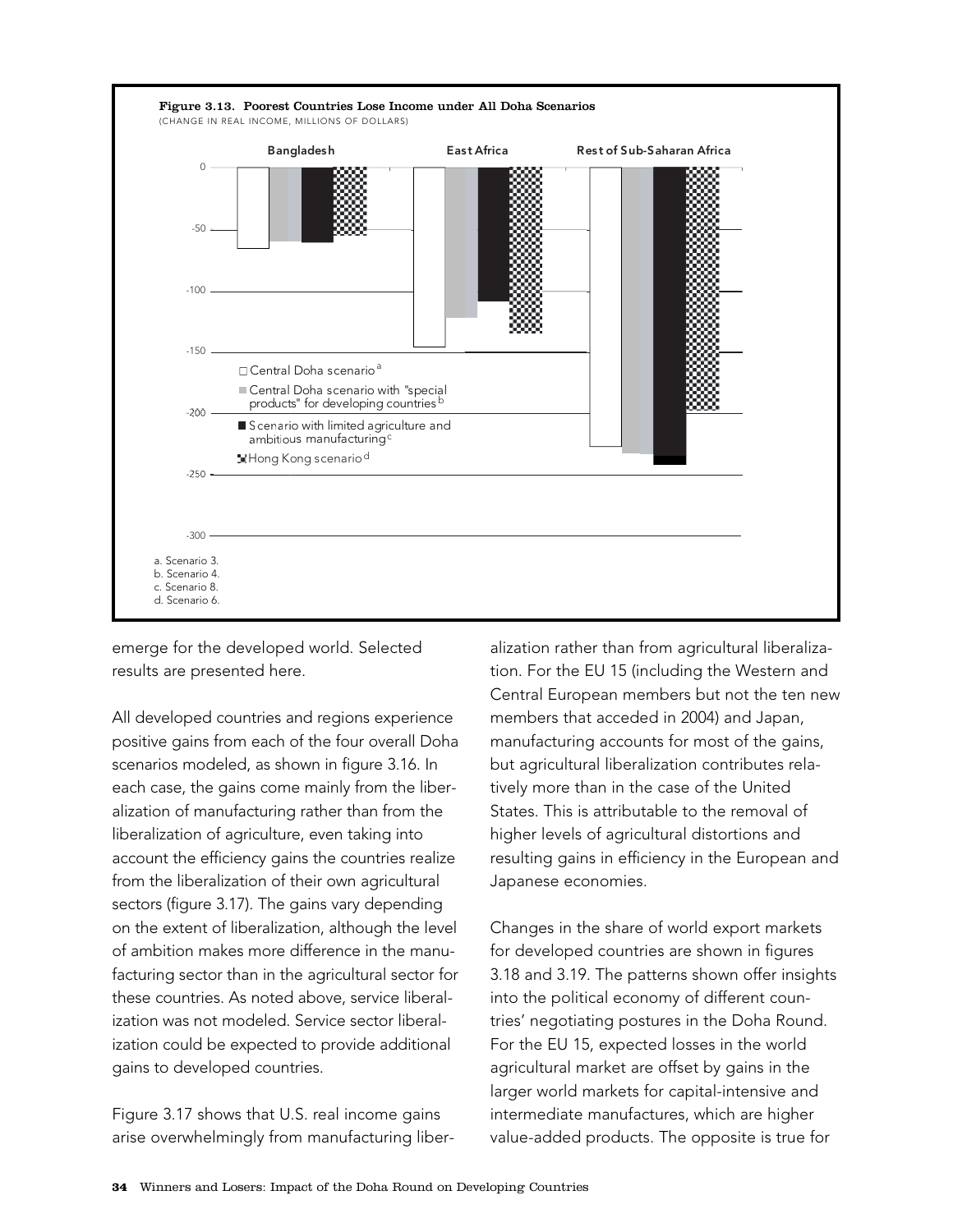**Figure 3.13. Poorest Countries Lose Income under All Doha Scenarios**
(CHANGE IN REAL INCOME, MILLIONS OF DOLLARS)

Bangladesh | East Africa | Rest of Sub-Saharan Africa

0, -50, -100, -150, -200, -250, -300

□ Central Doha scenario[a]
■ Central Doha scenario with "special products" for developing countries[b]
■ Scenario with limited agriculture and ambitious manufacturing[c]
Hong Kong scenario[d]

a. Scenario 3.
b. Scenario 4.
c. Scenario 8.
d. Scenario 6.

emerge for the developed world. Selected results are presented here.

All developed countries and regions experience positive gains from each of the four overall Doha scenarios modeled, as shown in figure 3.16. In each case, the gains come mainly from the liberalization of manufacturing rather than from the liberalization of agriculture, even taking into account the efficiency gains the countries realize from the liberalization of their own agricultural sectors (figure 3.17). The gains vary depending on the extent of liberalization, although the level of ambition makes more difference in the manufacturing sector than in the agricultural sector for these countries. As noted above, service liberalization was not modeled. Service sector liberalization could be expected to provide additional gains to developed countries.

Figure 3.17 shows that U.S. real income gains arise overwhelmingly from manufacturing liberalization rather than from agricultural liberalization. For the EU 15 (including the Western and Central European members but not the ten new members that acceded in 2004) and Japan, manufacturing accounts for most of the gains, but agricultural liberalization contributes relatively more than in the case of the United States. This is attributable to the removal of higher levels of agricultural distortions and resulting gains in efficiency in the European and Japanese economies.

Changes in the share of world export markets for developed countries are shown in figures 3.18 and 3.19. The patterns shown offer insights into the political economy of different countries' negotiating postures in the Doha Round. For the EU 15, expected losses in the world agricultural market are offset by gains in the larger world markets for capital-intensive and intermediate manufactures, which are higher value-added products. The opposite is true for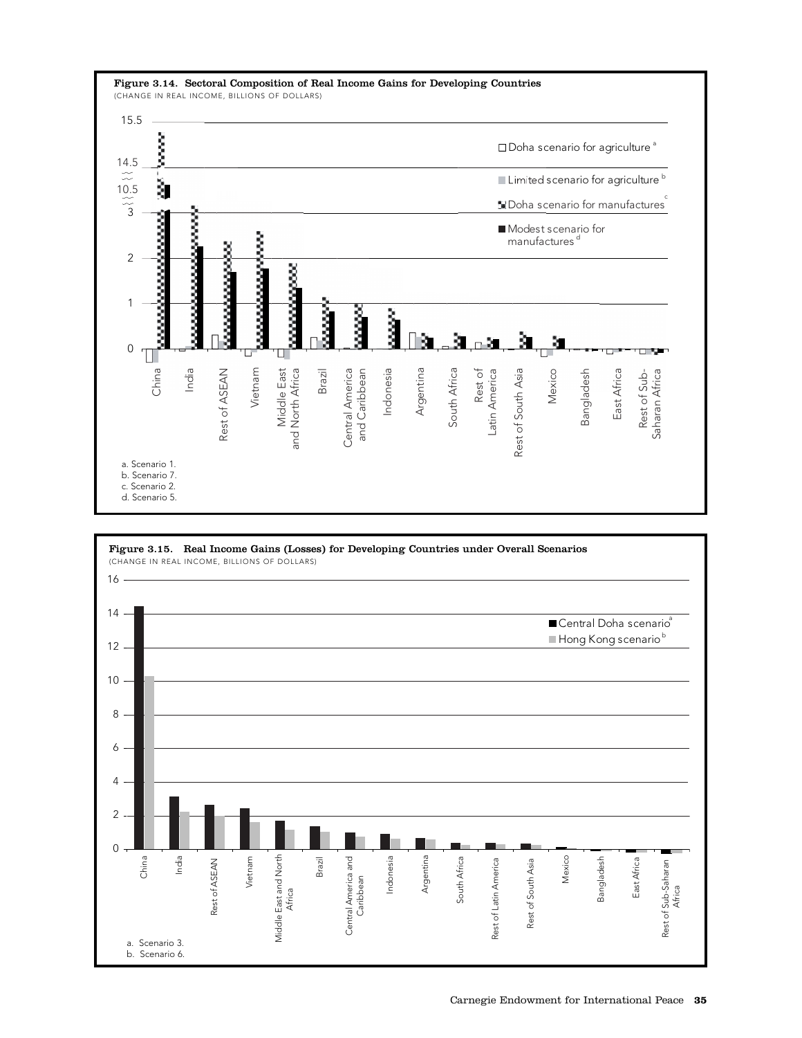**Figure 3.14. Sectoral Composition of Real Income Gains for Developing Countries**

(CHANGE IN REAL INCOME, BILLIONS OF DOLLARS)

Legend:
- Doha scenario for agriculture [a]
- Limited scenario for agriculture [b]
- Doha scenario for manufactures [c]
- Modest scenario for manufactures [d]

Countries/regions: China, India, Rest of ASEAN, Vietnam, Middle East and North Africa, Brazil, Central America and Caribbean, Indonesia, Argentina, South Africa, Rest of Latin America, Rest of South Asia, Mexico, Bangladesh, East Africa, Rest of Sub-Saharan Africa

a. Scenario 1.
b. Scenario 7.
c. Scenario 2.
d. Scenario 5.

**Figure 3.15. Real Income Gains (Losses) for Developing Countries under Overall Scenarios**

(CHANGE IN REAL INCOME, BILLIONS OF DOLLARS)

Legend:
- Central Doha scenario [a]
- Hong Kong scenario [b]

Countries/regions: China, India, Rest of ASEAN, Vietnam, Middle East and North Africa, Brazil, Central America and Caribbean, Indonesia, Argentina, South Africa, Rest of Latin America, Rest of South Asia, Mexico, Bangladesh, East Africa, Rest of Sub-Saharan Africa

a. Scenario 3.
b. Scenario 6.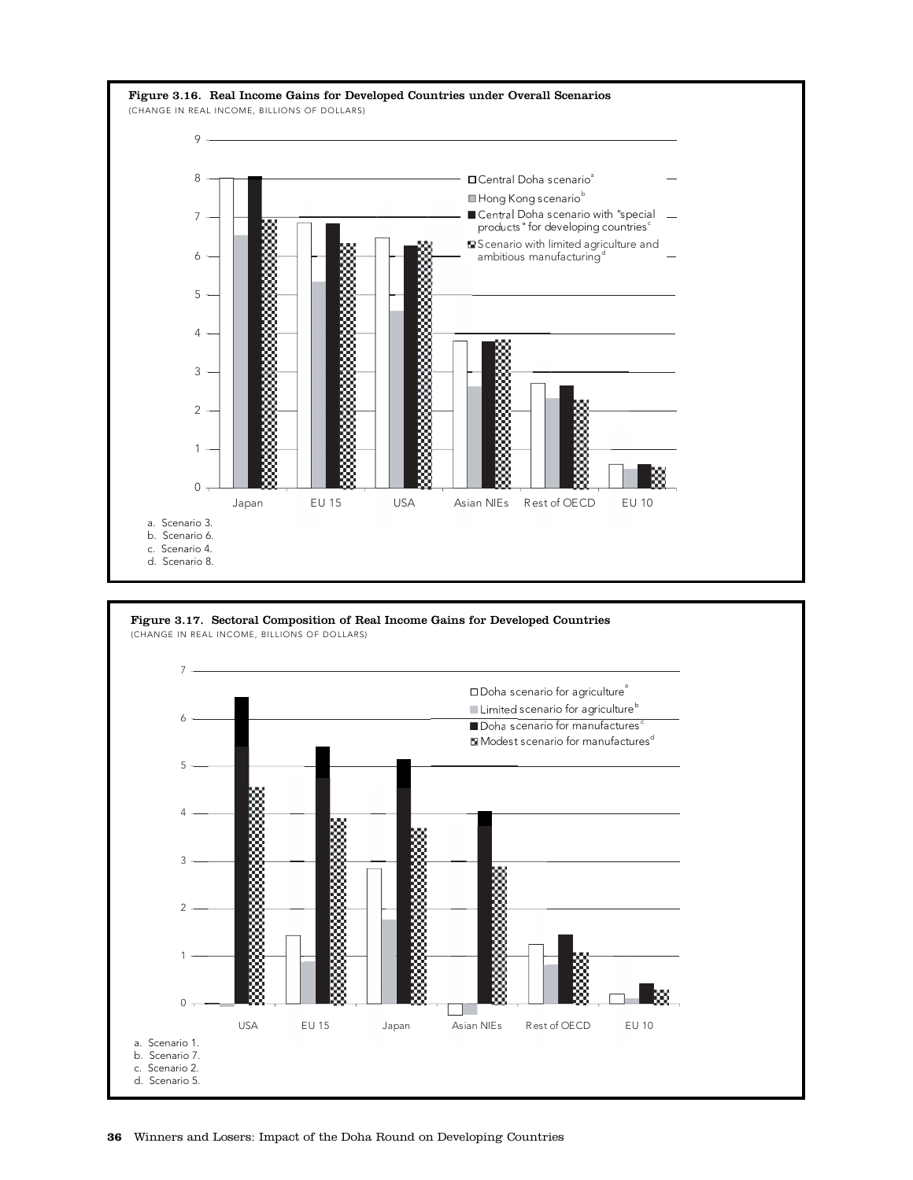**Figure 3.16. Real Income Gains for Developed Countries under Overall Scenarios**

(CHANGE IN REAL INCOME, BILLIONS OF DOLLARS)

- Central Doha scenario[a]
- Hong Kong scenario[b]
- Central Doha scenario with "special products" for developing countries[c]
- Scenario with limited agriculture and ambitious manufacturing[d]

Japan, EU 15, USA, Asian NIEs, Rest of OECD, EU 10

a. Scenario 3.
b. Scenario 6.
c. Scenario 4.
d. Scenario 8.

**Figure 3.17. Sectoral Composition of Real Income Gains for Developed Countries**

(CHANGE IN REAL INCOME, BILLIONS OF DOLLARS)

- Doha scenario for agriculture[a]
- Limited scenario for agriculture[b]
- Doha scenario for manufactures[c]
- Modest scenario for manufactures[d]

USA, EU 15, Japan, Asian NIEs, Rest of OECD, EU 10

a. Scenario 1.
b. Scenario 7.
c. Scenario 2.
d. Scenario 5.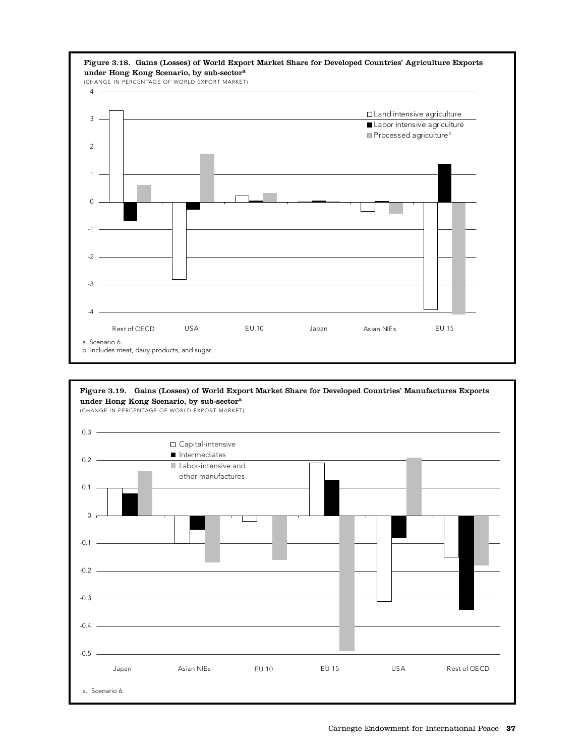**Figure 3.18. Gains (Losses) of World Export Market Share for Developed Countries' Agriculture Exports under Hong Kong Scenario, by sub-sector[a]**

(CHANGE IN PERCENTAGE OF WORLD EXPORT MARKET)

a. Scenario 6.

b. Includes meat, dairy products, and sugar.

**Figure 3.19. Gains (Losses) of World Export Market Share for Developed Countries' Manufactures Exports under Hong Kong Scenario, by sub-sector[a]**

(CHANGE IN PERCENTAGE OF WORLD EXPORT MARKET)

a. Scenario 6.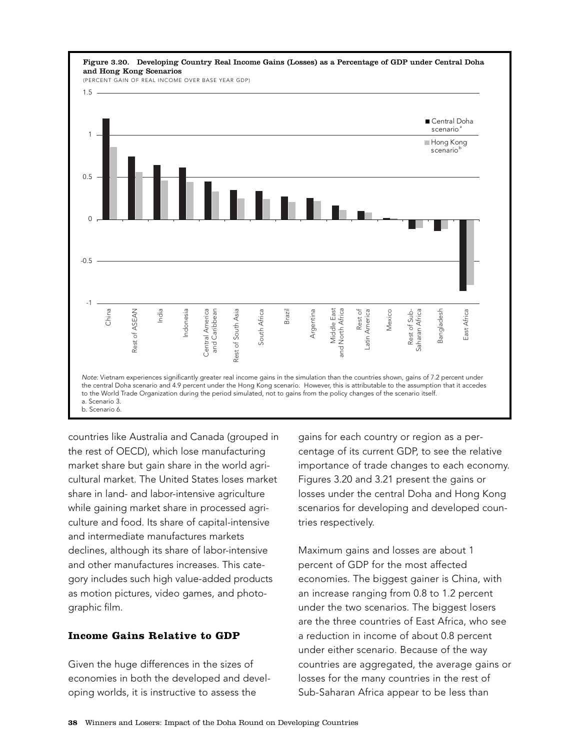**Figure 3.20. Developing Country Real Income Gains (Losses) as a Percentage of GDP under Central Doha and Hong Kong Scenarios**

(PERCENT GAIN OF REAL INCOME OVER BASE YEAR GDP)

*Note*: Vietnam experiences significantly greater real income gains in the simulation than the countries shown, gains of 7.2 percent under the central Doha scenario and 4.9 percent under the Hong Kong scenario. However, this is attributable to the assumption that it accedes to the World Trade Organization during the period simulated, not to gains from the policy changes of the scenario itself.

a. Scenario 3.

b. Scenario 6.

countries like Australia and Canada (grouped in the rest of OECD), which lose manufacturing market share but gain share in the world agricultural market. The United States loses market share in land- and labor-intensive agriculture while gaining market share in processed agriculture and food. Its share of capital-intensive and intermediate manufactures markets declines, although its share of labor-intensive and other manufactures increases. This category includes such high value-added products as motion pictures, video games, and photographic film.

### Income Gains Relative to GDP

Given the huge differences in the sizes of economies in both the developed and developing worlds, it is instructive to assess the gains for each country or region as a percentage of its current GDP, to see the relative importance of trade changes to each economy. Figures 3.20 and 3.21 present the gains or losses under the central Doha and Hong Kong scenarios for developing and developed countries respectively.

Maximum gains and losses are about 1 percent of GDP for the most affected economies. The biggest gainer is China, with an increase ranging from 0.8 to 1.2 percent under the two scenarios. The biggest losers are the three countries of East Africa, who see a reduction in income of about 0.8 percent under either scenario. Because of the way countries are aggregated, the average gains or losses for the many countries in the rest of Sub-Saharan Africa appear to be less than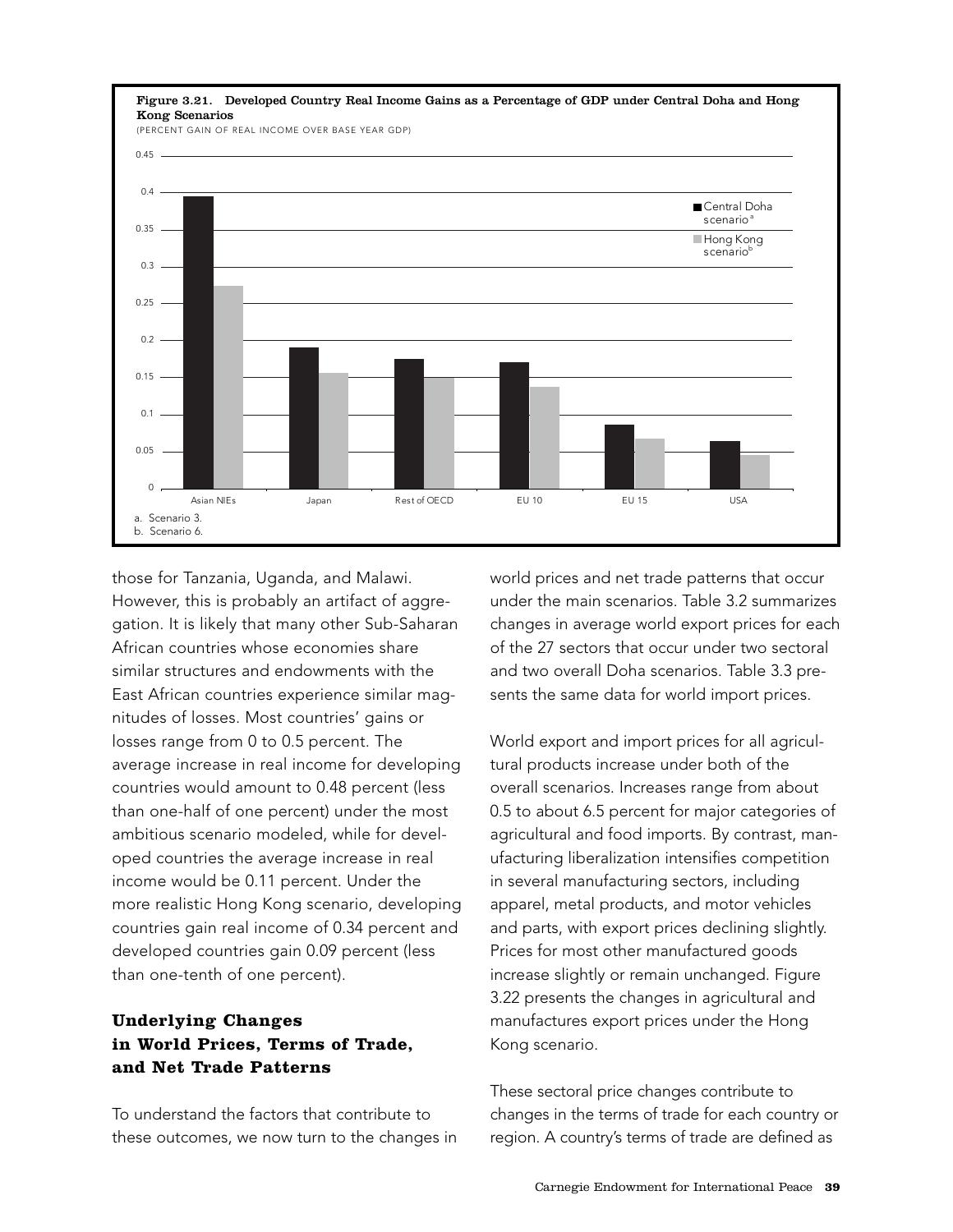**Figure 3.21. Developed Country Real Income Gains as a Percentage of GDP under Central Doha and Hong Kong Scenarios**

(PERCENT GAIN OF REAL INCOME OVER BASE YEAR GDP)

| | Central Doha scenario[a] | Hong Kong scenario[b] |
|---|---|---|
| Asian NIEs | 0.39 | 0.27 |
| Japan | 0.19 | 0.15 |
| Rest of OECD | 0.17 | 0.15 |
| EU 10 | 0.17 | 0.14 |
| EU 15 | 0.09 | 0.07 |
| USA | 0.06 | 0.05 |

a. Scenario 3.
b. Scenario 6.

those for Tanzania, Uganda, and Malawi. However, this is probably an artifact of aggregation. It is likely that many other Sub-Saharan African countries whose economies share similar structures and endowments with the East African countries experience similar magnitudes of losses. Most countries' gains or losses range from 0 to 0.5 percent. The average increase in real income for developing countries would amount to 0.48 percent (less than one-half of one percent) under the most ambitious scenario modeled, while for developed countries the average increase in real income would be 0.11 percent. Under the more realistic Hong Kong scenario, developing countries gain real income of 0.34 percent and developed countries gain 0.09 percent (less than one-tenth of one percent).

## Underlying Changes in World Prices, Terms of Trade, and Net Trade Patterns

To understand the factors that contribute to these outcomes, we now turn to the changes in world prices and net trade patterns that occur under the main scenarios. Table 3.2 summarizes changes in average world export prices for each of the 27 sectors that occur under two sectoral and two overall Doha scenarios. Table 3.3 presents the same data for world import prices.

World export and import prices for all agricultural products increase under both of the overall scenarios. Increases range from about 0.5 to about 6.5 percent for major categories of agricultural and food imports. By contrast, manufacturing liberalization intensifies competition in several manufacturing sectors, including apparel, metal products, and motor vehicles and parts, with export prices declining slightly. Prices for most other manufactured goods increase slightly or remain unchanged. Figure 3.22 presents the changes in agricultural and manufactures export prices under the Hong Kong scenario.

These sectoral price changes contribute to changes in the terms of trade for each country or region. A country's terms of trade are defined as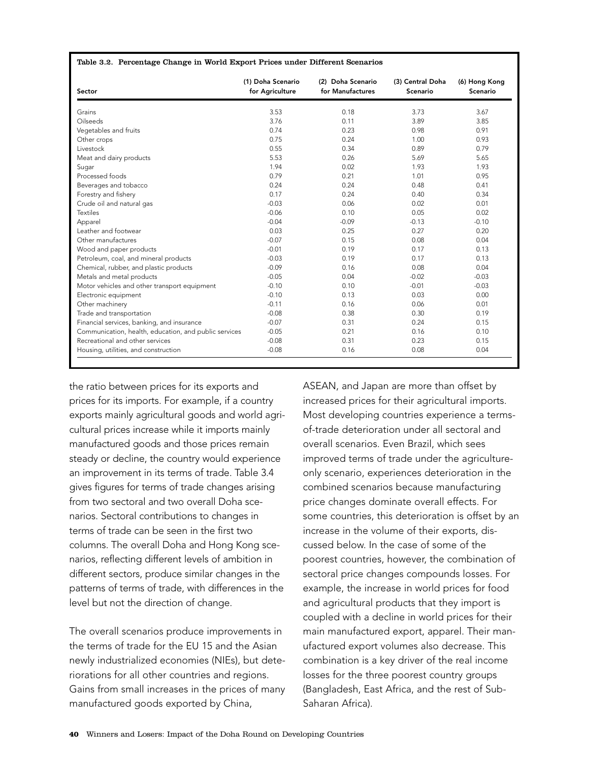**Table 3.2. Percentage Change in World Export Prices under Different Scenarios**

| Sector | (1) Doha Scenario for Agriculture | (2) Doha Scenario for Manufactures | (3) Central Doha Scenario | (6) Hong Kong Scenario |
|---|---|---|---|---|
| Grains | 3.53 | 0.18 | 3.73 | 3.67 |
| Oilseeds | 3.76 | 0.11 | 3.89 | 3.85 |
| Vegetables and fruits | 0.74 | 0.23 | 0.98 | 0.91 |
| Other crops | 0.75 | 0.24 | 1.00 | 0.93 |
| Livestock | 0.55 | 0.34 | 0.89 | 0.79 |
| Meat and dairy products | 5.53 | 0.26 | 5.69 | 5.65 |
| Sugar | 1.94 | 0.02 | 1.93 | 1.93 |
| Processed foods | 0.79 | 0.21 | 1.01 | 0.95 |
| Beverages and tobacco | 0.24 | 0.24 | 0.48 | 0.41 |
| Forestry and fishery | 0.17 | 0.24 | 0.40 | 0.34 |
| Crude oil and natural gas | -0.03 | 0.06 | 0.02 | 0.01 |
| Textiles | -0.06 | 0.10 | 0.05 | 0.02 |
| Apparel | -0.04 | -0.09 | -0.13 | -0.10 |
| Leather and footwear | 0.03 | 0.25 | 0.27 | 0.20 |
| Other manufactures | -0.07 | 0.15 | 0.08 | 0.04 |
| Wood and paper products | -0.01 | 0.19 | 0.17 | 0.13 |
| Petroleum, coal, and mineral products | -0.03 | 0.19 | 0.17 | 0.13 |
| Chemical, rubber, and plastic products | -0.09 | 0.16 | 0.08 | 0.04 |
| Metals and metal products | -0.05 | 0.04 | -0.02 | -0.03 |
| Motor vehicles and other transport equipment | -0.10 | 0.10 | -0.01 | -0.03 |
| Electronic equipment | -0.10 | 0.13 | 0.03 | 0.00 |
| Other machinery | -0.11 | 0.16 | 0.06 | 0.01 |
| Trade and transportation | -0.08 | 0.38 | 0.30 | 0.19 |
| Financial services, banking, and insurance | -0.07 | 0.31 | 0.24 | 0.15 |
| Communication, health, education, and public services | -0.05 | 0.21 | 0.16 | 0.10 |
| Recreational and other services | -0.08 | 0.31 | 0.23 | 0.15 |
| Housing, utilities, and construction | -0.08 | 0.16 | 0.08 | 0.04 |

the ratio between prices for its exports and prices for its imports. For example, if a country exports mainly agricultural goods and world agricultural prices increase while it imports mainly manufactured goods and those prices remain steady or decline, the country would experience an improvement in its terms of trade. Table 3.4 gives figures for terms of trade changes arising from two sectoral and two overall Doha scenarios. Sectoral contributions to changes in terms of trade can be seen in the first two columns. The overall Doha and Hong Kong scenarios, reflecting different levels of ambition in different sectors, produce similar changes in the patterns of terms of trade, with differences in the level but not the direction of change.

The overall scenarios produce improvements in the terms of trade for the EU 15 and the Asian newly industrialized economies (NIEs), but deteriorations for all other countries and regions. Gains from small increases in the prices of many manufactured goods exported by China, ASEAN, and Japan are more than offset by increased prices for their agricultural imports. Most developing countries experience a terms-of-trade deterioration under all sectoral and overall scenarios. Even Brazil, which sees improved terms of trade under the agriculture-only scenario, experiences deterioration in the combined scenarios because manufacturing price changes dominate overall effects. For some countries, this deterioration is offset by an increase in the volume of their exports, discussed below. In the case of some of the poorest countries, however, the combination of sectoral price changes compounds losses. For example, the increase in world prices for food and agricultural products that they import is coupled with a decline in world prices for their main manufactured export, apparel. Their manufactured export volumes also decrease. This combination is a key driver of the real income losses for the three poorest country groups (Bangladesh, East Africa, and the rest of Sub-Saharan Africa).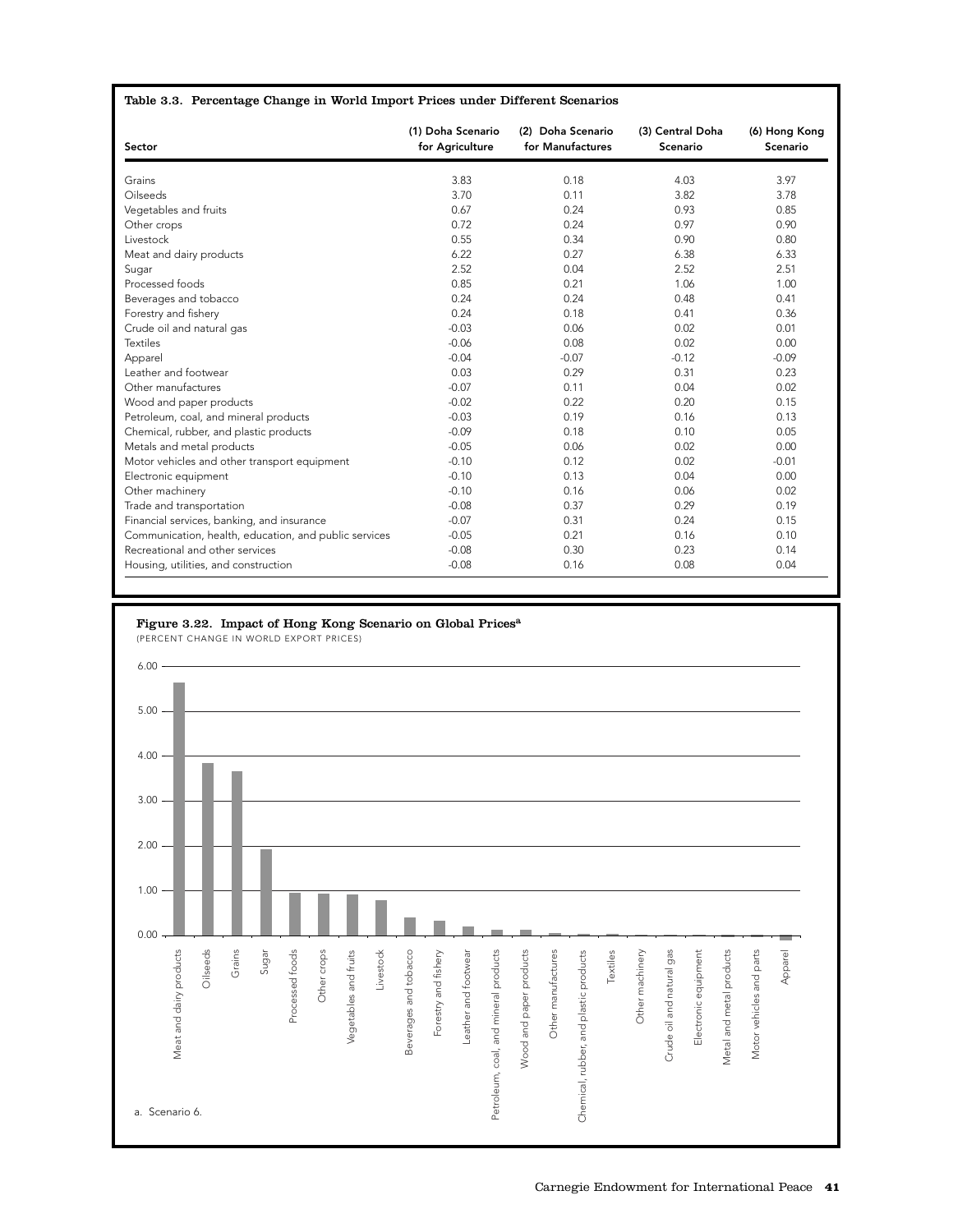**Table 3.3. Percentage Change in World Import Prices under Different Scenarios**

| Sector | (1) Doha Scenario for Agriculture | (2) Doha Scenario for Manufactures | (3) Central Doha Scenario | (6) Hong Kong Scenario |
|---|---|---|---|---|
| Grains | 3.83 | 0.18 | 4.03 | 3.97 |
| Oilseeds | 3.70 | 0.11 | 3.82 | 3.78 |
| Vegetables and fruits | 0.67 | 0.24 | 0.93 | 0.85 |
| Other crops | 0.72 | 0.24 | 0.97 | 0.90 |
| Livestock | 0.55 | 0.34 | 0.90 | 0.80 |
| Meat and dairy products | 6.22 | 0.27 | 6.38 | 6.33 |
| Sugar | 2.52 | 0.04 | 2.52 | 2.51 |
| Processed foods | 0.85 | 0.21 | 1.06 | 1.00 |
| Beverages and tobacco | 0.24 | 0.24 | 0.48 | 0.41 |
| Forestry and fishery | 0.24 | 0.18 | 0.41 | 0.36 |
| Crude oil and natural gas | -0.03 | 0.06 | 0.02 | 0.01 |
| Textiles | -0.06 | 0.08 | 0.02 | 0.00 |
| Apparel | -0.04 | -0.07 | -0.12 | -0.09 |
| Leather and footwear | 0.03 | 0.29 | 0.31 | 0.23 |
| Other manufactures | -0.07 | 0.11 | 0.04 | 0.02 |
| Wood and paper products | -0.02 | 0.22 | 0.20 | 0.15 |
| Petroleum, coal, and mineral products | -0.03 | 0.19 | 0.16 | 0.13 |
| Chemical, rubber, and plastic products | -0.09 | 0.18 | 0.10 | 0.05 |
| Metals and metal products | -0.05 | 0.06 | 0.02 | 0.00 |
| Motor vehicles and other transport equipment | -0.10 | 0.12 | 0.02 | -0.01 |
| Electronic equipment | -0.10 | 0.13 | 0.04 | 0.00 |
| Other machinery | -0.10 | 0.16 | 0.06 | 0.02 |
| Trade and transportation | -0.08 | 0.37 | 0.29 | 0.19 |
| Financial services, banking, and insurance | -0.07 | 0.31 | 0.24 | 0.15 |
| Communication, health, education, and public services | -0.05 | 0.21 | 0.16 | 0.10 |
| Recreational and other services | -0.08 | 0.30 | 0.23 | 0.14 |
| Housing, utilities, and construction | -0.08 | 0.16 | 0.08 | 0.04 |

**Figure 3.22. Impact of Hong Kong Scenario on Global Prices[a]**

(PERCENT CHANGE IN WORLD EXPORT PRICES)

a. Scenario 6.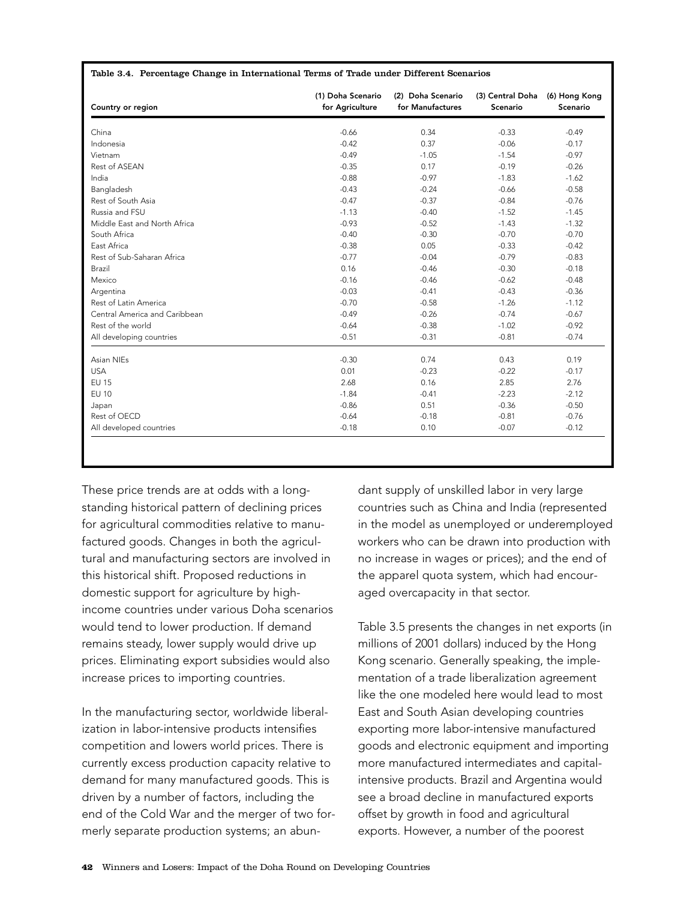**Table 3.4. Percentage Change in International Terms of Trade under Different Scenarios**

| Country or region | (1) Doha Scenario for Agriculture | (2) Doha Scenario for Manufactures | (3) Central Doha Scenario | (6) Hong Kong Scenario |
|---|---|---|---|---|
| China | -0.66 | 0.34 | -0.33 | -0.49 |
| Indonesia | -0.42 | 0.37 | -0.06 | -0.17 |
| Vietnam | -0.49 | -1.05 | -1.54 | -0.97 |
| Rest of ASEAN | -0.35 | 0.17 | -0.19 | -0.26 |
| India | -0.88 | -0.97 | -1.83 | -1.62 |
| Bangladesh | -0.43 | -0.24 | -0.66 | -0.58 |
| Rest of South Asia | -0.47 | -0.37 | -0.84 | -0.76 |
| Russia and FSU | -1.13 | -0.40 | -1.52 | -1.45 |
| Middle East and North Africa | -0.93 | -0.52 | -1.43 | -1.32 |
| South Africa | -0.40 | -0.30 | -0.70 | -0.70 |
| East Africa | -0.38 | 0.05 | -0.33 | -0.42 |
| Rest of Sub-Saharan Africa | -0.77 | -0.04 | -0.79 | -0.83 |
| Brazil | 0.16 | -0.46 | -0.30 | -0.18 |
| Mexico | -0.16 | -0.46 | -0.62 | -0.48 |
| Argentina | -0.03 | -0.41 | -0.43 | -0.36 |
| Rest of Latin America | -0.70 | -0.58 | -1.26 | -1.12 |
| Central America and Caribbean | -0.49 | -0.26 | -0.74 | -0.67 |
| Rest of the world | -0.64 | -0.38 | -1.02 | -0.92 |
| All developing countries | -0.51 | -0.31 | -0.81 | -0.74 |
| Asian NIEs | -0.30 | 0.74 | 0.43 | 0.19 |
| USA | 0.01 | -0.23 | -0.22 | -0.17 |
| EU 15 | 2.68 | 0.16 | 2.85 | 2.76 |
| EU 10 | -1.84 | -0.41 | -2.23 | -2.12 |
| Japan | -0.86 | 0.51 | -0.36 | -0.50 |
| Rest of OECD | -0.64 | -0.18 | -0.81 | -0.76 |
| All developed countries | -0.18 | 0.10 | -0.07 | -0.12 |

These price trends are at odds with a long-standing historical pattern of declining prices for agricultural commodities relative to manufactured goods. Changes in both the agricultural and manufacturing sectors are involved in this historical shift. Proposed reductions in domestic support for agriculture by high-income countries under various Doha scenarios would tend to lower production. If demand remains steady, lower supply would drive up prices. Eliminating export subsidies would also increase prices to importing countries.

In the manufacturing sector, worldwide liberalization in labor-intensive products intensifies competition and lowers world prices. There is currently excess production capacity relative to demand for many manufactured goods. This is driven by a number of factors, including the end of the Cold War and the merger of two formerly separate production systems; an abundant supply of unskilled labor in very large countries such as China and India (represented in the model as unemployed or underemployed workers who can be drawn into production with no increase in wages or prices); and the end of the apparel quota system, which had encouraged overcapacity in that sector.

Table 3.5 presents the changes in net exports (in millions of 2001 dollars) induced by the Hong Kong scenario. Generally speaking, the implementation of a trade liberalization agreement like the one modeled here would lead to most East and South Asian developing countries exporting more labor-intensive manufactured goods and electronic equipment and importing more manufactured intermediates and capital-intensive products. Brazil and Argentina would see a broad decline in manufactured exports offset by growth in food and agricultural exports. However, a number of the poorest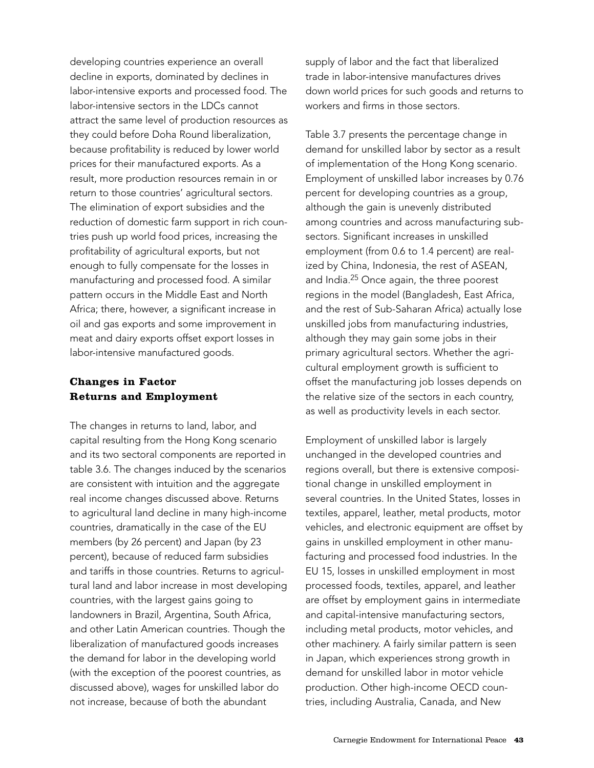developing countries experience an overall decline in exports, dominated by declines in labor-intensive exports and processed food. The labor-intensive sectors in the LDCs cannot attract the same level of production resources as they could before Doha Round liberalization, because profitability is reduced by lower world prices for their manufactured exports. As a result, more production resources remain in or return to those countries' agricultural sectors. The elimination of export subsidies and the reduction of domestic farm support in rich countries push up world food prices, increasing the profitability of agricultural exports, but not enough to fully compensate for the losses in manufacturing and processed food. A similar pattern occurs in the Middle East and North Africa; there, however, a significant increase in oil and gas exports and some improvement in meat and dairy exports offset export losses in labor-intensive manufactured goods.

## Changes in Factor Returns and Employment

The changes in returns to land, labor, and capital resulting from the Hong Kong scenario and its two sectoral components are reported in table 3.6. The changes induced by the scenarios are consistent with intuition and the aggregate real income changes discussed above. Returns to agricultural land decline in many high-income countries, dramatically in the case of the EU members (by 26 percent) and Japan (by 23 percent), because of reduced farm subsidies and tariffs in those countries. Returns to agricultural land and labor increase in most developing countries, with the largest gains going to landowners in Brazil, Argentina, South Africa, and other Latin American countries. Though the liberalization of manufactured goods increases the demand for labor in the developing world (with the exception of the poorest countries, as discussed above), wages for unskilled labor do not increase, because of both the abundant supply of labor and the fact that liberalized trade in labor-intensive manufactures drives down world prices for such goods and returns to workers and firms in those sectors.

Table 3.7 presents the percentage change in demand for unskilled labor by sector as a result of implementation of the Hong Kong scenario. Employment of unskilled labor increases by 0.76 percent for developing countries as a group, although the gain is unevenly distributed among countries and across manufacturing subsectors. Significant increases in unskilled employment (from 0.6 to 1.4 percent) are realized by China, Indonesia, the rest of ASEAN, and India.[25] Once again, the three poorest regions in the model (Bangladesh, East Africa, and the rest of Sub-Saharan Africa) actually lose unskilled jobs from manufacturing industries, although they may gain some jobs in their primary agricultural sectors. Whether the agricultural employment growth is sufficient to offset the manufacturing job losses depends on the relative size of the sectors in each country, as well as productivity levels in each sector.

Employment of unskilled labor is largely unchanged in the developed countries and regions overall, but there is extensive compositional change in unskilled employment in several countries. In the United States, losses in textiles, apparel, leather, metal products, motor vehicles, and electronic equipment are offset by gains in unskilled employment in other manufacturing and processed food industries. In the EU 15, losses in unskilled employment in most processed foods, textiles, apparel, and leather are offset by employment gains in intermediate and capital-intensive manufacturing sectors, including metal products, motor vehicles, and other machinery. A fairly similar pattern is seen in Japan, which experiences strong growth in demand for unskilled labor in motor vehicle production. Other high-income OECD countries, including Australia, Canada, and New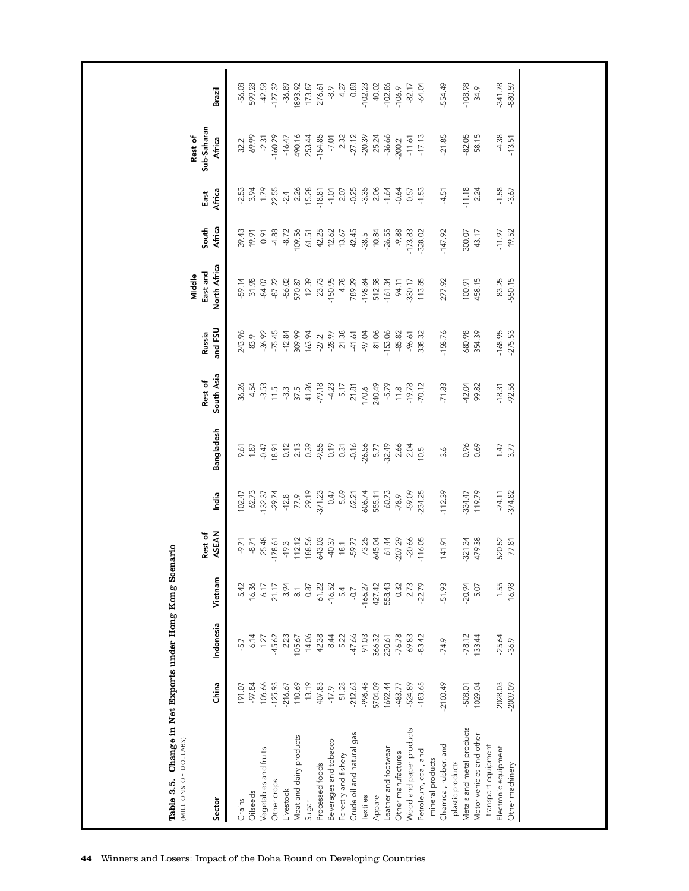**Table 3.5. Change in Net Exports under Hong Kong Scenario**

(MILLIONS OF DOLLARS)

| Sector | China | Indonesia | Vietnam | Rest of ASEAN | India | Bangladesh | Rest of South Asia | Russia and FSU | Middle East and North Africa | South Africa | East Africa | Rest of Sub-Saharan Africa | Brazil |
|---|---|---|---|---|---|---|---|---|---|---|---|---|---|
| Grains | 191.07 | -5.7 | 5.42 | -9.71 | 102.47 | 9.61 | 36.26 | 243.96 | -59.14 | 39.43 | -2.53 | 32.2 | -56.08 |
| Oilseeds | -97.84 | 6.14 | 16.36 | -8.71 | 62.73 | 1.87 | 4.54 | 83.9 | 31.98 | 19.91 | 3.94 | 69.99 | 599.28 |
| Vegetables and fruits | 106.66 | 1.27 | 6.17 | 25.48 | -132.37 | -0.47 | -3.53 | -36.92 | -84.07 | 0.91 | 1.79 | -2.31 | -42.58 |
| Other crops | -125.93 | -45.62 | 21.17 | -178.61 | -29.74 | 18.91 | 11.5 | -75.45 | -87.22 | -4.88 | 22.55 | -160.29 | -127.32 |
| Livestock | -216.67 | 2.23 | 3.94 | -19.3 | -12.8 | 0.12 | -3.3 | -12.84 | -56.02 | -8.72 | -2.4 | -16.47 | -36.89 |
| Meat and dairy products | -110.69 | 105.67 | 8.1 | 112.12 | 77.9 | 2.13 | 37.5 | 309.99 | 570.87 | 109.56 | 2.26 | 490.16 | 1893.92 |
| Sugar | -13.19 | -14.06 | -0.87 | 188.56 | 29.19 | 0.39 | -41.86 | -163.94 | -12.39 | 61.51 | 15.28 | 253.44 | 173.87 |
| Processed foods | 407.83 | 42.38 | 61.22 | 643.03 | -371.23 | -9.55 | -79.18 | -27.2 | 23.73 | 42.25 | -18.81 | -154.85 | 276.61 |
| Beverages and tobacco | -17.9 | 8.44 | -16.52 | -40.37 | 0.47 | 0.19 | -4.23 | -28.97 | -150.95 | 12.62 | -1.01 | -7.01 | -8.9 |
| Forestry and fishery | -51.28 | 5.22 | 5.4 | -18.1 | -5.69 | 0.31 | 5.17 | 21.38 | 4.78 | 13.67 | -2.07 | 2.32 | -4.27 |
| Crude oil and natural gas | -212.63 | -47.66 | -0.7 | -59.77 | 62.21 | -0.16 | 21.81 | -41.61 | 789.29 | 42.45 | -0.25 | -27.12 | 0.88 |
| Textiles | -996.48 | 91.03 | -166.27 | 73.25 | 606.74 | -26.56 | 170.6 | -97.04 | -198.84 | -38.5 | -3.35 | -20.39 | -102.23 |
| Apparel | 5704.09 | 366.32 | 427.42 | 645.04 | 555.11 | -5.77 | 240.49 | -81.06 | -512.58 | 10.84 | -2.06 | -25.24 | -40.02 |
| Leather and footwear | 1692.44 | 230.61 | 558.43 | 61.44 | 60.73 | -32.49 | -5.79 | -153.06 | -161.34 | -26.55 | -1.64 | -36.66 | -102.86 |
| Other manufactures | -483.77 | -76.78 | 0.32 | -207.29 | -78.9 | 2.66 | 11.8 | -85.82 | 94.11 | -9.88 | -0.64 | -200.2 | -106.9 |
| Wood and paper products | -524.89 | 69.83 | 2.73 | -20.66 | -59.09 | 2.04 | -19.78 | -96.61 | -330.17 | -173.83 | 0.57 | -11.61 | -82.17 |
| Petroleum, coal, and mineral products | -183.65 | -83.42 | -22.79 | -116.05 | -234.25 | 10.5 | -70.12 | 338.32 | 113.85 | -328.02 | -1.53 | -17.13 | -64.04 |
| Chemical, rubber, and plastic products | -2100.49 | -74.9 | -51.93 | 141.91 | -112.39 | 3.6 | -71.83 | -158.76 | 277.92 | -147.92 | -4.51 | -21.85 | -554.49 |
| Metals and metal products | -508.01 | -78.12 | -20.94 | -321.34 | -334.47 | 0.96 | -42.04 | 680.98 | 100.91 | 300.07 | -11.18 | -82.05 | -108.98 |
| Motor vehicles and other transport equipment | -1029.04 | -133.44 | -5.07 | -479.38 | -119.79 | 0.69 | -99.82 | -354.39 | -458.15 | 43.17 | -2.24 | -58.15 | 34.9 |
| Electronic equipment | 2028.03 | -25.64 | 1.55 | 520.52 | -74.11 | 1.47 | -18.31 | -168.95 | 83.25 | -11.97 | -1.58 | -4.38 | -341.78 |
| Other machinery | -2009.09 | -36.9 | 16.98 | 77.81 | -374.82 | 3.77 | -92.56 | -275.53 | -550.15 | 19.52 | -3.67 | -13.51 | -880.59 |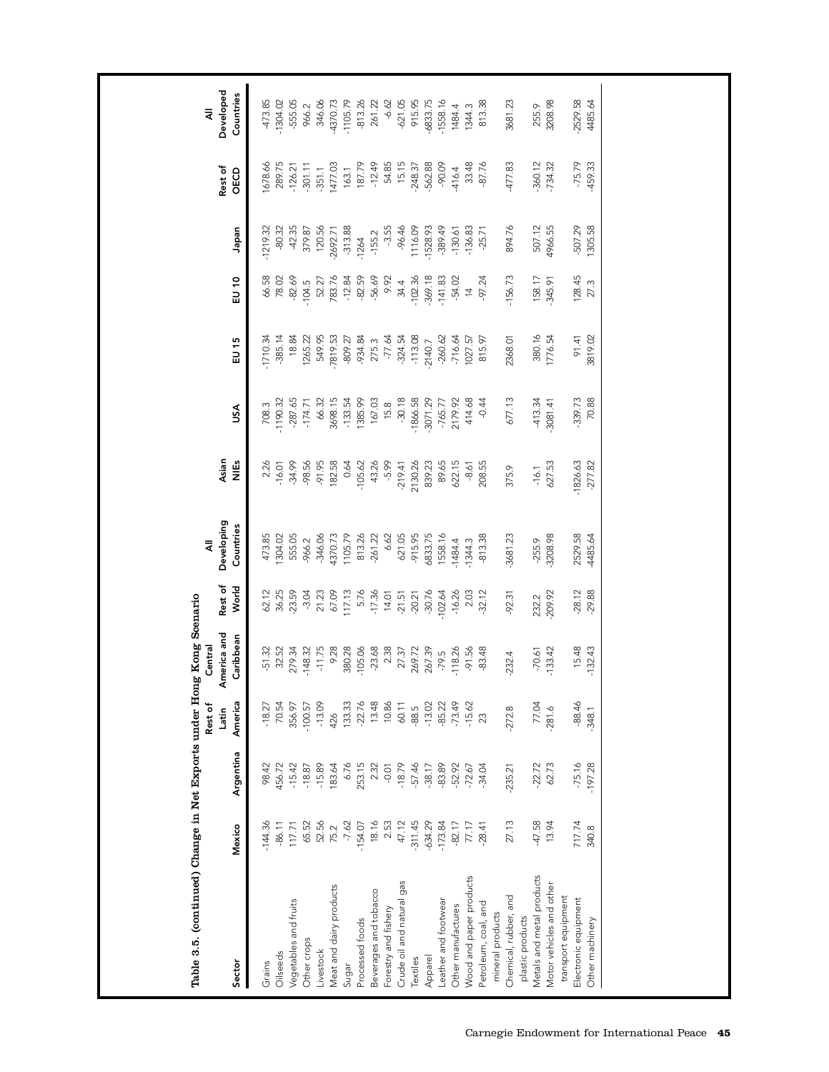**Table 3.5. (continued) Change in Net Exports under Hong Kong Scenario**

| Sector | Mexico | Argentina | Rest of Latin America | Central America and Caribbean | Rest of World | All Developing Countries | Asian NIEs | USA | EU 15 | EU 10 | Japan | Rest of OECD | All Developed Countries |
|---|---|---|---|---|---|---|---|---|---|---|---|---|---|
| Grains | -144.36 | 98.42 | -18.27 | -51.32 | 62.12 | 473.85 | 2.26 | 708.3 | -1710.34 | 66.58 | -1219.32 | 1678.66 | -473.85 |
| Oilseeds | -86.11 | 456.72 | 70.54 | 32.52 | 36.25 | 1304.02 | -16.01 | -1190.32 | -385.14 | 78.02 | -80.32 | 289.75 | -1304.02 |
| Vegetables and fruits | 117.71 | -15.42 | 356.97 | 279.34 | -23.59 | 555.05 | -34.99 | -287.65 | 18.84 | -82.69 | -42.35 | -126.21 | -555.05 |
| Other crops | 65.52 | -18.87 | -100.57 | -148.32 | -3.04 | -966.2 | -98.56 | -174.71 | 1265.22 | -104.5 | 379.87 | -301.11 | 966.2 |
| Livestock | 52.56 | -15.89 | -13.09 | -11.75 | 21.23 | -346.06 | -91.95 | 66.32 | 549.95 | 52.27 | 120.56 | -351.1 | 346.06 |
| Meat and dairy products | 75.2 | 183.64 | 426 | 9.28 | 67.09 | 4370.73 | 182.58 | 3698.15 | -7819.53 | 783.76 | -2692.71 | 1477.03 | -4370.73 |
| Sugar | -7.62 | 6.76 | 133.33 | 380.28 | 117.13 | 1105.79 | 0.64 | -133.54 | -809.27 | -12.84 | -313.88 | 163.1 | -1105.79 |
| Processed foods | -154.07 | 253.15 | -22.76 | -105.06 | 5.76 | 813.26 | -105.62 | 1385.99 | -934.84 | -82.59 | -1264 | 187.79 | -813.26 |
| Beverages and tobacco | 18.16 | 2.32 | 13.48 | -23.68 | -17.36 | -261.22 | 43.26 | 167.03 | 275.3 | -56.69 | -155.2 | -12.49 | 261.22 |
| Forestry and fishery | 2.53 | -0.01 | 10.86 | 2.38 | 14.01 | 6.62 | -5.99 | 15.8 | -77.64 | 9.92 | -3.55 | 54.85 | -6.62 |
| Crude oil and natural gas | 47.12 | -18.79 | 60.11 | 27.37 | -21.51 | 621.05 | -219.41 | -30.18 | -324.54 | 34.4 | -96.46 | 15.15 | -621.05 |
| Textiles | -311.45 | -57.46 | -88.5 | 269.72 | -20.21 | -915.95 | 2130.26 | -1866.58 | -113.08 | -102.36 | 1116.09 | -248.37 | 915.95 |
| Apparel | -634.29 | -38.17 | -13.02 | 267.39 | -30.76 | 6833.75 | 839.23 | -3071.29 | -2140.7 | -369.18 | -1528.93 | -562.88 | -6833.75 |
| Leather and footwear | -173.84 | -83.89 | -85.22 | -79.5 | -102.64 | 1558.16 | 89.65 | -765.77 | -260.62 | -141.83 | -389.49 | -90.09 | -1558.16 |
| Other manufactures | -82.17 | -52.92 | -73.49 | -118.26 | -16.26 | -1484.4 | 622.15 | 2179.92 | -716.64 | -54.02 | -130.61 | -416.4 | 1484.4 |
| Wood and paper products | 77.17 | -72.67 | -15.62 | -91.56 | 2.03 | -1344.3 | -8.61 | 414.68 | 1027.57 | 14 | -136.83 | 33.48 | 1344.3 |
| Petroleum, coal, and mineral products | -28.41 | -34.04 | 23 | -83.48 | -32.12 | -813.38 | 208.55 | -0.44 | 815.97 | -97.24 | -25.71 | -87.76 | 813.38 |
| Chemical, rubber, and plastic products | 27.13 | -235.21 | -272.8 | -232.4 | -92.31 | -3681.23 | 375.9 | 677.13 | 2368.01 | -156.73 | 894.76 | -477.83 | 3681.23 |
| Metals and metal products | -47.58 | -22.72 | 77.04 | -70.61 | 232.2 | -255.9 | -16.1 | -413.34 | 380.16 | 158.17 | 507.12 | -360.12 | 255.9 |
| Motor vehicles and other transport equipment | 13.94 | 62.73 | -281.6 | -133.42 | -209.92 | -3208.98 | 627.53 | -3081.41 | 1776.54 | -345.91 | 4966.55 | -734.32 | 3208.98 |
| Electronic equipment | 717.74 | -75.16 | -88.46 | 15.48 | -28.12 | 2529.58 | -1826.63 | -339.73 | 91.41 | 128.45 | -507.29 | -75.79 | -2529.58 |
| Other machinery | 340.8 | -197.28 | -348.1 | -132.43 | -29.88 | -4485.64 | -277.82 | 70.88 | 3819.02 | 27.3 | 1305.58 | -459.33 | 4485.64 |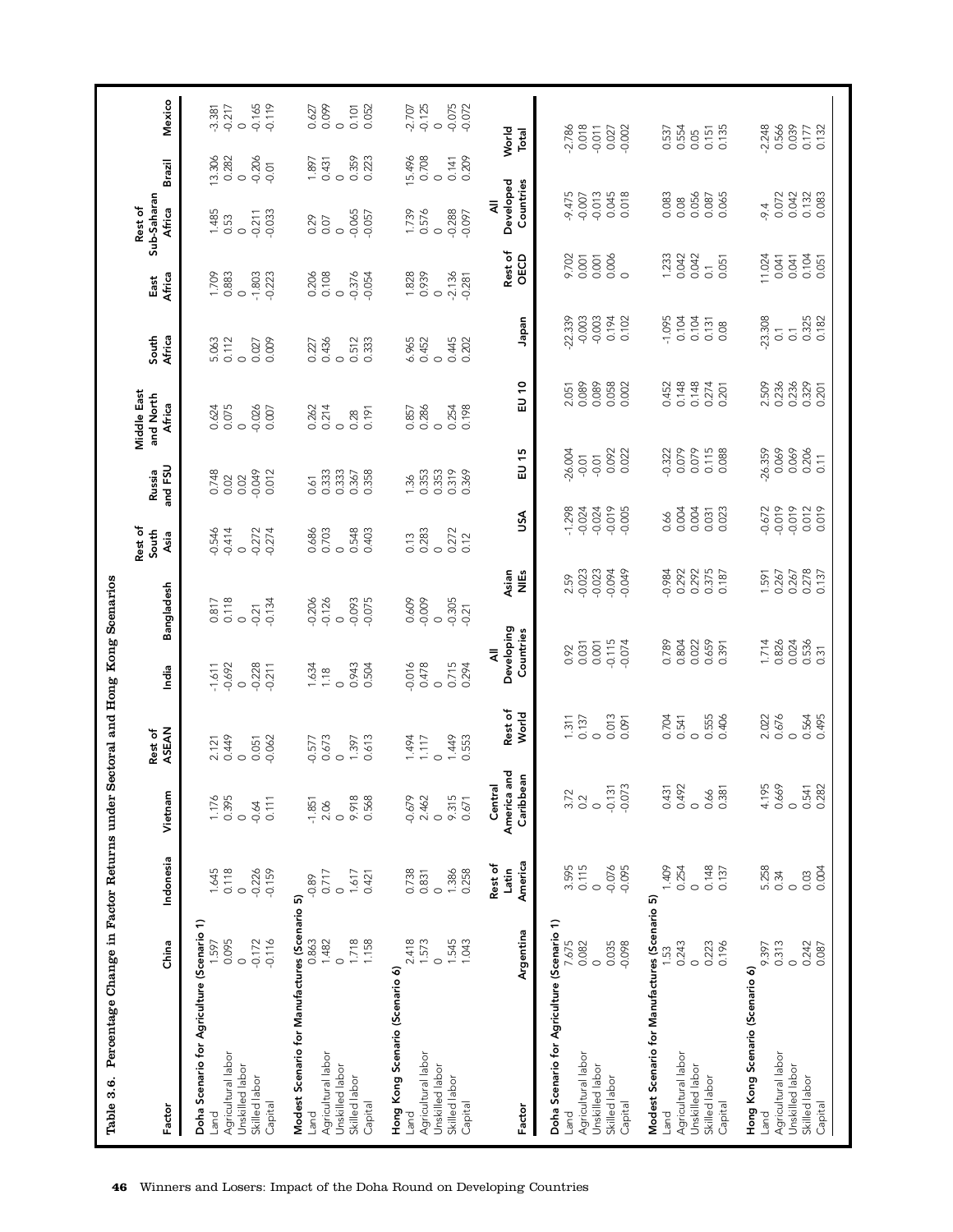**Table 3.6. Percentage Change in Factor Returns under Sectoral and Hong Kong Scenarios**

| Factor | China | Indonesia | Vietnam | Rest of ASEAN | India | Bangladesh | Rest of South Asia | Russia and FSU | Middle East and North Africa | South Africa | East Africa | Rest of Sub-Saharan Africa | Brazil | Mexico |
|---|---|---|---|---|---|---|---|---|---|---|---|---|---|---|
| **Doha Scenario for Agriculture (Scenario 1)** | | | | | | | | | | | | | | |
| Land | 1.597 | 1.645 | 1.176 | 2.121 | -1.611 | 0.817 | -0.546 | 0.748 | 0.624 | 5.063 | 1.709 | 1.485 | 13.306 | -3.381 |
| Agricultural labor | 0.095 | 0.118 | 0.395 | 0.449 | -0.692 | 0.118 | -0.414 | 0.02 | 0.075 | 0.112 | 0.883 | 0.53 | 0.282 | -0.217 |
| Unskilled labor | 0 | 0 | 0 | 0 | 0 | 0 | 0 | 0.02 | 0 | 0 | 0 | 0 | 0 | 0 |
| Skilled labor | -0.172 | -0.226 | -0.64 | 0.051 | -0.228 | -0.21 | -0.272 | -0.049 | -0.026 | 0.027 | -1.803 | -0.211 | -0.206 | -0.165 |
| Capital | -0.116 | -0.159 | 0.111 | -0.062 | -0.211 | -0.134 | -0.274 | 0.012 | 0.007 | 0.009 | -0.223 | -0.033 | -0.01 | -0.119 |
| **Modest Scenario for Manufactures (Scenario 5)** | | | | | | | | | | | | | | |
| Land | 0.863 | -0.89 | -1.851 | -0.577 | 1.634 | -0.206 | 0.686 | 0.61 | 0.262 | 0.227 | 0.206 | 0.29 | 1.897 | 0.627 |
| Agricultural labor | 1.482 | 0.717 | 2.06 | 0.673 | 1.18 | -0.126 | 0.703 | 0.333 | 0.214 | 0.436 | 0.108 | 0.07 | 0.431 | 0.099 |
| Unskilled labor | 0 | 0 | 0 | 0 | 0 | 0 | 0 | 0.333 | 0 | 0 | 0 | 0 | 0 | 0 |
| Skilled labor | 1.718 | 1.617 | 9.918 | 1.397 | 0.943 | -0.093 | 0.548 | 0.367 | 0.28 | 0.512 | -0.376 | -0.065 | 0.359 | 0.101 |
| Capital | 1.158 | 0.421 | 0.568 | 0.613 | 0.504 | -0.075 | 0.403 | 0.358 | 0.191 | 0.333 | -0.054 | -0.057 | 0.223 | 0.052 |
| **Hong Kong Scenario (Scenario 6)** | | | | | | | | | | | | | | |
| Land | 2.418 | 0.738 | -0.679 | 1.494 | -0.016 | 0.609 | 0.13 | 1.36 | 0.857 | 6.965 | 1.828 | 1.739 | 15.496 | -2.707 |
| Agricultural labor | 1.573 | 0.831 | 2.462 | 1.117 | 0.478 | -0.009 | 0.283 | 0.353 | 0.286 | 0.452 | 0.939 | 0.576 | 0.708 | -0.125 |
| Unskilled labor | 0 | 0 | 0 | 0 | 0 | 0 | 0 | 0.353 | 0 | 0 | 0 | 0 | 0 | 0 |
| Skilled labor | 1.545 | 1.386 | 9.315 | 1.449 | 0.715 | -0.305 | 0.272 | 0.319 | 0.254 | 0.445 | -2.136 | -0.288 | 0.141 | -0.075 |
| Capital | 1.043 | 0.258 | 0.671 | 0.553 | 0.294 | -0.21 | 0.12 | 0.369 | 0.198 | 0.202 | -0.281 | -0.097 | 0.209 | -0.072 |

| Factor | Argentina | Rest of Latin America | Central America and Caribbean | Rest of World | All Developing Countries | Asian NIEs | USA | EU 15 | EU 10 | Japan | Rest of OECD | All Developed Countries | World Total |
|---|---|---|---|---|---|---|---|---|---|---|---|---|---|
| **Doha Scenario for Agriculture (Scenario 1)** | | | | | | | | | | | | | |
| Land | 7.675 | 3.595 | 3.72 | 1.311 | 0.92 | 2.59 | -1.298 | -26.004 | 2.051 | -22.339 | 9.702 | -9.475 | -2.786 |
| Agricultural labor | 0.082 | 0.115 | 0.2 | 0.137 | 0.031 | -0.023 | -0.024 | -0.01 | 0.089 | -0.003 | 0.001 | -0.007 | 0.018 |
| Unskilled labor | 0 | 0 | 0 | 0 | 0.001 | -0.023 | -0.024 | -0.01 | 0.089 | -0.003 | 0.001 | -0.013 | -0.011 |
| Skilled labor | 0.035 | -0.076 | -0.131 | 0.013 | -0.115 | -0.094 | -0.019 | 0.092 | 0.058 | 0.194 | 0.006 | 0.045 | 0.027 |
| Capital | -0.098 | -0.095 | -0.073 | 0.091 | -0.074 | -0.049 | -0.005 | 0.022 | 0.002 | 0.102 | 0 | 0.018 | -0.002 |
| **Modest Scenario for Manufactures (Scenario 5)** | | | | | | | | | | | | | |
| Land | 1.53 | 1.409 | 0.431 | 0.704 | 0.789 | -0.984 | 0.66 | -0.322 | 0.452 | -1.095 | 1.233 | 0.083 | 0.537 |
| Agricultural labor | 0.243 | 0.254 | 0.492 | 0.541 | 0.804 | 0.292 | 0.004 | 0.079 | 0.148 | 0.104 | 0.042 | 0.08 | 0.554 |
| Unskilled labor | 0 | 0 | 0 | 0 | 0.022 | 0.292 | 0.004 | 0.079 | 0.148 | 0.104 | 0.042 | 0.056 | 0.05 |
| Skilled labor | 0.223 | 0.148 | 0.66 | 0.555 | 0.659 | 0.375 | 0.031 | 0.115 | 0.274 | 0.131 | 0.1 | 0.087 | 0.151 |
| Capital | 0.196 | 0.137 | 0.381 | 0.406 | 0.391 | 0.187 | 0.023 | 0.088 | 0.201 | 0.08 | 0.051 | 0.065 | 0.135 |
| **Hong Kong Scenario (Scenario 6)** | | | | | | | | | | | | | |
| Land | 9.397 | 5.258 | 4.195 | 2.022 | 1.714 | 1.591 | -0.672 | -26.359 | 2.509 | -23.308 | 11.024 | -9.4 | -2.248 |
| Agricultural labor | 0.313 | 0.34 | 0.669 | 0.676 | 0.826 | 0.267 | -0.019 | 0.069 | 0.236 | 0.1 | 0.041 | 0.072 | 0.566 |
| Unskilled labor | 0 | 0 | 0 | 0 | 0.024 | 0.267 | -0.019 | 0.069 | 0.236 | 0.1 | 0.041 | 0.042 | 0.039 |
| Skilled labor | 0.242 | 0.03 | 0.541 | 0.564 | 0.536 | 0.278 | 0.012 | 0.206 | 0.329 | 0.325 | 0.104 | 0.132 | 0.177 |
| Capital | 0.087 | 0.004 | 0.282 | 0.495 | 0.31 | 0.137 | 0.019 | 0.11 | 0.201 | 0.182 | 0.051 | 0.083 | 0.132 |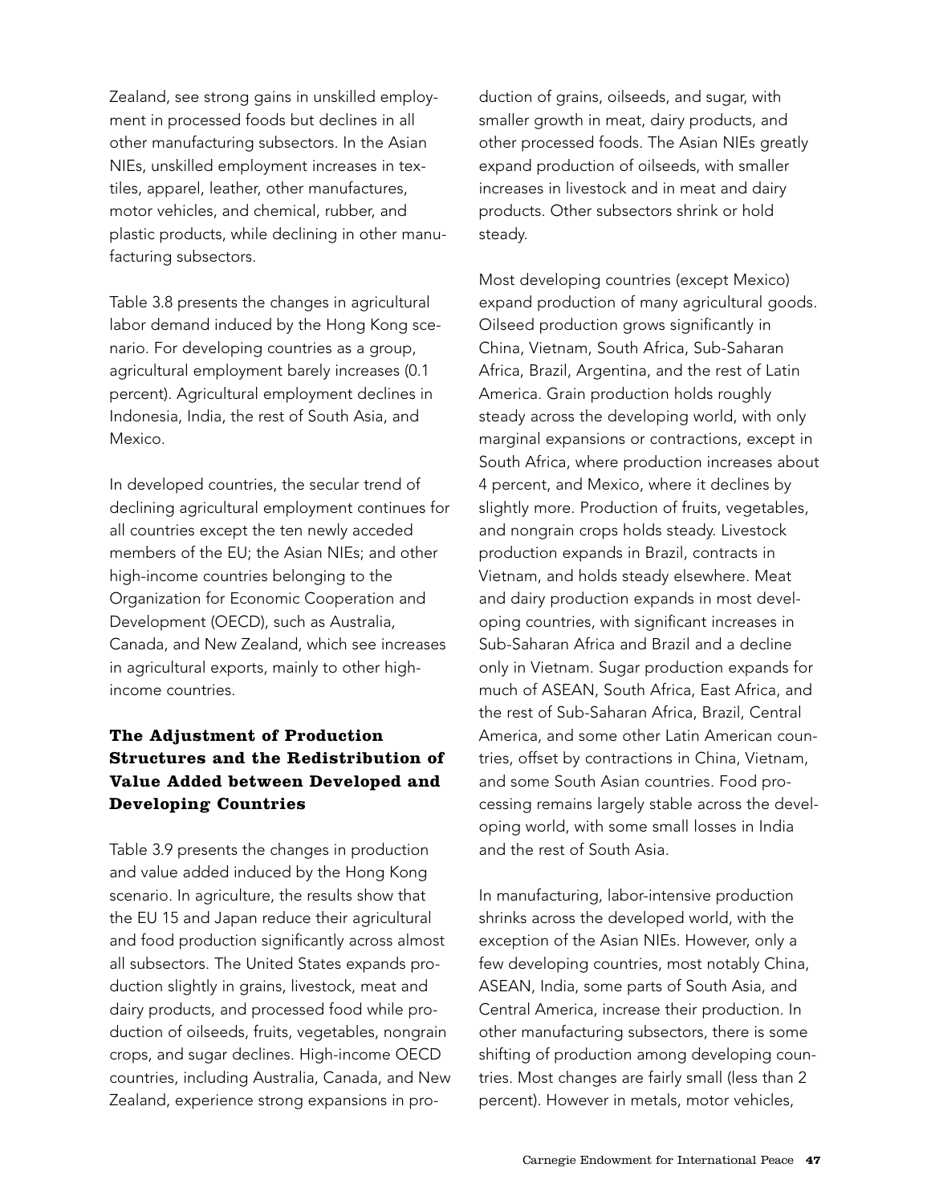Zealand, see strong gains in unskilled employment in processed foods but declines in all other manufacturing subsectors. In the Asian NIEs, unskilled employment increases in textiles, apparel, leather, other manufactures, motor vehicles, and chemical, rubber, and plastic products, while declining in other manufacturing subsectors.

Table 3.8 presents the changes in agricultural labor demand induced by the Hong Kong scenario. For developing countries as a group, agricultural employment barely increases (0.1 percent). Agricultural employment declines in Indonesia, India, the rest of South Asia, and Mexico.

In developed countries, the secular trend of declining agricultural employment continues for all countries except the ten newly acceded members of the EU; the Asian NIEs; and other high-income countries belonging to the Organization for Economic Cooperation and Development (OECD), such as Australia, Canada, and New Zealand, which see increases in agricultural exports, mainly to other high-income countries.

### The Adjustment of Production Structures and the Redistribution of Value Added between Developed and Developing Countries

Table 3.9 presents the changes in production and value added induced by the Hong Kong scenario. In agriculture, the results show that the EU 15 and Japan reduce their agricultural and food production significantly across almost all subsectors. The United States expands production slightly in grains, livestock, meat and dairy products, and processed food while production of oilseeds, fruits, vegetables, nongrain crops, and sugar declines. High-income OECD countries, including Australia, Canada, and New Zealand, experience strong expansions in production of grains, oilseeds, and sugar, with smaller growth in meat, dairy products, and other processed foods. The Asian NIEs greatly expand production of oilseeds, with smaller increases in livestock and in meat and dairy products. Other subsectors shrink or hold steady.

Most developing countries (except Mexico) expand production of many agricultural goods. Oilseed production grows significantly in China, Vietnam, South Africa, Sub-Saharan Africa, Brazil, Argentina, and the rest of Latin America. Grain production holds roughly steady across the developing world, with only marginal expansions or contractions, except in South Africa, where production increases about 4 percent, and Mexico, where it declines by slightly more. Production of fruits, vegetables, and nongrain crops holds steady. Livestock production expands in Brazil, contracts in Vietnam, and holds steady elsewhere. Meat and dairy production expands in most developing countries, with significant increases in Sub-Saharan Africa and Brazil and a decline only in Vietnam. Sugar production expands for much of ASEAN, South Africa, East Africa, and the rest of Sub-Saharan Africa, Brazil, Central America, and some other Latin American countries, offset by contractions in China, Vietnam, and some South Asian countries. Food processing remains largely stable across the developing world, with some small losses in India and the rest of South Asia.

In manufacturing, labor-intensive production shrinks across the developed world, with the exception of the Asian NIEs. However, only a few developing countries, most notably China, ASEAN, India, some parts of South Asia, and Central America, increase their production. In other manufacturing subsectors, there is some shifting of production among developing countries. Most changes are fairly small (less than 2 percent). However in metals, motor vehicles,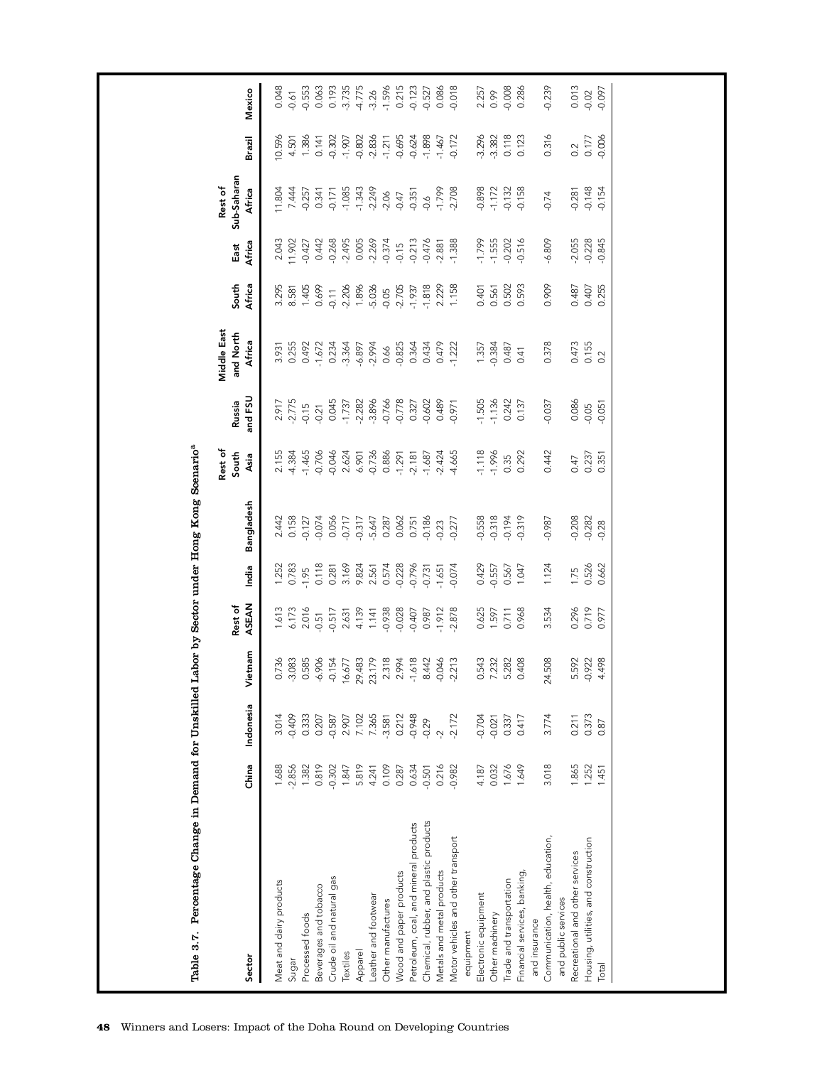**Table 3.7. Percentage Change in Demand for Unskilled Labor by Sector under Hong Kong Scenario[a]**

| Sector | China | Indonesia | Vietnam | Rest of ASEAN | India | Bangladesh | Rest of South Asia | Russia and FSU | Middle East and North Africa | South Africa | East Africa | Rest of Sub-Saharan Africa | Brazil | Mexico |
|---|---|---|---|---|---|---|---|---|---|---|---|---|---|---|
| Meat and dairy products | 1.688 | 3.014 | 0.736 | 1.613 | 1.252 | 2.442 | 2.155 | 2.917 | 3.931 | 3.295 | 2.043 | 11.804 | 10.596 | 0.048 |
| Sugar | -2.856 | -0.409 | -3.083 | 6.173 | 0.783 | 0.158 | -4.384 | -2.775 | 0.255 | 8.581 | 11.902 | 7.444 | 4.501 | -0.61 |
| Processed foods | 1.382 | 0.333 | 0.585 | 2.016 | -1.95 | -0.127 | -1.465 | -0.15 | 0.492 | 1.405 | -0.427 | -0.257 | 1.386 | -0.553 |
| Beverages and tobacco | 0.819 | 0.207 | -6.906 | -0.51 | 0.118 | -0.074 | -0.706 | -0.21 | -1.672 | 0.699 | 0.442 | 0.341 | 0.141 | 0.063 |
| Crude oil and natural gas | -0.302 | -0.587 | -0.154 | -0.517 | 0.281 | 0.056 | -0.046 | 0.045 | 0.234 | -0.11 | -0.268 | -0.171 | -0.302 | 0.193 |
| Textiles | 1.847 | 2.907 | 16.677 | 2.631 | 3.169 | -0.717 | 2.624 | -1.737 | -3.364 | -2.206 | -2.495 | -1.085 | -1.907 | -3.735 |
| Apparel | 5.819 | 7.102 | 29.483 | 4.139 | 9.824 | -0.317 | 6.901 | -2.282 | -6.897 | 1.896 | 0.005 | -1.343 | -0.802 | -4.775 |
| Leather and footwear | 4.241 | 7.365 | 23.179 | 1.141 | 2.561 | -5.647 | -0.736 | -3.896 | -2.994 | -5.036 | -2.269 | -2.249 | -2.836 | -3.26 |
| Other manufactures | 0.109 | -3.581 | 2.318 | -0.938 | 0.574 | 0.287 | 0.886 | -0.766 | 0.66 | -0.05 | -0.374 | -2.06 | -1.211 | -1.596 |
| Wood and paper products | 0.287 | 0.212 | 2.994 | -0.028 | -0.228 | 0.062 | -1.291 | -0.778 | -0.825 | -2.705 | -0.15 | -0.47 | -0.695 | 0.215 |
| Petroleum, coal, and mineral products | 0.634 | -0.948 | -1.618 | -0.407 | -0.796 | 0.751 | -2.181 | 0.327 | 0.364 | -1.937 | -0.213 | -0.351 | -0.624 | -0.123 |
| Chemical, rubber, and plastic products | -0.501 | -0.29 | 8.442 | 0.987 | -0.731 | -0.186 | -1.687 | -0.602 | 0.434 | -1.818 | -0.476 | -0.6 | -1.898 | -0.527 |
| Metals and metal products | 0.216 | -2 | -0.046 | -1.912 | -1.651 | -0.23 | -2.424 | 0.489 | 0.479 | 2.229 | -2.881 | -1.799 | -1.467 | 0.086 |
| Motor vehicles and other transport equipment | -0.982 | -2.172 | -2.213 | -2.878 | -0.074 | -0.277 | -4.665 | -0.971 | -1.222 | 1.158 | -1.388 | -2.708 | -0.172 | -0.018 |
| Electronic equipment | 4.187 | -0.704 | 0.543 | 0.625 | 0.429 | -0.558 | -1.118 | -1.505 | 1.357 | 0.401 | -1.799 | -0.898 | -3.296 | 2.257 |
| Other machinery | 0.032 | -0.021 | 7.232 | 1.597 | -0.557 | -0.318 | -1.996 | -1.136 | -0.384 | 0.561 | -1.555 | -1.172 | -3.382 | 0.99 |
| Trade and transportation | 1.676 | 0.337 | 5.282 | 0.711 | 0.567 | -0.194 | 0.35 | 0.242 | 0.487 | 0.502 | -0.202 | -0.132 | 0.118 | -0.008 |
| Financial services, banking, and insurance | 1.649 | 0.417 | 0.408 | 0.968 | 1.047 | -0.319 | 0.292 | 0.137 | 0.41 | 0.593 | -0.516 | -0.158 | 0.123 | 0.286 |
| Communication, health, education, and public services | 3.018 | 3.774 | 24.508 | 3.534 | 1.124 | -0.987 | 0.442 | -0.037 | 0.378 | 0.909 | -6.809 | -0.74 | 0.316 | -0.239 |
| Recreational and other services | 1.865 | 0.211 | 5.592 | 0.296 | 1.75 | -0.208 | 0.47 | 0.086 | 0.473 | 0.487 | -2.055 | -0.281 | 0.2 | 0.013 |
| Housing, utilities, and construction | 1.252 | 0.373 | -0.922 | 0.719 | 0.526 | -0.282 | 0.237 | -0.05 | 0.155 | 0.407 | -0.228 | -0.148 | 0.177 | -0.02 |
| Total | 1.451 | 0.87 | 4.498 | 0.977 | 0.662 | -0.28 | 0.351 | -0.051 | 0.2 | 0.255 | -0.845 | -0.154 | -0.006 | -0.097 |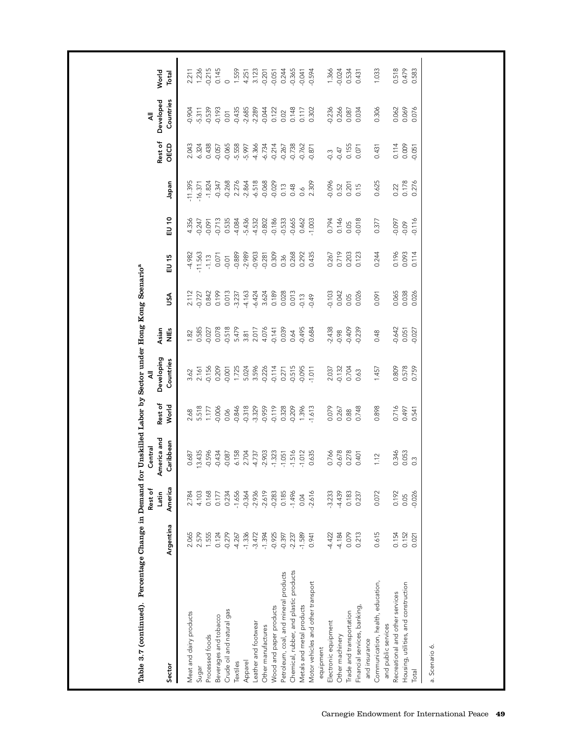**Table 3.7 (continued). Percentage Change in Demand for Unskilled Labor by Sector under Hong Kong Scenario[a]**

| Sector | Argentina | Rest of Latin America | Central America and Caribbean | Rest of World | All Developing Countries | Asian NIEs | USA | EU 15 | EU 10 | Japan | Rest of OECD | All Developed Countries | World Total |
|---|---|---|---|---|---|---|---|---|---|---|---|---|---|
| Meat and dairy products | 2.065 | 2.784 | 0.687 | 2.68 | 3.62 | 1.82 | 2.112 | -4.982 | 4.356 | -11.395 | 2.043 | -0.904 | 2.211 |
| Sugar | 2.579 | 4.103 | 13.435 | 5.518 | 2.161 | 0.585 | -0.727 | -11.563 | -0.247 | -16.371 | 6.324 | -5.311 | 1.236 |
| Processed foods | 1.555 | 0.168 | -0.596 | 1.177 | -0.156 | -0.027 | 0.842 | -1.13 | -0.091 | -1.824 | 0.438 | -0.539 | -0.215 |
| Beverages and tobacco | 0.124 | 0.177 | -0.434 | -0.006 | 0.209 | 0.078 | 0.199 | 0.071 | -0.713 | -0.347 | -0.057 | -0.193 | 0.145 |
| Crude oil and natural gas | -0.279 | 0.234 | -0.087 | 0.06 | -0.001 | -0.518 | 0.013 | -0.01 | 0.535 | -0.268 | -0.065 | 0.01 | 0 |
| Textiles | -4.267 | -1.656 | 6.158 | -0.846 | 1.725 | 5.479 | -3.237 | -0.889 | -4.084 | 2.276 | -5.558 | -0.435 | 1.559 |
| Apparel | -1.336 | -0.364 | 2.704 | -0.318 | 5.024 | 3.81 | -4.163 | -2.989 | -5.436 | -2.864 | -5.997 | -2.685 | 4.251 |
| Leather and footwear | -3.472 | -2.936 | -4.737 | -3.329 | 3.596 | 2.017 | -6.424 | -0.903 | -4.532 | -6.518 | -4.366 | -2.289 | 3.123 |
| Other manufactures | -1.394 | -2.619 | -2.903 | -0.959 | -0.226 | 4.076 | 3.624 | -0.281 | -0.802 | -0.068 | -6.734 | -0.044 | -0.201 |
| Wood and paper products | -0.925 | -0.283 | -1.323 | -0.119 | -0.114 | -0.141 | 0.189 | 0.309 | -0.186 | -0.029 | -0.214 | 0.122 | -0.051 |
| Petroleum, coal, and mineral products | -0.397 | 0.185 | -1.051 | 0.328 | 0.271 | 0.039 | 0.028 | 0.36 | -0.533 | 0.13 | -0.267 | 0.02 | 0.244 |
| Chemical, rubber, and plastic products | -2.237 | -1.496 | -1.516 | -0.209 | -0.515 | 0.64 | 0.013 | 0.268 | -0.665 | 0.48 | -0.738 | 0.148 | -0.365 |
| Metals and metal products | -1.589 | 0.04 | -1.012 | 1.396 | -0.095 | -0.495 | -0.13 | 0.292 | 0.462 | 0.6 | -0.762 | 0.117 | -0.041 |
| Motor vehicles and other transport equipment | 0.941 | -2.616 | 0.635 | -1.613 | -1.011 | 0.684 | -0.49 | 0.435 | -1.003 | 2.309 | -0.871 | 0.302 | -0.594 |
| Electronic equipment | -4.422 | -3.233 | 0.766 | 0.079 | 2.037 | -2.438 | -0.103 | 0.267 | 0.794 | -0.096 | -0.3 | -0.236 | 1.366 |
| Other machinery | -4.184 | -4.439 | -0.678 | 0.267 | -0.132 | -0.98 | 0.042 | 0.719 | 0.146 | 0.52 | -0.47 | 0.266 | -0.024 |
| Trade and transportation | 0.079 | 0.183 | 0.278 | 0.88 | 0.704 | -0.409 | 0.05 | 0.203 | 0.05 | 0.201 | 0.155 | 0.087 | 0.534 |
| Financial services, banking, and insurance | 0.213 | 0.237 | 0.401 | 0.748 | 0.63 | -0.239 | 0.026 | 0.123 | -0.018 | 0.15 | 0.071 | 0.034 | 0.431 |
| Communication, health, education, and public services | 0.615 | 0.072 | 1.12 | 0.898 | 1.457 | 0.48 | 0.091 | 0.244 | 0.377 | 0.625 | 0.431 | 0.306 | 1.033 |
| Recreational and other services | 0.154 | 0.192 | 0.346 | 0.716 | 0.809 | -0.642 | 0.065 | 0.196 | -0.097 | 0.22 | 0.114 | 0.062 | 0.518 |
| Housing, utilities, and construction | 0.152 | 0.05 | 0.053 | 0.497 | 0.578 | 0.051 | 0.038 | 0.093 | -0.09 | 0.178 | 0.009 | 0.069 | 0.479 |
| Total | 0.021 | -0.026 | 0.3 | 0.541 | 0.759 | -0.027 | 0.026 | 0.114 | -0.116 | 0.276 | -0.051 | 0.076 | 0.583 |

a. Scenario 6.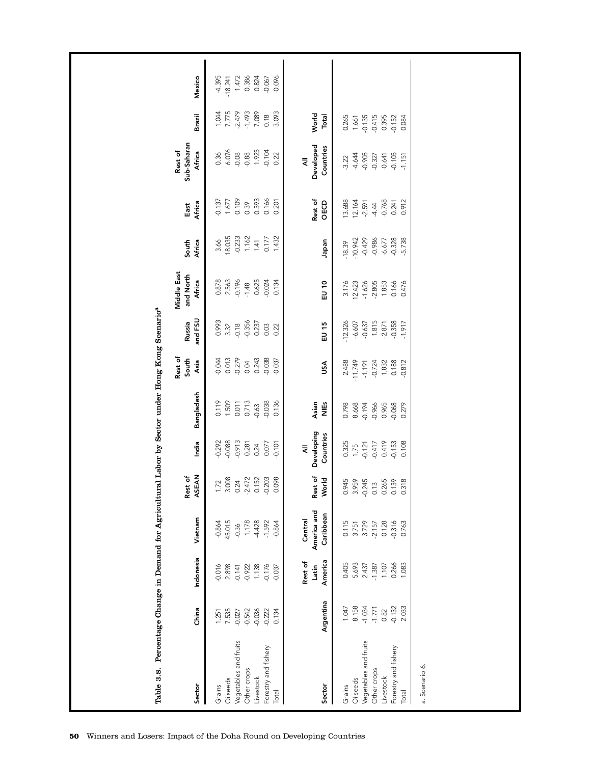**Table 3.8. Percentage Change in Demand for Agricultural Labor by Sector under Hong Kong Scenario[a]**

| Sector | China | Indonesia | Vietnam | Rest of ASEAN | India | Bangladesh | Rest of South Asia | Russia and FSU | Middle East and North Africa | South Africa | East Africa | Rest of Sub-Saharan Africa | Brazil | Mexico |
|---|---|---|---|---|---|---|---|---|---|---|---|---|---|---|
| Grains | 1.251 | -0.016 | -0.864 | 1.72 | -0.292 | 0.119 | -0.044 | 0.993 | 0.878 | 3.66 | -0.137 | 0.36 | 1.044 | -4.395 |
| Oilseeds | 7.535 | 2.898 | 45.015 | 3.008 | -0.088 | 1.509 | 0.013 | 3.32 | 2.563 | 18.035 | 1.677 | 6.076 | 7.775 | -18.241 |
| Vegetables and fruits | -0.027 | -0.141 | -0.36 | 0.24 | -0.913 | 0.011 | -0.279 | -0.18 | -0.196 | -0.233 | 0.109 | -0.08 | -2.479 | 1.472 |
| Other crops | -0.542 | -0.922 | 1.178 | -2.472 | 0.281 | 0.713 | 0.04 | -0.356 | -1.48 | 1.162 | 0.39 | -0.88 | -1.493 | 0.386 |
| Livestock | -0.036 | 1.138 | -4.428 | 0.152 | 0.24 | -0.63 | 0.243 | 0.237 | 0.625 | 1.41 | 0.393 | 1.925 | 7.089 | 0.824 |
| Forestry and fishery | -0.222 | -0.176 | -1.592 | -0.203 | 0.077 | -0.038 | -0.038 | 0.03 | -0.024 | 0.177 | 0.166 | -0.104 | 0.18 | -0.067 |
| Total | 0.134 | -0.037 | -0.864 | 0.098 | -0.101 | 0.136 | -0.037 | 0.22 | 0.134 | 1.432 | 0.201 | 0.22 | 3.093 | -0.096 |

| Sector | Argentina | Rest of Latin America | Central America and Caribbean | Rest of World | All Developing Countries | Asian NIEs | USA | EU 15 | EU 10 | Japan | Rest of OECD | All Developed Countries | World Total |
|---|---|---|---|---|---|---|---|---|---|---|---|---|---|
| Grains | 1.047 | 0.405 | 0.115 | 0.945 | 0.325 | 0.798 | 2.488 | -12.326 | 3.176 | -18.39 | 13.688 | -3.22 | 0.265 |
| Oilseeds | 8.158 | 5.693 | 3.751 | 3.959 | 1.75 | 8.668 | -11.749 | -6.607 | 12.423 | -10.942 | 12.164 | -4.644 | 1.661 |
| Vegetables and fruits | -1.034 | 2.437 | 3.729 | -0.245 | -0.121 | -0.194 | -1.191 | -0.637 | -1.626 | -0.429 | -2.591 | -0.905 | -0.135 |
| Other crops | -1.771 | -1.387 | -2.157 | 0.13 | -0.417 | -0.966 | -0.724 | 1.815 | -2.805 | -0.986 | -4.44 | -0.327 | -0.415 |
| Livestock | 0.82 | 1.107 | 0.128 | 0.265 | 0.419 | 0.965 | 1.832 | -2.871 | 1.853 | -6.677 | -0.768 | -0.641 | 0.395 |
| Forestry and fishery | -0.132 | 0.266 | -0.316 | 0.139 | -0.153 | -0.068 | 0.188 | -0.358 | 0.166 | -0.328 | 0.241 | -0.105 | -0.152 |
| Total | 2.033 | 1.083 | 0.763 | 0.318 | 0.108 | 0.279 | -0.812 | -1.917 | 0.476 | -5.738 | 0.912 | -1.151 | 0.084 |

a. Scenario 6.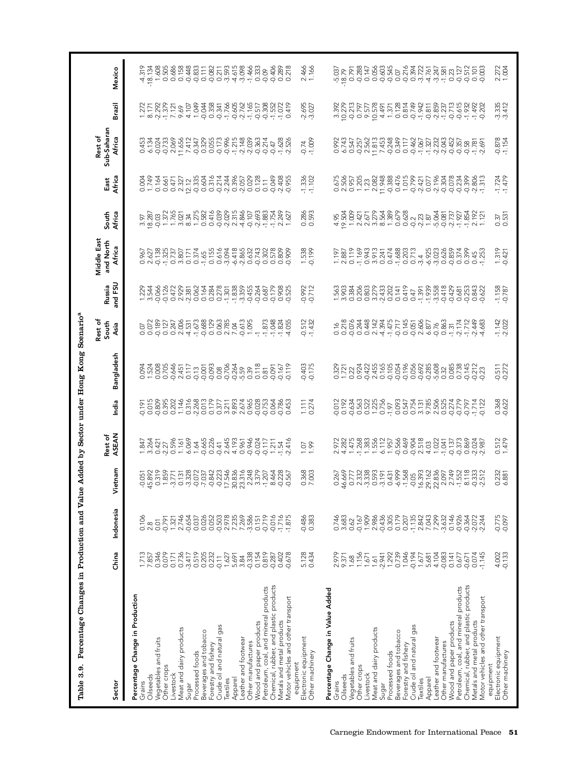**Table 3.9. Percentage Changes in Production and Value Added by Sector under Hong Kong Scenario[a]**

| Sector | China | Indonesia | Vietnam | Rest of ASEAN | India | Bangladesh | Rest of South Asia | Russia and FSU | Middle East and North Africa | South Africa | East Africa | Rest of Sub-Saharan Africa | Brazil | Mexico |
|---|---|---|---|---|---|---|---|---|---|---|---|---|---|---|
| **Percentage Change in Production** | | | | | | | | | | | | | | |
| Grains | 1.713 | 0.106 | -0.051 | 1.847 | -0.191 | 0.094 | 0.07 | 1.229 | 0.967 | 3.97 | 0.004 | 0.453 | 1.272 | -4.319 |
| Oilseeds | 7.857 | 2.8 | 45.892 | 3.264 | 0.015 | 1.524 | 0.072 | 3.544 | 2.627 | 18.287 | 1.749 | 6.134 | 8.171 | -18.134 |
| Vegetables and fruits | 0.346 | 0.01 | 0.319 | 0.421 | -0.809 | 0.008 | -0.189 | -0.066 | -0.138 | -0.03 | 0.164 | -0.024 | -2.292 | 1.608 |
| Other crops | 0.079 | -0.791 | 1.859 | -2.27 | 0.395 | 0.705 | 0.127 | -0.126 | -1.325 | 1.372 | 0.661 | -0.733 | -1.379 | 0.505 |
| Livestock | 0.171 | 1.321 | -3.771 | 0.596 | 0.202 | -0.646 | 0.247 | 0.472 | 0.737 | 1.765 | 0.471 | 2.069 | 7.121 | 0.686 |
| Meat and dairy products | 0.736 | 2.746 | 0.131 | 1.161 | 1.146 | 2.451 | 2.006 | 2.929 | 3.807 | 3.021 | 2.327 | 11.656 | 9.69 | 0.158 |
| Sugar | -3.417 | -0.654 | -3.328 | 6.069 | 0.316 | 0.117 | -4.531 | -2.381 | 0.171 | 8.34 | 12.12 | 7.412 | 4.107 | -0.448 |
| Processed foods | 0.519 | 0.037 | -0.072 | 1.64 | -2.268 | -0.13 | -1.673 | 0.062 | 0.374 | 1.275 | -0.335 | -0.347 | 1.049 | -0.833 |
| Beverages and tobacco | 0.205 | 0.026 | -7.037 | -0.665 | 0.013 | -0.001 | -0.688 | 0.164 | -1.65 | 0.582 | 0.604 | 0.329 | -0.044 | 0.111 |
| Forestry and fishery | 0.232 | 0.052 | -0.842 | 0.226 | 0.179 | -0.093 | 0.129 | 0.284 | 0.155 | 0.416 | 0.316 | 0.055 | 0.358 | -0.082 |
| Crude oil and natural gas | -0.11 | -0.503 | -0.223 | -0.41 | 0.377 | 0.08 | 0.063 | 0.278 | 0.616 | -0.039 | -0.214 | -0.173 | -0.341 | 0.211 |
| Textiles | 1.627 | 2.978 | 17.546 | 2.645 | 3.211 | -0.706 | 2.785 | -1.301 | -3.094 | -2.029 | -2.244 | -0.996 | -1.766 | -3.593 |
| Apparel | 5.691 | 7.235 | 30.836 | 4.193 | 9.893 | -0.264 | 7.04 | -1.838 | -6.418 | 2.315 | 0.396 | -1.215 | -0.605 | -4.615 |
| Leather and footwear | 3.84 | 7.269 | 23.316 | 0.961 | 2.674 | -5.59 | -0.613 | -3.359 | -2.865 | -4.846 | -2.057 | -2.148 | -2.762 | -3.098 |
| Other manufactures | -0.338 | -3.586 | 2.248 | -0.946 | 0.965 | 0.39 | 1.095 | -0.455 | 0.632 | -0.107 | 0.029 | -2.039 | -1.165 | -1.466 |
| Wood and paper products | 0.154 | 0.151 | 3.379 | -0.024 | -0.028 | 0.118 | -1 | -0.264 | -0.743 | -2.693 | 0.128 | -0.363 | -0.517 | 0.333 |
| Petroleum, coal, and mineral products | 0.819 | -0.719 | -1.207 | -0.117 | -0.753 | 0.81 | -1.873 | 0.687 | 0.302 | -1.883 | 0.11 | -0.214 | -0.308 | -0.09 |
| Chemical, rubber, and plastic products | -0.287 | -0.016 | 8.464 | 1.211 | 0.064 | -0.091 | -1.048 | -0.179 | 0.578 | -1.754 | -0.049 | -0.47 | -1.552 | -0.406 |
| Metals and metal products | 0.402 | -1.716 | -0.228 | -1.54 | -0.786 | -0.167 | -1.824 | 0.908 | 0.809 | 2.249 | -2.408 | -1.628 | -1.072 | 0.289 |
| Motor vehicles and other transport equipment | -0.678 | -1.875 | -0.567 | -2.416 | 0.453 | -0.119 | -4.055 | -0.525 | -0.909 | 1.627 | -0.955 | -2.526 | 0.419 | 0.218 |
| Electronic equipment | 5.128 | -0.486 | 0.368 | 1.07 | 1.111 | -0.403 | -0.512 | -0.992 | 1.538 | 0.286 | -1.336 | -0.74 | -2.695 | 2.466 |
| Other machinery | 0.434 | 0.383 | 7.003 | 1.99 | 0.274 | -0.175 | -1.432 | -0.712 | -0.199 | 0.593 | -1.102 | -1.009 | -3.027 | 1.166 |
| **Percentage Change in Value Added** | | | | | | | | | | | | | | |
| Grains | 2.979 | 0.746 | 0.267 | 2.972 | -0.012 | 0.329 | 0.16 | 1.563 | 1.197 | 4.95 | 0.675 | 0.992 | 3.392 | -5.037 |
| Oilseeds | 9.371 | 3.683 | 46.669 | 4.282 | 0.192 | 1.721 | 0.218 | 3.903 | 2.887 | 19.504 | 2.506 | 6.743 | 10.279 | -18.79 |
| Vegetables and fruits | 1.68 | 0.62 | 0.777 | 1.475 | -0.634 | 0.22 | -0.076 | 0.384 | 0.119 | 1.009 | 0.957 | 0.547 | -0.213 | 0.791 |
| Other crops | 1.156 | -0.167 | 2.332 | -1.268 | 0.563 | 0.924 | 0.244 | 0.206 | -1.169 | 2.421 | 1.205 | -0.257 | 0.797 | -0.288 |
| Livestock | 1.671 | 1.909 | -3.338 | 1.383 | 0.522 | -0.422 | 0.448 | 0.803 | 0.943 | 2.671 | 1.23 | 2.562 | 9.577 | 0.147 |
| Meat and dairy products | 1.61 | 2.986 | 0.593 | 1.556 | 1.225 | 2.455 | 2.142 | 3.279 | 3.913 | 3.279 | 2.082 | 11.813 | 10.578 | 0.056 |
| Sugar | -2.941 | -0.436 | -3.191 | 6.112 | 0.756 | 0.165 | -4.394 | -2.433 | 0.241 | 8.564 | 11.948 | 7.453 | 4.491 | -0.603 |
| Processed foods | 1.292 | 0.305 | 0.431 | 1.957 | -1.97 | -0.105 | -1.475 | 0.202 | 0.474 | 1.389 | -0.388 | -0.248 | 1.371 | -0.545 |
| Beverages and tobacco | 0.739 | 0.179 | -6.999 | -0.566 | 0.093 | -0.054 | -0.717 | 0.141 | -1.688 | 0.679 | 0.476 | 0.349 | 0.128 | 0.07 |
| Forestry and fishery | 1.046 | 0.207 | -1.568 | 0.469 | 0.547 | -0.196 | 0.145 | 0.419 | 0.203 | 0.628 | 1.015 | 0.117 | 0.814 | -0.216 |
| Crude oil and natural gas | -0.194 | -1.135 | -0.05 | -0.904 | 0.754 | 0.056 | -0.051 | 0.47 | 0.713 | -0.2 | -0.799 | -0.462 | -0.749 | 0.394 |
| Textiles | 1.677 | 2.842 | 16.393 | 2.518 | 3.131 | -0.692 | 2.606 | -1.391 | -3.4 | -2.23 | -2.421 | -1.067 | -1.942 | -3.722 |
| Apparel | 5.681 | 7.043 | 29.162 | 4.03 | 9.785 | -0.285 | 6.877 | -1.939 | -6.925 | 1.87 | 0.077 | -1.327 | -0.811 | -4.761 |
| Leather and footwear | 4.104 | 7.299 | 22.836 | 1.022 | 2.506 | -5.608 | -0.76 | -3.558 | -3.023 | -5.064 | -2.196 | -2.232 | -2.859 | -3.247 |
| Other manufactures | -0.083 | -3.632 | 2.097 | -1.041 | 0.525 | 0.32 | 0.863 | -0.418 | 0.626 | -0.081 | -0.304 | -2.043 | -1.237 | -1.581 |
| Wood and paper products | 0.141 | 0.146 | 2.749 | -0.137 | -0.274 | 0.085 | -1.31 | -0.429 | -0.859 | -2.737 | -0.078 | -0.452 | -0.713 | 0.23 |
| Petroleum, coal, and mineral products | 0.677 | -0.926 | -1.552 | -0.373 | -0.779 | 0.738 | -2.174 | 0.681 | 0.374 | -1.927 | -0.234 | -0.357 | -0.615 | -0.127 |
| Chemical, rubber, and plastic products | -0.671 | -0.364 | 8.118 | 0.869 | -0.797 | -0.145 | -1.712 | -0.253 | 0.399 | -1.854 | -0.399 | -0.58 | -1.932 | -0.512 |
| Metals and metal products | 0.074 | -2.072 | -0.333 | -2.024 | -1.714 | -0.212 | -2.449 | 0.843 | 0.45 | 2.192 | -2.806 | -1.781 | -1.492 | 0.101 |
| Motor vehicles and other transport equipment | -1.145 | -2.244 | -2.512 | -2.987 | -0.122 | -0.23 | -4.683 | -0.622 | -1.253 | 1.121 | -1.313 | -2.691 | -0.202 | -0.003 |
| Electronic equipment | 4.002 | -0.775 | 0.232 | 0.512 | 0.368 | -0.511 | -1.142 | -1.158 | 1.319 | 0.37 | -1.724 | -0.878 | -3.335 | 2.272 |
| Other machinery | -0.133 | -0.097 | 6.881 | 1.479 | -0.622 | -0.272 | -2.022 | -0.787 | -0.421 | 0.531 | -1.479 | -1.154 | -3.412 | 1.004 |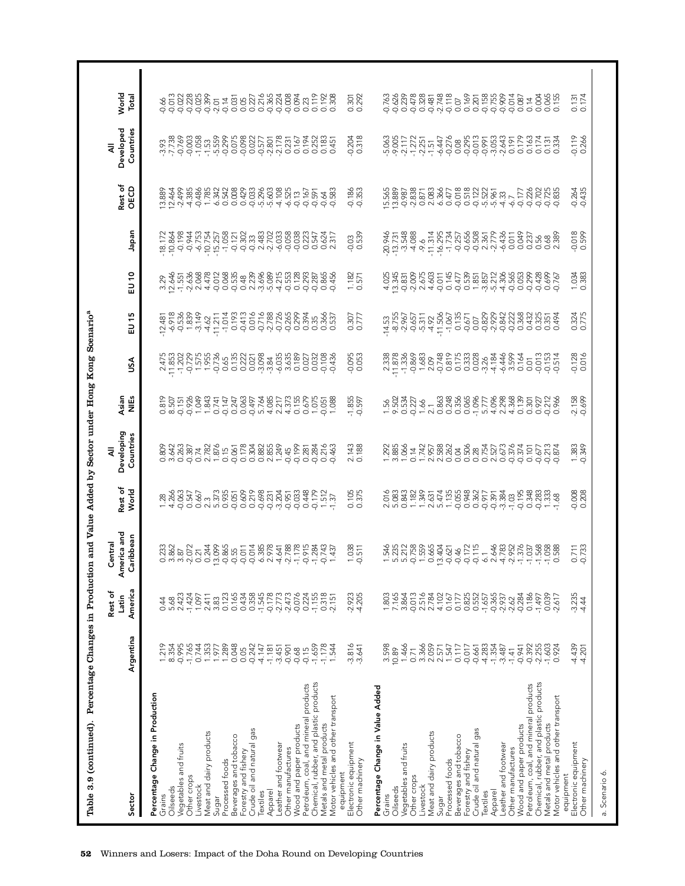**Table 3.9 (continued). Percentage Changes in Production and Value Added by Sector under Hong Kong Scenario[a]**

| Sector | Argentina | Rest of Latin America | Central America and Caribbean | Rest of World | All Developing Countries | Asian NIEs | USA | EU 15 | EU 10 | Japan | Rest of OECD | All Developed Countries | World Total |
|---|---|---|---|---|---|---|---|---|---|---|---|---|---|
| **Percentage Change in Production** | | | | | | | | | | | | | |
| Grains | 1.219 | 0.44 | 0.233 | 1.28 | 0.809 | 0.819 | 2.475 | -12.481 | 3.29 | -18.172 | 13.889 | -3.93 | -0.66 |
| Oilseeds | 8.354 | 5.68 | 3.862 | 4.266 | 3.642 | 8.507 | -11.853 | -6.918 | 12.646 | -10.864 | 12.464 | -7.738 | -0.013 |
| Vegetables and fruits | -0.995 | 2.423 | 3.87 | -0.063 | 0.263 | -0.151 | -1.202 | -0.536 | -1.551 | -0.198 | -2.499 | -0.769 | -0.022 |
| Other crops | -1.765 | -1.424 | -2.072 | 0.547 | -0.387 | -0.926 | -0.729 | 1.839 | -2.636 | -0.944 | -4.385 | -0.003 | -0.228 |
| Livestock | 0.744 | 1.097 | 0.21 | 0.667 | 0.74 | 1.049 | 1.575 | -3.149 | 2.068 | -6.753 | -0.486 | -1.058 | -0.025 |
| Meat and dairy products | 1.353 | 2.411 | 0.244 | 2.3 | 2.782 | 1.843 | 1.955 | -4.62 | 4.478 | -10.754 | 1.785 | -1.53 | -0.399 |
| Sugar | 1.977 | 3.83 | 13.099 | 5.373 | 1.876 | 0.741 | -0.736 | -11.211 | -0.012 | -15.257 | 6.342 | -5.559 | -2.01 |
| Processed foods | 1.289 | 0.123 | -0.865 | 0.935 | 0.15 | -0.147 | 0.65 | -1.014 | 0.068 | -1.058 | 0.542 | -0.299 | -0.14 |
| Beverages and tobacco | 0.048 | 0.165 | -0.55 | -0.051 | -0.061 | 0.247 | 0.135 | 0.193 | -0.535 | -0.121 | 0.008 | 0.075 | 0.031 |
| Forestry and fishery | 0.05 | 0.434 | -0.011 | 0.609 | 0.178 | 0.063 | 0.222 | -0.413 | 0.48 | -0.302 | 0.429 | -0.098 | 0.05 |
| Crude oil and natural gas | -0.242 | 0.358 | -0.014 | 0.219 | 0.304 | -0.497 | 0.021 | 0.016 | 2.239 | -0.33 | -0.033 | 0.022 | 0.227 |
| Textiles | -4.147 | -1.545 | 6.385 | -0.698 | 0.882 | 5.764 | -3.098 | -0.716 | -3.696 | 2.483 | -5.296 | -0.577 | 0.216 |
| Apparel | -1.181 | -0.178 | 2.978 | -0.231 | 2.855 | 4.085 | -3.84 | -2.788 | -5.089 | -2.702 | -5.603 | -2.801 | -0.365 |
| Leather and footwear | -3.451 | -2.773 | -4.641 | -3.204 | 1.249 | 2.217 | -6.035 | -0.726 | -4.215 | -6.033 | -4.108 | -2.178 | -0.224 |
| Other manufactures | -0.901 | -2.473 | -2.788 | -0.951 | -0.45 | 4.373 | 3.635 | -0.265 | -0.553 | -0.058 | -6.525 | 0.231 | -0.008 |
| Wood and paper products | -0.68 | -0.076 | -1.178 | -0.033 | -0.199 | 0.155 | 0.189 | 0.299 | 0.128 | -0.038 | -0.13 | 0.167 | 0.094 |
| Petroleum, coal, and mineral products | -0.15 | 0.224 | -0.915 | 0.448 | 0.281 | 0.679 | 0.027 | 0.394 | -0.293 | 0.223 | -0.167 | 0.194 | 0.23 |
| Chemical, rubber, and plastic products | -1.659 | -1.155 | -1.284 | -0.179 | -0.284 | 1.075 | 0.032 | 0.35 | -0.287 | 0.547 | -0.591 | 0.252 | 0.119 |
| Metals and metal products | -1.178 | 0.318 | -0.743 | 1.512 | 0.216 | -0.051 | -0.108 | 0.366 | 0.865 | 0.624 | -0.64 | 0.183 | 0.192 |
| Motor vehicles and other transport equipment | 1.544 | -2.151 | 1.437 | -1.37 | -0.463 | 1.088 | -0.436 | 0.537 | -0.456 | 2.317 | -0.583 | 0.451 | 0.308 |
| Electronic equipment | -3.816 | -2.923 | 1.038 | 0.105 | 2.143 | -1.855 | -0.095 | 0.307 | 1.182 | -0.03 | -0.186 | -0.204 | 0.301 |
| Other machinery | -3.641 | -4.205 | -0.511 | 0.375 | 0.188 | -0.597 | 0.053 | 0.777 | 0.571 | 0.539 | -0.353 | 0.318 | 0.292 |
| **Percentage Change in Value Added** | | | | | | | | | | | | | |
| Grains | 3.598 | 1.803 | 1.546 | 2.016 | 1.292 | 1.56 | 2.338 | -14.53 | 4.025 | -20.946 | 15.565 | -5.063 | -0.763 |
| Oilseeds | 10.89 | 7.165 | 5.235 | 5.083 | 3.885 | 9.502 | -11.878 | -8.755 | 13.345 | -13.731 | 13.889 | -9.005 | -0.626 |
| Vegetables and fruits | 1.466 | 3.864 | 5.212 | 0.843 | 1.066 | 0.534 | -1.336 | -2.967 | -0.831 | -3.548 | -0.987 | -2.117 | 0.239 |
| Other crops | 0.71 | -0.013 | -0.758 | 1.182 | 0.14 | -0.227 | -0.869 | -0.657 | -2.009 | -4.088 | -2.838 | -1.272 | -0.478 |
| Livestock | 3.366 | 2.516 | 1.559 | 1.349 | 1.742 | 1.66 | 1.683 | -5.311 | 2.675 | -9.6 | 0.871 | -2.251 | 0.328 |
| Meat and dairy products | 2.059 | 2.784 | 0.665 | 2.631 | 2.957 | 2.1 | 2.09 | -4.92 | 4.603 | -11.314 | 2.083 | -1.51 | -0.481 |
| Sugar | 2.571 | 4.102 | 13.404 | 5.474 | 2.588 | 0.863 | -0.748 | -11.506 | -0.011 | -16.295 | 6.366 | -6.447 | -2.748 |
| Processed foods | 1.547 | 0.167 | -0.621 | 1.135 | 0.262 | 0.248 | 0.819 | -1.067 | 0.145 | -1.734 | 0.477 | -0.276 | -0.118 |
| Beverages and tobacco | 0.117 | 0.177 | -0.46 | -0.055 | 0.04 | 0.356 | 0.175 | 0.135 | -0.477 | -0.257 | -0.018 | 0.08 | 0.07 |
| Forestry and fishery | -0.017 | 0.825 | -0.172 | 0.948 | 0.506 | 0.065 | 0.333 | -0.671 | 0.539 | -0.656 | 0.518 | -0.295 | 0.169 |
| Crude oil and natural gas | -0.661 | 0.552 | -0.115 | 0.362 | 0.28 | -1.096 | 0.028 | 0.07 | 1.851 | -0.508 | -0.122 | -0.013 | 0.201 |
| Textiles | -4.283 | -1.657 | 6.1 | -0.917 | 0.754 | 5.777 | -3.26 | -0.829 | -3.857 | 2.361 | -5.522 | -0.991 | -0.158 |
| Apparel | -1.354 | -0.365 | 2.646 | -0.391 | 2.527 | 4.096 | -4.184 | -2.929 | -5.212 | -2.779 | -5.961 | -3.053 | -0.755 |
| Leather and footwear | -3.487 | -2.937 | -4.783 | -3.384 | 0.673 | 2.298 | -6.446 | -0.842 | -4.306 | -6.436 | -4.33 | -2.643 | -0.909 |
| Other manufactures | -1.41 | -2.62 | -2.952 | -1.03 | -0.376 | 4.368 | 3.599 | -0.222 | -0.565 | 0.011 | -6.7 | 0.191 | -0.014 |
| Wood and paper products | -0.941 | -0.284 | -1.376 | -0.195 | -0.374 | 0.139 | 0.164 | 0.368 | 0.053 | 0.049 | -0.177 | 0.179 | 0.087 |
| Petroleum, coal, and mineral products | -0.392 | 0.186 | -1.037 | 0.348 | 0.101 | 0.301 | 0.01 | 0.432 | -0.299 | 0.237 | -0.226 | 0.163 | 0.14 |
| Chemical, rubber, and plastic products | -2.252 | -1.497 | -1.568 | -0.283 | -0.677 | 0.927 | -0.013 | 0.325 | -0.428 | 0.56 | -0.702 | 0.174 | 0.004 |
| Metals and metal products | -1.603 | 0.039 | -1.058 | 1.333 | -0.213 | -0.212 | -0.153 | 0.351 | 0.699 | 0.68 | -0.725 | 0.131 | 0.065 |
| Motor vehicles and other transport equipment | 0.924 | -2.617 | 0.588 | -1.68 | -0.874 | 0.966 | -0.514 | 0.494 | -0.767 | 2.389 | -0.835 | 0.334 | 0.155 |
| Electronic equipment | -4.439 | -3.235 | 0.711 | -0.008 | 1.383 | -2.158 | -0.128 | 0.324 | 1.034 | -0.018 | -0.264 | -0.119 | 0.131 |
| Other machinery | -4.201 | -4.44 | -0.733 | 0.208 | -0.349 | -0.699 | 0.016 | 0.775 | 0.383 | 0.599 | -0.435 | 0.266 | 0.174 |

a. Scenario 6.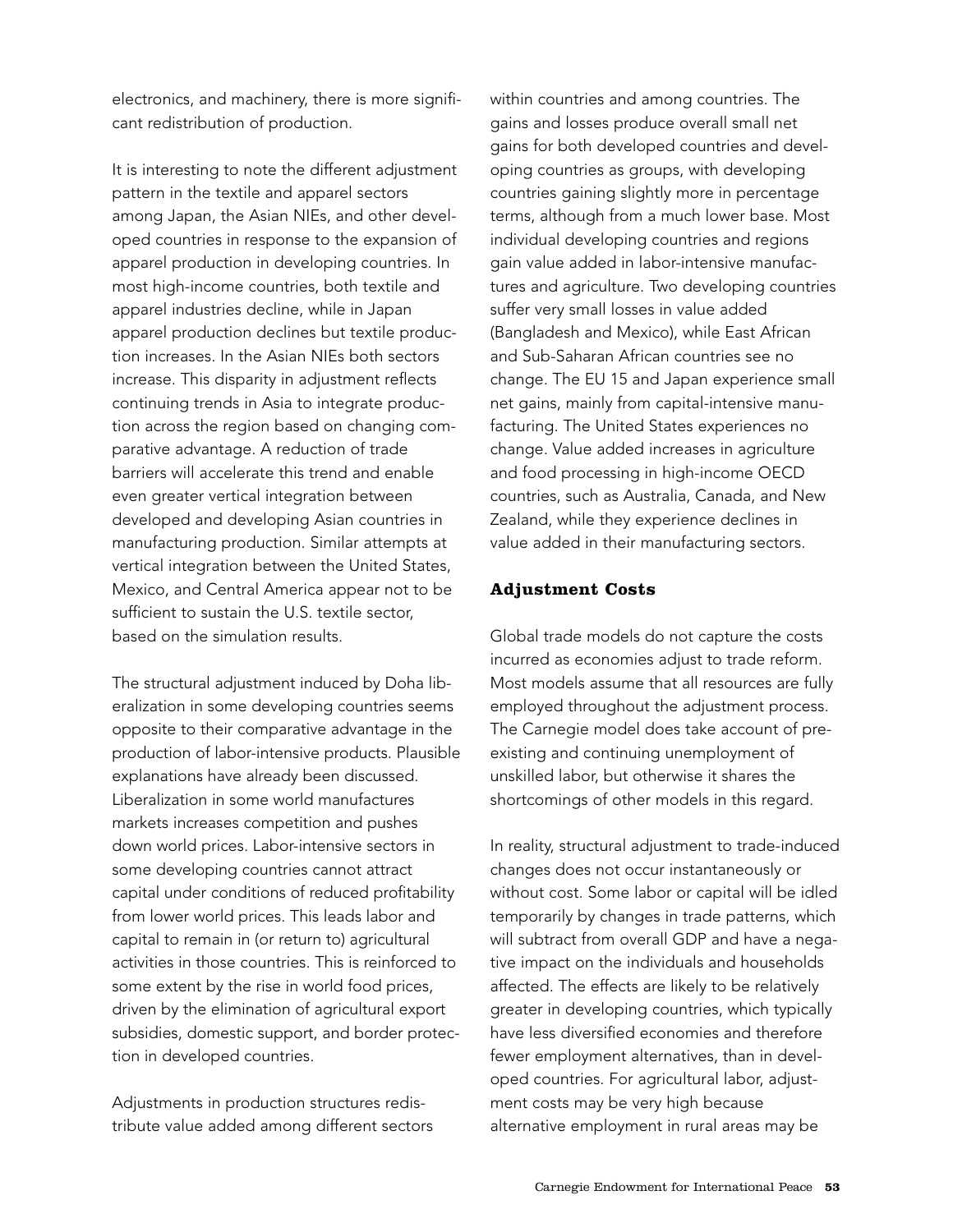electronics, and machinery, there is more significant redistribution of production.

It is interesting to note the different adjustment pattern in the textile and apparel sectors among Japan, the Asian NIEs, and other developed countries in response to the expansion of apparel production in developing countries. In most high-income countries, both textile and apparel industries decline, while in Japan apparel production declines but textile production increases. In the Asian NIEs both sectors increase. This disparity in adjustment reflects continuing trends in Asia to integrate production across the region based on changing comparative advantage. A reduction of trade barriers will accelerate this trend and enable even greater vertical integration between developed and developing Asian countries in manufacturing production. Similar attempts at vertical integration between the United States, Mexico, and Central America appear not to be sufficient to sustain the U.S. textile sector, based on the simulation results.

The structural adjustment induced by Doha liberalization in some developing countries seems opposite to their comparative advantage in the production of labor-intensive products. Plausible explanations have already been discussed. Liberalization in some world manufactures markets increases competition and pushes down world prices. Labor-intensive sectors in some developing countries cannot attract capital under conditions of reduced profitability from lower world prices. This leads labor and capital to remain in (or return to) agricultural activities in those countries. This is reinforced to some extent by the rise in world food prices, driven by the elimination of agricultural export subsidies, domestic support, and border protection in developed countries.

Adjustments in production structures redistribute value added among different sectors within countries and among countries. The gains and losses produce overall small net gains for both developed countries and developing countries as groups, with developing countries gaining slightly more in percentage terms, although from a much lower base. Most individual developing countries and regions gain value added in labor-intensive manufactures and agriculture. Two developing countries suffer very small losses in value added (Bangladesh and Mexico), while East African and Sub-Saharan African countries see no change. The EU 15 and Japan experience small net gains, mainly from capital-intensive manufacturing. The United States experiences no change. Value added increases in agriculture and food processing in high-income OECD countries, such as Australia, Canada, and New Zealand, while they experience declines in value added in their manufacturing sectors.

### Adjustment Costs

Global trade models do not capture the costs incurred as economies adjust to trade reform. Most models assume that all resources are fully employed throughout the adjustment process. The Carnegie model does take account of preexisting and continuing unemployment of unskilled labor, but otherwise it shares the shortcomings of other models in this regard.

In reality, structural adjustment to trade-induced changes does not occur instantaneously or without cost. Some labor or capital will be idled temporarily by changes in trade patterns, which will subtract from overall GDP and have a negative impact on the individuals and households affected. The effects are likely to be relatively greater in developing countries, which typically have less diversified economies and therefore fewer employment alternatives, than in developed countries. For agricultural labor, adjustment costs may be very high because alternative employment in rural areas may be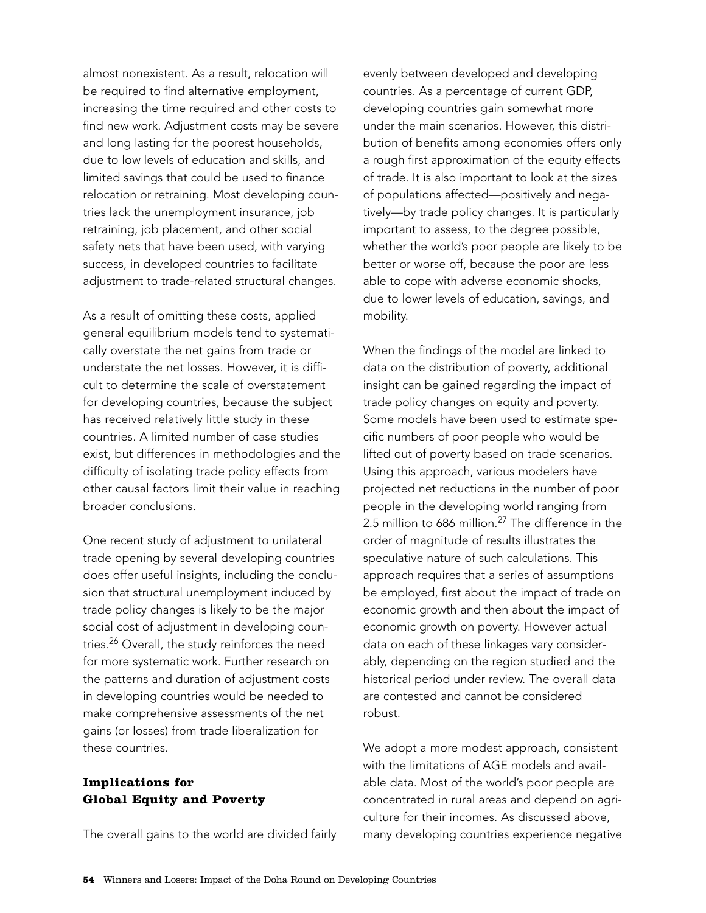almost nonexistent. As a result, relocation will be required to find alternative employment, increasing the time required and other costs to find new work. Adjustment costs may be severe and long lasting for the poorest households, due to low levels of education and skills, and limited savings that could be used to finance relocation or retraining. Most developing countries lack the unemployment insurance, job retraining, job placement, and other social safety nets that have been used, with varying success, in developed countries to facilitate adjustment to trade-related structural changes.

As a result of omitting these costs, applied general equilibrium models tend to systematically overstate the net gains from trade or understate the net losses. However, it is difficult to determine the scale of overstatement for developing countries, because the subject has received relatively little study in these countries. A limited number of case studies exist, but differences in methodologies and the difficulty of isolating trade policy effects from other causal factors limit their value in reaching broader conclusions.

One recent study of adjustment to unilateral trade opening by several developing countries does offer useful insights, including the conclusion that structural unemployment induced by trade policy changes is likely to be the major social cost of adjustment in developing countries.[26] Overall, the study reinforces the need for more systematic work. Further research on the patterns and duration of adjustment costs in developing countries would be needed to make comprehensive assessments of the net gains (or losses) from trade liberalization for these countries.

## Implications for Global Equity and Poverty

The overall gains to the world are divided fairly evenly between developed and developing countries. As a percentage of current GDP, developing countries gain somewhat more under the main scenarios. However, this distribution of benefits among economies offers only a rough first approximation of the equity effects of trade. It is also important to look at the sizes of populations affected—positively and negatively—by trade policy changes. It is particularly important to assess, to the degree possible, whether the world's poor people are likely to be better or worse off, because the poor are less able to cope with adverse economic shocks, due to lower levels of education, savings, and mobility.

When the findings of the model are linked to data on the distribution of poverty, additional insight can be gained regarding the impact of trade policy changes on equity and poverty. Some models have been used to estimate specific numbers of poor people who would be lifted out of poverty based on trade scenarios. Using this approach, various modelers have projected net reductions in the number of poor people in the developing world ranging from 2.5 million to 686 million.[27] The difference in the order of magnitude of results illustrates the speculative nature of such calculations. This approach requires that a series of assumptions be employed, first about the impact of trade on economic growth and then about the impact of economic growth on poverty. However actual data on each of these linkages vary considerably, depending on the region studied and the historical period under review. The overall data are contested and cannot be considered robust.

We adopt a more modest approach, consistent with the limitations of AGE models and available data. Most of the world's poor people are concentrated in rural areas and depend on agriculture for their incomes. As discussed above, many developing countries experience negative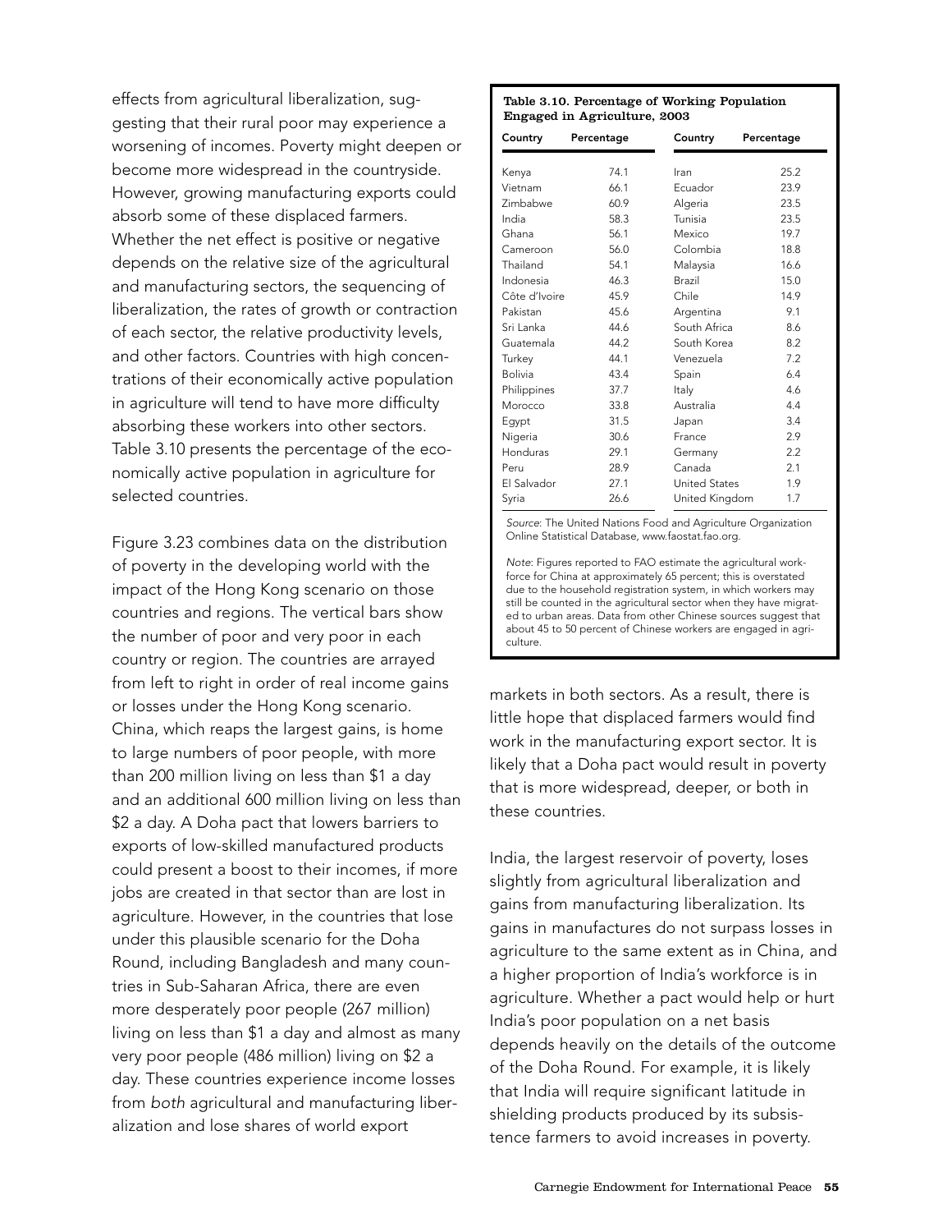effects from agricultural liberalization, suggesting that their rural poor may experience a worsening of incomes. Poverty might deepen or become more widespread in the countryside. However, growing manufacturing exports could absorb some of these displaced farmers. Whether the net effect is positive or negative depends on the relative size of the agricultural and manufacturing sectors, the sequencing of liberalization, the rates of growth or contraction of each sector, the relative productivity levels, and other factors. Countries with high concentrations of their economically active population in agriculture will tend to have more difficulty absorbing these workers into other sectors. Table 3.10 presents the percentage of the economically active population in agriculture for selected countries.

Figure 3.23 combines data on the distribution of poverty in the developing world with the impact of the Hong Kong scenario on those countries and regions. The vertical bars show the number of poor and very poor in each country or region. The countries are arrayed from left to right in order of real income gains or losses under the Hong Kong scenario. China, which reaps the largest gains, is home to large numbers of poor people, with more than 200 million living on less than $1 a day and an additional 600 million living on less than $2 a day. A Doha pact that lowers barriers to exports of low-skilled manufactured products could present a boost to their incomes, if more jobs are created in that sector than are lost in agriculture. However, in the countries that lose under this plausible scenario for the Doha Round, including Bangladesh and many countries in Sub-Saharan Africa, there are even more desperately poor people (267 million) living on less than $1 a day and almost as many very poor people (486 million) living on $2 a day. These countries experience income losses from *both* agricultural and manufacturing liberalization and lose shares of world export markets in both sectors. As a result, there is little hope that displaced farmers would find work in the manufacturing export sector. It is likely that a Doha pact would result in poverty that is more widespread, deeper, or both in these countries.

**Table 3.10. Percentage of Working Population Engaged in Agriculture, 2003**

| Country | Percentage | Country | Percentage |
|---|---|---|---|
| Kenya | 74.1 | Iran | 25.2 |
| Vietnam | 66.1 | Ecuador | 23.9 |
| Zimbabwe | 60.9 | Algeria | 23.5 |
| India | 58.3 | Tunisia | 23.5 |
| Ghana | 56.1 | Mexico | 19.7 |
| Cameroon | 56.0 | Colombia | 18.8 |
| Thailand | 54.1 | Malaysia | 16.6 |
| Indonesia | 46.3 | Brazil | 15.0 |
| Côte d'Ivoire | 45.9 | Chile | 14.9 |
| Pakistan | 45.6 | Argentina | 9.1 |
| Sri Lanka | 44.6 | South Africa | 8.6 |
| Guatemala | 44.2 | South Korea | 8.2 |
| Turkey | 44.1 | Venezuela | 7.2 |
| Bolivia | 43.4 | Spain | 6.4 |
| Philippines | 37.7 | Italy | 4.6 |
| Morocco | 33.8 | Australia | 4.4 |
| Egypt | 31.5 | Japan | 3.4 |
| Nigeria | 30.6 | France | 2.9 |
| Honduras | 29.1 | Germany | 2.2 |
| Peru | 28.9 | Canada | 2.1 |
| El Salvador | 27.1 | United States | 1.9 |
| Syria | 26.6 | United Kingdom | 1.7 |

*Source*: The United Nations Food and Agriculture Organization Online Statistical Database, www.faostat.fao.org.

*Note*: Figures reported to FAO estimate the agricultural workforce for China at approximately 65 percent; this is overstated due to the household registration system, in which workers may still be counted in the agricultural sector when they have migrated to urban areas. Data from other Chinese sources suggest that about 45 to 50 percent of Chinese workers are engaged in agriculture.

India, the largest reservoir of poverty, loses slightly from agricultural liberalization and gains from manufacturing liberalization. Its gains in manufactures do not surpass losses in agriculture to the same extent as in China, and a higher proportion of India's workforce is in agriculture. Whether a pact would help or hurt India's poor population on a net basis depends heavily on the details of the outcome of the Doha Round. For example, it is likely that India will require significant latitude in shielding products produced by its subsistence farmers to avoid increases in poverty.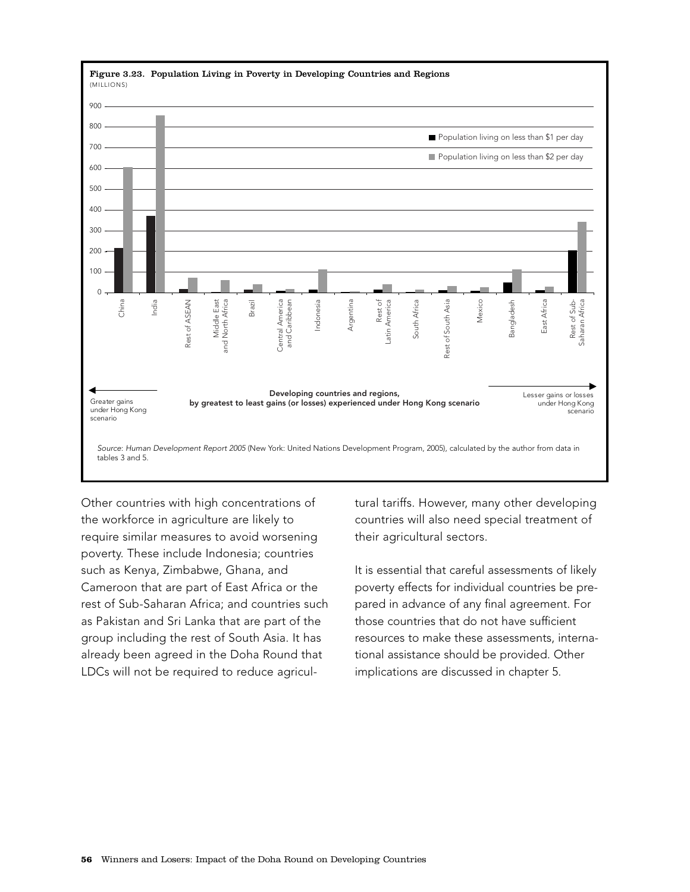**Figure 3.23. Population Living in Poverty in Developing Countries and Regions**
(MILLIONS)

■ Population living on less than $1 per day
■ Population living on less than $2 per day

China, India, Rest of ASEAN, Middle East and North Africa, Brazil, Central America and Caribbean, Indonesia, Argentina, Rest of Latin America, South Africa, Rest of South Asia, Mexico, Bangladesh, East Africa, Rest of Sub-Saharan Africa

← Greater gains under Hong Kong scenario

Developing countries and regions, by greatest to least gains (or losses) experienced under Hong Kong scenario

Lesser gains or losses under Hong Kong scenario →

*Source: Human Development Report 2005* (New York: United Nations Development Program, 2005), calculated by the author from data in tables 3 and 5.

Other countries with high concentrations of the workforce in agriculture are likely to require similar measures to avoid worsening poverty. These include Indonesia; countries such as Kenya, Zimbabwe, Ghana, and Cameroon that are part of East Africa or the rest of Sub-Saharan Africa; and countries such as Pakistan and Sri Lanka that are part of the group including the rest of South Asia. It has already been agreed in the Doha Round that LDCs will not be required to reduce agricultural tariffs. However, many other developing countries will also need special treatment of their agricultural sectors.

It is essential that careful assessments of likely poverty effects for individual countries be prepared in advance of any final agreement. For those countries that do not have sufficient resources to make these assessments, international assistance should be provided. Other implications are discussed in chapter 5.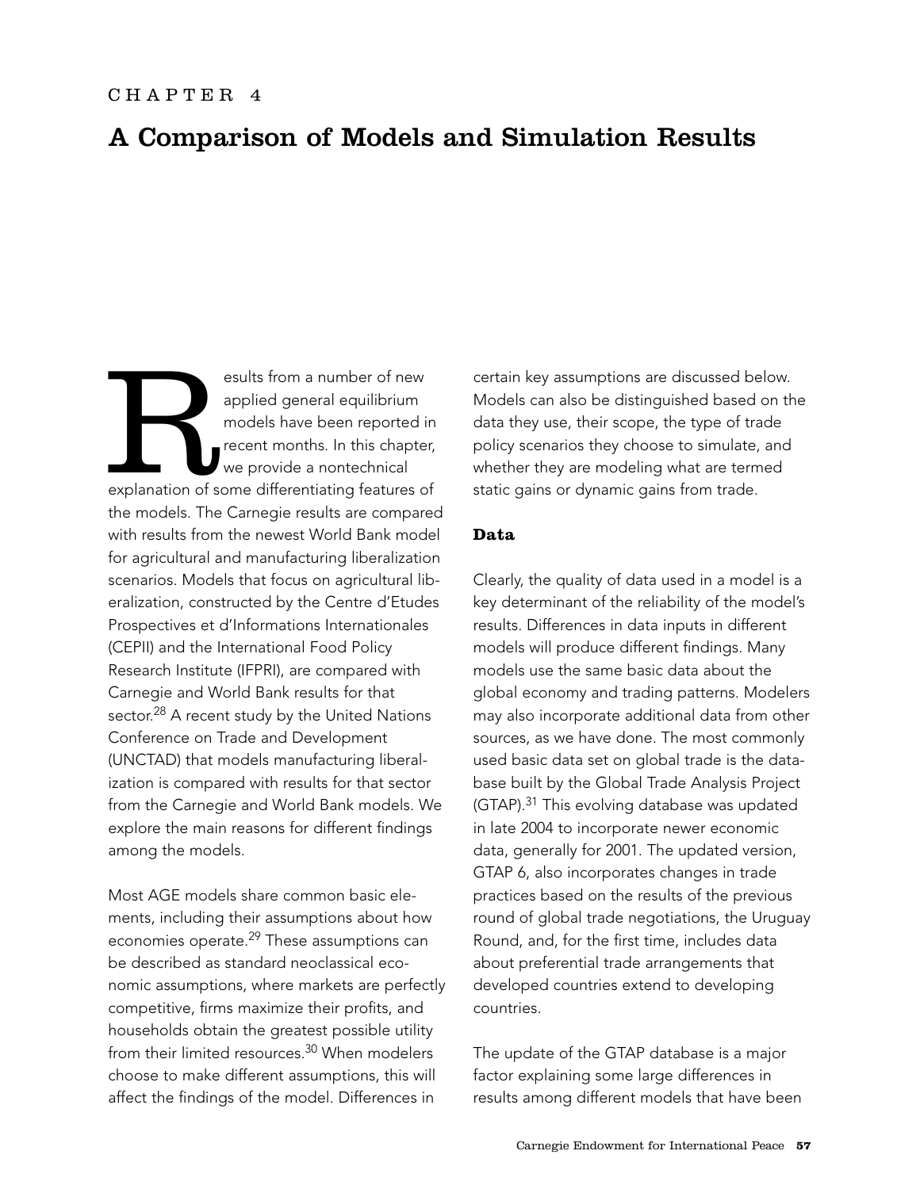CHAPTER 4

# A Comparison of Models and Simulation Results

Results from a number of new applied general equilibrium models have been reported in recent months. In this chapter, we provide a nontechnical explanation of some differentiating features of the models. The Carnegie results are compared with results from the newest World Bank model for agricultural and manufacturing liberalization scenarios. Models that focus on agricultural liberalization, constructed by the Centre d'Etudes Prospectives et d'Informations Internationales (CEPII) and the International Food Policy Research Institute (IFPRI), are compared with Carnegie and World Bank results for that sector.[28] A recent study by the United Nations Conference on Trade and Development (UNCTAD) that models manufacturing liberalization is compared with results for that sector from the Carnegie and World Bank models. We explore the main reasons for different findings among the models.

Most AGE models share common basic elements, including their assumptions about how economies operate.[29] These assumptions can be described as standard neoclassical economic assumptions, where markets are perfectly competitive, firms maximize their profits, and households obtain the greatest possible utility from their limited resources.[30] When modelers choose to make different assumptions, this will affect the findings of the model. Differences in certain key assumptions are discussed below. Models can also be distinguished based on the data they use, their scope, the type of trade policy scenarios they choose to simulate, and whether they are modeling what are termed static gains or dynamic gains from trade.

## Data

Clearly, the quality of data used in a model is a key determinant of the reliability of the model's results. Differences in data inputs in different models will produce different findings. Many models use the same basic data about the global economy and trading patterns. Modelers may also incorporate additional data from other sources, as we have done. The most commonly used basic data set on global trade is the database built by the Global Trade Analysis Project (GTAP).[31] This evolving database was updated in late 2004 to incorporate newer economic data, generally for 2001. The updated version, GTAP 6, also incorporates changes in trade practices based on the results of the previous round of global trade negotiations, the Uruguay Round, and, for the first time, includes data about preferential trade arrangements that developed countries extend to developing countries.

The update of the GTAP database is a major factor explaining some large differences in results among different models that have been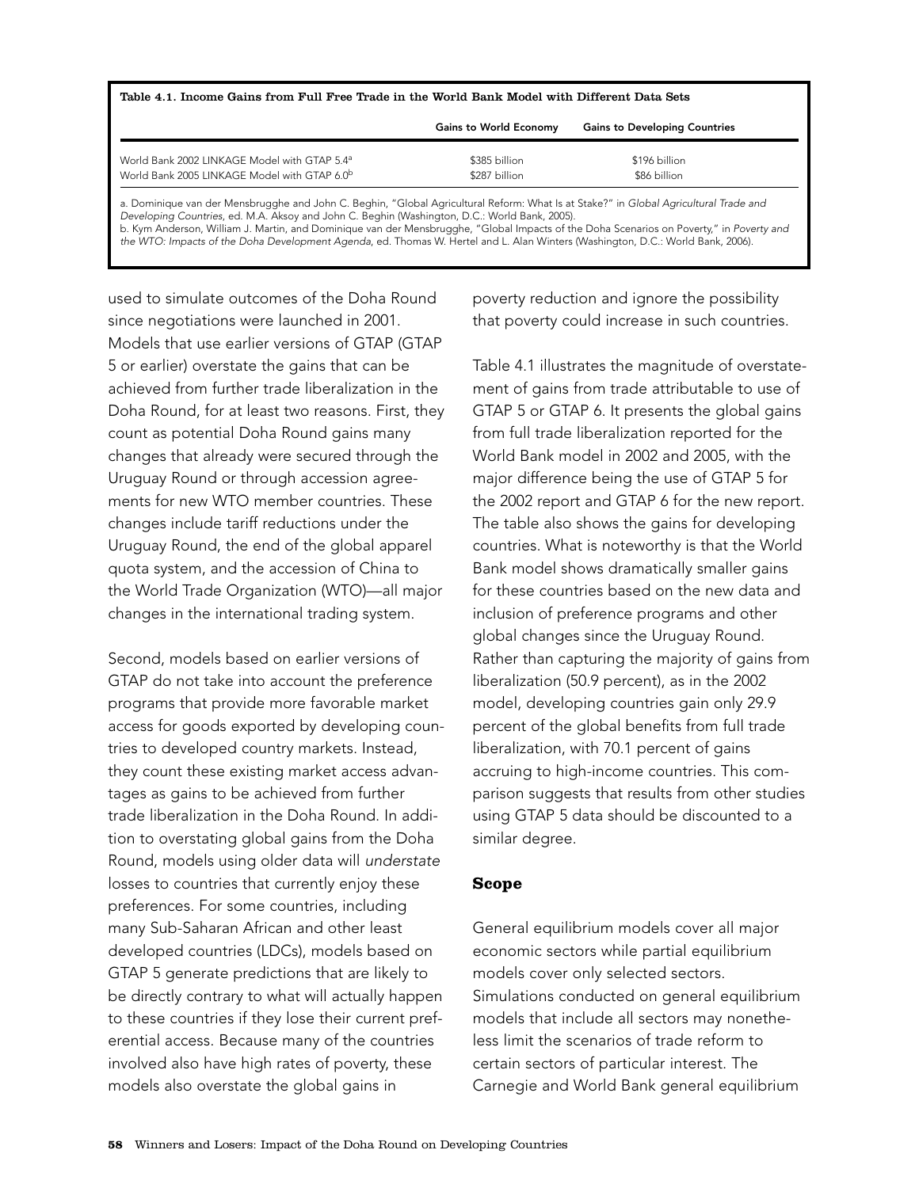**Table 4.1. Income Gains from Full Free Trade in the World Bank Model with Different Data Sets**

| | Gains to World Economy | Gains to Developing Countries |
|---|---|---|
| World Bank 2002 LINKAGE Model with GTAP 5.4[a] | $385 billion | $196 billion |
| World Bank 2005 LINKAGE Model with GTAP 6.0[b] | $287 billion | $86 billion |

a. Dominique van der Mensbrugghe and John C. Beghin, "Global Agricultural Reform: What Is at Stake?" in *Global Agricultural Trade and Developing Countries*, ed. M.A. Aksoy and John C. Beghin (Washington, D.C.: World Bank, 2005).
b. Kym Anderson, William J. Martin, and Dominique van der Mensbrugghe, "Global Impacts of the Doha Scenarios on Poverty," in *Poverty and the WTO: Impacts of the Doha Development Agenda*, ed. Thomas W. Hertel and L. Alan Winters (Washington, D.C.: World Bank, 2006).

used to simulate outcomes of the Doha Round since negotiations were launched in 2001. Models that use earlier versions of GTAP (GTAP 5 or earlier) overstate the gains that can be achieved from further trade liberalization in the Doha Round, for at least two reasons. First, they count as potential Doha Round gains many changes that already were secured through the Uruguay Round or through accession agreements for new WTO member countries. These changes include tariff reductions under the Uruguay Round, the end of the global apparel quota system, and the accession of China to the World Trade Organization (WTO)—all major changes in the international trading system.

Second, models based on earlier versions of GTAP do not take into account the preference programs that provide more favorable market access for goods exported by developing countries to developed country markets. Instead, they count these existing market access advantages as gains to be achieved from further trade liberalization in the Doha Round. In addition to overstating global gains from the Doha Round, models using older data will *understate* losses to countries that currently enjoy these preferences. For some countries, including many Sub-Saharan African and other least developed countries (LDCs), models based on GTAP 5 generate predictions that are likely to be directly contrary to what will actually happen to these countries if they lose their current preferential access. Because many of the countries involved also have high rates of poverty, these models also overstate the global gains in poverty reduction and ignore the possibility that poverty could increase in such countries.

Table 4.1 illustrates the magnitude of overstatement of gains from trade attributable to use of GTAP 5 or GTAP 6. It presents the global gains from full trade liberalization reported for the World Bank model in 2002 and 2005, with the major difference being the use of GTAP 5 for the 2002 report and GTAP 6 for the new report. The table also shows the gains for developing countries. What is noteworthy is that the World Bank model shows dramatically smaller gains for these countries based on the new data and inclusion of preference programs and other global changes since the Uruguay Round. Rather than capturing the majority of gains from liberalization (50.9 percent), as in the 2002 model, developing countries gain only 29.9 percent of the global benefits from full trade liberalization, with 70.1 percent of gains accruing to high-income countries. This comparison suggests that results from other studies using GTAP 5 data should be discounted to a similar degree.

## Scope

General equilibrium models cover all major economic sectors while partial equilibrium models cover only selected sectors. Simulations conducted on general equilibrium models that include all sectors may nonetheless limit the scenarios of trade reform to certain sectors of particular interest. The Carnegie and World Bank general equilibrium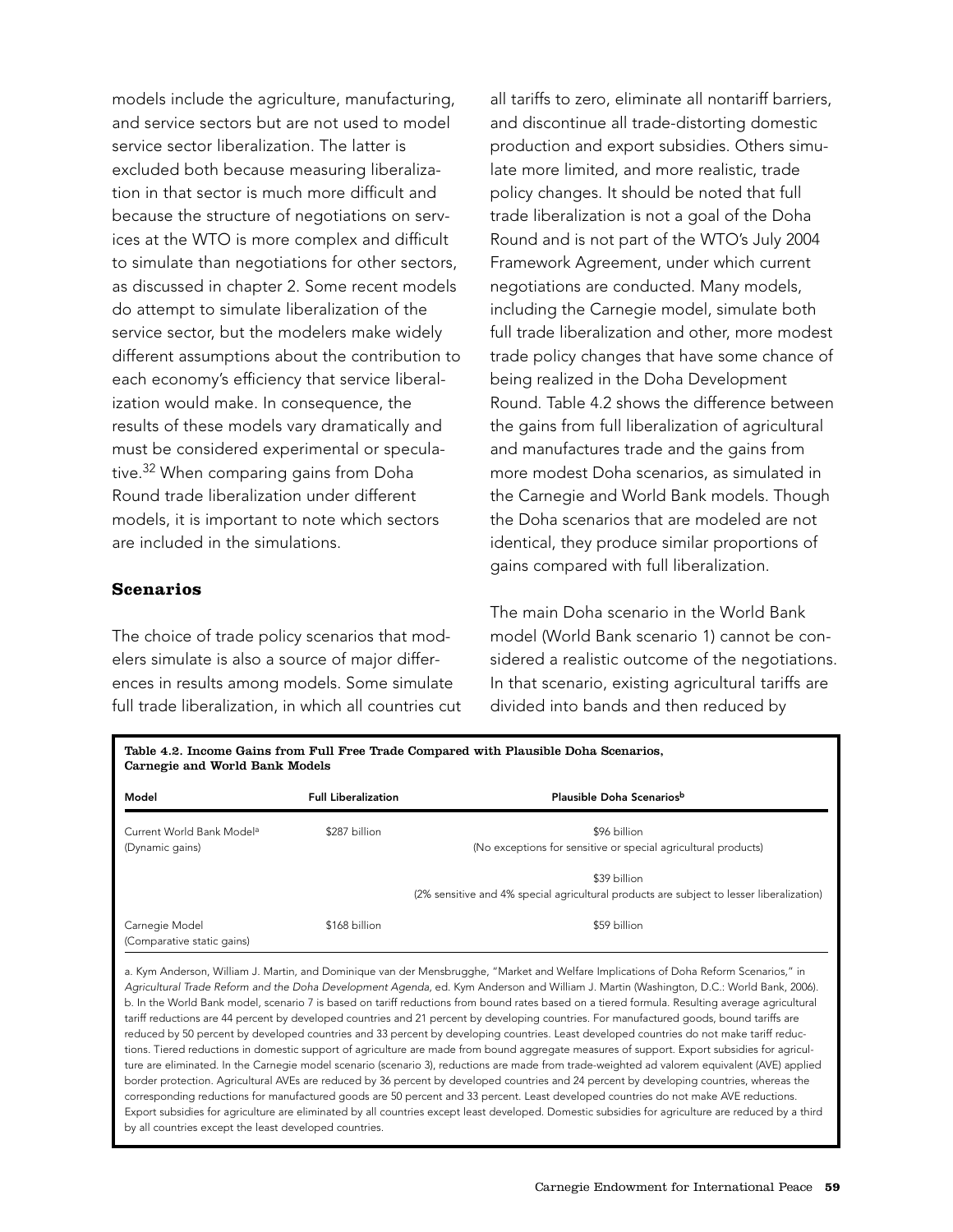models include the agriculture, manufacturing, and service sectors but are not used to model service sector liberalization. The latter is excluded both because measuring liberalization in that sector is much more difficult and because the structure of negotiations on services at the WTO is more complex and difficult to simulate than negotiations for other sectors, as discussed in chapter 2. Some recent models do attempt to simulate liberalization of the service sector, but the modelers make widely different assumptions about the contribution to each economy's efficiency that service liberalization would make. In consequence, the results of these models vary dramatically and must be considered experimental or speculative.[32] When comparing gains from Doha Round trade liberalization under different models, it is important to note which sectors are included in the simulations.

### Scenarios

The choice of trade policy scenarios that modelers simulate is also a source of major differences in results among models. Some simulate full trade liberalization, in which all countries cut all tariffs to zero, eliminate all nontariff barriers, and discontinue all trade-distorting domestic production and export subsidies. Others simulate more limited, and more realistic, trade policy changes. It should be noted that full trade liberalization is not a goal of the Doha Round and is not part of the WTO's July 2004 Framework Agreement, under which current negotiations are conducted. Many models, including the Carnegie model, simulate both full trade liberalization and other, more modest trade policy changes that have some chance of being realized in the Doha Development Round. Table 4.2 shows the difference between the gains from full liberalization of agricultural and manufactures trade and the gains from more modest Doha scenarios, as simulated in the Carnegie and World Bank models. Though the Doha scenarios that are modeled are not identical, they produce similar proportions of gains compared with full liberalization.

The main Doha scenario in the World Bank model (World Bank scenario 1) cannot be considered a realistic outcome of the negotiations. In that scenario, existing agricultural tariffs are divided into bands and then reduced by

**Table 4.2. Income Gains from Full Free Trade Compared with Plausible Doha Scenarios, Carnegie and World Bank Models**

| Model | Full Liberalization | Plausible Doha Scenarios[b] |
|---|---|---|
| Current World Bank Model[a] (Dynamic gains) | $287 billion | $96 billion (No exceptions for sensitive or special agricultural products) |
| | | $39 billion (2% sensitive and 4% special agricultural products are subject to lesser liberalization) |
| Carnegie Model (Comparative static gains) | $168 billion | $59 billion |

a. Kym Anderson, William J. Martin, and Dominique van der Mensbrugghe, "Market and Welfare Implications of Doha Reform Scenarios," in *Agricultural Trade Reform and the Doha Development Agenda*, ed. Kym Anderson and William J. Martin (Washington, D.C.: World Bank, 2006).
b. In the World Bank model, scenario 7 is based on tariff reductions from bound rates based on a tiered formula. Resulting average agricultural tariff reductions are 44 percent by developed countries and 21 percent by developing countries. For manufactured goods, bound tariffs are reduced by 50 percent by developed countries and 33 percent by developing countries. Least developed countries do not make tariff reductions. Tiered reductions in domestic support of agriculture are made from bound aggregate measures of support. Export subsidies for agriculture are eliminated. In the Carnegie model scenario (scenario 3), reductions are made from trade-weighted ad valorem equivalent (AVE) applied border protection. Agricultural AVEs are reduced by 36 percent by developed countries and 24 percent by developing countries, whereas the corresponding reductions for manufactured goods are 50 percent and 33 percent. Least developed countries do not make AVE reductions. Export subsidies for agriculture are eliminated by all countries except least developed. Domestic subsidies for agriculture are reduced by a third by all countries except the least developed countries.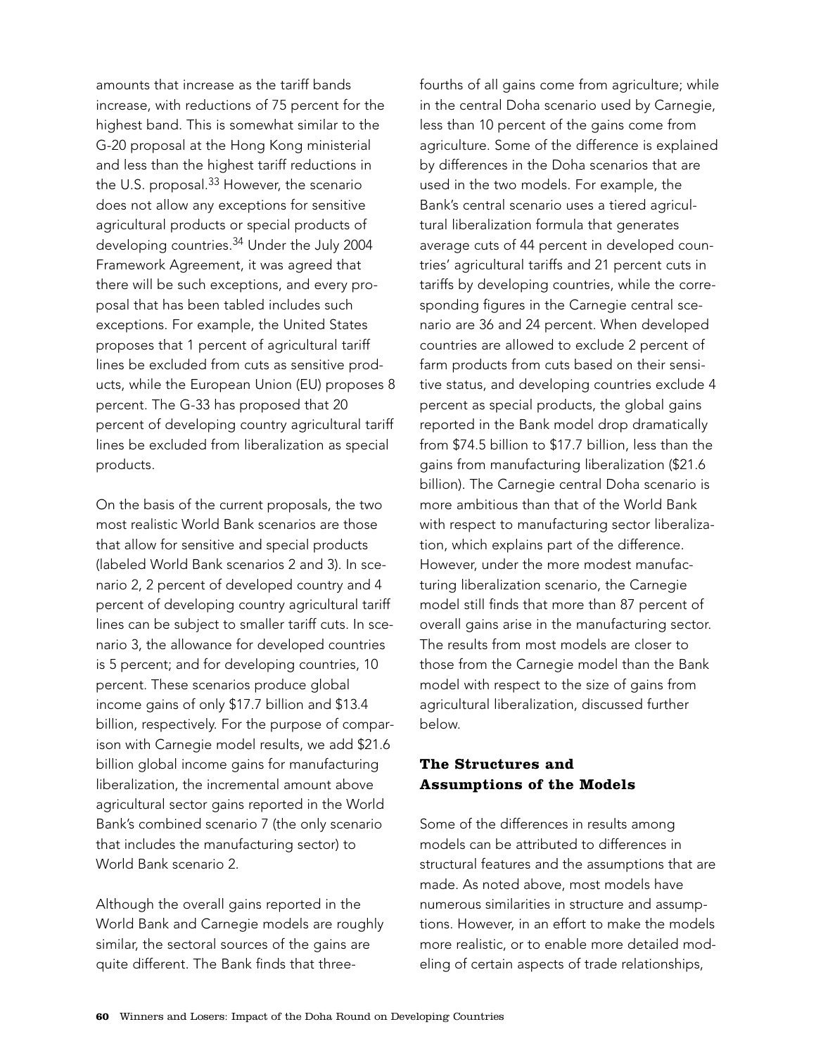amounts that increase as the tariff bands increase, with reductions of 75 percent for the highest band. This is somewhat similar to the G-20 proposal at the Hong Kong ministerial and less than the highest tariff reductions in the U.S. proposal.[33] However, the scenario does not allow any exceptions for sensitive agricultural products or special products of developing countries.[34] Under the July 2004 Framework Agreement, it was agreed that there will be such exceptions, and every proposal that has been tabled includes such exceptions. For example, the United States proposes that 1 percent of agricultural tariff lines be excluded from cuts as sensitive products, while the European Union (EU) proposes 8 percent. The G-33 has proposed that 20 percent of developing country agricultural tariff lines be excluded from liberalization as special products.

On the basis of the current proposals, the two most realistic World Bank scenarios are those that allow for sensitive and special products (labeled World Bank scenarios 2 and 3). In scenario 2, 2 percent of developed country and 4 percent of developing country agricultural tariff lines can be subject to smaller tariff cuts. In scenario 3, the allowance for developed countries is 5 percent; and for developing countries, 10 percent. These scenarios produce global income gains of only $17.7 billion and $13.4 billion, respectively. For the purpose of comparison with Carnegie model results, we add $21.6 billion global income gains for manufacturing liberalization, the incremental amount above agricultural sector gains reported in the World Bank's combined scenario 7 (the only scenario that includes the manufacturing sector) to World Bank scenario 2.

Although the overall gains reported in the World Bank and Carnegie models are roughly similar, the sectoral sources of the gains are quite different. The Bank finds that three-fourths of all gains come from agriculture; while in the central Doha scenario used by Carnegie, less than 10 percent of the gains come from agriculture. Some of the difference is explained by differences in the Doha scenarios that are used in the two models. For example, the Bank's central scenario uses a tiered agricultural liberalization formula that generates average cuts of 44 percent in developed countries' agricultural tariffs and 21 percent cuts in tariffs by developing countries, while the corresponding figures in the Carnegie central scenario are 36 and 24 percent. When developed countries are allowed to exclude 2 percent of farm products from cuts based on their sensitive status, and developing countries exclude 4 percent as special products, the global gains reported in the Bank model drop dramatically from $74.5 billion to $17.7 billion, less than the gains from manufacturing liberalization ($21.6 billion). The Carnegie central Doha scenario is more ambitious than that of the World Bank with respect to manufacturing sector liberalization, which explains part of the difference. However, under the more modest manufacturing liberalization scenario, the Carnegie model still finds that more than 87 percent of overall gains arise in the manufacturing sector. The results from most models are closer to those from the Carnegie model than the Bank model with respect to the size of gains from agricultural liberalization, discussed further below.

## The Structures and Assumptions of the Models

Some of the differences in results among models can be attributed to differences in structural features and the assumptions that are made. As noted above, most models have numerous similarities in structure and assumptions. However, in an effort to make the models more realistic, or to enable more detailed modeling of certain aspects of trade relationships,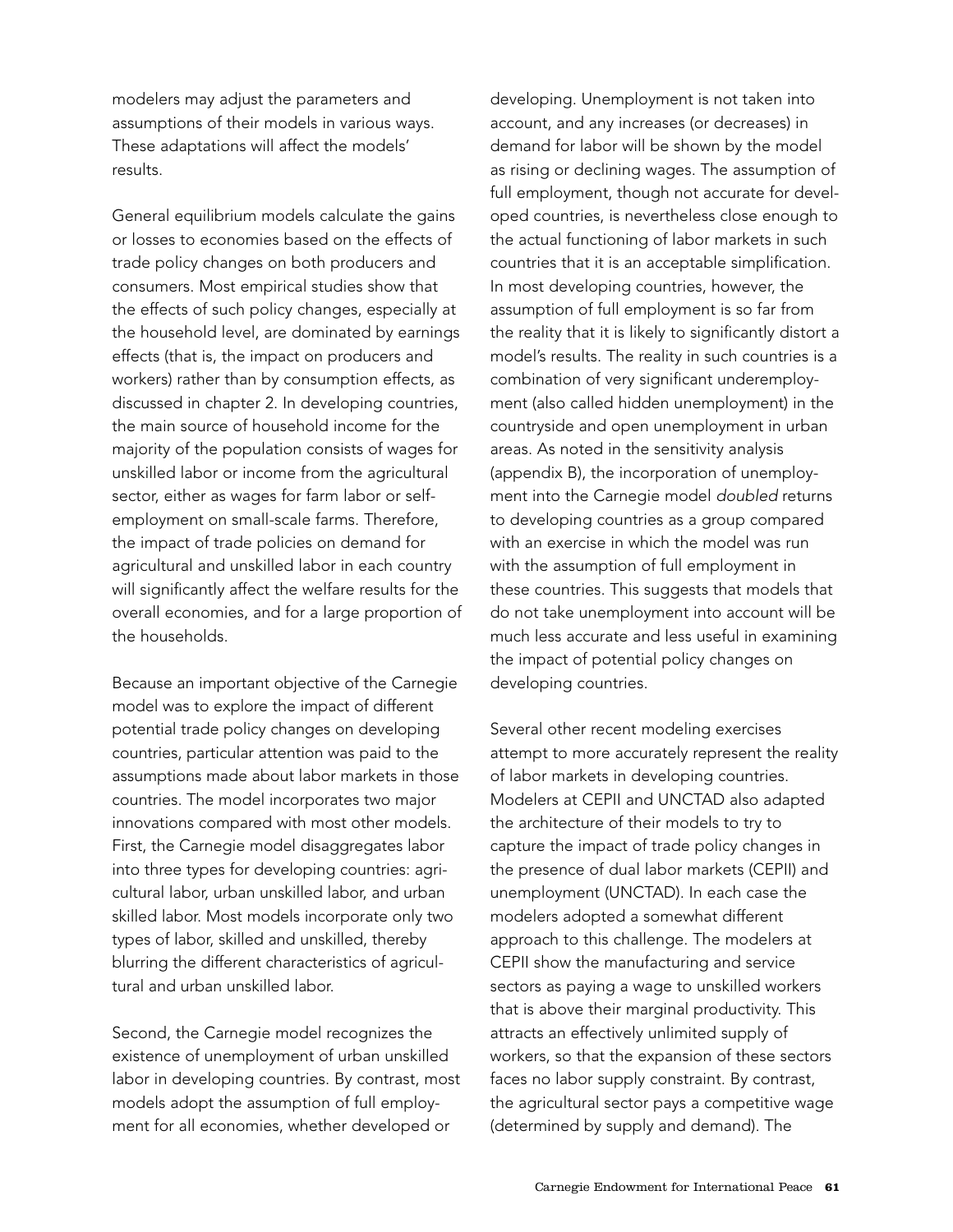modelers may adjust the parameters and assumptions of their models in various ways. These adaptations will affect the models' results.

General equilibrium models calculate the gains or losses to economies based on the effects of trade policy changes on both producers and consumers. Most empirical studies show that the effects of such policy changes, especially at the household level, are dominated by earnings effects (that is, the impact on producers and workers) rather than by consumption effects, as discussed in chapter 2. In developing countries, the main source of household income for the majority of the population consists of wages for unskilled labor or income from the agricultural sector, either as wages for farm labor or self-employment on small-scale farms. Therefore, the impact of trade policies on demand for agricultural and unskilled labor in each country will significantly affect the welfare results for the overall economies, and for a large proportion of the households.

Because an important objective of the Carnegie model was to explore the impact of different potential trade policy changes on developing countries, particular attention was paid to the assumptions made about labor markets in those countries. The model incorporates two major innovations compared with most other models. First, the Carnegie model disaggregates labor into three types for developing countries: agricultural labor, urban unskilled labor, and urban skilled labor. Most models incorporate only two types of labor, skilled and unskilled, thereby blurring the different characteristics of agricultural and urban unskilled labor.

Second, the Carnegie model recognizes the existence of unemployment of urban unskilled labor in developing countries. By contrast, most models adopt the assumption of full employment for all economies, whether developed or developing. Unemployment is not taken into account, and any increases (or decreases) in demand for labor will be shown by the model as rising or declining wages. The assumption of full employment, though not accurate for developed countries, is nevertheless close enough to the actual functioning of labor markets in such countries that it is an acceptable simplification. In most developing countries, however, the assumption of full employment is so far from the reality that it is likely to significantly distort a model's results. The reality in such countries is a combination of very significant underemployment (also called hidden unemployment) in the countryside and open unemployment in urban areas. As noted in the sensitivity analysis (appendix B), the incorporation of unemployment into the Carnegie model *doubled* returns to developing countries as a group compared with an exercise in which the model was run with the assumption of full employment in these countries. This suggests that models that do not take unemployment into account will be much less accurate and less useful in examining the impact of potential policy changes on developing countries.

Several other recent modeling exercises attempt to more accurately represent the reality of labor markets in developing countries. Modelers at CEPII and UNCTAD also adapted the architecture of their models to try to capture the impact of trade policy changes in the presence of dual labor markets (CEPII) and unemployment (UNCTAD). In each case the modelers adopted a somewhat different approach to this challenge. The modelers at CEPII show the manufacturing and service sectors as paying a wage to unskilled workers that is above their marginal productivity. This attracts an effectively unlimited supply of workers, so that the expansion of these sectors faces no labor supply constraint. By contrast, the agricultural sector pays a competitive wage (determined by supply and demand). The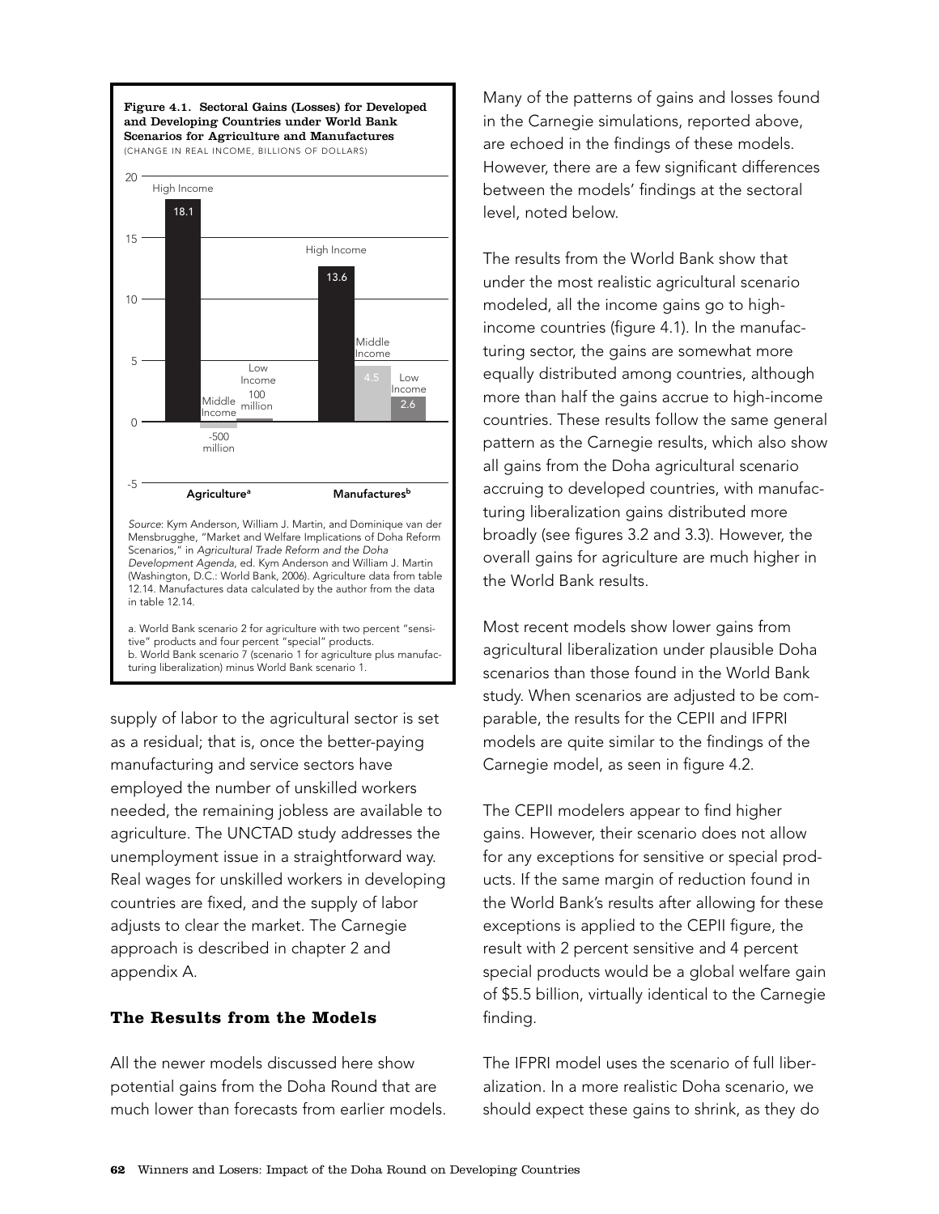**Figure 4.1. Sectoral Gains (Losses) for Developed and Developing Countries under World Bank Scenarios for Agriculture and Manufactures**
(CHANGE IN REAL INCOME, BILLIONS OF DOLLARS)

| | High Income | Middle Income | Low Income |
|---|---|---|---|
| Agriculture[a] | 18.1 | -500 million | 100 million |
| Manufactures[b] | 13.6 | 4.5 | 2.6 |

*Source*: Kym Anderson, William J. Martin, and Dominique van der Mensbrugghe, "Market and Welfare Implications of Doha Reform Scenarios," in *Agricultural Trade Reform and the Doha Development Agenda*, ed. Kym Anderson and William J. Martin (Washington, D.C.: World Bank, 2006). Agriculture data from table 12.14. Manufactures data calculated by the author from the data in table 12.14.

a. World Bank scenario 2 for agriculture with two percent "sensitive" products and four percent "special" products.
b. World Bank scenario 7 (scenario 1 for agriculture plus manufacturing liberalization) minus World Bank scenario 1.

supply of labor to the agricultural sector is set as a residual; that is, once the better-paying manufacturing and service sectors have employed the number of unskilled workers needed, the remaining jobless are available to agriculture. The UNCTAD study addresses the unemployment issue in a straightforward way. Real wages for unskilled workers in developing countries are fixed, and the supply of labor adjusts to clear the market. The Carnegie approach is described in chapter 2 and appendix A.

### The Results from the Models

All the newer models discussed here show potential gains from the Doha Round that are much lower than forecasts from earlier models. Many of the patterns of gains and losses found in the Carnegie simulations, reported above, are echoed in the findings of these models. However, there are a few significant differences between the models' findings at the sectoral level, noted below.

The results from the World Bank show that under the most realistic agricultural scenario modeled, all the income gains go to high-income countries (figure 4.1). In the manufacturing sector, the gains are somewhat more equally distributed among countries, although more than half the gains accrue to high-income countries. These results follow the same general pattern as the Carnegie results, which also show all gains from the Doha agricultural scenario accruing to developed countries, with manufacturing liberalization gains distributed more broadly (see figures 3.2 and 3.3). However, the overall gains for agriculture are much higher in the World Bank results.

Most recent models show lower gains from agricultural liberalization under plausible Doha scenarios than those found in the World Bank study. When scenarios are adjusted to be comparable, the results for the CEPII and IFPRI models are quite similar to the findings of the Carnegie model, as seen in figure 4.2.

The CEPII modelers appear to find higher gains. However, their scenario does not allow for any exceptions for sensitive or special products. If the same margin of reduction found in the World Bank's results after allowing for these exceptions is applied to the CEPII figure, the result with 2 percent sensitive and 4 percent special products would be a global welfare gain of $5.5 billion, virtually identical to the Carnegie finding.

The IFPRI model uses the scenario of full liberalization. In a more realistic Doha scenario, we should expect these gains to shrink, as they do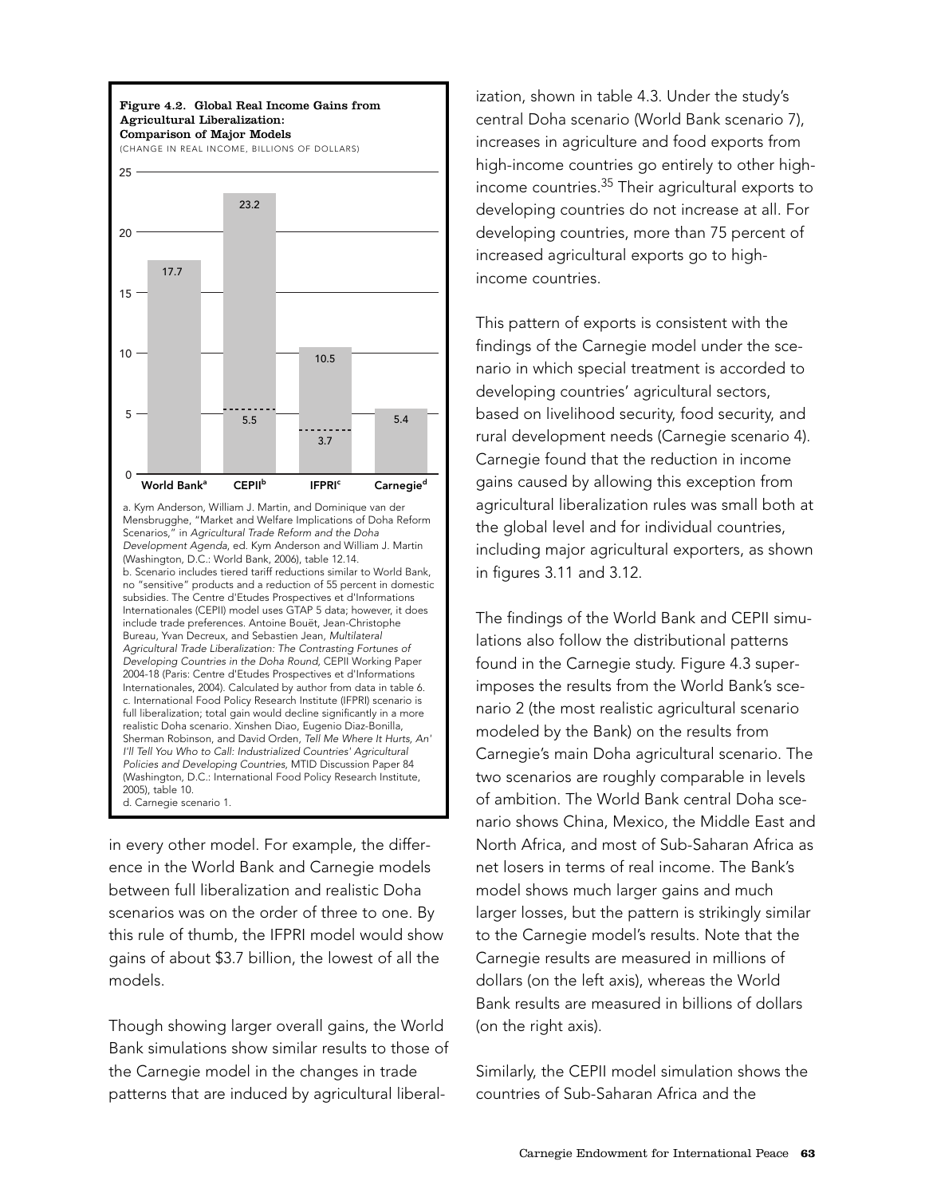**Figure 4.2. Global Real Income Gains from Agricultural Liberalization: Comparison of Major Models**
(CHANGE IN REAL INCOME, BILLIONS OF DOLLARS)

| Model | Value | Lower value (dashed line) |
|---|---|---|
| World Bank[a] | 17.7 | |
| CEPII[b] | 23.2 | 5.5 |
| IFPRI[c] | 10.5 | 3.7 |
| Carnegie[d] | 5.4 | |

a. Kym Anderson, William J. Martin, and Dominique van der Mensbrugghe, "Market and Welfare Implications of Doha Reform Scenarios," in *Agricultural Trade Reform and the Doha Development Agenda*, ed. Kym Anderson and William J. Martin (Washington, D.C.: World Bank, 2006), table 12.14.
b. Scenario includes tiered tariff reductions similar to World Bank, no "sensitive" products and a reduction of 55 percent in domestic subsidies. The Centre d'Etudes Prospectives et d'Informations Internationales (CEPII) model uses GTAP 5 data; however, it does include trade preferences. Antoine Bouët, Jean-Christophe Bureau, Yvan Decreux, and Sebastien Jean, *Multilateral Agricultural Trade Liberalization: The Contrasting Fortunes of Developing Countries in the Doha Round*, CEPII Working Paper 2004-18 (Paris: Centre d'Etudes Prospectives et d'Informations Internationales, 2004). Calculated by author from data in table 6.
c. International Food Policy Research Institute (IFPRI) scenario is full liberalization; total gain would decline significantly in a more realistic Doha scenario. Xinshen Diao, Eugenio Diaz-Bonilla, Sherman Robinson, and David Orden, *Tell Me Where It Hurts, An' I'll Tell You Who to Call: Industrialized Countries' Agricultural Policies and Developing Countries*, MTID Discussion Paper 84 (Washington, D.C.: International Food Policy Research Institute, 2005), table 10.
d. Carnegie scenario 1.

in every other model. For example, the difference in the World Bank and Carnegie models between full liberalization and realistic Doha scenarios was on the order of three to one. By this rule of thumb, the IFPRI model would show gains of about $3.7 billion, the lowest of all the models.

Though showing larger overall gains, the World Bank simulations show similar results to those of the Carnegie model in the changes in trade patterns that are induced by agricultural liberalization, shown in table 4.3. Under the study's central Doha scenario (World Bank scenario 7), increases in agriculture and food exports from high-income countries go entirely to other high-income countries.[35] Their agricultural exports to developing countries do not increase at all. For developing countries, more than 75 percent of increased agricultural exports go to high-income countries.

This pattern of exports is consistent with the findings of the Carnegie model under the scenario in which special treatment is accorded to developing countries' agricultural sectors, based on livelihood security, food security, and rural development needs (Carnegie scenario 4). Carnegie found that the reduction in income gains caused by allowing this exception from agricultural liberalization rules was small both at the global level and for individual countries, including major agricultural exporters, as shown in figures 3.11 and 3.12.

The findings of the World Bank and CEPII simulations also follow the distributional patterns found in the Carnegie study. Figure 4.3 superimposes the results from the World Bank's scenario 2 (the most realistic agricultural scenario modeled by the Bank) on the results from Carnegie's main Doha agricultural scenario. The two scenarios are roughly comparable in levels of ambition. The World Bank central Doha scenario shows China, Mexico, the Middle East and North Africa, and most of Sub-Saharan Africa as net losers in terms of real income. The Bank's model shows much larger gains and much larger losses, but the pattern is strikingly similar to the Carnegie model's results. Note that the Carnegie results are measured in millions of dollars (on the left axis), whereas the World Bank results are measured in billions of dollars (on the right axis).

Similarly, the CEPII model simulation shows the countries of Sub-Saharan Africa and the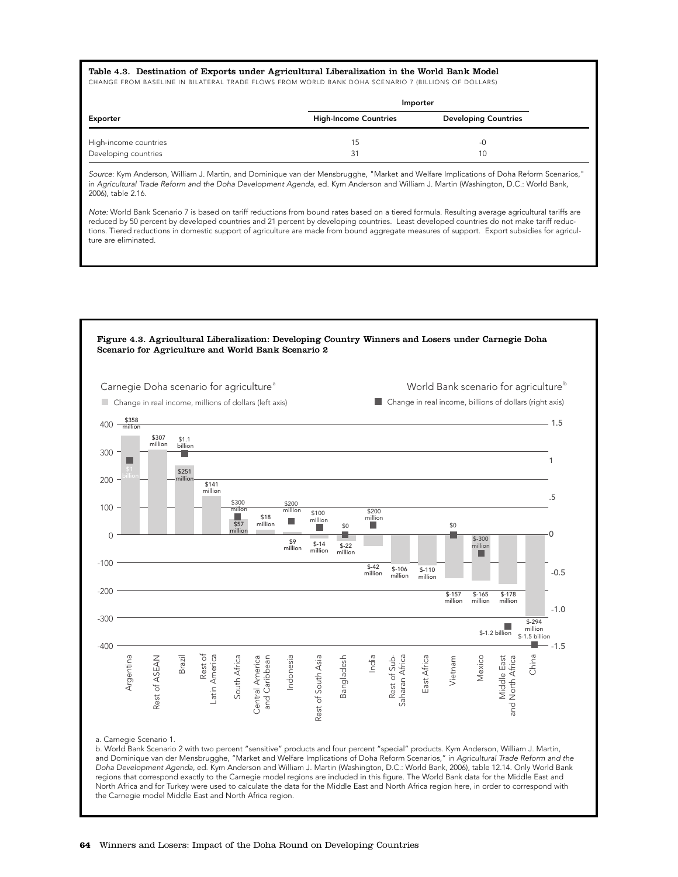**Table 4.3. Destination of Exports under Agricultural Liberalization in the World Bank Model**

CHANGE FROM BASELINE IN BILATERAL TRADE FLOWS FROM WORLD BANK DOHA SCENARIO 7 (BILLIONS OF DOLLARS)

| | Importer | |
|---|---|---|
| **Exporter** | **High-Income Countries** | **Developing Countries** |
| High-income countries | 15 | -0 |
| Developing countries | 31 | 10 |

*Source*: Kym Anderson, William J. Martin, and Dominique van der Mensbrugghe, "Market and Welfare Implications of Doha Reform Scenarios," in *Agricultural Trade Reform and the Doha Development Agenda*, ed. Kym Anderson and William J. Martin (Washington, D.C.: World Bank, 2006), table 2.16.

*Note:* World Bank Scenario 7 is based on tariff reductions from bound rates based on a tiered formula. Resulting average agricultural tariffs are reduced by 50 percent by developed countries and 21 percent by developing countries. Least developed countries do not make tariff reductions. Tiered reductions in domestic support of agriculture are made from bound aggregate measures of support. Export subsidies for agriculture are eliminated.

**Figure 4.3. Agricultural Liberalization: Developing Country Winners and Losers under Carnegie Doha Scenario for Agriculture and World Bank Scenario 2**

| Region | Carnegie Doha scenario for agriculture[a]: Change in real income (left axis) | World Bank scenario for agriculture[b]: Change in real income (right axis) |
|---|---|---|
| Argentina | $358 million | $1 billion |
| Rest of ASEAN | $307 million | |
| Brazil | $251 million | $1.1 billion |
| Rest of Latin America | $141 million | |
| South Africa | $57 million | $300 million |
| Central America and Caribbean | $18 million | |
| Indonesia | $9 million | $200 million |
| Rest of South Asia | $-14 million | $100 million |
| Bangladesh | $-22 million | $0 |
| India | $-42 million | $200 million |
| Rest of Sub-Saharan Africa | $-106 million | |
| East Africa | $-110 million | |
| Vietnam | $-157 million | $0 |
| Mexico | $-165 million | $-300 million |
| Middle East and North Africa | $-178 million | $-1.2 billion |
| China | $-294 million | $-1.5 billion |

a. Carnegie Scenario 1.

b. World Bank Scenario 2 with two percent "sensitive" products and four percent "special" products. Kym Anderson, William J. Martin, and Dominique van der Mensbrugghe, "Market and Welfare Implications of Doha Reform Scenarios," in *Agricultural Trade Reform and the Doha Development Agenda*, ed. Kym Anderson and William J. Martin (Washington, D.C.: World Bank, 2006), table 12.14. Only World Bank regions that correspond exactly to the Carnegie model regions are included in this figure. The World Bank data for the Middle East and North Africa and for Turkey were used to calculate the data for the Middle East and North Africa region here, in order to correspond with the Carnegie model Middle East and North Africa region.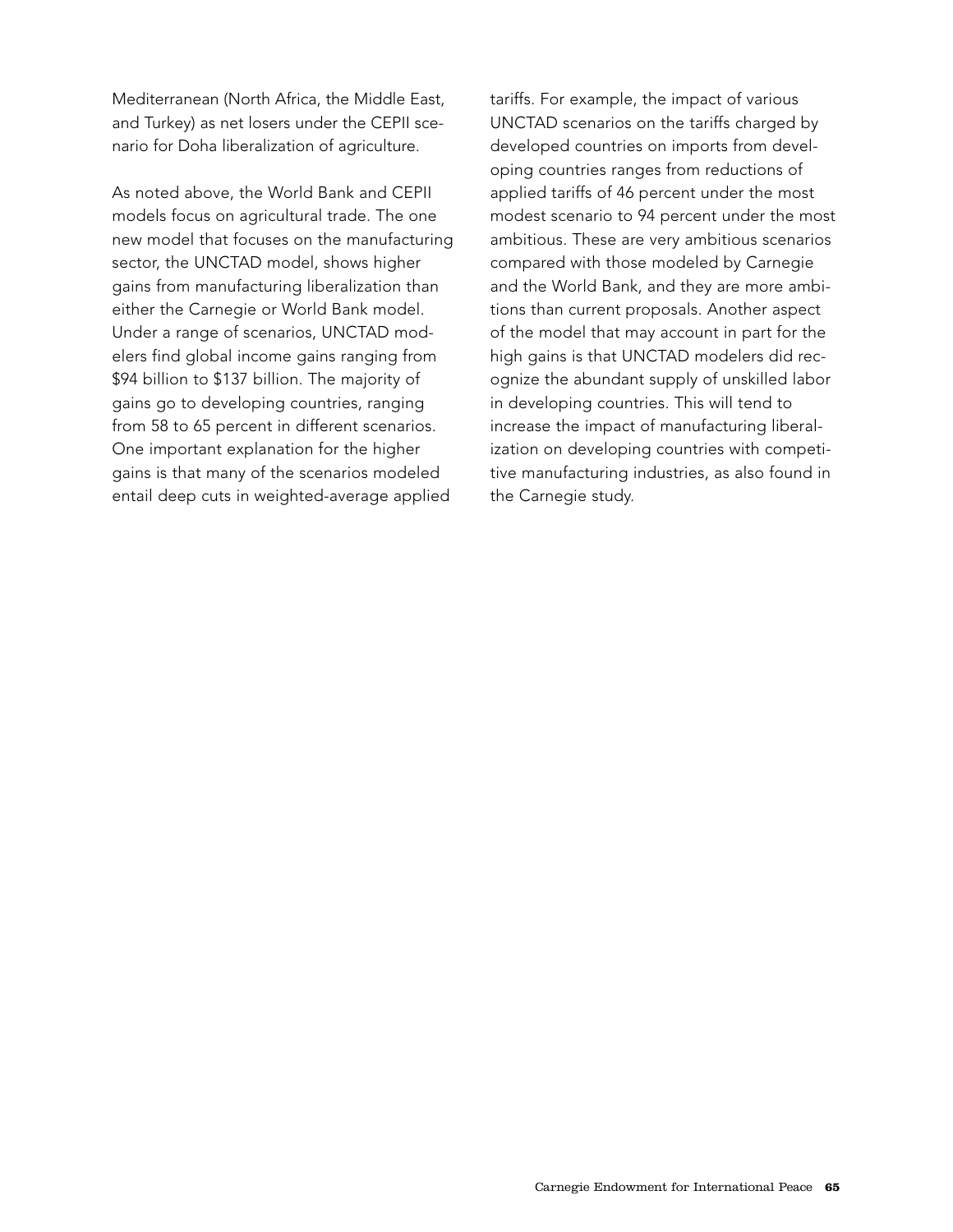Mediterranean (North Africa, the Middle East, and Turkey) as net losers under the CEPII scenario for Doha liberalization of agriculture.

As noted above, the World Bank and CEPII models focus on agricultural trade. The one new model that focuses on the manufacturing sector, the UNCTAD model, shows higher gains from manufacturing liberalization than either the Carnegie or World Bank model. Under a range of scenarios, UNCTAD modelers find global income gains ranging from $94 billion to $137 billion. The majority of gains go to developing countries, ranging from 58 to 65 percent in different scenarios. One important explanation for the higher gains is that many of the scenarios modeled entail deep cuts in weighted-average applied tariffs. For example, the impact of various UNCTAD scenarios on the tariffs charged by developed countries on imports from developing countries ranges from reductions of applied tariffs of 46 percent under the most modest scenario to 94 percent under the most ambitious. These are very ambitious scenarios compared with those modeled by Carnegie and the World Bank, and they are more ambitions than current proposals. Another aspect of the model that may account in part for the high gains is that UNCTAD modelers did recognize the abundant supply of unskilled labor in developing countries. This will tend to increase the impact of manufacturing liberalization on developing countries with competitive manufacturing industries, as also found in the Carnegie study.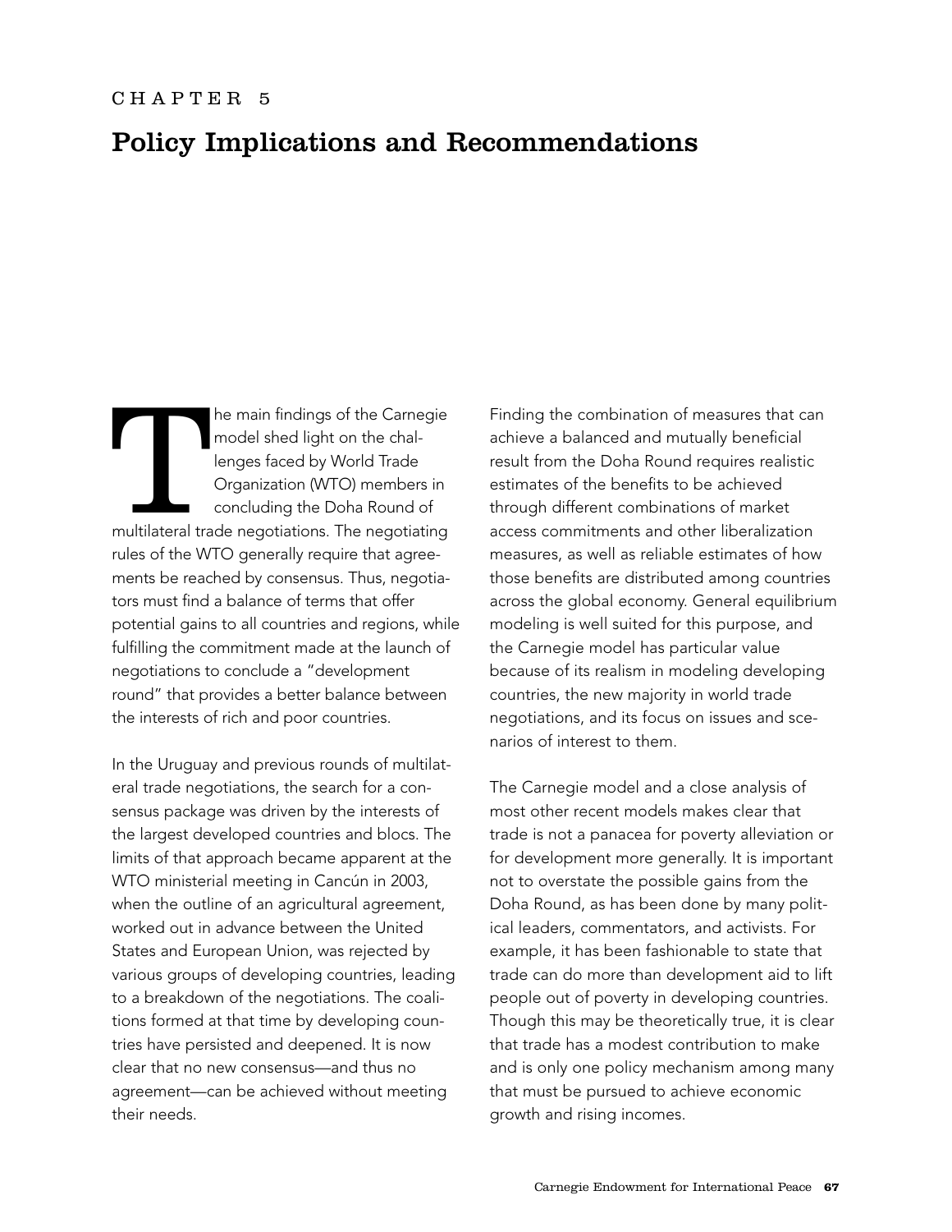CHAPTER 5

# Policy Implications and Recommendations

The main findings of the Carnegie model shed light on the challenges faced by World Trade Organization (WTO) members in concluding the Doha Round of multilateral trade negotiations. The negotiating rules of the WTO generally require that agreements be reached by consensus. Thus, negotiators must find a balance of terms that offer potential gains to all countries and regions, while fulfilling the commitment made at the launch of negotiations to conclude a "development round" that provides a better balance between the interests of rich and poor countries.

In the Uruguay and previous rounds of multilateral trade negotiations, the search for a consensus package was driven by the interests of the largest developed countries and blocs. The limits of that approach became apparent at the WTO ministerial meeting in Cancún in 2003, when the outline of an agricultural agreement, worked out in advance between the United States and European Union, was rejected by various groups of developing countries, leading to a breakdown of the negotiations. The coalitions formed at that time by developing countries have persisted and deepened. It is now clear that no new consensus—and thus no agreement—can be achieved without meeting their needs.

Finding the combination of measures that can achieve a balanced and mutually beneficial result from the Doha Round requires realistic estimates of the benefits to be achieved through different combinations of market access commitments and other liberalization measures, as well as reliable estimates of how those benefits are distributed among countries across the global economy. General equilibrium modeling is well suited for this purpose, and the Carnegie model has particular value because of its realism in modeling developing countries, the new majority in world trade negotiations, and its focus on issues and scenarios of interest to them.

The Carnegie model and a close analysis of most other recent models makes clear that trade is not a panacea for poverty alleviation or for development more generally. It is important not to overstate the possible gains from the Doha Round, as has been done by many political leaders, commentators, and activists. For example, it has been fashionable to state that trade can do more than development aid to lift people out of poverty in developing countries. Though this may be theoretically true, it is clear that trade has a modest contribution to make and is only one policy mechanism among many that must be pursued to achieve economic growth and rising incomes.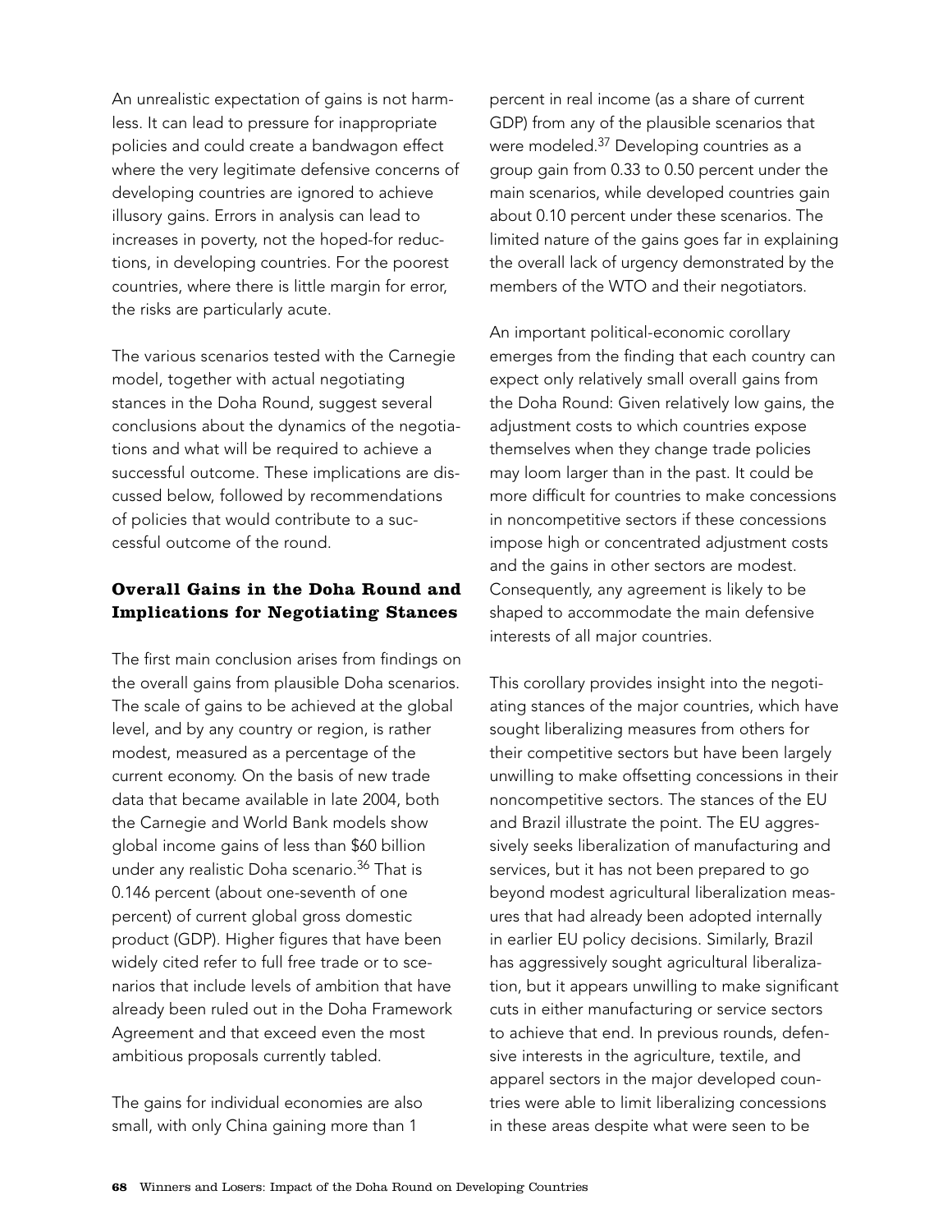An unrealistic expectation of gains is not harmless. It can lead to pressure for inappropriate policies and could create a bandwagon effect where the very legitimate defensive concerns of developing countries are ignored to achieve illusory gains. Errors in analysis can lead to increases in poverty, not the hoped-for reductions, in developing countries. For the poorest countries, where there is little margin for error, the risks are particularly acute.

The various scenarios tested with the Carnegie model, together with actual negotiating stances in the Doha Round, suggest several conclusions about the dynamics of the negotiations and what will be required to achieve a successful outcome. These implications are discussed below, followed by recommendations of policies that would contribute to a successful outcome of the round.

## Overall Gains in the Doha Round and Implications for Negotiating Stances

The first main conclusion arises from findings on the overall gains from plausible Doha scenarios. The scale of gains to be achieved at the global level, and by any country or region, is rather modest, measured as a percentage of the current economy. On the basis of new trade data that became available in late 2004, both the Carnegie and World Bank models show global income gains of less than $60 billion under any realistic Doha scenario.[36] That is 0.146 percent (about one-seventh of one percent) of current global gross domestic product (GDP). Higher figures that have been widely cited refer to full free trade or to scenarios that include levels of ambition that have already been ruled out in the Doha Framework Agreement and that exceed even the most ambitious proposals currently tabled.

The gains for individual economies are also small, with only China gaining more than 1 percent in real income (as a share of current GDP) from any of the plausible scenarios that were modeled.[37] Developing countries as a group gain from 0.33 to 0.50 percent under the main scenarios, while developed countries gain about 0.10 percent under these scenarios. The limited nature of the gains goes far in explaining the overall lack of urgency demonstrated by the members of the WTO and their negotiators.

An important political-economic corollary emerges from the finding that each country can expect only relatively small overall gains from the Doha Round: Given relatively low gains, the adjustment costs to which countries expose themselves when they change trade policies may loom larger than in the past. It could be more difficult for countries to make concessions in noncompetitive sectors if these concessions impose high or concentrated adjustment costs and the gains in other sectors are modest. Consequently, any agreement is likely to be shaped to accommodate the main defensive interests of all major countries.

This corollary provides insight into the negotiating stances of the major countries, which have sought liberalizing measures from others for their competitive sectors but have been largely unwilling to make offsetting concessions in their noncompetitive sectors. The stances of the EU and Brazil illustrate the point. The EU aggressively seeks liberalization of manufacturing and services, but it has not been prepared to go beyond modest agricultural liberalization measures that had already been adopted internally in earlier EU policy decisions. Similarly, Brazil has aggressively sought agricultural liberalization, but it appears unwilling to make significant cuts in either manufacturing or service sectors to achieve that end. In previous rounds, defensive interests in the agriculture, textile, and apparel sectors in the major developed countries were able to limit liberalizing concessions in these areas despite what were seen to be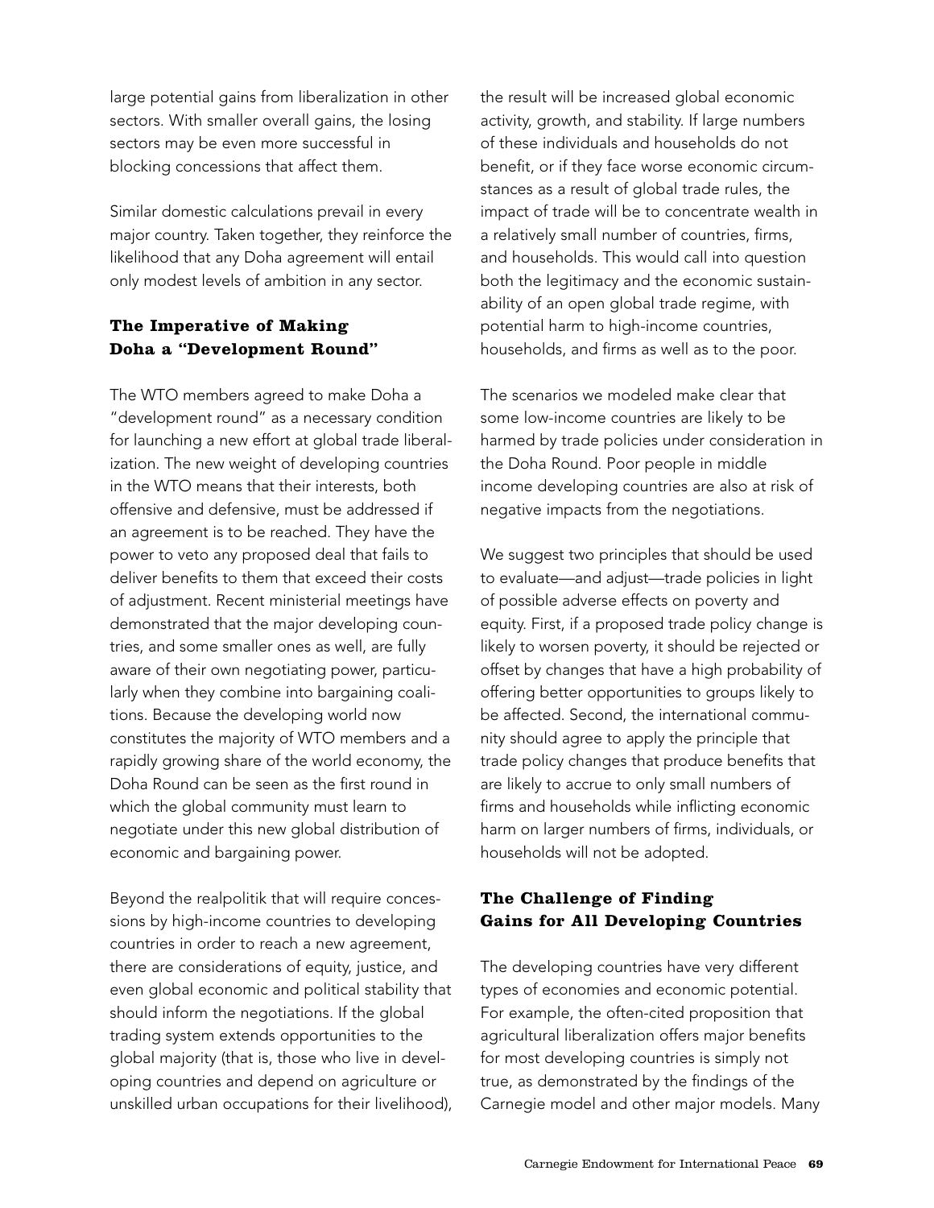large potential gains from liberalization in other sectors. With smaller overall gains, the losing sectors may be even more successful in blocking concessions that affect them.

Similar domestic calculations prevail in every major country. Taken together, they reinforce the likelihood that any Doha agreement will entail only modest levels of ambition in any sector.

### The Imperative of Making Doha a "Development Round"

The WTO members agreed to make Doha a "development round" as a necessary condition for launching a new effort at global trade liberalization. The new weight of developing countries in the WTO means that their interests, both offensive and defensive, must be addressed if an agreement is to be reached. They have the power to veto any proposed deal that fails to deliver benefits to them that exceed their costs of adjustment. Recent ministerial meetings have demonstrated that the major developing countries, and some smaller ones as well, are fully aware of their own negotiating power, particularly when they combine into bargaining coalitions. Because the developing world now constitutes the majority of WTO members and a rapidly growing share of the world economy, the Doha Round can be seen as the first round in which the global community must learn to negotiate under this new global distribution of economic and bargaining power.

Beyond the realpolitik that will require concessions by high-income countries to developing countries in order to reach a new agreement, there are considerations of equity, justice, and even global economic and political stability that should inform the negotiations. If the global trading system extends opportunities to the global majority (that is, those who live in developing countries and depend on agriculture or unskilled urban occupations for their livelihood), the result will be increased global economic activity, growth, and stability. If large numbers of these individuals and households do not benefit, or if they face worse economic circumstances as a result of global trade rules, the impact of trade will be to concentrate wealth in a relatively small number of countries, firms, and households. This would call into question both the legitimacy and the economic sustainability of an open global trade regime, with potential harm to high-income countries, households, and firms as well as to the poor.

The scenarios we modeled make clear that some low-income countries are likely to be harmed by trade policies under consideration in the Doha Round. Poor people in middle income developing countries are also at risk of negative impacts from the negotiations.

We suggest two principles that should be used to evaluate—and adjust—trade policies in light of possible adverse effects on poverty and equity. First, if a proposed trade policy change is likely to worsen poverty, it should be rejected or offset by changes that have a high probability of offering better opportunities to groups likely to be affected. Second, the international community should agree to apply the principle that trade policy changes that produce benefits that are likely to accrue to only small numbers of firms and households while inflicting economic harm on larger numbers of firms, individuals, or households will not be adopted.

### The Challenge of Finding Gains for All Developing Countries

The developing countries have very different types of economies and economic potential. For example, the often-cited proposition that agricultural liberalization offers major benefits for most developing countries is simply not true, as demonstrated by the findings of the Carnegie model and other major models. Many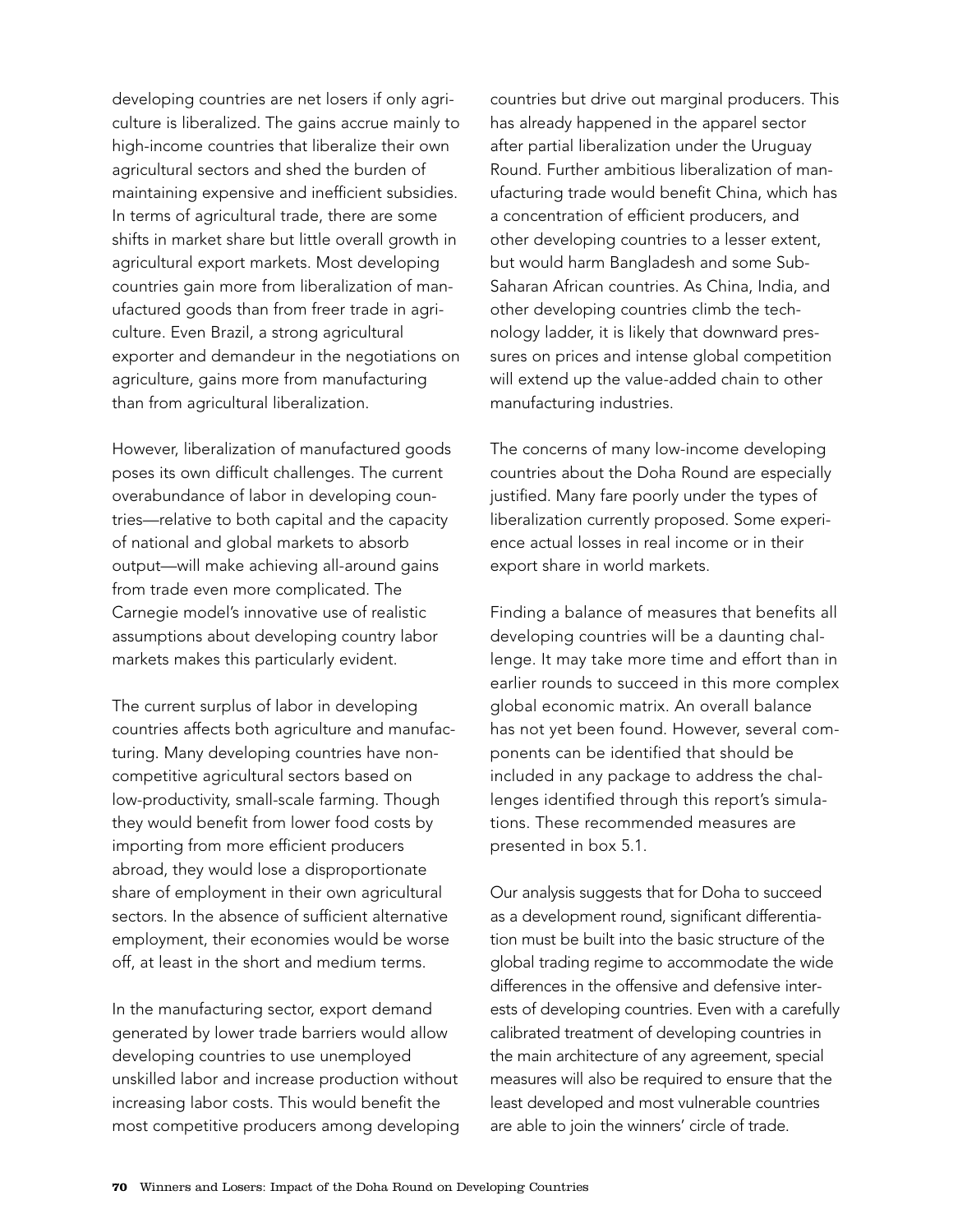developing countries are net losers if only agriculture is liberalized. The gains accrue mainly to high-income countries that liberalize their own agricultural sectors and shed the burden of maintaining expensive and inefficient subsidies. In terms of agricultural trade, there are some shifts in market share but little overall growth in agricultural export markets. Most developing countries gain more from liberalization of manufactured goods than from freer trade in agriculture. Even Brazil, a strong agricultural exporter and demandeur in the negotiations on agriculture, gains more from manufacturing than from agricultural liberalization.

However, liberalization of manufactured goods poses its own difficult challenges. The current overabundance of labor in developing countries—relative to both capital and the capacity of national and global markets to absorb output—will make achieving all-around gains from trade even more complicated. The Carnegie model's innovative use of realistic assumptions about developing country labor markets makes this particularly evident.

The current surplus of labor in developing countries affects both agriculture and manufacturing. Many developing countries have noncompetitive agricultural sectors based on low-productivity, small-scale farming. Though they would benefit from lower food costs by importing from more efficient producers abroad, they would lose a disproportionate share of employment in their own agricultural sectors. In the absence of sufficient alternative employment, their economies would be worse off, at least in the short and medium terms.

In the manufacturing sector, export demand generated by lower trade barriers would allow developing countries to use unemployed unskilled labor and increase production without increasing labor costs. This would benefit the most competitive producers among developing countries but drive out marginal producers. This has already happened in the apparel sector after partial liberalization under the Uruguay Round. Further ambitious liberalization of manufacturing trade would benefit China, which has a concentration of efficient producers, and other developing countries to a lesser extent, but would harm Bangladesh and some Sub-Saharan African countries. As China, India, and other developing countries climb the technology ladder, it is likely that downward pressures on prices and intense global competition will extend up the value-added chain to other manufacturing industries.

The concerns of many low-income developing countries about the Doha Round are especially justified. Many fare poorly under the types of liberalization currently proposed. Some experience actual losses in real income or in their export share in world markets.

Finding a balance of measures that benefits all developing countries will be a daunting challenge. It may take more time and effort than in earlier rounds to succeed in this more complex global economic matrix. An overall balance has not yet been found. However, several components can be identified that should be included in any package to address the challenges identified through this report's simulations. These recommended measures are presented in box 5.1.

Our analysis suggests that for Doha to succeed as a development round, significant differentiation must be built into the basic structure of the global trading regime to accommodate the wide differences in the offensive and defensive interests of developing countries. Even with a carefully calibrated treatment of developing countries in the main architecture of any agreement, special measures will also be required to ensure that the least developed and most vulnerable countries are able to join the winners' circle of trade.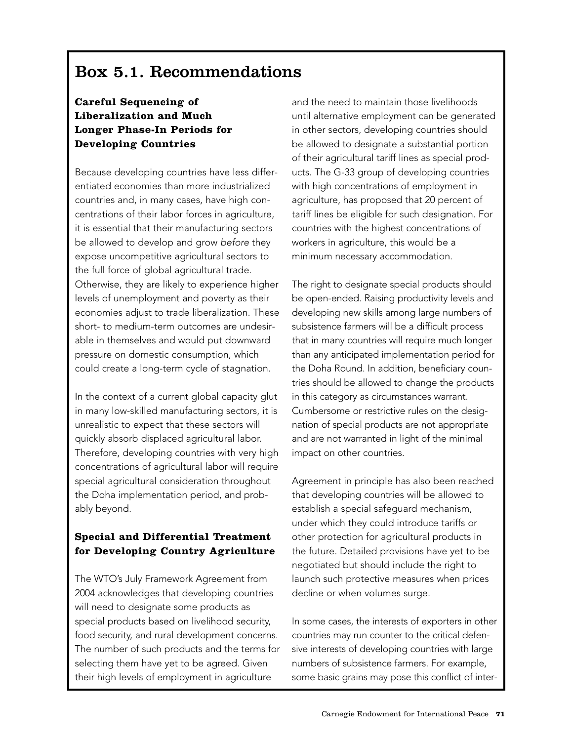## Box 5.1. Recommendations

### Careful Sequencing of Liberalization and Much Longer Phase-In Periods for Developing Countries

Because developing countries have less differentiated economies than more industrialized countries and, in many cases, have high concentrations of their labor forces in agriculture, it is essential that their manufacturing sectors be allowed to develop and grow *before* they expose uncompetitive agricultural sectors to the full force of global agricultural trade. Otherwise, they are likely to experience higher levels of unemployment and poverty as their economies adjust to trade liberalization. These short- to medium-term outcomes are undesirable in themselves and would put downward pressure on domestic consumption, which could create a long-term cycle of stagnation.

In the context of a current global capacity glut in many low-skilled manufacturing sectors, it is unrealistic to expect that these sectors will quickly absorb displaced agricultural labor. Therefore, developing countries with very high concentrations of agricultural labor will require special agricultural consideration throughout the Doha implementation period, and probably beyond.

### Special and Differential Treatment for Developing Country Agriculture

The WTO's July Framework Agreement from 2004 acknowledges that developing countries will need to designate some products as special products based on livelihood security, food security, and rural development concerns. The number of such products and the terms for selecting them have yet to be agreed. Given their high levels of employment in agriculture and the need to maintain those livelihoods until alternative employment can be generated in other sectors, developing countries should be allowed to designate a substantial portion of their agricultural tariff lines as special products. The G-33 group of developing countries with high concentrations of employment in agriculture, has proposed that 20 percent of tariff lines be eligible for such designation. For countries with the highest concentrations of workers in agriculture, this would be a minimum necessary accommodation.

The right to designate special products should be open-ended. Raising productivity levels and developing new skills among large numbers of subsistence farmers will be a difficult process that in many countries will require much longer than any anticipated implementation period for the Doha Round. In addition, beneficiary countries should be allowed to change the products in this category as circumstances warrant. Cumbersome or restrictive rules on the designation of special products are not appropriate and are not warranted in light of the minimal impact on other countries.

Agreement in principle has also been reached that developing countries will be allowed to establish a special safeguard mechanism, under which they could introduce tariffs or other protection for agricultural products in the future. Detailed provisions have yet to be negotiated but should include the right to launch such protective measures when prices decline or when volumes surge.

In some cases, the interests of exporters in other countries may run counter to the critical defensive interests of developing countries with large numbers of subsistence farmers. For example, some basic grains may pose this conflict of inter-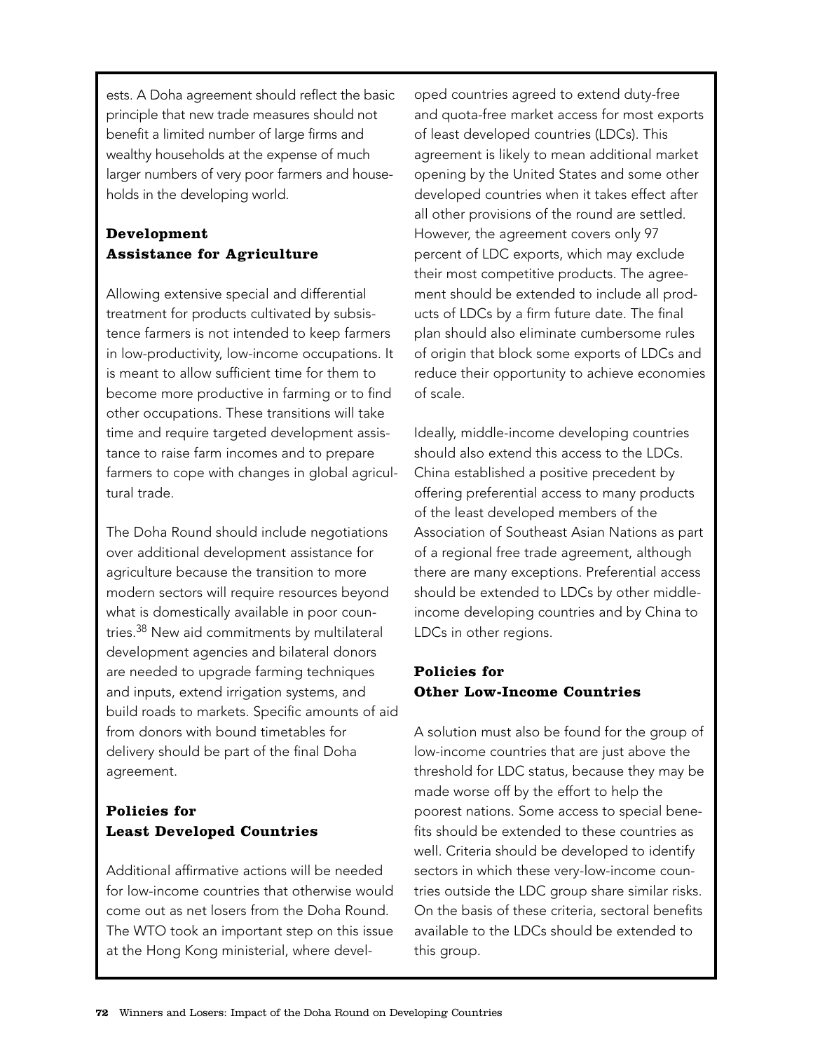ests. A Doha agreement should reflect the basic principle that new trade measures should not benefit a limited number of large firms and wealthy households at the expense of much larger numbers of very poor farmers and households in the developing world.

### Development Assistance for Agriculture

Allowing extensive special and differential treatment for products cultivated by subsistence farmers is not intended to keep farmers in low-productivity, low-income occupations. It is meant to allow sufficient time for them to become more productive in farming or to find other occupations. These transitions will take time and require targeted development assistance to raise farm incomes and to prepare farmers to cope with changes in global agricultural trade.

The Doha Round should include negotiations over additional development assistance for agriculture because the transition to more modern sectors will require resources beyond what is domestically available in poor countries.[38] New aid commitments by multilateral development agencies and bilateral donors are needed to upgrade farming techniques and inputs, extend irrigation systems, and build roads to markets. Specific amounts of aid from donors with bound timetables for delivery should be part of the final Doha agreement.

### Policies for Least Developed Countries

Additional affirmative actions will be needed for low-income countries that otherwise would come out as net losers from the Doha Round. The WTO took an important step on this issue at the Hong Kong ministerial, where developed countries agreed to extend duty-free and quota-free market access for most exports of least developed countries (LDCs). This agreement is likely to mean additional market opening by the United States and some other developed countries when it takes effect after all other provisions of the round are settled. However, the agreement covers only 97 percent of LDC exports, which may exclude their most competitive products. The agreement should be extended to include all products of LDCs by a firm future date. The final plan should also eliminate cumbersome rules of origin that block some exports of LDCs and reduce their opportunity to achieve economies of scale.

Ideally, middle-income developing countries should also extend this access to the LDCs. China established a positive precedent by offering preferential access to many products of the least developed members of the Association of Southeast Asian Nations as part of a regional free trade agreement, although there are many exceptions. Preferential access should be extended to LDCs by other middle-income developing countries and by China to LDCs in other regions.

### Policies for Other Low-Income Countries

A solution must also be found for the group of low-income countries that are just above the threshold for LDC status, because they may be made worse off by the effort to help the poorest nations. Some access to special benefits should be extended to these countries as well. Criteria should be developed to identify sectors in which these very-low-income countries outside the LDC group share similar risks. On the basis of these criteria, sectoral benefits available to the LDCs should be extended to this group.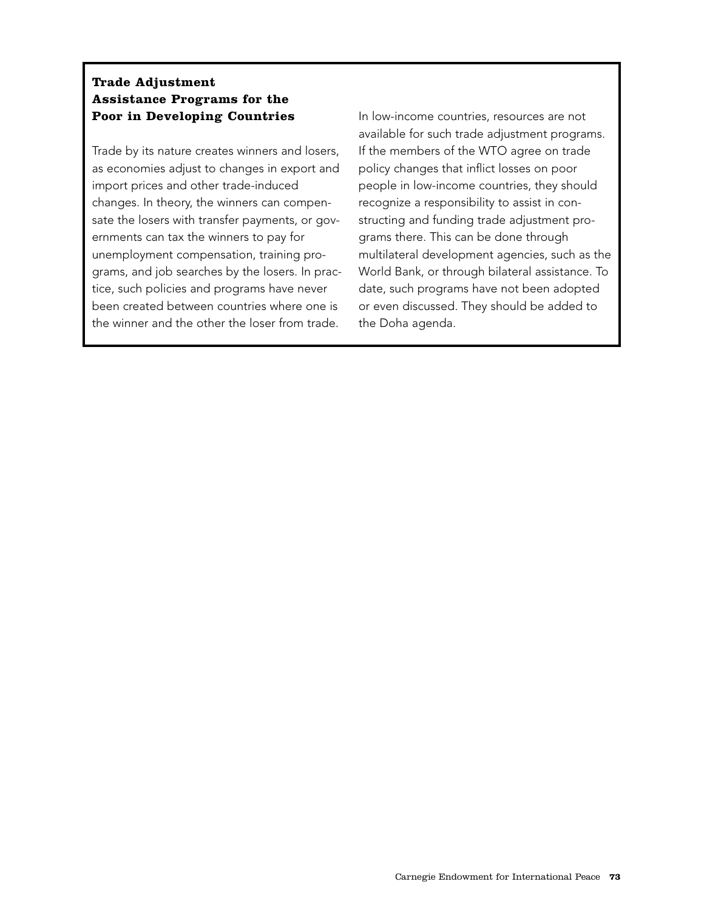### Trade Adjustment Assistance Programs for the Poor in Developing Countries

Trade by its nature creates winners and losers, as economies adjust to changes in export and import prices and other trade-induced changes. In theory, the winners can compensate the losers with transfer payments, or governments can tax the winners to pay for unemployment compensation, training programs, and job searches by the losers. In practice, such policies and programs have never been created between countries where one is the winner and the other the loser from trade.

In low-income countries, resources are not available for such trade adjustment programs. If the members of the WTO agree on trade policy changes that inflict losses on poor people in low-income countries, they should recognize a responsibility to assist in constructing and funding trade adjustment programs there. This can be done through multilateral development agencies, such as the World Bank, or through bilateral assistance. To date, such programs have not been adopted or even discussed. They should be added to the Doha agenda.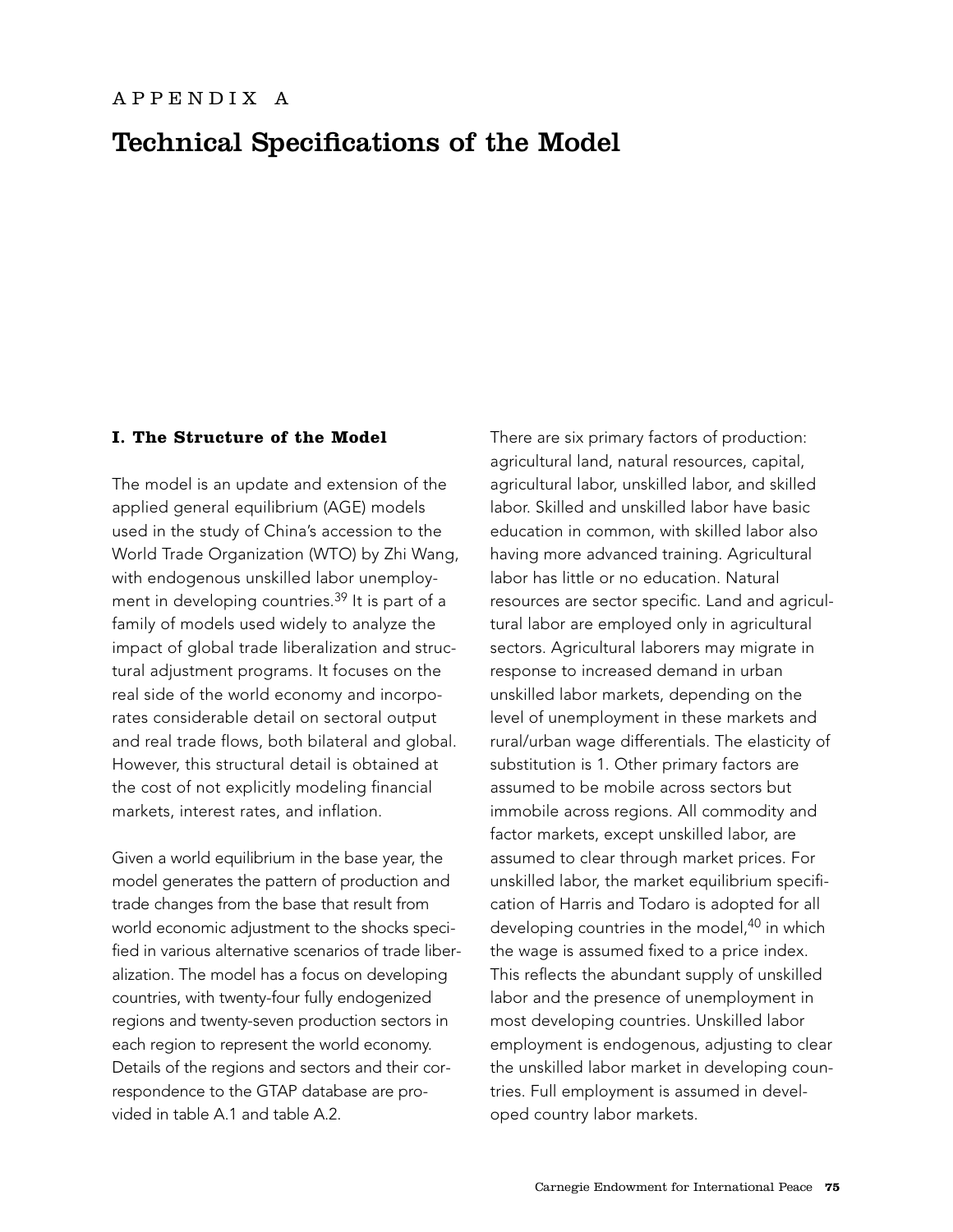APPENDIX A

# Technical Specifications of the Model

### I. The Structure of the Model

The model is an update and extension of the applied general equilibrium (AGE) models used in the study of China's accession to the World Trade Organization (WTO) by Zhi Wang, with endogenous unskilled labor unemployment in developing countries.[39] It is part of a family of models used widely to analyze the impact of global trade liberalization and structural adjustment programs. It focuses on the real side of the world economy and incorporates considerable detail on sectoral output and real trade flows, both bilateral and global. However, this structural detail is obtained at the cost of not explicitly modeling financial markets, interest rates, and inflation.

Given a world equilibrium in the base year, the model generates the pattern of production and trade changes from the base that result from world economic adjustment to the shocks specified in various alternative scenarios of trade liberalization. The model has a focus on developing countries, with twenty-four fully endogenized regions and twenty-seven production sectors in each region to represent the world economy. Details of the regions and sectors and their correspondence to the GTAP database are provided in table A.1 and table A.2.

There are six primary factors of production: agricultural land, natural resources, capital, agricultural labor, unskilled labor, and skilled labor. Skilled and unskilled labor have basic education in common, with skilled labor also having more advanced training. Agricultural labor has little or no education. Natural resources are sector specific. Land and agricultural labor are employed only in agricultural sectors. Agricultural laborers may migrate in response to increased demand in urban unskilled labor markets, depending on the level of unemployment in these markets and rural/urban wage differentials. The elasticity of substitution is 1. Other primary factors are assumed to be mobile across sectors but immobile across regions. All commodity and factor markets, except unskilled labor, are assumed to clear through market prices. For unskilled labor, the market equilibrium specification of Harris and Todaro is adopted for all developing countries in the model,[40] in which the wage is assumed fixed to a price index. This reflects the abundant supply of unskilled labor and the presence of unemployment in most developing countries. Unskilled labor employment is endogenous, adjusting to clear the unskilled labor market in developing countries. Full employment is assumed in developed country labor markets.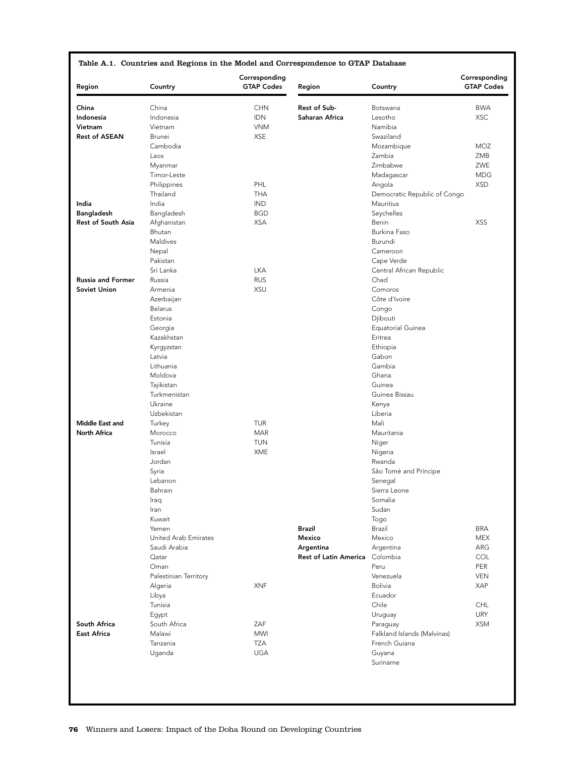**Table A.1. Countries and Regions in the Model and Correspondence to GTAP Database**

| Region | Country | Corresponding GTAP Codes |
|---|---|---|
| **China** | China | CHN |
| **Indonesia** | Indonesia | IDN |
| **Vietnam** | Vietnam | VNM |
| **Rest of ASEAN** | Brunei | XSE |
| | Cambodia | |
| | Laos | |
| | Myanmar | |
| | Timor-Leste | |
| | Philippines | PHL |
| | Thailand | THA |
| **India** | India | IND |
| **Bangladesh** | Bangladesh | BGD |
| **Rest of South Asia** | Afghanistan | XSA |
| | Bhutan | |
| | Maldives | |
| | Nepal | |
| | Pakistan | |
| | Sri Lanka | LKA |
| **Russia and Former Soviet Union** | Russia | RUS |
| | Armenia | XSU |
| | Azerbaijan | |
| | Belarus | |
| | Estonia | |
| | Georgia | |
| | Kazakhstan | |
| | Kyrgyzstan | |
| | Latvia | |
| | Lithuania | |
| | Moldova | |
| | Tajikistan | |
| | Turkmenistan | |
| | Ukraine | |
| | Uzbekistan | |
| **Middle East and North Africa** | Turkey | TUR |
| | Morocco | MAR |
| | Tunisia | TUN |
| | Israel | XME |
| | Jordan | |
| | Syria | |
| | Lebanon | |
| | Bahrain | |
| | Iraq | |
| | Iran | |
| | Kuwait | |
| | Yemen | |
| | United Arab Emirates | |
| | Saudi Arabia | |
| | Qatar | |
| | Oman | |
| | Palestinian Territory | |
| | Algeria | XNF |
| | Libya | |
| | Tunisia | |
| | Egypt | |
| **South Africa** | South Africa | ZAF |
| **East Africa** | Malawi | MWI |
| | Tanzania | TZA |
| | Uganda | UGA |
| **Rest of Sub-Saharan Africa** | Botswana | BWA |
| | Lesotho | XSC |
| | Namibia | |
| | Swaziland | |
| | Mozambique | MOZ |
| | Zambia | ZMB |
| | Zimbabwe | ZWE |
| | Madagascar | MDG |
| | Angola | XSD |
| | Democratic Republic of Congo | |
| | Mauritius | |
| | Seychelles | |
| | Benin | XSS |
| | Burkina Faso | |
| | Burundi | |
| | Cameroon | |
| | Cape Verde | |
| | Central African Republic | |
| | Chad | |
| | Comoros | |
| | Côte d'Ivoire | |
| | Congo | |
| | Djibouti | |
| | Equatorial Guinea | |
| | Eritrea | |
| | Ethiopia | |
| | Gabon | |
| | Gambia | |
| | Ghana | |
| | Guinea | |
| | Guinea Bissau | |
| | Kenya | |
| | Liberia | |
| | Mali | |
| | Mauritania | |
| | Niger | |
| | Nigeria | |
| | Rwanda | |
| | São Tomé and Príncipe | |
| | Senegal | |
| | Sierra Leone | |
| | Somalia | |
| | Sudan | |
| | Togo | |
| **Brazil** | Brazil | BRA |
| **Mexico** | Mexico | MEX |
| **Argentina** | Argentina | ARG |
| **Rest of Latin America** | Colombia | COL |
| | Peru | PER |
| | Venezuela | VEN |
| | Bolivia | XAP |
| | Ecuador | |
| | Chile | CHL |
| | Uruguay | URY |
| | Paraguay | XSM |
| | Falkland Islands (Malvinas) | |
| | French Guiana | |
| | Guyana | |
| | Suriname | |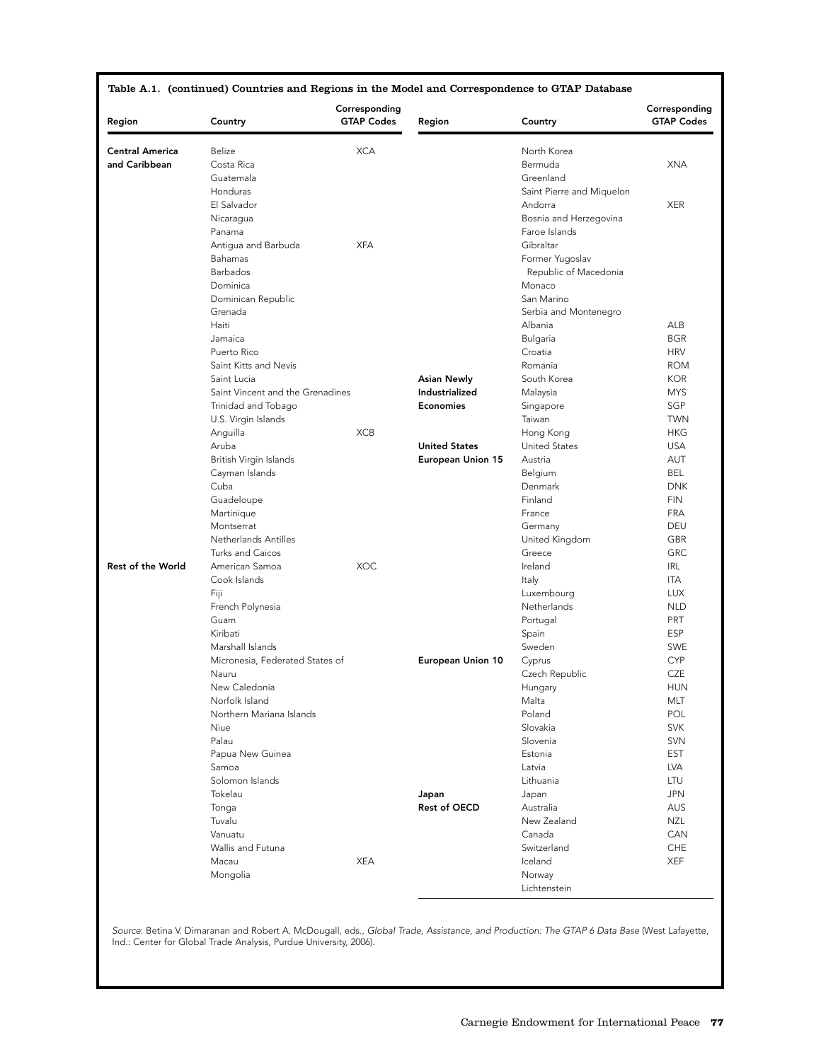**Table A.1. (continued) Countries and Regions in the Model and Correspondence to GTAP Database**

| Region | Country | Corresponding GTAP Codes | Region | Country | Corresponding GTAP Codes |
|---|---|---|---|---|---|
| **Central America and Caribbean** | Belize | XCA | | North Korea | |
| | Costa Rica | | | Bermuda | XNA |
| | Guatemala | | | Greenland | |
| | Honduras | | | Saint Pierre and Miquelon | |
| | El Salvador | | | Andorra | XER |
| | Nicaragua | | | Bosnia and Herzegovina | |
| | Panama | | | Faroe Islands | |
| | Antigua and Barbuda | XFA | | Gibraltar | |
| | Bahamas | | | Former Yugoslav Republic of Macedonia | |
| | Barbados | | | Monaco | |
| | Dominica | | | San Marino | |
| | Dominican Republic | | | Serbia and Montenegro | |
| | Grenada | | | Albania | ALB |
| | Haiti | | | Bulgaria | BGR |
| | Jamaica | | | Croatia | HRV |
| | Puerto Rico | | | Romania | ROM |
| | Saint Kitts and Nevis | | **Asian Newly Industrialized Economies** | South Korea | KOR |
| | Saint Lucia | | | Malaysia | MYS |
| | Saint Vincent and the Grenadines | | | Singapore | SGP |
| | Trinidad and Tobago | | | Taiwan | TWN |
| | U.S. Virgin Islands | | | Hong Kong | HKG |
| | Anguilla | XCB | **United States** | United States | USA |
| | Aruba | | **European Union 15** | Austria | AUT |
| | British Virgin Islands | | | Belgium | BEL |
| | Cayman Islands | | | Denmark | DNK |
| | Cuba | | | Finland | FIN |
| | Guadeloupe | | | France | FRA |
| | Martinique | | | Germany | DEU |
| | Montserrat | | | United Kingdom | GBR |
| | Netherlands Antilles | | | Greece | GRC |
| | Turks and Caicos | | | Ireland | IRL |
| **Rest of the World** | American Samoa | XOC | | Italy | ITA |
| | Cook Islands | | | Luxembourg | LUX |
| | Fiji | | | Netherlands | NLD |
| | French Polynesia | | | Portugal | PRT |
| | Guam | | | Spain | ESP |
| | Kiribati | | | Sweden | SWE |
| | Marshall Islands | | **European Union 10** | Cyprus | CYP |
| | Micronesia, Federated States of | | | Czech Republic | CZE |
| | Nauru | | | Hungary | HUN |
| | New Caledonia | | | Malta | MLT |
| | Norfolk Island | | | Poland | POL |
| | Northern Mariana Islands | | | Slovakia | SVK |
| | Niue | | | Slovenia | SVN |
| | Palau | | | Estonia | EST |
| | Papua New Guinea | | | Latvia | LVA |
| | Samoa | | | Lithuania | LTU |
| | Solomon Islands | | **Japan** | Japan | JPN |
| | Tokelau | | **Rest of OECD** | Australia | AUS |
| | Tonga | | | New Zealand | NZL |
| | Tuvalu | | | Canada | CAN |
| | Vanuatu | | | Switzerland | CHE |
| | Wallis and Futuna | | | Iceland | XEF |
| | Macau | XEA | | Norway | |
| | Mongolia | | | Lichtenstein | |

*Source*: Betina V. Dimaranan and Robert A. McDougall, eds., *Global Trade, Assistance, and Production: The GTAP 6 Data Base* (West Lafayette, Ind.: Center for Global Trade Analysis, Purdue University, 2006).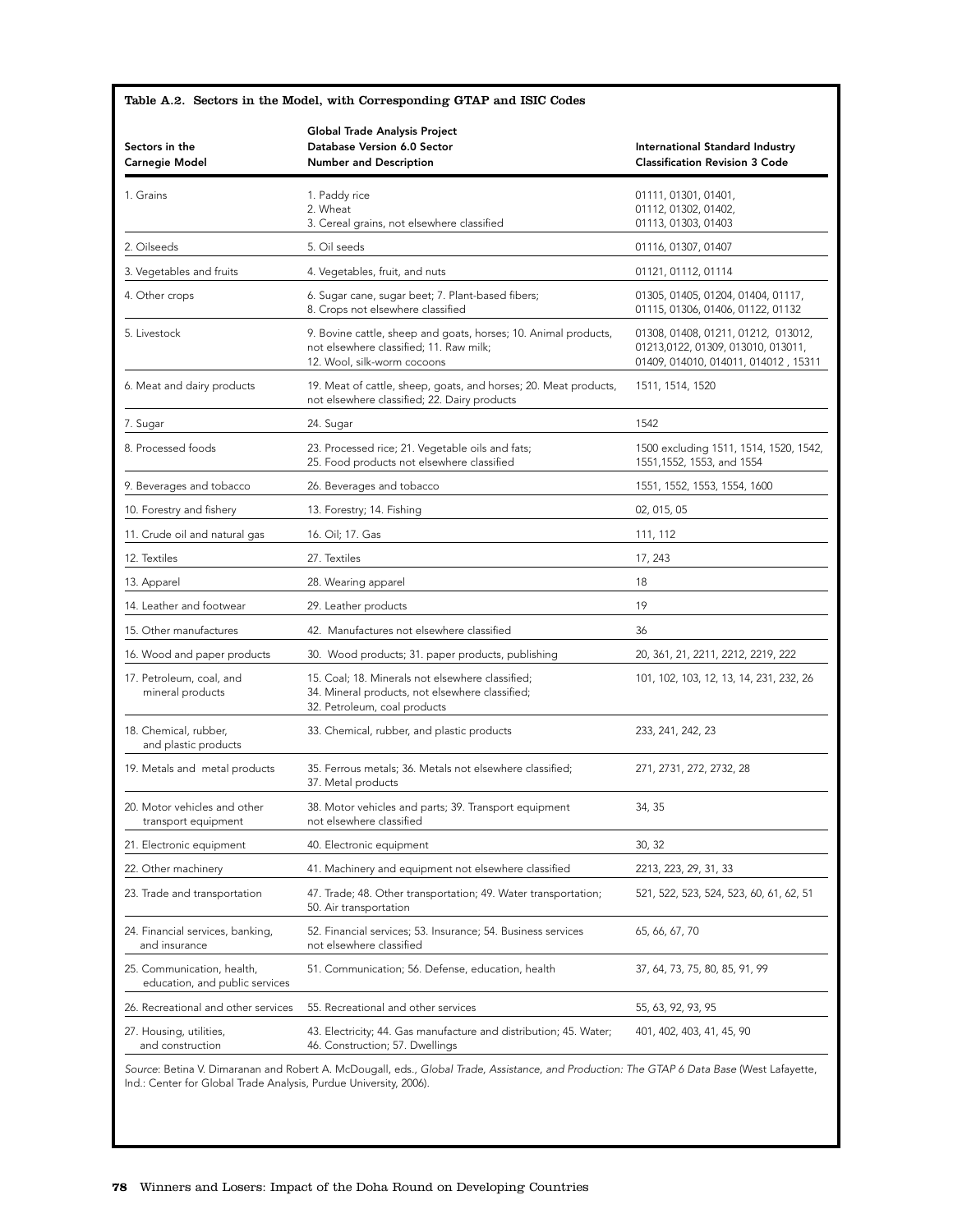## Table A.2. Sectors in the Model, with Corresponding GTAP and ISIC Codes

| Sectors in the Carnegie Model | Global Trade Analysis Project Database Version 6.0 Sector Number and Description | International Standard Industry Classification Revision 3 Code |
|---|---|---|
| 1. Grains | 1. Paddy rice<br>2. Wheat<br>3. Cereal grains, not elsewhere classified | 01111, 01301, 01401,<br>01112, 01302, 01402,<br>01113, 01303, 01403 |
| 2. Oilseeds | 5. Oil seeds | 01116, 01307, 01407 |
| 3. Vegetables and fruits | 4. Vegetables, fruit, and nuts | 01121, 01112, 01114 |
| 4. Other crops | 6. Sugar cane, sugar beet; 7. Plant-based fibers; 8. Crops not elsewhere classified | 01305, 01405, 01204, 01404, 01117, 01115, 01306, 01406, 01122, 01132 |
| 5. Livestock | 9. Bovine cattle, sheep and goats, horses; 10. Animal products, not elsewhere classified; 11. Raw milk; 12. Wool, silk-worm cocoons | 01308, 01408, 01211, 01212, 013012, 01213,0122, 01309, 013010, 013011, 01409, 014010, 014011, 014012 , 15311 |
| 6. Meat and dairy products | 19. Meat of cattle, sheep, goats, and horses; 20. Meat products, not elsewhere classified; 22. Dairy products | 1511, 1514, 1520 |
| 7. Sugar | 24. Sugar | 1542 |
| 8. Processed foods | 23. Processed rice; 21. Vegetable oils and fats; 25. Food products not elsewhere classified | 1500 excluding 1511, 1514, 1520, 1542, 1551,1552, 1553, and 1554 |
| 9. Beverages and tobacco | 26. Beverages and tobacco | 1551, 1552, 1553, 1554, 1600 |
| 10. Forestry and fishery | 13. Forestry; 14. Fishing | 02, 015, 05 |
| 11. Crude oil and natural gas | 16. Oil; 17. Gas | 111, 112 |
| 12. Textiles | 27. Textiles | 17, 243 |
| 13. Apparel | 28. Wearing apparel | 18 |
| 14. Leather and footwear | 29. Leather products | 19 |
| 15. Other manufactures | 42. Manufactures not elsewhere classified | 36 |
| 16. Wood and paper products | 30. Wood products; 31. paper products, publishing | 20, 361, 21, 2211, 2212, 2219, 222 |
| 17. Petroleum, coal, and mineral products | 15. Coal; 18. Minerals not elsewhere classified; 34. Mineral products, not elsewhere classified; 32. Petroleum, coal products | 101, 102, 103, 12, 13, 14, 231, 232, 26 |
| 18. Chemical, rubber, and plastic products | 33. Chemical, rubber, and plastic products | 233, 241, 242, 23 |
| 19. Metals and metal products | 35. Ferrous metals; 36. Metals not elsewhere classified; 37. Metal products | 271, 2731, 272, 2732, 28 |
| 20. Motor vehicles and other transport equipment | 38. Motor vehicles and parts; 39. Transport equipment not elsewhere classified | 34, 35 |
| 21. Electronic equipment | 40. Electronic equipment | 30, 32 |
| 22. Other machinery | 41. Machinery and equipment not elsewhere classified | 2213, 223, 29, 31, 33 |
| 23. Trade and transportation | 47. Trade; 48. Other transportation; 49. Water transportation; 50. Air transportation | 521, 522, 523, 524, 523, 60, 61, 62, 51 |
| 24. Financial services, banking, and insurance | 52. Financial services; 53. Insurance; 54. Business services not elsewhere classified | 65, 66, 67, 70 |
| 25. Communication, health, education, and public services | 51. Communication; 56. Defense, education, health | 37, 64, 73, 75, 80, 85, 91, 99 |
| 26. Recreational and other services | 55. Recreational and other services | 55, 63, 92, 93, 95 |
| 27. Housing, utilities, and construction | 43. Electricity; 44. Gas manufacture and distribution; 45. Water; 46. Construction; 57. Dwellings | 401, 402, 403, 41, 45, 90 |

*Source*: Betina V. Dimaranan and Robert A. McDougall, eds., *Global Trade, Assistance, and Production: The GTAP 6 Data Base* (West Lafayette, Ind.: Center for Global Trade Analysis, Purdue University, 2006).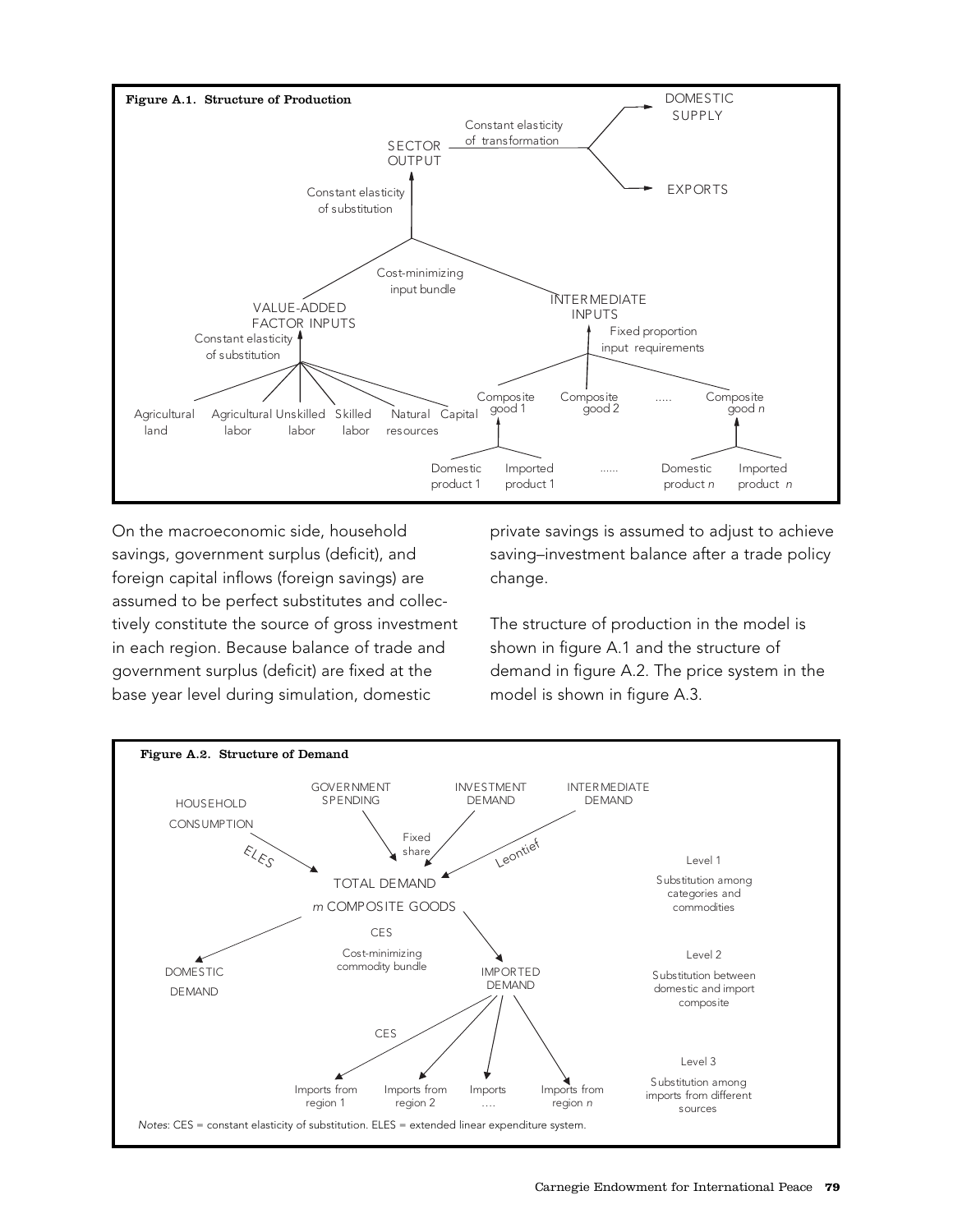**Figure A.1. Structure of Production**

DOMESTIC SUPPLY

Constant elasticity of transformation

SECTOR OUTPUT

EXPORTS

Constant elasticity of substitution

Cost-minimizing input bundle

VALUE-ADDED FACTOR INPUTS

INTERMEDIATE INPUTS

Constant elasticity of substitution

Fixed proportion input requirements

Agricultural land | Agricultural labor | Unskilled labor | Skilled labor | Natural resources | Capital

Composite good 1 | Composite good 2 | ..... | Composite good *n*

Domestic product 1 | Imported product 1 | ...... | Domestic product *n* | Imported product *n*

On the macroeconomic side, household savings, government surplus (deficit), and foreign capital inflows (foreign savings) are assumed to be perfect substitutes and collectively constitute the source of gross investment in each region. Because balance of trade and government surplus (deficit) are fixed at the base year level during simulation, domestic private savings is assumed to adjust to achieve saving–investment balance after a trade policy change.

The structure of production in the model is shown in figure A.1 and the structure of demand in figure A.2. The price system in the model is shown in figure A.3.

**Figure A.2. Structure of Demand**

HOUSEHOLD CONSUMPTION | GOVERNMENT SPENDING | INVESTMENT DEMAND | INTERMEDIATE DEMAND

ELES | Fixed share | Leontief

TOTAL DEMAND

*m* COMPOSITE GOODS

Level 1

Substitution among categories and commodities

CES

Cost-minimizing commodity bundle

DOMESTIC DEMAND | IMPORTED DEMAND

Level 2

Substitution between domestic and import composite

CES

Imports from region 1 | Imports from region 2 | Imports …. | Imports from region *n*

Level 3

Substitution among imports from different sources

*Notes*: CES = constant elasticity of substitution. ELES = extended linear expenditure system.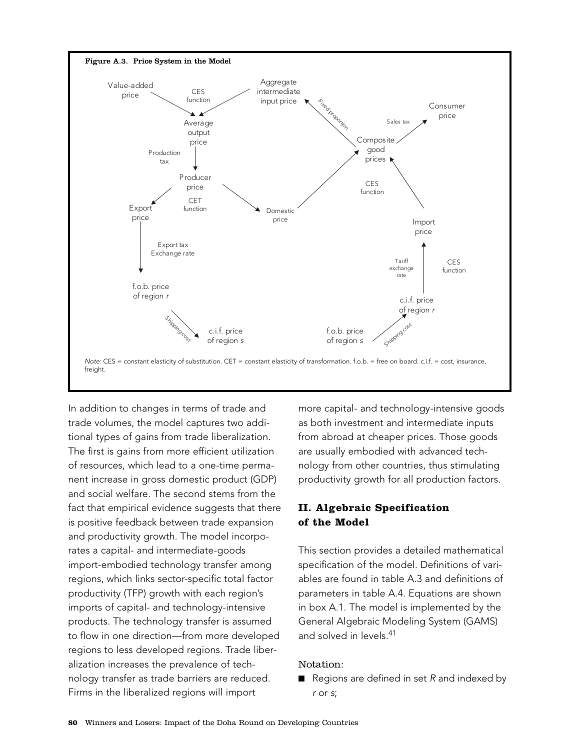**Figure A.3. Price System in the Model**

Value-added price → (CES function) → Average output price ← Aggregate intermediate input price

Average output price → (Production tax) → Producer price

Producer price → (CET function) → Export price; Domestic price

Export price → (Export tax, Exchange rate) → f.o.b. price of region $r$ → (Shipping cost) → c.i.f. price of region $s$

f.o.b. price of region $s$ → (Shipping cost) → c.i.f. price of region $r$ → (Tariff, exchange rate; CES function) → Import price

Domestic price; Import price → (CES function) → Composite good prices

Composite good prices → (Fixed proportion) → Aggregate intermediate input price

Composite good prices → (Sales tax) → Consumer price

*Note*: CES = constant elasticity of substitution. CET = constant elasticity of transformation. f.o.b. = free on board. c.i.f. = cost, insurance, freight.

In addition to changes in terms of trade and trade volumes, the model captures two additional types of gains from trade liberalization. The first is gains from more efficient utilization of resources, which lead to a one-time permanent increase in gross domestic product (GDP) and social welfare. The second stems from the fact that empirical evidence suggests that there is positive feedback between trade expansion and productivity growth. The model incorporates a capital- and intermediate-goods import-embodied technology transfer among regions, which links sector-specific total factor productivity (TFP) growth with each region's imports of capital- and technology-intensive products. The technology transfer is assumed to flow in one direction—from more developed regions to less developed regions. Trade liberalization increases the prevalence of technology transfer as trade barriers are reduced. Firms in the liberalized regions will import more capital- and technology-intensive goods as both investment and intermediate inputs from abroad at cheaper prices. Those goods are usually embodied with advanced technology from other countries, thus stimulating productivity growth for all production factors.

## II. Algebraic Specification of the Model

This section provides a detailed mathematical specification of the model. Definitions of variables are found in table A.3 and definitions of parameters in table A.4. Equations are shown in box A.1. The model is implemented by the General Algebraic Modeling System (GAMS) and solved in levels.[41]

Notation:

- Regions are defined in set $R$ and indexed by $r$ or $s$;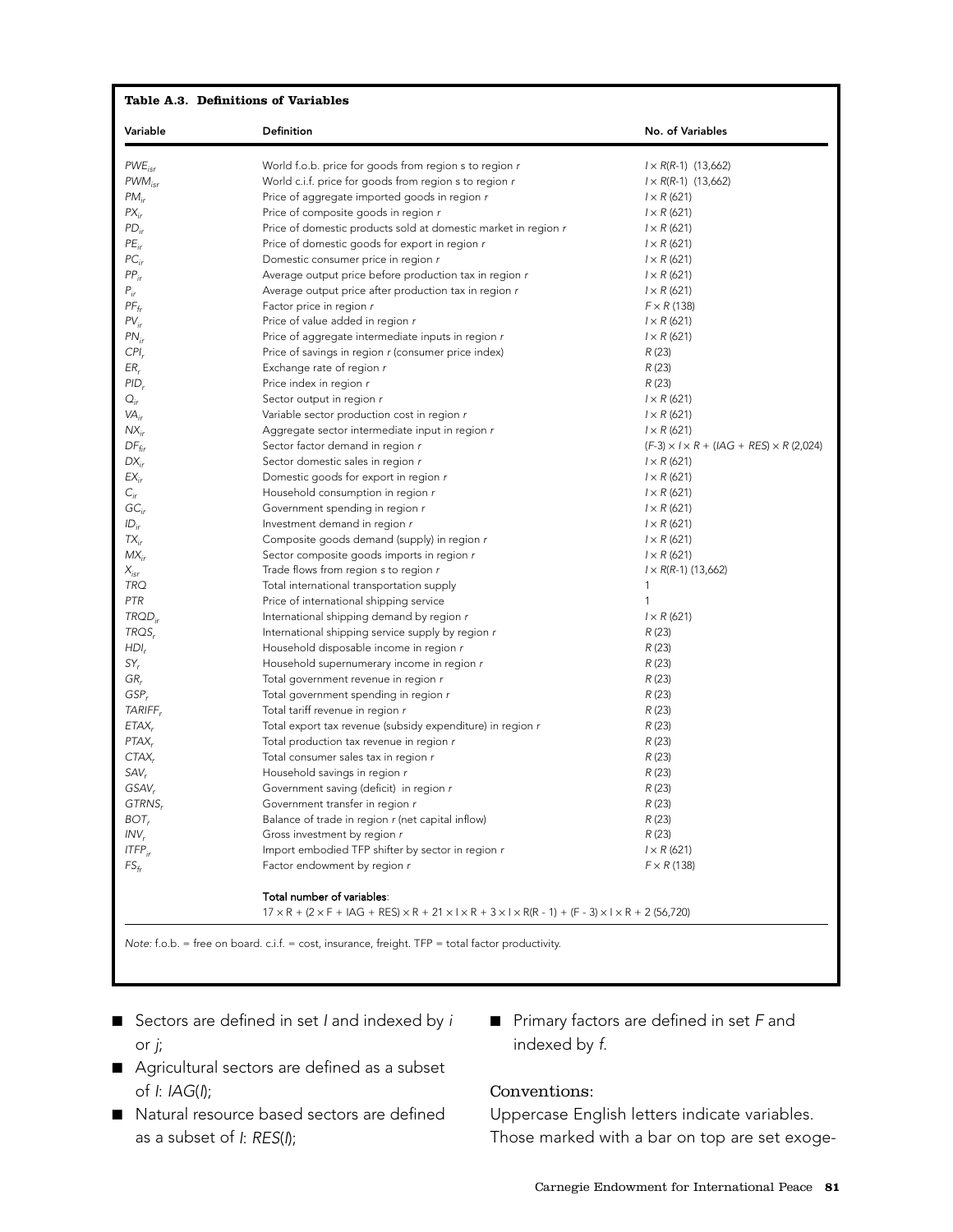**Table A.3. Definitions of Variables**

| Variable | Definition | No. of Variables |
|---|---|---|
| $PWE_{isr}$ | World f.o.b. price for goods from region s to region r | $I \times R(R\text{-}1)$ (13,662) |
| $PWM_{isr}$ | World c.i.f. price for goods from region s to region r | $I \times R(R\text{-}1)$ (13,662) |
| $PM_{ir}$ | Price of aggregate imported goods in region r | $I \times R$ (621) |
| $PX_{ir}$ | Price of composite goods in region r | $I \times R$ (621) |
| $PD_{ir}$ | Price of domestic products sold at domestic market in region r | $I \times R$ (621) |
| $PE_{ir}$ | Price of domestic goods for export in region r | $I \times R$ (621) |
| $PC_{ir}$ | Domestic consumer price in region r | $I \times R$ (621) |
| $PP_{ir}$ | Average output price before production tax in region r | $I \times R$ (621) |
| $P_{ir}$ | Average output price after production tax in region r | $I \times R$ (621) |
| $PF_{fr}$ | Factor price in region r | $F \times R$ (138) |
| $PV_{ir}$ | Price of value added in region r | $I \times R$ (621) |
| $PN_{ir}$ | Price of aggregate intermediate inputs in region r | $I \times R$ (621) |
| $CPI_r$ | Price of savings in region r (consumer price index) | $R$ (23) |
| $ER_r$ | Exchange rate of region r | $R$ (23) |
| $PID_r$ | Price index in region r | $R$ (23) |
| $Q_{ir}$ | Sector output in region r | $I \times R$ (621) |
| $VA_{ir}$ | Variable sector production cost in region r | $I \times R$ (621) |
| $NX_{ir}$ | Aggregate sector intermediate input in region r | $I \times R$ (621) |
| $DF_{fir}$ | Sector factor demand in region r | $(F\text{-}3) \times I \times R + (IAG + RES) \times R$ (2,024) |
| $DX_{ir}$ | Sector domestic sales in region r | $I \times R$ (621) |
| $EX_{ir}$ | Domestic goods for export in region r | $I \times R$ (621) |
| $C_{ir}$ | Household consumption in region r | $I \times R$ (621) |
| $GC_{ir}$ | Government spending in region r | $I \times R$ (621) |
| $ID_{ir}$ | Investment demand in region r | $I \times R$ (621) |
| $TX_{ir}$ | Composite goods demand (supply) in region r | $I \times R$ (621) |
| $MX_{ir}$ | Sector composite goods imports in region r | $I \times R$ (621) |
| $X_{isr}$ | Trade flows from region s to region r | $I \times R(R\text{-}1)$ (13,662) |
| $TRQ$ | Total international transportation supply | 1 |
| $PTR$ | Price of international shipping service | 1 |
| $TRQD_{ir}$ | International shipping demand by region r | $I \times R$ (621) |
| $TRQS_r$ | International shipping service supply by region r | $R$ (23) |
| $HDI_r$ | Household disposable income in region r | $R$ (23) |
| $SY_r$ | Household supernumerary income in region r | $R$ (23) |
| $GR_r$ | Total government revenue in region r | $R$ (23) |
| $GSP_r$ | Total government spending in region r | $R$ (23) |
| $TARIFF_r$ | Total tariff revenue in region r | $R$ (23) |
| $ETAX_r$ | Total export tax revenue (subsidy expenditure) in region r | $R$ (23) |
| $PTAX_r$ | Total production tax revenue in region r | $R$ (23) |
| $CTAX_r$ | Total consumer sales tax in region r | $R$ (23) |
| $SAV_r$ | Household savings in region r | $R$ (23) |
| $GSAV_r$ | Government saving (deficit) in region r | $R$ (23) |
| $GTRNS_r$ | Government transfer in region r | $R$ (23) |
| $BOT_r$ | Balance of trade in region r (net capital inflow) | $R$ (23) |
| $INV_r$ | Gross investment by region r | $R$ (23) |
| $ITFP_{ir}$ | Import embodied TFP shifter by sector in region r | $I \times R$ (621) |
| $FS_{fr}$ | Factor endowment by region r | $F \times R$ (138) |

Total number of variables:
$17 \times R + (2 \times F + IAG + RES) \times R + 21 \times I \times R + 3 \times I \times R(R - 1) + (F - 3) \times I \times R + 2$ (56,720)

*Note:* f.o.b. = free on board. c.i.f. = cost, insurance, freight. TFP = total factor productivity.

- Sectors are defined in set *I* and indexed by *i* or *j*;
- Agricultural sectors are defined as a subset of *I*: *IAG*(*I*);
- Natural resource based sectors are defined as a subset of *I*: *RES*(*I*);
- Primary factors are defined in set *F* and indexed by *f*.

### Conventions:

Uppercase English letters indicate variables. Those marked with a bar on top are set exoge-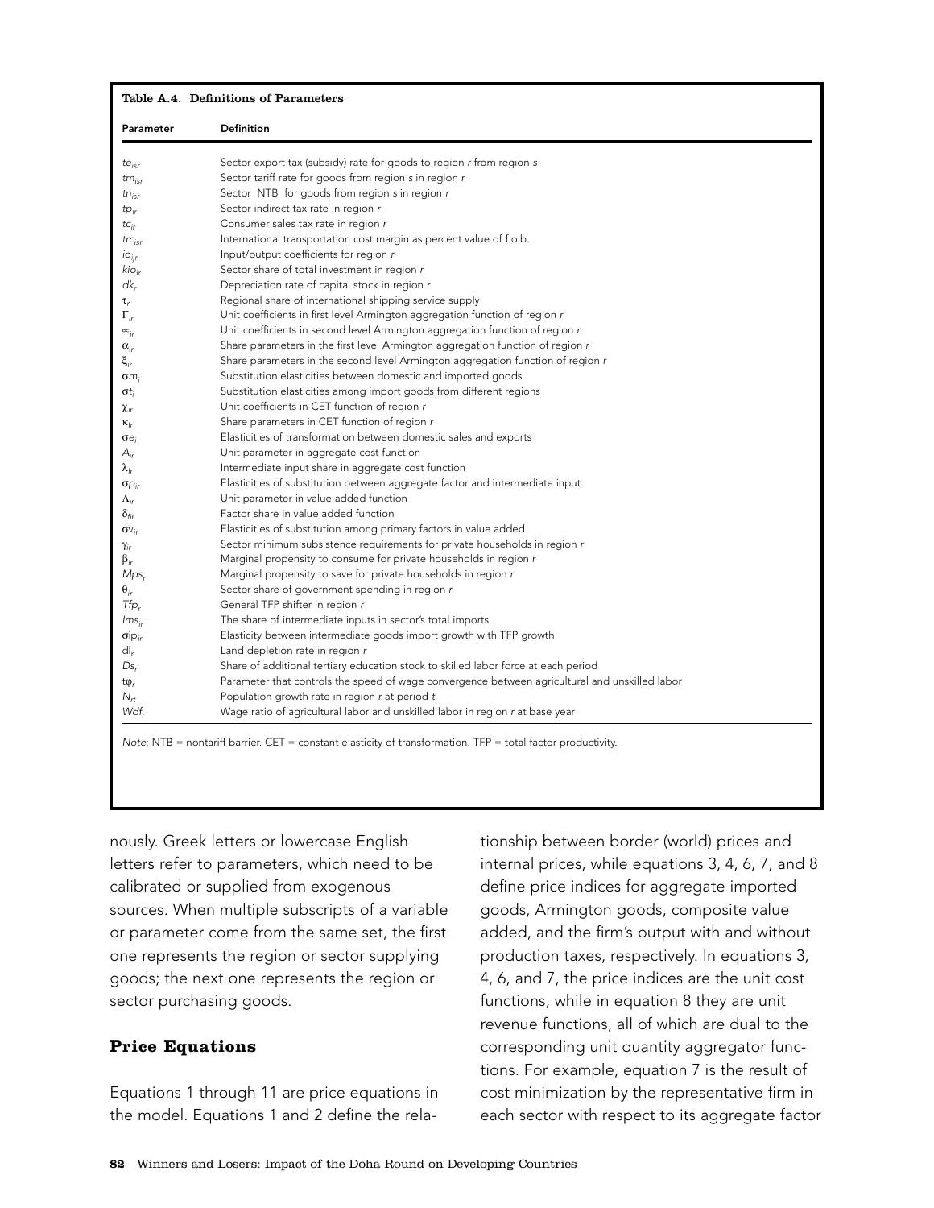**Table A.4. Definitions of Parameters**

| Parameter | Definition |
|---|---|
| $te_{isr}$ | Sector export tax (subsidy) rate for goods to region *r* from region *s* |
| $tm_{isr}$ | Sector tariff rate for goods from region *s* in region *r* |
| $tn_{isr}$ | Sector NTB for goods from region *s* in region *r* |
| $tp_{ir}$ | Sector indirect tax rate in region *r* |
| $tc_{ir}$ | Consumer sales tax rate in region *r* |
| $trc_{isr}$ | International transportation cost margin as percent value of f.o.b. |
| $io_{ijr}$ | Input/output coefficients for region *r* |
| $kio_{ir}$ | Sector share of total investment in region *r* |
| $dk_r$ | Depreciation rate of capital stock in region *r* |
| $\tau_r$ | Regional share of international shipping service supply |
| $\Gamma_{ir}$ | Unit coefficients in first level Armington aggregation function of region *r* |
| $\propto_{ir}$ | Unit coefficients in second level Armington aggregation function of region *r* |
| $\alpha_{ir}$ | Share parameters in the first level Armington aggregation function of region *r* |
| $\xi_{ir}$ | Share parameters in the second level Armington aggregation function of region *r* |
| $\sigma m_i$ | Substitution elasticities between domestic and imported goods |
| $\sigma t_i$ | Substitution elasticities among import goods from different regions |
| $\chi_{ir}$ | Unit coefficients in CET function of region *r* |
| $\kappa_{lr}$ | Share parameters in CET function of region *r* |
| $\sigma e_i$ | Elasticities of transformation between domestic sales and exports |
| $A_{ir}$ | Unit parameter in aggregate cost function |
| $\lambda_{lr}$ | Intermediate input share in aggregate cost function |
| $\sigma p_{ir}$ | Elasticities of substitution between aggregate factor and intermediate input |
| $\Lambda_{ir}$ | Unit parameter in value added function |
| $\delta_{fir}$ | Factor share in value added function |
| $\sigma v_{ir}$ | Elasticities of substitution among primary factors in value added |
| $\gamma_{ir}$ | Sector minimum subsistence requirements for private households in region *r* |
| $\beta_{ir}$ | Marginal propensity to consume for private households in region *r* |
| $Mps_r$ | Marginal propensity to save for private households in region *r* |
| $\theta_{ir}$ | Sector share of government spending in region *r* |
| $Tfp_r$ | General TFP shifter in region *r* |
| $Ims_{ir}$ | The share of intermediate inputs in sector's total imports |
| $\sigma ip_{ir}$ | Elasticity between intermediate goods import growth with TFP growth |
| $dl_r$ | Land depletion rate in region *r* |
| $Ds_r$ | Share of additional tertiary education stock to skilled labor force at each period |
| $t\varphi_r$ | Parameter that controls the speed of wage convergence between agricultural and unskilled labor |
| $N_{rt}$ | Population growth rate in region *r* at period *t* |
| $Wdf_r$ | Wage ratio of agricultural labor and unskilled labor in region *r* at base year |

*Note:* NTB = nontariff barrier. CET = constant elasticity of transformation. TFP = total factor productivity.

nously. Greek letters or lowercase English letters refer to parameters, which need to be calibrated or supplied from exogenous sources. When multiple subscripts of a variable or parameter come from the same set, the first one represents the region or sector supplying goods; the next one represents the region or sector purchasing goods.

### Price Equations

Equations 1 through 11 are price equations in the model. Equations 1 and 2 define the relationship between border (world) prices and internal prices, while equations 3, 4, 6, 7, and 8 define price indices for aggregate imported goods, Armington goods, composite value added, and the firm's output with and without production taxes, respectively. In equations 3, 4, 6, and 7, the price indices are the unit cost functions, while in equation 8 they are unit revenue functions, all of which are dual to the corresponding unit quantity aggregator functions. For example, equation 7 is the result of cost minimization by the representative firm in each sector with respect to its aggregate factor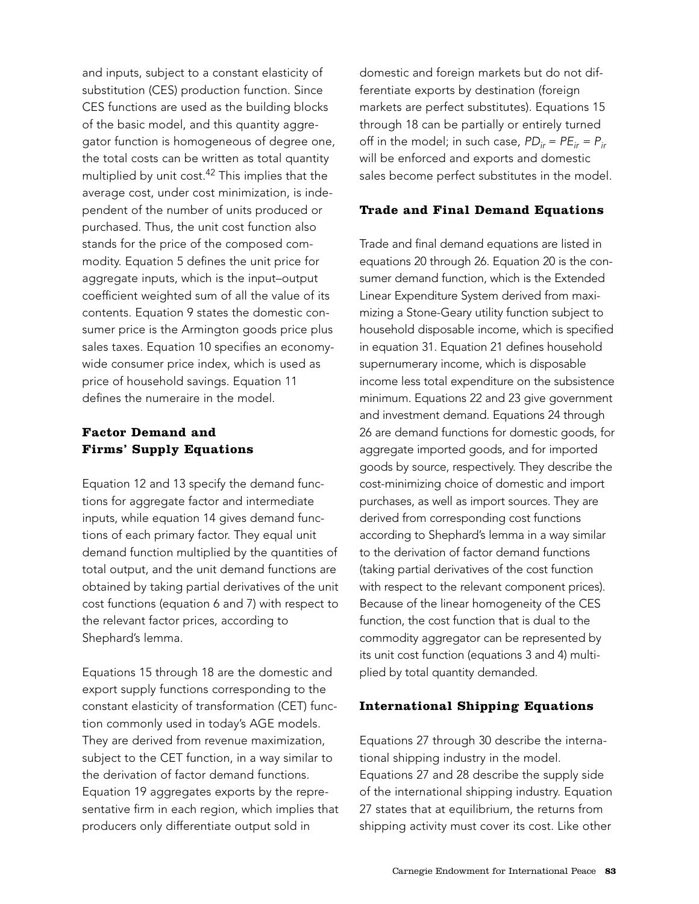and inputs, subject to a constant elasticity of substitution (CES) production function. Since CES functions are used as the building blocks of the basic model, and this quantity aggregator function is homogeneous of degree one, the total costs can be written as total quantity multiplied by unit cost.[42] This implies that the average cost, under cost minimization, is independent of the number of units produced or purchased. Thus, the unit cost function also stands for the price of the composed commodity. Equation 5 defines the unit price for aggregate inputs, which is the input–output coefficient weighted sum of all the value of its contents. Equation 9 states the domestic consumer price is the Armington goods price plus sales taxes. Equation 10 specifies an economy-wide consumer price index, which is used as price of household savings. Equation 11 defines the numeraire in the model.

### Factor Demand and Firms' Supply Equations

Equation 12 and 13 specify the demand functions for aggregate factor and intermediate inputs, while equation 14 gives demand functions of each primary factor. They equal unit demand function multiplied by the quantities of total output, and the unit demand functions are obtained by taking partial derivatives of the unit cost functions (equation 6 and 7) with respect to the relevant factor prices, according to Shephard's lemma.

Equations 15 through 18 are the domestic and export supply functions corresponding to the constant elasticity of transformation (CET) function commonly used in today's AGE models. They are derived from revenue maximization, subject to the CET function, in a way similar to the derivation of factor demand functions. Equation 19 aggregates exports by the representative firm in each region, which implies that producers only differentiate output sold in domestic and foreign markets but do not differentiate exports by destination (foreign markets are perfect substitutes). Equations 15 through 18 can be partially or entirely turned off in the model; in such case, $PD_{ir} = PE_{ir} = P_{ir}$ will be enforced and exports and domestic sales become perfect substitutes in the model.

### Trade and Final Demand Equations

Trade and final demand equations are listed in equations 20 through 26. Equation 20 is the consumer demand function, which is the Extended Linear Expenditure System derived from maximizing a Stone-Geary utility function subject to household disposable income, which is specified in equation 31. Equation 21 defines household supernumerary income, which is disposable income less total expenditure on the subsistence minimum. Equations 22 and 23 give government and investment demand. Equations 24 through 26 are demand functions for domestic goods, for aggregate imported goods, and for imported goods by source, respectively. They describe the cost-minimizing choice of domestic and import purchases, as well as import sources. They are derived from corresponding cost functions according to Shephard's lemma in a way similar to the derivation of factor demand functions (taking partial derivatives of the cost function with respect to the relevant component prices). Because of the linear homogeneity of the CES function, the cost function that is dual to the commodity aggregator can be represented by its unit cost function (equations 3 and 4) multiplied by total quantity demanded.

### International Shipping Equations

Equations 27 through 30 describe the international shipping industry in the model. Equations 27 and 28 describe the supply side of the international shipping industry. Equation 27 states that at equilibrium, the returns from shipping activity must cover its cost. Like other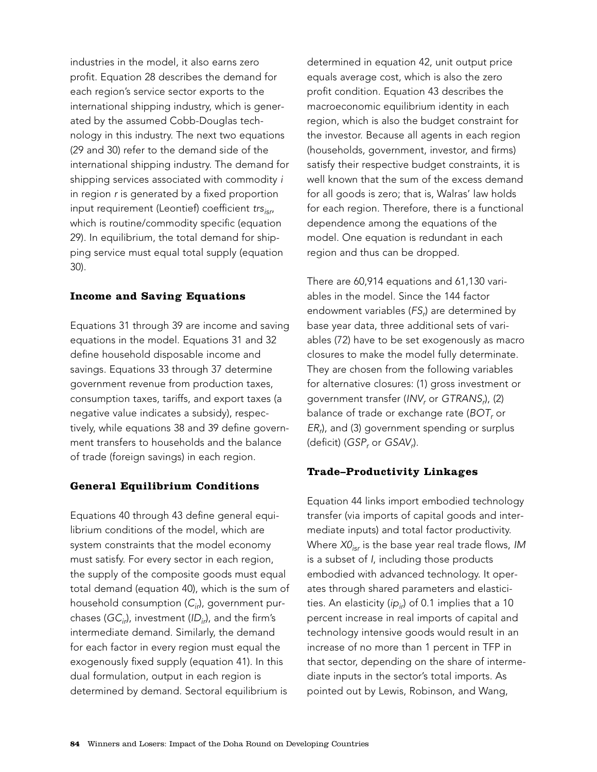industries in the model, it also earns zero profit. Equation 28 describes the demand for each region's service sector exports to the international shipping industry, which is generated by the assumed Cobb-Douglas technology in this industry. The next two equations (29 and 30) refer to the demand side of the international shipping industry. The demand for shipping services associated with commodity $i$ in region $r$ is generated by a fixed proportion input requirement (Leontief) coefficient $trs_{isr}$, which is routine/commodity specific (equation 29). In equilibrium, the total demand for shipping service must equal total supply (equation 30).

### Income and Saving Equations

Equations 31 through 39 are income and saving equations in the model. Equations 31 and 32 define household disposable income and savings. Equations 33 through 37 determine government revenue from production taxes, consumption taxes, tariffs, and export taxes (a negative value indicates a subsidy), respectively, while equations 38 and 39 define government transfers to households and the balance of trade (foreign savings) in each region.

### General Equilibrium Conditions

Equations 40 through 43 define general equilibrium conditions of the model, which are system constraints that the model economy must satisfy. For every sector in each region, the supply of the composite goods must equal total demand (equation 40), which is the sum of household consumption ($C_{ir}$), government purchases ($GC_{ir}$), investment ($ID_{ir}$), and the firm's intermediate demand. Similarly, the demand for each factor in every region must equal the exogenously fixed supply (equation 41). In this dual formulation, output in each region is determined by demand. Sectoral equilibrium is determined in equation 42, unit output price equals average cost, which is also the zero profit condition. Equation 43 describes the macroeconomic equilibrium identity in each region, which is also the budget constraint for the investor. Because all agents in each region (households, government, investor, and firms) satisfy their respective budget constraints, it is well known that the sum of the excess demand for all goods is zero; that is, Walras' law holds for each region. Therefore, there is a functional dependence among the equations of the model. One equation is redundant in each region and thus can be dropped.

There are 60,914 equations and 61,130 variables in the model. Since the 144 factor endowment variables ($FS_r$) are determined by base year data, three additional sets of variables (72) have to be set exogenously as macro closures to make the model fully determinate. They are chosen from the following variables for alternative closures: (1) gross investment or government transfer ($INV_r$ or $GTRANS_r$), (2) balance of trade or exchange rate ($BOT_r$ or $ER_r$), and (3) government spending or surplus (deficit) ($GSP_r$ or $GSAV_r$).

### Trade–Productivity Linkages

Equation 44 links import embodied technology transfer (via imports of capital goods and intermediate inputs) and total factor productivity. Where $X0_{isr}$ is the base year real trade flows, $IM$ is a subset of $I$, including those products embodied with advanced technology. It operates through shared parameters and elasticities. An elasticity ($ip_{ir}$) of 0.1 implies that a 10 percent increase in real imports of capital and technology intensive goods would result in an increase of no more than 1 percent in TFP in that sector, depending on the share of intermediate inputs in the sector's total imports. As pointed out by Lewis, Robinson, and Wang,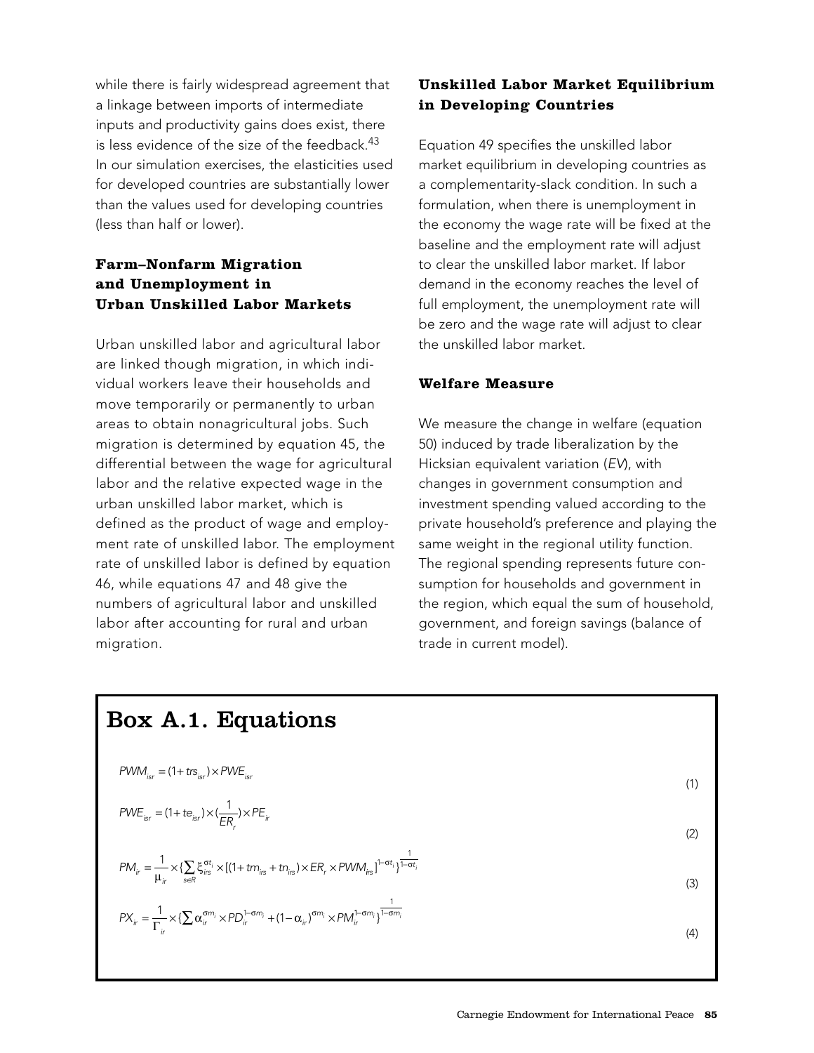while there is fairly widespread agreement that a linkage between imports of intermediate inputs and productivity gains does exist, there is less evidence of the size of the feedback.[43] In our simulation exercises, the elasticities used for developed countries are substantially lower than the values used for developing countries (less than half or lower).

### Farm–Nonfarm Migration and Unemployment in Urban Unskilled Labor Markets

Urban unskilled labor and agricultural labor are linked though migration, in which individual workers leave their households and move temporarily or permanently to urban areas to obtain nonagricultural jobs. Such migration is determined by equation 45, the differential between the wage for agricultural labor and the relative expected wage in the urban unskilled labor market, which is defined as the product of wage and employment rate of unskilled labor. The employment rate of unskilled labor is defined by equation 46, while equations 47 and 48 give the numbers of agricultural labor and unskilled labor after accounting for rural and urban migration.

### Unskilled Labor Market Equilibrium in Developing Countries

Equation 49 specifies the unskilled labor market equilibrium in developing countries as a complementarity-slack condition. In such a formulation, when there is unemployment in the economy the wage rate will be fixed at the baseline and the employment rate will adjust to clear the unskilled labor market. If labor demand in the economy reaches the level of full employment, the unemployment rate will be zero and the wage rate will adjust to clear the unskilled labor market.

### Welfare Measure

We measure the change in welfare (equation 50) induced by trade liberalization by the Hicksian equivalent variation (*EV*), with changes in government consumption and investment spending valued according to the private household's preference and playing the same weight in the regional utility function. The regional spending represents future consumption for households and government in the region, which equal the sum of household, government, and foreign savings (balance of trade in current model).

## Box A.1. Equations

$$PWM_{isr} = (1 + trs_{isr}) \times PWE_{isr} \tag{1}$$

$$PWE_{isr} = (1 + te_{isr}) \times \left(\frac{1}{ER_r}\right) \times PE_{ir} \tag{2}$$

$$PM_{ir} = \frac{1}{\mu_{ir}} \times \left\{\sum_{s \in R} \xi_{irs}^{\sigma t_i} \times [(1 + tm_{irs} + tn_{irs}) \times ER_r \times PWM_{irs}]^{1-\sigma t_i}\right\}^{\frac{1}{1-\sigma t_i}} \tag{3}$$

$$PX_{ir} = \frac{1}{\Gamma_{ir}} \times \left\{\sum \alpha_{ir}^{\sigma m_i} \times PD_{ir}^{1-\sigma m_i} + (1-\alpha_{ir})^{\sigma m_i} \times PM_{ir}^{1-\sigma m_i}\right\}^{\frac{1}{1-\sigma m_i}} \tag{4}$$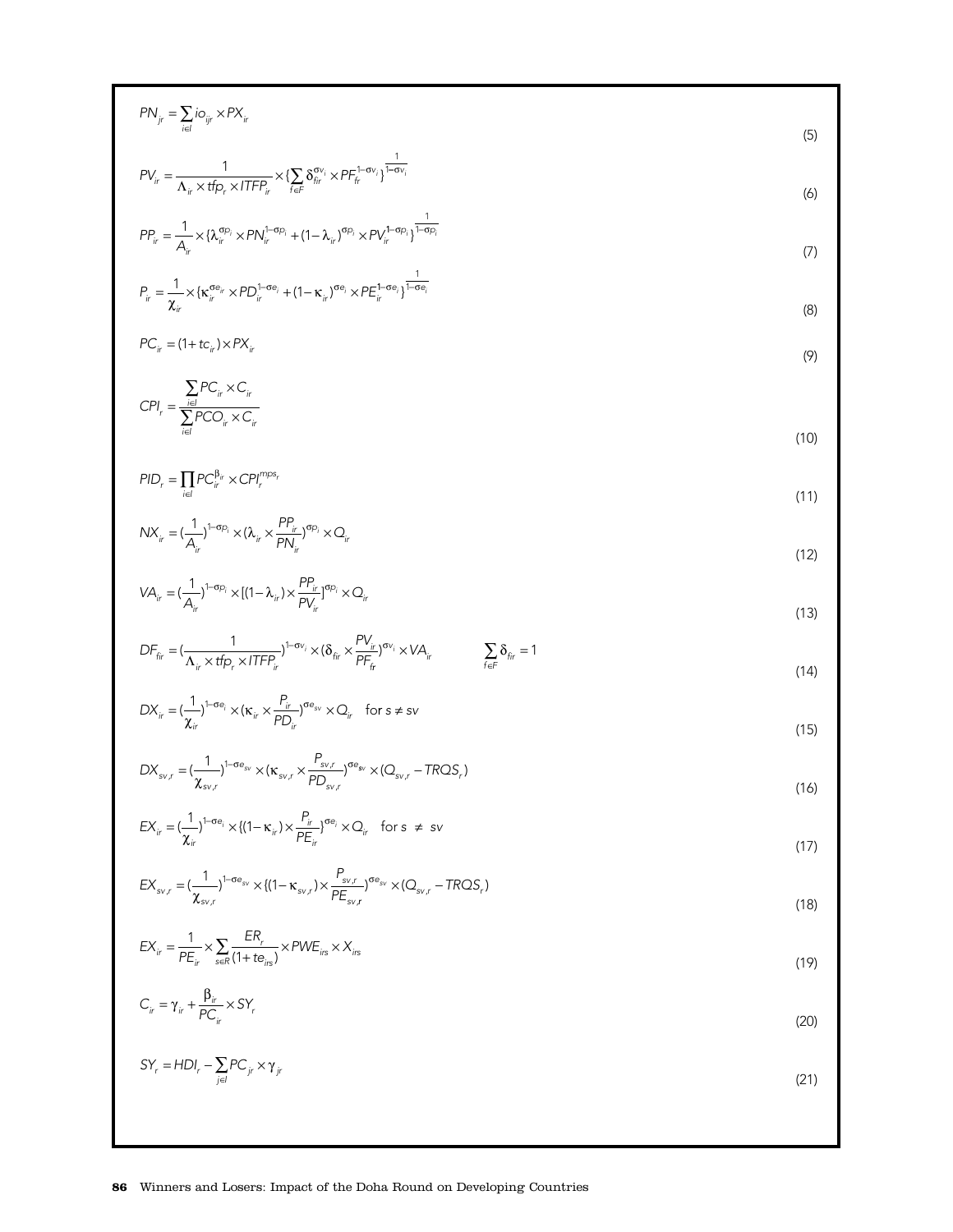$$PN_{jr} = \sum_{i \in I} io_{ijr} \times PX_{ir} \tag{5}$$

$$PV_{ir} = \frac{1}{\Lambda_{ir} \times tfp_r \times ITFP_{ir}} \times \{\sum_{f \in F} \delta_{fir}^{\sigma v_i} \times PF_{fr}^{1-\sigma v_i}\}^{\frac{1}{1-\sigma v_i}} \tag{6}$$

$$PP_{ir} = \frac{1}{A_{ir}} \times \{\lambda_{ir}^{\sigma p_i} \times PN_{ir}^{1-\sigma p_i} + (1-\lambda_{ir})^{\sigma p_i} \times PV_{ir}^{1-\sigma p_i}\}^{\frac{1}{1-\sigma p_i}} \tag{7}$$

$$P_{ir} = \frac{1}{\chi_{ir}} \times \{\kappa_{ir}^{\sigma e_{ir}} \times PD_{ir}^{1-\sigma e_i} + (1-\kappa_{ir})^{\sigma e_i} \times PE_{ir}^{1-\sigma e_i}\}^{\frac{1}{1-\sigma e_i}} \tag{8}$$

$$PC_{ir} = (1+tc_{ir}) \times PX_{ir} \tag{9}$$

$$CPI_r = \frac{\sum_{i \in I} PC_{ir} \times C_{ir}}{\sum_{i \in I} PCO_{ir} \times C_{ir}} \tag{10}$$

$$PID_r = \prod_{i \in I} PC_{ir}^{\beta_{ir}} \times CPI_r^{mps_r} \tag{11}$$

$$NX_{ir} = (\frac{1}{A_{ir}})^{1-\sigma p_i} \times (\lambda_{ir} \times \frac{PP_{ir}}{PN_{ir}})^{\sigma p_i} \times Q_{ir} \tag{12}$$

$$VA_{ir} = (\frac{1}{A_{ir}})^{1-\sigma p_i} \times [(1-\lambda_{ir}) \times \frac{PP_{ir}}{PV_{ir}}]^{\sigma p_i} \times Q_{ir} \tag{13}$$

$$DF_{fir} = (\frac{1}{\Lambda_{ir} \times tfp_r \times ITFP_{ir}})^{1-\sigma v_i} \times (\delta_{fir} \times \frac{PV_{ir}}{PF_{fr}})^{\sigma v_i} \times VA_{ir} \qquad \sum_{f \in F} \delta_{fir} = 1 \tag{14}$$

$$DX_{ir} = (\frac{1}{\chi_{ir}})^{1-\sigma e_i} \times (\kappa_{ir} \times \frac{P_{ir}}{PD_{ir}})^{\sigma e_{sv}} \times Q_{ir} \quad \text{for } s \neq sv \tag{15}$$

$$DX_{sv,r} = (\frac{1}{\chi_{sv,r}})^{1-\sigma e_{sv}} \times (\kappa_{sv,r} \times \frac{P_{sv,r}}{PD_{sv,r}})^{\sigma e_{sv}} \times (Q_{sv,r} - TRQS_r) \tag{16}$$

$$EX_{ir} = (\frac{1}{\chi_{ir}})^{1-\sigma e_i} \times \{(1-\kappa_{ir}) \times \frac{P_{ir}}{PE_{ir}}\}^{\sigma e_i} \times Q_{ir} \quad \text{for } s \neq sv \tag{17}$$

$$EX_{sv,r} = (\frac{1}{\chi_{sv,r}})^{1-\sigma e_{sv}} \times \{(1-\kappa_{sv,r}) \times \frac{P_{sv,r}}{PE_{sv,r}})^{\sigma e_{sv}} \times (Q_{sv,r} - TRQS_r) \tag{18}$$

$$EX_{ir} = \frac{1}{PE_{ir}} \times \sum_{s \in R} \frac{ER_r}{(1+te_{irs})} \times PWE_{irs} \times X_{irs} \tag{19}$$

$$C_{ir} = \gamma_{ir} + \frac{\beta_{ir}}{PC_{ir}} \times SY_r \tag{20}$$

$$SY_r = HDI_r - \sum_{j \in I} PC_{jr} \times \gamma_{jr} \tag{21}$$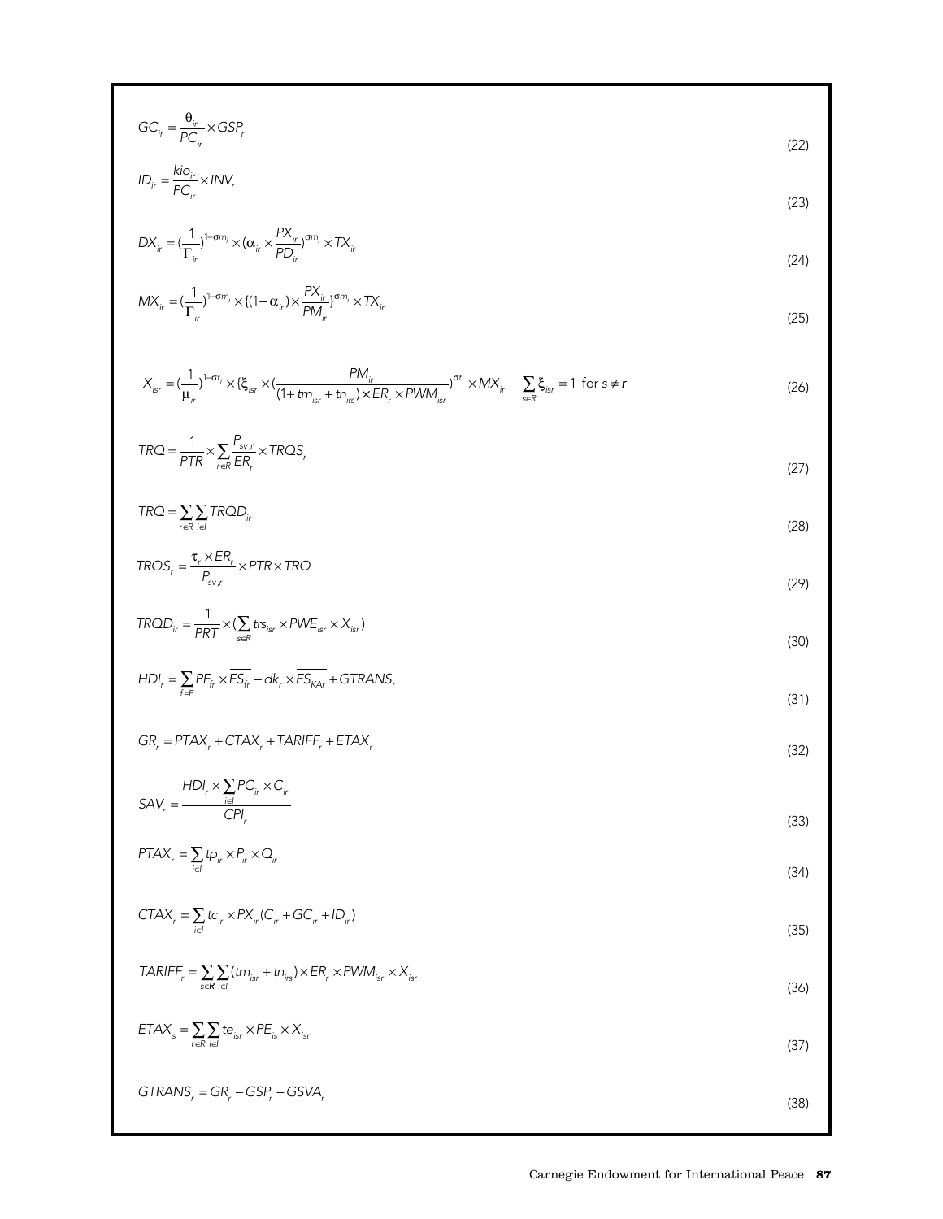$$GC_{ir} = \frac{\theta_{ir}}{PC_{ir}} \times GSP_r \tag{22}$$

$$ID_{ir} = \frac{kio_{ir}}{PC_{ir}} \times INV_r \tag{23}$$

$$DX_{ir} = (\frac{1}{\Gamma_{ir}})^{1-\sigma m_i} \times (\alpha_{ir} \times \frac{PX_{ir}}{PD_{ir}})^{\sigma m_i} \times TX_{ir} \tag{24}$$

$$MX_{ir} = (\frac{1}{\Gamma_{ir}})^{1-\sigma m_i} \times \{(1-\alpha_{ir}) \times \frac{PX_{ir}}{PM_{ir}}\}^{\sigma m_i} \times TX_{ir} \tag{25}$$

$$X_{isr} = (\frac{1}{\mu_{ir}})^{1-\sigma t_i} \times \{\xi_{isr} \times (\frac{PM_{ir}}{(1+tm_{isr}+tn_{irs}) \times ER_r \times PWM_{isr}})^{\sigma t_i} \times MX_{ir} \quad \sum_{s \in R} \xi_{isr} = 1 \text{ for } s \neq r \tag{26}$$

$$TRQ = \frac{1}{PTR} \times \sum_{r \in R} \frac{P_{sv,r}}{ER_r} \times TRQS_r \tag{27}$$

$$TRQ = \sum_{r \in R} \sum_{i \in I} TRQD_{ir} \tag{28}$$

$$TRQS_r = \frac{\tau_r \times ER_r}{P_{sv,r}} \times PTR \times TRQ \tag{29}$$

$$TRQD_{ir} = \frac{1}{PRT} \times (\sum_{s \in R} trs_{isr} \times PWE_{isr} \times X_{isr}) \tag{30}$$

$$HDI_r = \sum_{f \in F} PF_{fr} \times \overline{FS_{fr}} - dk_r \times \overline{FS_{KAr}} + GTRANS_r \tag{31}$$

$$GR_r = PTAX_r + CTAX_r + TARIFF_r + ETAX_r \tag{32}$$

$$SAV_r = \frac{HDI_r \times \sum_{i \in I} PC_{ir} \times C_{ir}}{CPI_r} \tag{33}$$

$$PTAX_r = \sum_{i \in I} tp_{ir} \times P_{ir} \times Q_{ir} \tag{34}$$

$$CTAX_r = \sum_{i \in I} tc_{ir} \times PX_{ir}(C_{ir} + GC_{ir} + ID_{ir}) \tag{35}$$

$$TARIFF_r = \sum_{s \in R} \sum_{i \in I} (tm_{isr} + tn_{irs}) \times ER_r \times PWM_{isr} \times X_{isr} \tag{36}$$

$$ETAX_s = \sum_{r \in R} \sum_{i \in I} te_{isr} \times PE_{is} \times X_{isr} \tag{37}$$

$$GTRANS_r = GR_r - GSP_r - GSVA_r \tag{38}$$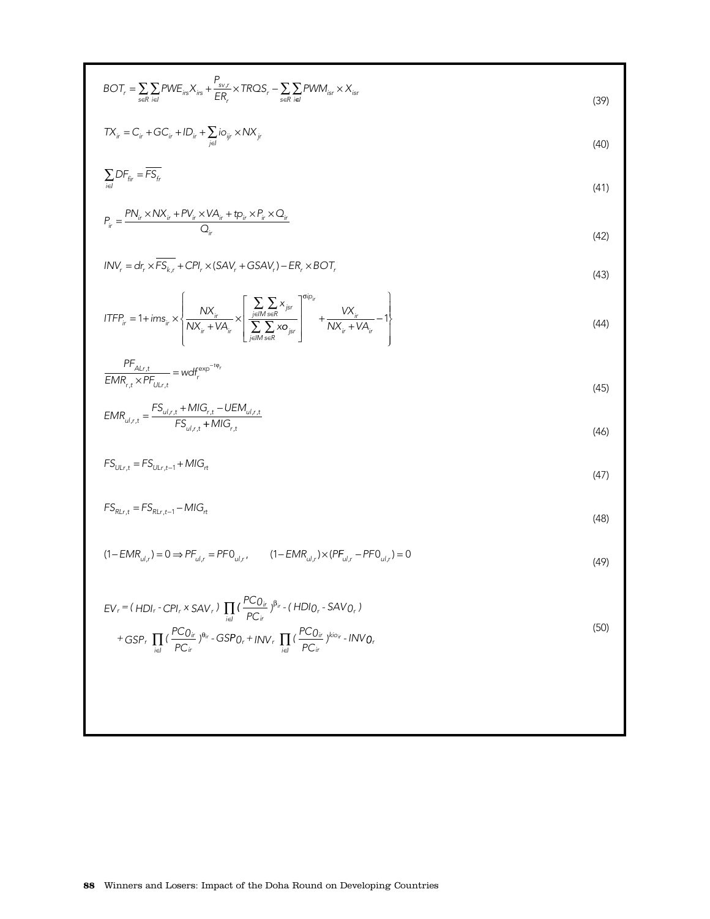$$BOT_r = \sum_{s \in R} \sum_{i \in I} PWE_{irs} X_{irs} + \frac{P_{sv,r}}{ER_r} \times TRQS_r - \sum_{s \in R} \sum_{i \in I} PWM_{isr} \times X_{isr} \tag{39}$$

$$TX_{ir} = C_{ir} + GC_{ir} + ID_{ir} + \sum_{j \in I} io_{ijr} \times NX_{jr} \tag{40}$$

$$\sum_{i \in I} DF_{fir} = \overline{FS_{fr}} \tag{41}$$

$$P_{ir} = \frac{PN_{ir} \times NX_{ir} + PV_{ir} \times VA_{ir} + tp_{ir} \times P_{ir} \times Q_{ir}}{Q_{ir}} \tag{42}$$

$$INV_r = dr_r \times \overline{FS_{k,r}} + CPI_r \times (SAV_r + GSAV_r) - ER_r \times BOT_r \tag{43}$$

$$ITFP_{ir} = 1 + ims_{ir} \times \left\{ \frac{NX_{ir}}{NX_{ir} + VA_{ir}} \times \left[ \frac{\sum_{j \in IM} \sum_{s \in R} x_{jsr}}{\sum_{j \in IM} \sum_{s \in R} xo_{jsr}} \right]^{\sigma ip_{ir}} + \frac{VX_{ir}}{NX_{ir} + VA_{ir}} - 1 \right\} \tag{44}$$

$$\frac{PF_{ALr,t}}{EMR_{r,t} \times PF_{ULr,t}} = wdf_r^{\exp^{-t\varphi_r}} \tag{45}$$

$$EMR_{ul,r,t} = \frac{FS_{ul,r,t} + MIG_{r,t} - UEM_{ul,r,t}}{FS_{ul,r,t} + MIG_{r,t}} \tag{46}$$

$$FS_{ULr,t} = FS_{ULr,t-1} + MIG_{rt} \tag{47}$$

$$FS_{RLr,t} = FS_{RLr,t-1} - MIG_{rt} \tag{48}$$

$$(1 - EMR_{ul,r}) = 0 \Rightarrow PF_{ul,r} = PF0_{ul,r}, \qquad (1 - EMR_{ul,r}) \times (PF_{ul,r} - PF0_{ul,r}) = 0 \tag{49}$$

$$\begin{aligned} EV_r = & \left( HDI_r - CPI_r \times SAV_r \right) \prod_{i \in I} \left( \frac{PC0_{ir}}{PC_{ir}} \right)^{\beta_{ir}} - \left( HDI0_r - SAV0_r \right) \\ & + GSP_r \prod_{i \in I} \left( \frac{PC0_{ir}}{PC_{ir}} \right)^{\theta_{ir}} - GSP0_r + INV_r \prod_{i \in I} \left( \frac{PC0_{ir}}{PC_{ir}} \right)^{kio_{ir}} - INV0_r \end{aligned} \tag{50}$$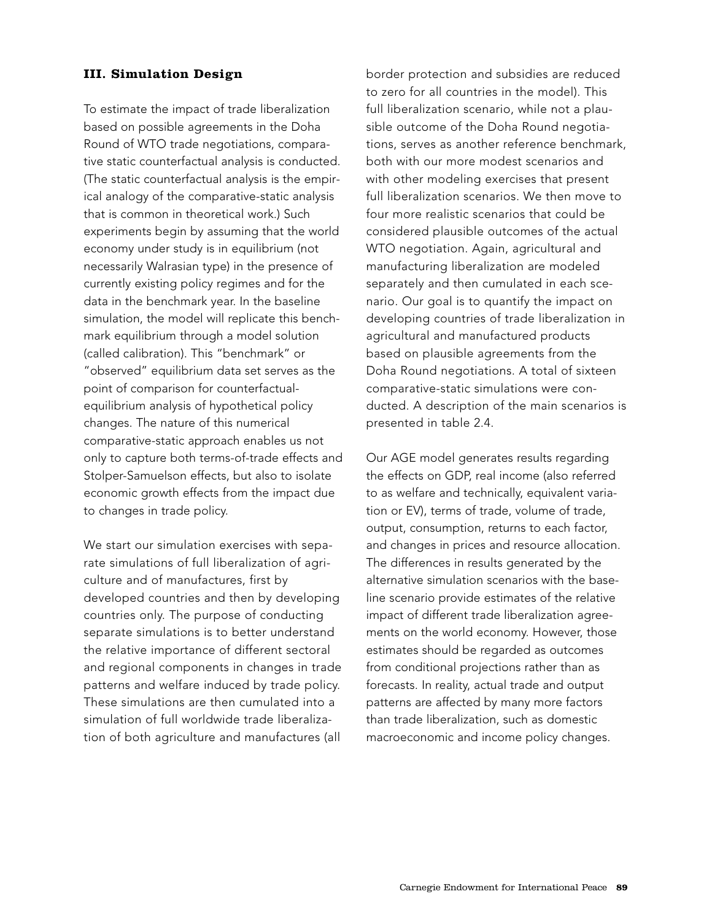### III. Simulation Design

To estimate the impact of trade liberalization based on possible agreements in the Doha Round of WTO trade negotiations, comparative static counterfactual analysis is conducted. (The static counterfactual analysis is the empirical analogy of the comparative-static analysis that is common in theoretical work.) Such experiments begin by assuming that the world economy under study is in equilibrium (not necessarily Walrasian type) in the presence of currently existing policy regimes and for the data in the benchmark year. In the baseline simulation, the model will replicate this benchmark equilibrium through a model solution (called calibration). This "benchmark" or "observed" equilibrium data set serves as the point of comparison for counterfactual-equilibrium analysis of hypothetical policy changes. The nature of this numerical comparative-static approach enables us not only to capture both terms-of-trade effects and Stolper-Samuelson effects, but also to isolate economic growth effects from the impact due to changes in trade policy.

We start our simulation exercises with separate simulations of full liberalization of agriculture and of manufactures, first by developed countries and then by developing countries only. The purpose of conducting separate simulations is to better understand the relative importance of different sectoral and regional components in changes in trade patterns and welfare induced by trade policy. These simulations are then cumulated into a simulation of full worldwide trade liberalization of both agriculture and manufactures (all border protection and subsidies are reduced to zero for all countries in the model). This full liberalization scenario, while not a plausible outcome of the Doha Round negotiations, serves as another reference benchmark, both with our more modest scenarios and with other modeling exercises that present full liberalization scenarios. We then move to four more realistic scenarios that could be considered plausible outcomes of the actual WTO negotiation. Again, agricultural and manufacturing liberalization are modeled separately and then cumulated in each scenario. Our goal is to quantify the impact on developing countries of trade liberalization in agricultural and manufactured products based on plausible agreements from the Doha Round negotiations. A total of sixteen comparative-static simulations were conducted. A description of the main scenarios is presented in table 2.4.

Our AGE model generates results regarding the effects on GDP, real income (also referred to as welfare and technically, equivalent variation or EV), terms of trade, volume of trade, output, consumption, returns to each factor, and changes in prices and resource allocation. The differences in results generated by the alternative simulation scenarios with the baseline scenario provide estimates of the relative impact of different trade liberalization agreements on the world economy. However, those estimates should be regarded as outcomes from conditional projections rather than as forecasts. In reality, actual trade and output patterns are affected by many more factors than trade liberalization, such as domestic macroeconomic and income policy changes.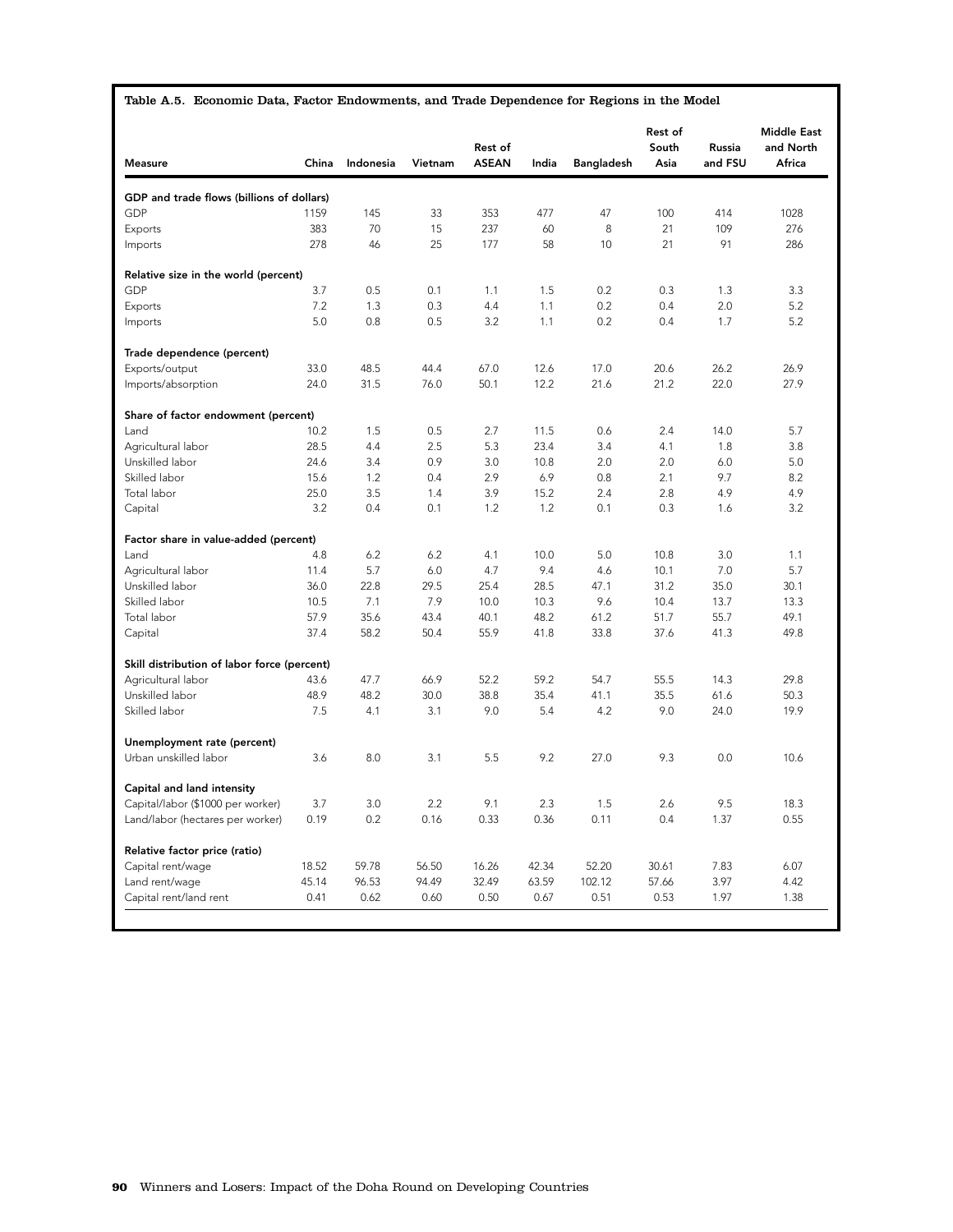**Table A.5. Economic Data, Factor Endowments, and Trade Dependence for Regions in the Model**

| Measure | China | Indonesia | Vietnam | Rest of ASEAN | India | Bangladesh | Rest of South Asia | Russia and FSU | Middle East and North Africa |
|---|---|---|---|---|---|---|---|---|---|
| **GDP and trade flows (billions of dollars)** | | | | | | | | | |
| GDP | 1159 | 145 | 33 | 353 | 477 | 47 | 100 | 414 | 1028 |
| Exports | 383 | 70 | 15 | 237 | 60 | 8 | 21 | 109 | 276 |
| Imports | 278 | 46 | 25 | 177 | 58 | 10 | 21 | 91 | 286 |
| **Relative size in the world (percent)** | | | | | | | | | |
| GDP | 3.7 | 0.5 | 0.1 | 1.1 | 1.5 | 0.2 | 0.3 | 1.3 | 3.3 |
| Exports | 7.2 | 1.3 | 0.3 | 4.4 | 1.1 | 0.2 | 0.4 | 2.0 | 5.2 |
| Imports | 5.0 | 0.8 | 0.5 | 3.2 | 1.1 | 0.2 | 0.4 | 1.7 | 5.2 |
| **Trade dependence (percent)** | | | | | | | | | |
| Exports/output | 33.0 | 48.5 | 44.4 | 67.0 | 12.6 | 17.0 | 20.6 | 26.2 | 26.9 |
| Imports/absorption | 24.0 | 31.5 | 76.0 | 50.1 | 12.2 | 21.6 | 21.2 | 22.0 | 27.9 |
| **Share of factor endowment (percent)** | | | | | | | | | |
| Land | 10.2 | 1.5 | 0.5 | 2.7 | 11.5 | 0.6 | 2.4 | 14.0 | 5.7 |
| Agricultural labor | 28.5 | 4.4 | 2.5 | 5.3 | 23.4 | 3.4 | 4.1 | 1.8 | 3.8 |
| Unskilled labor | 24.6 | 3.4 | 0.9 | 3.0 | 10.8 | 2.0 | 2.0 | 6.0 | 5.0 |
| Skilled labor | 15.6 | 1.2 | 0.4 | 2.9 | 6.9 | 0.8 | 2.1 | 9.7 | 8.2 |
| Total labor | 25.0 | 3.5 | 1.4 | 3.9 | 15.2 | 2.4 | 2.8 | 4.9 | 4.9 |
| Capital | 3.2 | 0.4 | 0.1 | 1.2 | 1.2 | 0.1 | 0.3 | 1.6 | 3.2 |
| **Factor share in value-added (percent)** | | | | | | | | | |
| Land | 4.8 | 6.2 | 6.2 | 4.1 | 10.0 | 5.0 | 10.8 | 3.0 | 1.1 |
| Agricultural labor | 11.4 | 5.7 | 6.0 | 4.7 | 9.4 | 4.6 | 10.1 | 7.0 | 5.7 |
| Unskilled labor | 36.0 | 22.8 | 29.5 | 25.4 | 28.5 | 47.1 | 31.2 | 35.0 | 30.1 |
| Skilled labor | 10.5 | 7.1 | 7.9 | 10.0 | 10.3 | 9.6 | 10.4 | 13.7 | 13.3 |
| Total labor | 57.9 | 35.6 | 43.4 | 40.1 | 48.2 | 61.2 | 51.7 | 55.7 | 49.1 |
| Capital | 37.4 | 58.2 | 50.4 | 55.9 | 41.8 | 33.8 | 37.6 | 41.3 | 49.8 |
| **Skill distribution of labor force (percent)** | | | | | | | | | |
| Agricultural labor | 43.6 | 47.7 | 66.9 | 52.2 | 59.2 | 54.7 | 55.5 | 14.3 | 29.8 |
| Unskilled labor | 48.9 | 48.2 | 30.0 | 38.8 | 35.4 | 41.1 | 35.5 | 61.6 | 50.3 |
| Skilled labor | 7.5 | 4.1 | 3.1 | 9.0 | 5.4 | 4.2 | 9.0 | 24.0 | 19.9 |
| **Unemployment rate (percent)** | | | | | | | | | |
| Urban unskilled labor | 3.6 | 8.0 | 3.1 | 5.5 | 9.2 | 27.0 | 9.3 | 0.0 | 10.6 |
| **Capital and land intensity** | | | | | | | | | |
| Capital/labor ($1000 per worker) | 3.7 | 3.0 | 2.2 | 9.1 | 2.3 | 1.5 | 2.6 | 9.5 | 18.3 |
| Land/labor (hectares per worker) | 0.19 | 0.2 | 0.16 | 0.33 | 0.36 | 0.11 | 0.4 | 1.37 | 0.55 |
| **Relative factor price (ratio)** | | | | | | | | | |
| Capital rent/wage | 18.52 | 59.78 | 56.50 | 16.26 | 42.34 | 52.20 | 30.61 | 7.83 | 6.07 |
| Land rent/wage | 45.14 | 96.53 | 94.49 | 32.49 | 63.59 | 102.12 | 57.66 | 3.97 | 4.42 |
| Capital rent/land rent | 0.41 | 0.62 | 0.60 | 0.50 | 0.67 | 0.51 | 0.53 | 1.97 | 1.38 |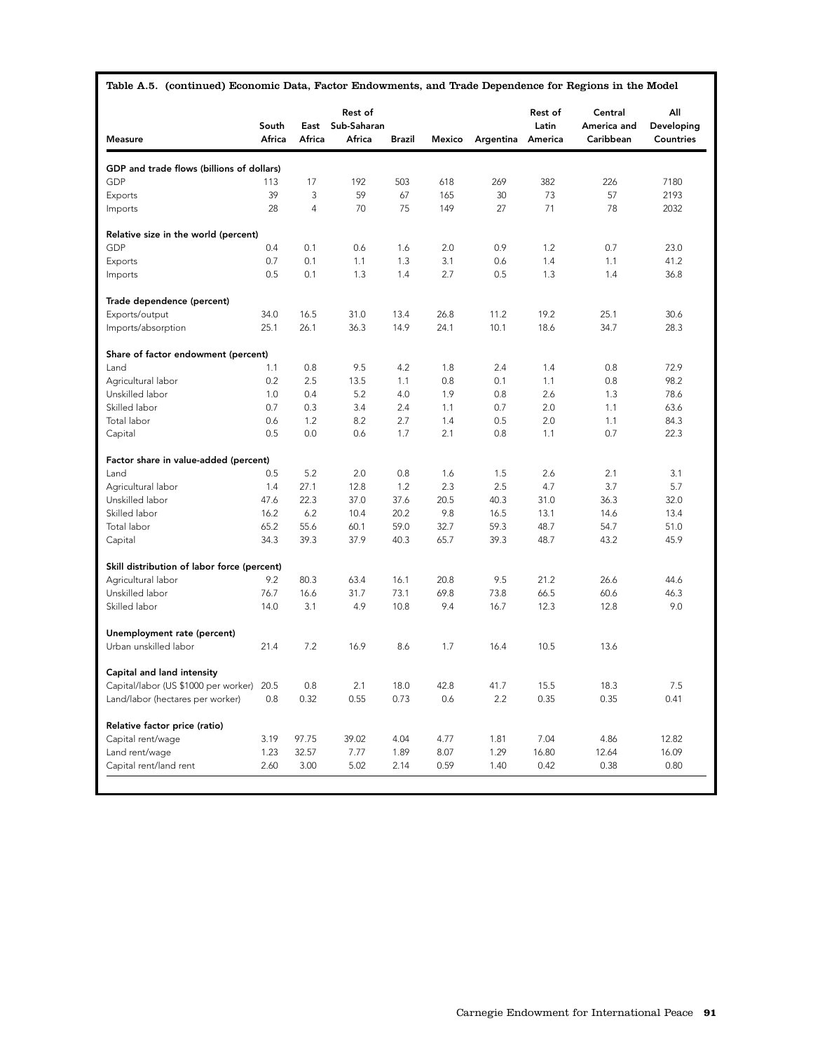**Table A.5. (continued) Economic Data, Factor Endowments, and Trade Dependence for Regions in the Model**

| Measure | South Africa | East Africa | Rest of Sub-Saharan Africa | Brazil | Mexico | Argentina | Rest of Latin America | Central America and Caribbean | All Developing Countries |
|---|---|---|---|---|---|---|---|---|---|
| **GDP and trade flows (billions of dollars)** | | | | | | | | | |
| GDP | 113 | 17 | 192 | 503 | 618 | 269 | 382 | 226 | 7180 |
| Exports | 39 | 3 | 59 | 67 | 165 | 30 | 73 | 57 | 2193 |
| Imports | 28 | 4 | 70 | 75 | 149 | 27 | 71 | 78 | 2032 |
| **Relative size in the world (percent)** | | | | | | | | | |
| GDP | 0.4 | 0.1 | 0.6 | 1.6 | 2.0 | 0.9 | 1.2 | 0.7 | 23.0 |
| Exports | 0.7 | 0.1 | 1.1 | 1.3 | 3.1 | 0.6 | 1.4 | 1.1 | 41.2 |
| Imports | 0.5 | 0.1 | 1.3 | 1.4 | 2.7 | 0.5 | 1.3 | 1.4 | 36.8 |
| **Trade dependence (percent)** | | | | | | | | | |
| Exports/output | 34.0 | 16.5 | 31.0 | 13.4 | 26.8 | 11.2 | 19.2 | 25.1 | 30.6 |
| Imports/absorption | 25.1 | 26.1 | 36.3 | 14.9 | 24.1 | 10.1 | 18.6 | 34.7 | 28.3 |
| **Share of factor endowment (percent)** | | | | | | | | | |
| Land | 1.1 | 0.8 | 9.5 | 4.2 | 1.8 | 2.4 | 1.4 | 0.8 | 72.9 |
| Agricultural labor | 0.2 | 2.5 | 13.5 | 1.1 | 0.8 | 0.1 | 1.1 | 0.8 | 98.2 |
| Unskilled labor | 1.0 | 0.4 | 5.2 | 4.0 | 1.9 | 0.8 | 2.6 | 1.3 | 78.6 |
| Skilled labor | 0.7 | 0.3 | 3.4 | 2.4 | 1.1 | 0.7 | 2.0 | 1.1 | 63.6 |
| Total labor | 0.6 | 1.2 | 8.2 | 2.7 | 1.4 | 0.5 | 2.0 | 1.1 | 84.3 |
| Capital | 0.5 | 0.0 | 0.6 | 1.7 | 2.1 | 0.8 | 1.1 | 0.7 | 22.3 |
| **Factor share in value-added (percent)** | | | | | | | | | |
| Land | 0.5 | 5.2 | 2.0 | 0.8 | 1.6 | 1.5 | 2.6 | 2.1 | 3.1 |
| Agricultural labor | 1.4 | 27.1 | 12.8 | 1.2 | 2.3 | 2.5 | 4.7 | 3.7 | 5.7 |
| Unskilled labor | 47.6 | 22.3 | 37.0 | 37.6 | 20.5 | 40.3 | 31.0 | 36.3 | 32.0 |
| Skilled labor | 16.2 | 6.2 | 10.4 | 20.2 | 9.8 | 16.5 | 13.1 | 14.6 | 13.4 |
| Total labor | 65.2 | 55.6 | 60.1 | 59.0 | 32.7 | 59.3 | 48.7 | 54.7 | 51.0 |
| Capital | 34.3 | 39.3 | 37.9 | 40.3 | 65.7 | 39.3 | 48.7 | 43.2 | 45.9 |
| **Skill distribution of labor force (percent)** | | | | | | | | | |
| Agricultural labor | 9.2 | 80.3 | 63.4 | 16.1 | 20.8 | 9.5 | 21.2 | 26.6 | 44.6 |
| Unskilled labor | 76.7 | 16.6 | 31.7 | 73.1 | 69.8 | 73.8 | 66.5 | 60.6 | 46.3 |
| Skilled labor | 14.0 | 3.1 | 4.9 | 10.8 | 9.4 | 16.7 | 12.3 | 12.8 | 9.0 |
| **Unemployment rate (percent)** | | | | | | | | | |
| Urban unskilled labor | 21.4 | 7.2 | 16.9 | 8.6 | 1.7 | 16.4 | 10.5 | 13.6 | |
| **Capital and land intensity** | | | | | | | | | |
| Capital/labor (US $1000 per worker) | 20.5 | 0.8 | 2.1 | 18.0 | 42.8 | 41.7 | 15.5 | 18.3 | 7.5 |
| Land/labor (hectares per worker) | 0.8 | 0.32 | 0.55 | 0.73 | 0.6 | 2.2 | 0.35 | 0.35 | 0.41 |
| **Relative factor price (ratio)** | | | | | | | | | |
| Capital rent/wage | 3.19 | 97.75 | 39.02 | 4.04 | 4.77 | 1.81 | 7.04 | 4.86 | 12.82 |
| Land rent/wage | 1.23 | 32.57 | 7.77 | 1.89 | 8.07 | 1.29 | 16.80 | 12.64 | 16.09 |
| Capital rent/land rent | 2.60 | 3.00 | 5.02 | 2.14 | 0.59 | 1.40 | 0.42 | 0.38 | 0.80 |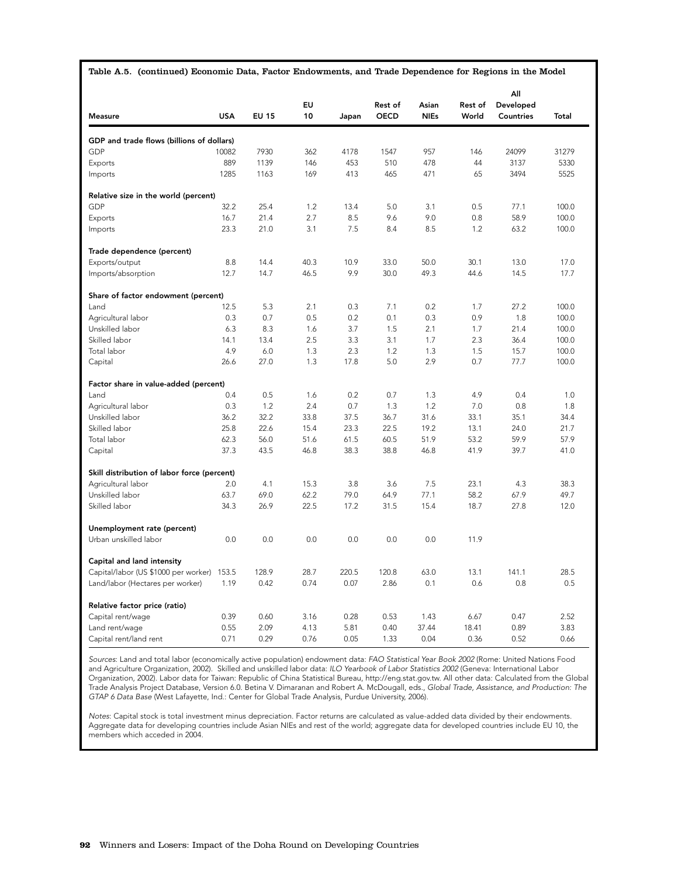**Table A.5. (continued) Economic Data, Factor Endowments, and Trade Dependence for Regions in the Model**

| Measure | USA | EU 15 | EU 10 | Japan | Rest of OECD | Asian NIEs | Rest of World | All Developed Countries | Total |
|---|---|---|---|---|---|---|---|---|---|
| **GDP and trade flows (billions of dollars)** | | | | | | | | | |
| GDP | 10082 | 7930 | 362 | 4178 | 1547 | 957 | 146 | 24099 | 31279 |
| Exports | 889 | 1139 | 146 | 453 | 510 | 478 | 44 | 3137 | 5330 |
| Imports | 1285 | 1163 | 169 | 413 | 465 | 471 | 65 | 3494 | 5525 |
| **Relative size in the world (percent)** | | | | | | | | | |
| GDP | 32.2 | 25.4 | 1.2 | 13.4 | 5.0 | 3.1 | 0.5 | 77.1 | 100.0 |
| Exports | 16.7 | 21.4 | 2.7 | 8.5 | 9.6 | 9.0 | 0.8 | 58.9 | 100.0 |
| Imports | 23.3 | 21.0 | 3.1 | 7.5 | 8.4 | 8.5 | 1.2 | 63.2 | 100.0 |
| **Trade dependence (percent)** | | | | | | | | | |
| Exports/output | 8.8 | 14.4 | 40.3 | 10.9 | 33.0 | 50.0 | 30.1 | 13.0 | 17.0 |
| Imports/absorption | 12.7 | 14.7 | 46.5 | 9.9 | 30.0 | 49.3 | 44.6 | 14.5 | 17.7 |
| **Share of factor endowment (percent)** | | | | | | | | | |
| Land | 12.5 | 5.3 | 2.1 | 0.3 | 7.1 | 0.2 | 1.7 | 27.2 | 100.0 |
| Agricultural labor | 0.3 | 0.7 | 0.5 | 0.2 | 0.1 | 0.3 | 0.9 | 1.8 | 100.0 |
| Unskilled labor | 6.3 | 8.3 | 1.6 | 3.7 | 1.5 | 2.1 | 1.7 | 21.4 | 100.0 |
| Skilled labor | 14.1 | 13.4 | 2.5 | 3.3 | 3.1 | 1.7 | 2.3 | 36.4 | 100.0 |
| Total labor | 4.9 | 6.0 | 1.3 | 2.3 | 1.2 | 1.3 | 1.5 | 15.7 | 100.0 |
| Capital | 26.6 | 27.0 | 1.3 | 17.8 | 5.0 | 2.9 | 0.7 | 77.7 | 100.0 |
| **Factor share in value-added (percent)** | | | | | | | | | |
| Land | 0.4 | 0.5 | 1.6 | 0.2 | 0.7 | 1.3 | 4.9 | 0.4 | 1.0 |
| Agricultural labor | 0.3 | 1.2 | 2.4 | 0.7 | 1.3 | 1.2 | 7.0 | 0.8 | 1.8 |
| Unskilled labor | 36.2 | 32.2 | 33.8 | 37.5 | 36.7 | 31.6 | 33.1 | 35.1 | 34.4 |
| Skilled labor | 25.8 | 22.6 | 15.4 | 23.3 | 22.5 | 19.2 | 13.1 | 24.0 | 21.7 |
| Total labor | 62.3 | 56.0 | 51.6 | 61.5 | 60.5 | 51.9 | 53.2 | 59.9 | 57.9 |
| Capital | 37.3 | 43.5 | 46.8 | 38.3 | 38.8 | 46.8 | 41.9 | 39.7 | 41.0 |
| **Skill distribution of labor force (percent)** | | | | | | | | | |
| Agricultural labor | 2.0 | 4.1 | 15.3 | 3.8 | 3.6 | 7.5 | 23.1 | 4.3 | 38.3 |
| Unskilled labor | 63.7 | 69.0 | 62.2 | 79.0 | 64.9 | 77.1 | 58.2 | 67.9 | 49.7 |
| Skilled labor | 34.3 | 26.9 | 22.5 | 17.2 | 31.5 | 15.4 | 18.7 | 27.8 | 12.0 |
| **Unemployment rate (percent)** | | | | | | | | | |
| Urban unskilled labor | 0.0 | 0.0 | 0.0 | 0.0 | 0.0 | 0.0 | 11.9 | | |
| **Capital and land intensity** | | | | | | | | | |
| Capital/labor (US $1000 per worker) | 153.5 | 128.9 | 28.7 | 220.5 | 120.8 | 63.0 | 13.1 | 141.1 | 28.5 |
| Land/labor (Hectares per worker) | 1.19 | 0.42 | 0.74 | 0.07 | 2.86 | 0.1 | 0.6 | 0.8 | 0.5 |
| **Relative factor price (ratio)** | | | | | | | | | |
| Capital rent/wage | 0.39 | 0.60 | 3.16 | 0.28 | 0.53 | 1.43 | 6.67 | 0.47 | 2.52 |
| Land rent/wage | 0.55 | 2.09 | 4.13 | 5.81 | 0.40 | 37.44 | 18.41 | 0.89 | 3.83 |
| Capital rent/land rent | 0.71 | 0.29 | 0.76 | 0.05 | 1.33 | 0.04 | 0.36 | 0.52 | 0.66 |

*Sources*: Land and total labor (economically active population) endowment data: *FAO Statistical Year Book 2002* (Rome: United Nations Food and Agriculture Organization, 2002). Skilled and unskilled labor data: *ILO Yearbook of Labor Statistics 2002* (Geneva: International Labor Organization, 2002). Labor data for Taiwan: Republic of China Statistical Bureau, http://eng.stat.gov.tw. All other data: Calculated from the Global Trade Analysis Project Database, Version 6.0. Betina V. Dimaranan and Robert A. McDougall, eds., *Global Trade, Assistance, and Production: The GTAP 6 Data Base* (West Lafayette, Ind.: Center for Global Trade Analysis, Purdue University, 2006).

*Notes*: Capital stock is total investment minus depreciation. Factor returns are calculated as value-added data divided by their endowments. Aggregate data for developing countries include Asian NIEs and rest of the world; aggregate data for developed countries include EU 10, the members which acceded in 2004.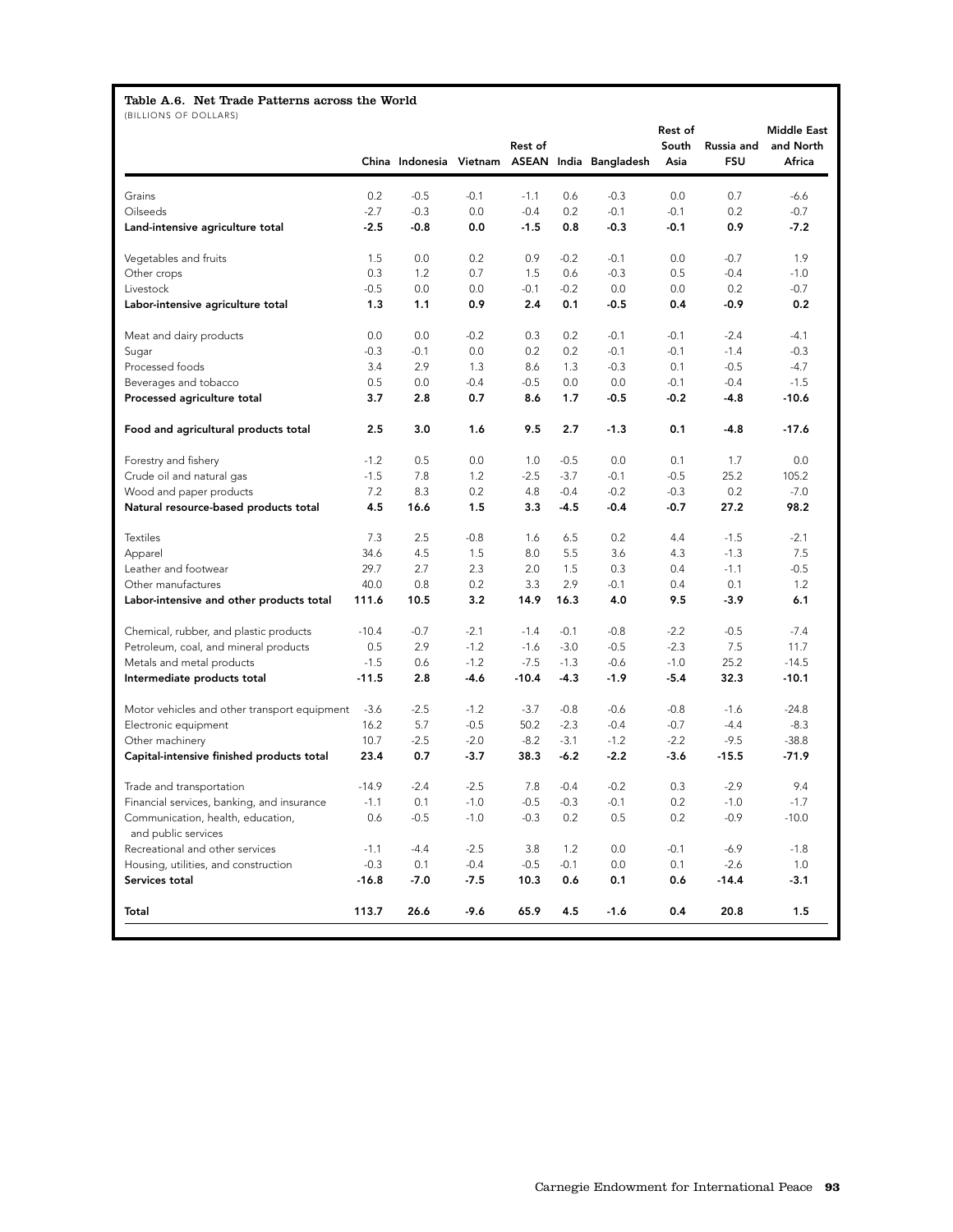**Table A.6. Net Trade Patterns across the World**

(BILLIONS OF DOLLARS)

| | China | Indonesia | Vietnam | Rest of ASEAN | India | Bangladesh | Rest of South Asia | Russia and FSU | Middle East and North Africa |
|---|---|---|---|---|---|---|---|---|---|
| Grains | 0.2 | -0.5 | -0.1 | -1.1 | 0.6 | -0.3 | 0.0 | 0.7 | -6.6 |
| Oilseeds | -2.7 | -0.3 | 0.0 | -0.4 | 0.2 | -0.1 | -0.1 | 0.2 | -0.7 |
| **Land-intensive agriculture total** | **-2.5** | **-0.8** | **0.0** | **-1.5** | **0.8** | **-0.3** | **-0.1** | **0.9** | **-7.2** |
| Vegetables and fruits | 1.5 | 0.0 | 0.2 | 0.9 | -0.2 | -0.1 | 0.0 | -0.7 | 1.9 |
| Other crops | 0.3 | 1.2 | 0.7 | 1.5 | 0.6 | -0.3 | 0.5 | -0.4 | -1.0 |
| Livestock | -0.5 | 0.0 | 0.0 | -0.1 | -0.2 | 0.0 | 0.0 | 0.2 | -0.7 |
| **Labor-intensive agriculture total** | **1.3** | **1.1** | **0.9** | **2.4** | **0.1** | **-0.5** | **0.4** | **-0.9** | **0.2** |
| Meat and dairy products | 0.0 | 0.0 | -0.2 | 0.3 | 0.2 | -0.1 | -0.1 | -2.4 | -4.1 |
| Sugar | -0.3 | -0.1 | 0.0 | 0.2 | 0.2 | -0.1 | -0.1 | -1.4 | -0.3 |
| Processed foods | 3.4 | 2.9 | 1.3 | 8.6 | 1.3 | -0.3 | 0.1 | -0.5 | -4.7 |
| Beverages and tobacco | 0.5 | 0.0 | -0.4 | -0.5 | 0.0 | 0.0 | -0.1 | -0.4 | -1.5 |
| **Processed agriculture total** | **3.7** | **2.8** | **0.7** | **8.6** | **1.7** | **-0.5** | **-0.2** | **-4.8** | **-10.6** |
| **Food and agricultural products total** | **2.5** | **3.0** | **1.6** | **9.5** | **2.7** | **-1.3** | **0.1** | **-4.8** | **-17.6** |
| Forestry and fishery | -1.2 | 0.5 | 0.0 | 1.0 | -0.5 | 0.0 | 0.1 | 1.7 | 0.0 |
| Crude oil and natural gas | -1.5 | 7.8 | 1.2 | -2.5 | -3.7 | -0.1 | -0.5 | 25.2 | 105.2 |
| Wood and paper products | 7.2 | 8.3 | 0.2 | 4.8 | -0.4 | -0.2 | -0.3 | 0.2 | -7.0 |
| **Natural resource-based products total** | **4.5** | **16.6** | **1.5** | **3.3** | **-4.5** | **-0.4** | **-0.7** | **27.2** | **98.2** |
| Textiles | 7.3 | 2.5 | -0.8 | 1.6 | 6.5 | 0.2 | 4.4 | -1.5 | -2.1 |
| Apparel | 34.6 | 4.5 | 1.5 | 8.0 | 5.5 | 3.6 | 4.3 | -1.3 | 7.5 |
| Leather and footwear | 29.7 | 2.7 | 2.3 | 2.0 | 1.5 | 0.3 | 0.4 | -1.1 | -0.5 |
| Other manufactures | 40.0 | 0.8 | 0.2 | 3.3 | 2.9 | -0.1 | 0.4 | 0.1 | 1.2 |
| **Labor-intensive and other products total** | **111.6** | **10.5** | **3.2** | **14.9** | **16.3** | **4.0** | **9.5** | **-3.9** | **6.1** |
| Chemical, rubber, and plastic products | -10.4 | -0.7 | -2.1 | -1.4 | -0.1 | -0.8 | -2.2 | -0.5 | -7.4 |
| Petroleum, coal, and mineral products | 0.5 | 2.9 | -1.2 | -1.6 | -3.0 | -0.5 | -2.3 | 7.5 | 11.7 |
| Metals and metal products | -1.5 | 0.6 | -1.2 | -7.5 | -1.3 | -0.6 | -1.0 | 25.2 | -14.5 |
| **Intermediate products total** | **-11.5** | **2.8** | **-4.6** | **-10.4** | **-4.3** | **-1.9** | **-5.4** | **32.3** | **-10.1** |
| Motor vehicles and other transport equipment | -3.6 | -2.5 | -1.2 | -3.7 | -0.8 | -0.6 | -0.8 | -1.6 | -24.8 |
| Electronic equipment | 16.2 | 5.7 | -0.5 | 50.2 | -2.3 | -0.4 | -0.7 | -4.4 | -8.3 |
| Other machinery | 10.7 | -2.5 | -2.0 | -8.2 | -3.1 | -1.2 | -2.2 | -9.5 | -38.8 |
| **Capital-intensive finished products total** | **23.4** | **0.7** | **-3.7** | **38.3** | **-6.2** | **-2.2** | **-3.6** | **-15.5** | **-71.9** |
| Trade and transportation | -14.9 | -2.4 | -2.5 | 7.8 | -0.4 | -0.2 | 0.3 | -2.9 | 9.4 |
| Financial services, banking, and insurance | -1.1 | 0.1 | -1.0 | -0.5 | -0.3 | -0.1 | 0.2 | -1.0 | -1.7 |
| Communication, health, education, and public services | 0.6 | -0.5 | -1.0 | -0.3 | 0.2 | 0.5 | 0.2 | -0.9 | -10.0 |
| Recreational and other services | -1.1 | -4.4 | -2.5 | 3.8 | 1.2 | 0.0 | -0.1 | -6.9 | -1.8 |
| Housing, utilities, and construction | -0.3 | 0.1 | -0.4 | -0.5 | -0.1 | 0.0 | 0.1 | -2.6 | 1.0 |
| **Services total** | **-16.8** | **-7.0** | **-7.5** | **10.3** | **0.6** | **0.1** | **0.6** | **-14.4** | **-3.1** |
| **Total** | **113.7** | **26.6** | **-9.6** | **65.9** | **4.5** | **-1.6** | **0.4** | **20.8** | **1.5** |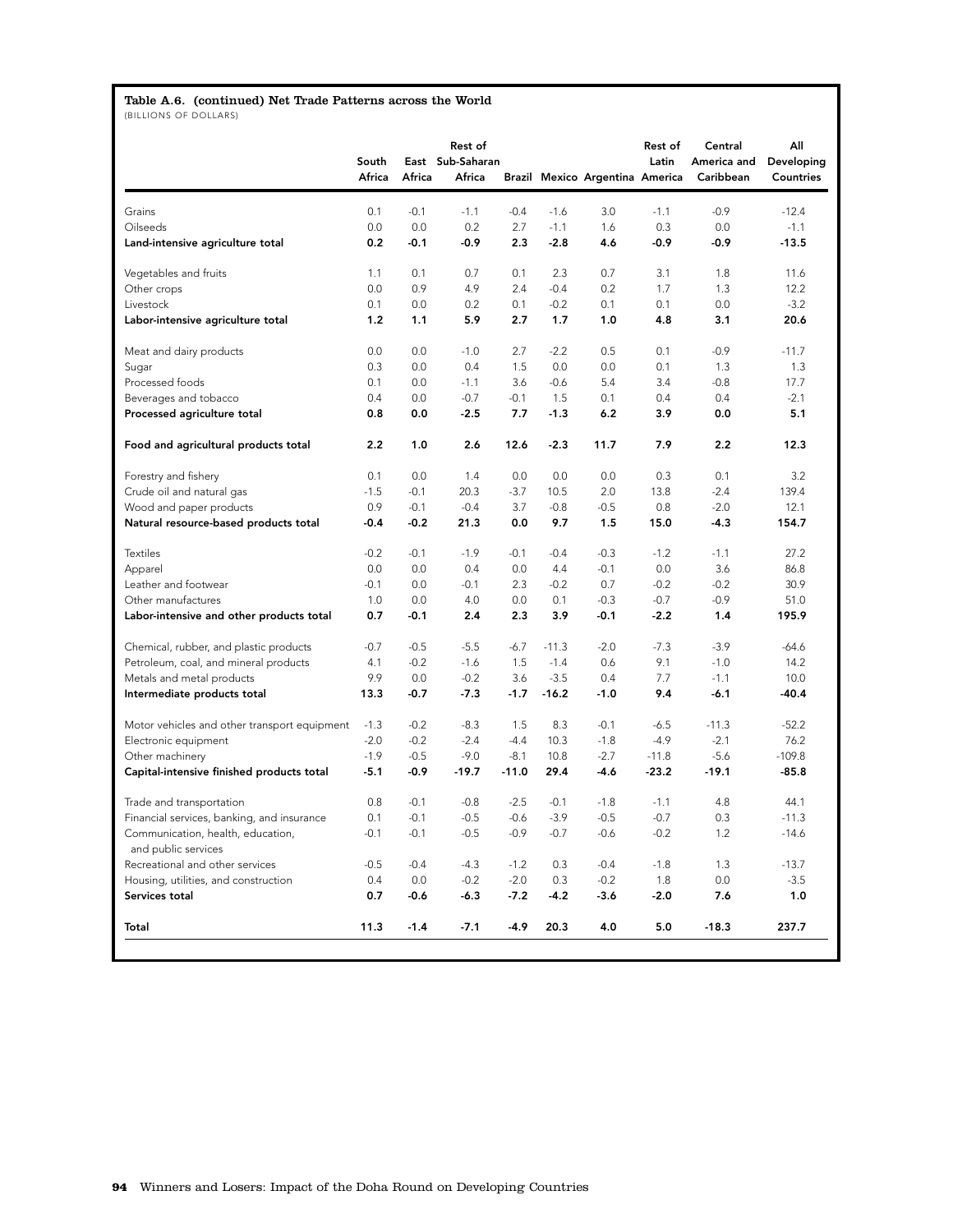**Table A.6. (continued) Net Trade Patterns across the World**
(BILLIONS OF DOLLARS)

| | South Africa | East Africa | Rest of Sub-Saharan Africa | Brazil | Mexico | Argentina | Rest of Latin America | Central America and Caribbean | All Developing Countries |
|---|---|---|---|---|---|---|---|---|---|
| Grains | 0.1 | -0.1 | -1.1 | -0.4 | -1.6 | 3.0 | -1.1 | -0.9 | -12.4 |
| Oilseeds | 0.0 | 0.0 | 0.2 | 2.7 | -1.1 | 1.6 | 0.3 | 0.0 | -1.1 |
| **Land-intensive agriculture total** | **0.2** | **-0.1** | **-0.9** | **2.3** | **-2.8** | **4.6** | **-0.9** | **-0.9** | **-13.5** |
| Vegetables and fruits | 1.1 | 0.1 | 0.7 | 0.1 | 2.3 | 0.7 | 3.1 | 1.8 | 11.6 |
| Other crops | 0.0 | 0.9 | 4.9 | 2.4 | -0.4 | 0.2 | 1.7 | 1.3 | 12.2 |
| Livestock | 0.1 | 0.0 | 0.2 | 0.1 | -0.2 | 0.1 | 0.1 | 0.0 | -3.2 |
| **Labor-intensive agriculture total** | **1.2** | **1.1** | **5.9** | **2.7** | **1.7** | **1.0** | **4.8** | **3.1** | **20.6** |
| Meat and dairy products | 0.0 | 0.0 | -1.0 | 2.7 | -2.2 | 0.5 | 0.1 | -0.9 | -11.7 |
| Sugar | 0.3 | 0.0 | 0.4 | 1.5 | 0.0 | 0.0 | 0.1 | 1.3 | 1.3 |
| Processed foods | 0.1 | 0.0 | -1.1 | 3.6 | -0.6 | 5.4 | 3.4 | -0.8 | 17.7 |
| Beverages and tobacco | 0.4 | 0.0 | -0.7 | -0.1 | 1.5 | 0.1 | 0.4 | 0.4 | -2.1 |
| **Processed agriculture total** | **0.8** | **0.0** | **-2.5** | **7.7** | **-1.3** | **6.2** | **3.9** | **0.0** | **5.1** |
| **Food and agricultural products total** | **2.2** | **1.0** | **2.6** | **12.6** | **-2.3** | **11.7** | **7.9** | **2.2** | **12.3** |
| Forestry and fishery | 0.1 | 0.0 | 1.4 | 0.0 | 0.0 | 0.0 | 0.3 | 0.1 | 3.2 |
| Crude oil and natural gas | -1.5 | -0.1 | 20.3 | -3.7 | 10.5 | 2.0 | 13.8 | -2.4 | 139.4 |
| Wood and paper products | 0.9 | -0.1 | -0.4 | 3.7 | -0.8 | -0.5 | 0.8 | -2.0 | 12.1 |
| **Natural resource-based products total** | **-0.4** | **-0.2** | **21.3** | **0.0** | **9.7** | **1.5** | **15.0** | **-4.3** | **154.7** |
| Textiles | -0.2 | -0.1 | -1.9 | -0.1 | -0.4 | -0.3 | -1.2 | -1.1 | 27.2 |
| Apparel | 0.0 | 0.0 | 0.4 | 0.0 | 4.4 | -0.1 | 0.0 | 3.6 | 86.8 |
| Leather and footwear | -0.1 | 0.0 | -0.1 | 2.3 | -0.2 | 0.7 | -0.2 | -0.2 | 30.9 |
| Other manufactures | 1.0 | 0.0 | 4.0 | 0.0 | 0.1 | -0.3 | -0.7 | -0.9 | 51.0 |
| **Labor-intensive and other products total** | **0.7** | **-0.1** | **2.4** | **2.3** | **3.9** | **-0.1** | **-2.2** | **1.4** | **195.9** |
| Chemical, rubber, and plastic products | -0.7 | -0.5 | -5.5 | -6.7 | -11.3 | -2.0 | -7.3 | -3.9 | -64.6 |
| Petroleum, coal, and mineral products | 4.1 | -0.2 | -1.6 | 1.5 | -1.4 | 0.6 | 9.1 | -1.0 | 14.2 |
| Metals and metal products | 9.9 | 0.0 | -0.2 | 3.6 | -3.5 | 0.4 | 7.7 | -1.1 | 10.0 |
| **Intermediate products total** | **13.3** | **-0.7** | **-7.3** | **-1.7** | **-16.2** | **-1.0** | **9.4** | **-6.1** | **-40.4** |
| Motor vehicles and other transport equipment | -1.3 | -0.2 | -8.3 | 1.5 | 8.3 | -0.1 | -6.5 | -11.3 | -52.2 |
| Electronic equipment | -2.0 | -0.2 | -2.4 | -4.4 | 10.3 | -1.8 | -4.9 | -2.1 | 76.2 |
| Other machinery | -1.9 | -0.5 | -9.0 | -8.1 | 10.8 | -2.7 | -11.8 | -5.6 | -109.8 |
| **Capital-intensive finished products total** | **-5.1** | **-0.9** | **-19.7** | **-11.0** | **29.4** | **-4.6** | **-23.2** | **-19.1** | **-85.8** |
| Trade and transportation | 0.8 | -0.1 | -0.8 | -2.5 | -0.1 | -1.8 | -1.1 | 4.8 | 44.1 |
| Financial services, banking, and insurance | 0.1 | -0.1 | -0.5 | -0.6 | -3.9 | -0.5 | -0.7 | 0.3 | -11.3 |
| Communication, health, education, and public services | -0.1 | -0.1 | -0.5 | -0.9 | -0.7 | -0.6 | -0.2 | 1.2 | -14.6 |
| Recreational and other services | -0.5 | -0.4 | -4.3 | -1.2 | 0.3 | -0.4 | -1.8 | 1.3 | -13.7 |
| Housing, utilities, and construction | 0.4 | 0.0 | -0.2 | -2.0 | 0.3 | -0.2 | 1.8 | 0.0 | -3.5 |
| **Services total** | **0.7** | **-0.6** | **-6.3** | **-7.2** | **-4.2** | **-3.6** | **-2.0** | **7.6** | **1.0** |
| **Total** | **11.3** | **-1.4** | **-7.1** | **-4.9** | **20.3** | **4.0** | **5.0** | **-18.3** | **237.7** |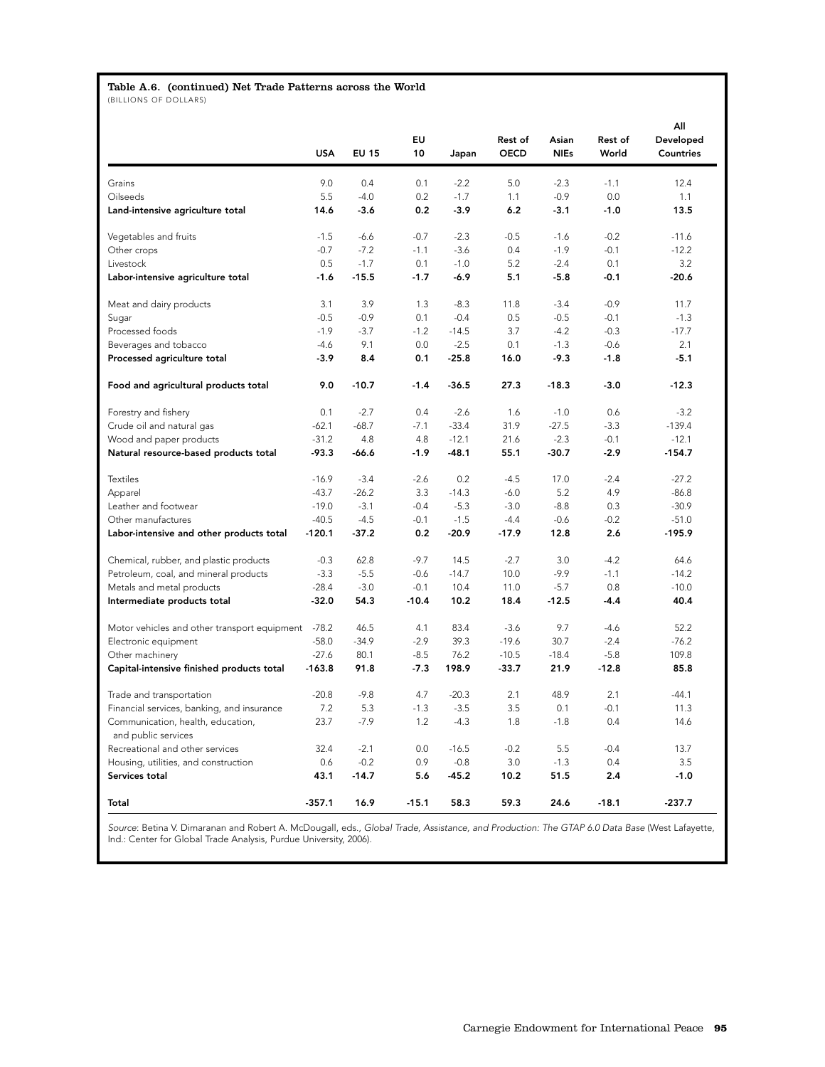**Table A.6. (continued) Net Trade Patterns across the World**

(BILLIONS OF DOLLARS)

| | USA | EU 15 | EU 10 | Japan | Rest of OECD | Asian NIEs | Rest of World | All Developed Countries |
|---|---|---|---|---|---|---|---|---|
| Grains | 9.0 | 0.4 | 0.1 | -2.2 | 5.0 | -2.3 | -1.1 | 12.4 |
| Oilseeds | 5.5 | -4.0 | 0.2 | -1.7 | 1.1 | -0.9 | 0.0 | 1.1 |
| **Land-intensive agriculture total** | **14.6** | **-3.6** | **0.2** | **-3.9** | **6.2** | **-3.1** | **-1.0** | **13.5** |
| Vegetables and fruits | -1.5 | -6.6 | -0.7 | -2.3 | -0.5 | -1.6 | -0.2 | -11.6 |
| Other crops | -0.7 | -7.2 | -1.1 | -3.6 | 0.4 | -1.9 | -0.1 | -12.2 |
| Livestock | 0.5 | -1.7 | 0.1 | -1.0 | 5.2 | -2.4 | 0.1 | 3.2 |
| **Labor-intensive agriculture total** | **-1.6** | **-15.5** | **-1.7** | **-6.9** | **5.1** | **-5.8** | **-0.1** | **-20.6** |
| Meat and dairy products | 3.1 | 3.9 | 1.3 | -8.3 | 11.8 | -3.4 | -0.9 | 11.7 |
| Sugar | -0.5 | -0.9 | 0.1 | -0.4 | 0.5 | -0.5 | -0.1 | -1.3 |
| Processed foods | -1.9 | -3.7 | -1.2 | -14.5 | 3.7 | -4.2 | -0.3 | -17.7 |
| Beverages and tobacco | -4.6 | 9.1 | 0.0 | -2.5 | 0.1 | -1.3 | -0.6 | 2.1 |
| **Processed agriculture total** | **-3.9** | **8.4** | **0.1** | **-25.8** | **16.0** | **-9.3** | **-1.8** | **-5.1** |
| **Food and agricultural products total** | **9.0** | **-10.7** | **-1.4** | **-36.5** | **27.3** | **-18.3** | **-3.0** | **-12.3** |
| Forestry and fishery | 0.1 | -2.7 | 0.4 | -2.6 | 1.6 | -1.0 | 0.6 | -3.2 |
| Crude oil and natural gas | -62.1 | -68.7 | -7.1 | -33.4 | 31.9 | -27.5 | -3.3 | -139.4 |
| Wood and paper products | -31.2 | 4.8 | 4.8 | -12.1 | 21.6 | -2.3 | -0.1 | -12.1 |
| **Natural resource-based products total** | **-93.3** | **-66.6** | **-1.9** | **-48.1** | **55.1** | **-30.7** | **-2.9** | **-154.7** |
| Textiles | -16.9 | -3.4 | -2.6 | 0.2 | -4.5 | 17.0 | -2.4 | -27.2 |
| Apparel | -43.7 | -26.2 | 3.3 | -14.3 | -6.0 | 5.2 | 4.9 | -86.8 |
| Leather and footwear | -19.0 | -3.1 | -0.4 | -5.3 | -3.0 | -8.8 | 0.3 | -30.9 |
| Other manufactures | -40.5 | -4.5 | -0.1 | -1.5 | -4.4 | -0.6 | -0.2 | -51.0 |
| **Labor-intensive and other products total** | **-120.1** | **-37.2** | **0.2** | **-20.9** | **-17.9** | **12.8** | **2.6** | **-195.9** |
| Chemical, rubber, and plastic products | -0.3 | 62.8 | -9.7 | 14.5 | -2.7 | 3.0 | -4.2 | 64.6 |
| Petroleum, coal, and mineral products | -3.3 | -5.5 | -0.6 | -14.7 | 10.0 | -9.9 | -1.1 | -14.2 |
| Metals and metal products | -28.4 | -3.0 | -0.1 | 10.4 | 11.0 | -5.7 | 0.8 | -10.0 |
| **Intermediate products total** | **-32.0** | **54.3** | **-10.4** | **10.2** | **18.4** | **-12.5** | **-4.4** | **40.4** |
| Motor vehicles and other transport equipment | -78.2 | 46.5 | 4.1 | 83.4 | -3.6 | 9.7 | -4.6 | 52.2 |
| Electronic equipment | -58.0 | -34.9 | -2.9 | 39.3 | -19.6 | 30.7 | -2.4 | -76.2 |
| Other machinery | -27.6 | 80.1 | -8.5 | 76.2 | -10.5 | -18.4 | -5.8 | 109.8 |
| **Capital-intensive finished products total** | **-163.8** | **91.8** | **-7.3** | **198.9** | **-33.7** | **21.9** | **-12.8** | **85.8** |
| Trade and transportation | -20.8 | -9.8 | 4.7 | -20.3 | 2.1 | 48.9 | 2.1 | -44.1 |
| Financial services, banking, and insurance | 7.2 | 5.3 | -1.3 | -3.5 | 3.5 | 0.1 | -0.1 | 11.3 |
| Communication, health, education, and public services | 23.7 | -7.9 | 1.2 | -4.3 | 1.8 | -1.8 | 0.4 | 14.6 |
| Recreational and other services | 32.4 | -2.1 | 0.0 | -16.5 | -0.2 | 5.5 | -0.4 | 13.7 |
| Housing, utilities, and construction | 0.6 | -0.2 | 0.9 | -0.8 | 3.0 | -1.3 | 0.4 | 3.5 |
| **Services total** | **43.1** | **-14.7** | **5.6** | **-45.2** | **10.2** | **51.5** | **2.4** | **-1.0** |
| **Total** | **-357.1** | **16.9** | **-15.1** | **58.3** | **59.3** | **24.6** | **-18.1** | **-237.7** |

*Source*: Betina V. Dimaranan and Robert A. McDougall, eds., *Global Trade, Assistance, and Production: The GTAP 6.0 Data Base* (West Lafayette, Ind.: Center for Global Trade Analysis, Purdue University, 2006).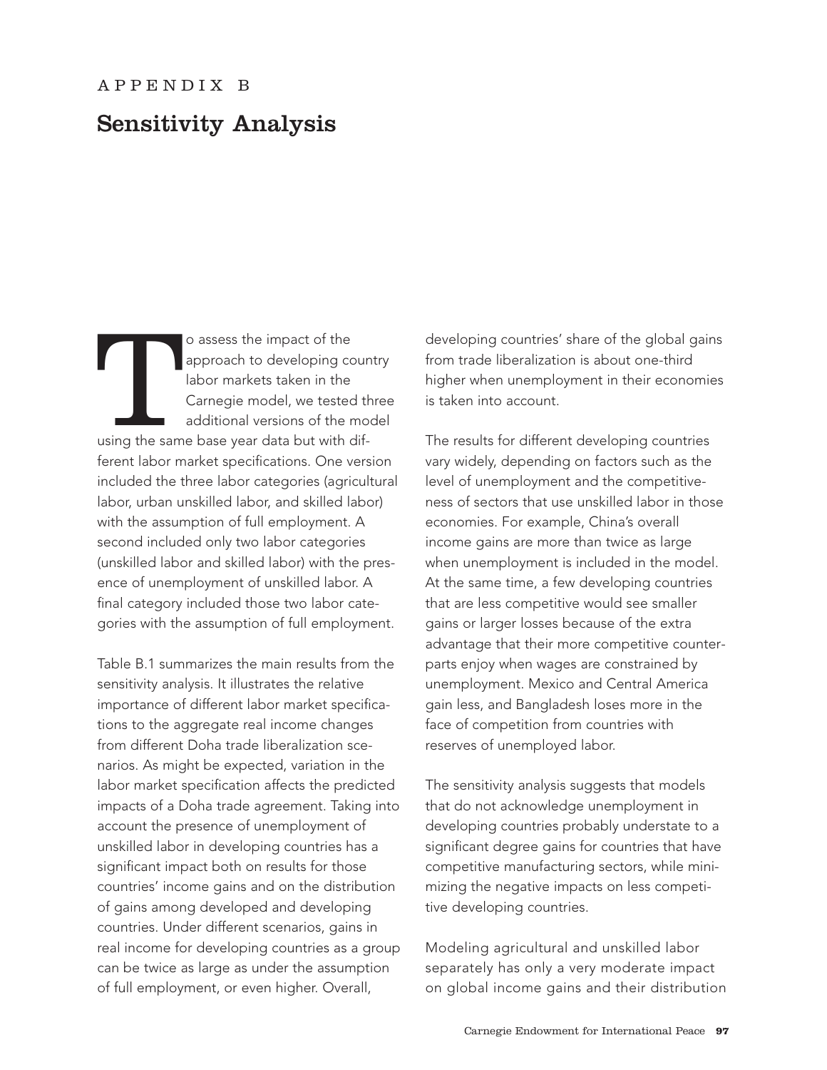# APPENDIX B

## Sensitivity Analysis

To assess the impact of the approach to developing country labor markets taken in the Carnegie model, we tested three additional versions of the model using the same base year data but with different labor market specifications. One version included the three labor categories (agricultural labor, urban unskilled labor, and skilled labor) with the assumption of full employment. A second included only two labor categories (unskilled labor and skilled labor) with the presence of unemployment of unskilled labor. A final category included those two labor categories with the assumption of full employment.

Table B.1 summarizes the main results from the sensitivity analysis. It illustrates the relative importance of different labor market specifications to the aggregate real income changes from different Doha trade liberalization scenarios. As might be expected, variation in the labor market specification affects the predicted impacts of a Doha trade agreement. Taking into account the presence of unemployment of unskilled labor in developing countries has a significant impact both on results for those countries' income gains and on the distribution of gains among developed and developing countries. Under different scenarios, gains in real income for developing countries as a group can be twice as large as under the assumption of full employment, or even higher. Overall, developing countries' share of the global gains from trade liberalization is about one-third higher when unemployment in their economies is taken into account.

The results for different developing countries vary widely, depending on factors such as the level of unemployment and the competitiveness of sectors that use unskilled labor in those economies. For example, China's overall income gains are more than twice as large when unemployment is included in the model. At the same time, a few developing countries that are less competitive would see smaller gains or larger losses because of the extra advantage that their more competitive counterparts enjoy when wages are constrained by unemployment. Mexico and Central America gain less, and Bangladesh loses more in the face of competition from countries with reserves of unemployed labor.

The sensitivity analysis suggests that models that do not acknowledge unemployment in developing countries probably understate to a significant degree gains for countries that have competitive manufacturing sectors, while minimizing the negative impacts on less competitive developing countries.

Modeling agricultural and unskilled labor separately has only a very moderate impact on global income gains and their distribution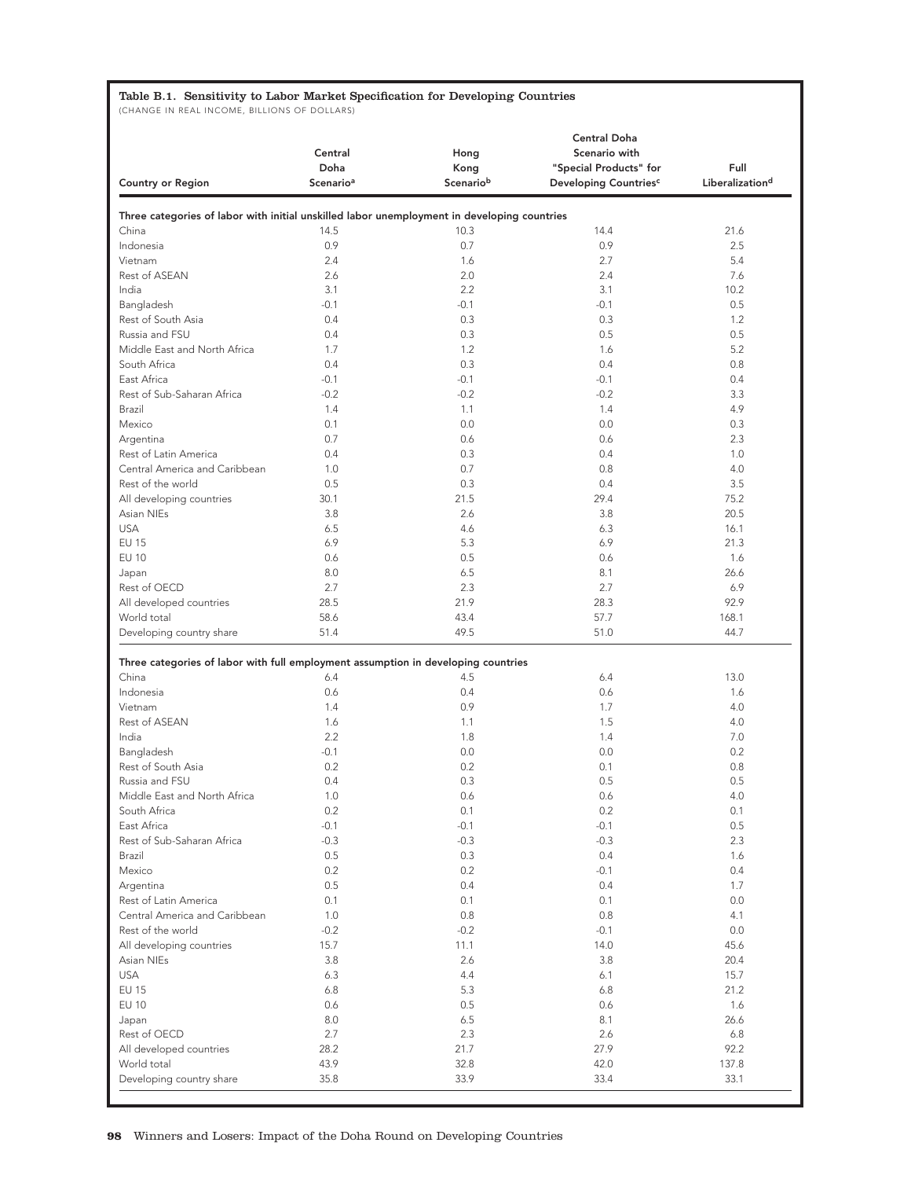**Table B.1. Sensitivity to Labor Market Specification for Developing Countries**

(CHANGE IN REAL INCOME, BILLIONS OF DOLLARS)

| Country or Region | Central Doha Scenario[a] | Hong Kong Scenario[b] | Central Doha Scenario with "Special Products" for Developing Countries[c] | Full Liberalization[d] |
|---|---|---|---|---|
| **Three categories of labor with initial unskilled labor unemployment in developing countries** | | | | |
| China | 14.5 | 10.3 | 14.4 | 21.6 |
| Indonesia | 0.9 | 0.7 | 0.9 | 2.5 |
| Vietnam | 2.4 | 1.6 | 2.7 | 5.4 |
| Rest of ASEAN | 2.6 | 2.0 | 2.4 | 7.6 |
| India | 3.1 | 2.2 | 3.1 | 10.2 |
| Bangladesh | -0.1 | -0.1 | -0.1 | 0.5 |
| Rest of South Asia | 0.4 | 0.3 | 0.3 | 1.2 |
| Russia and FSU | 0.4 | 0.3 | 0.5 | 0.5 |
| Middle East and North Africa | 1.7 | 1.2 | 1.6 | 5.2 |
| South Africa | 0.4 | 0.3 | 0.4 | 0.8 |
| East Africa | -0.1 | -0.1 | -0.1 | 0.4 |
| Rest of Sub-Saharan Africa | -0.2 | -0.2 | -0.2 | 3.3 |
| Brazil | 1.4 | 1.1 | 1.4 | 4.9 |
| Mexico | 0.1 | 0.0 | 0.0 | 0.3 |
| Argentina | 0.7 | 0.6 | 0.6 | 2.3 |
| Rest of Latin America | 0.4 | 0.3 | 0.4 | 1.0 |
| Central America and Caribbean | 1.0 | 0.7 | 0.8 | 4.0 |
| Rest of the world | 0.5 | 0.3 | 0.4 | 3.5 |
| All developing countries | 30.1 | 21.5 | 29.4 | 75.2 |
| Asian NIEs | 3.8 | 2.6 | 3.8 | 20.5 |
| USA | 6.5 | 4.6 | 6.3 | 16.1 |
| EU 15 | 6.9 | 5.3 | 6.9 | 21.3 |
| EU 10 | 0.6 | 0.5 | 0.6 | 1.6 |
| Japan | 8.0 | 6.5 | 8.1 | 26.6 |
| Rest of OECD | 2.7 | 2.3 | 2.7 | 6.9 |
| All developed countries | 28.5 | 21.9 | 28.3 | 92.9 |
| World total | 58.6 | 43.4 | 57.7 | 168.1 |
| Developing country share | 51.4 | 49.5 | 51.0 | 44.7 |
| **Three categories of labor with full employment assumption in developing countries** | | | | |
| China | 6.4 | 4.5 | 6.4 | 13.0 |
| Indonesia | 0.6 | 0.4 | 0.6 | 1.6 |
| Vietnam | 1.4 | 0.9 | 1.7 | 4.0 |
| Rest of ASEAN | 1.6 | 1.1 | 1.5 | 4.0 |
| India | 2.2 | 1.8 | 1.4 | 7.0 |
| Bangladesh | -0.1 | 0.0 | 0.0 | 0.2 |
| Rest of South Asia | 0.2 | 0.2 | 0.1 | 0.8 |
| Russia and FSU | 0.4 | 0.3 | 0.5 | 0.5 |
| Middle East and North Africa | 1.0 | 0.6 | 0.6 | 4.0 |
| South Africa | 0.2 | 0.1 | 0.2 | 0.1 |
| East Africa | -0.1 | -0.1 | -0.1 | 0.5 |
| Rest of Sub-Saharan Africa | -0.3 | -0.3 | -0.3 | 2.3 |
| Brazil | 0.5 | 0.3 | 0.4 | 1.6 |
| Mexico | 0.2 | 0.2 | -0.1 | 0.4 |
| Argentina | 0.5 | 0.4 | 0.4 | 1.7 |
| Rest of Latin America | 0.1 | 0.1 | 0.1 | 0.0 |
| Central America and Caribbean | 1.0 | 0.8 | 0.8 | 4.1 |
| Rest of the world | -0.2 | -0.2 | -0.1 | 0.0 |
| All developing countries | 15.7 | 11.1 | 14.0 | 45.6 |
| Asian NIEs | 3.8 | 2.6 | 3.8 | 20.4 |
| USA | 6.3 | 4.4 | 6.1 | 15.7 |
| EU 15 | 6.8 | 5.3 | 6.8 | 21.2 |
| EU 10 | 0.6 | 0.5 | 0.6 | 1.6 |
| Japan | 8.0 | 6.5 | 8.1 | 26.6 |
| Rest of OECD | 2.7 | 2.3 | 2.6 | 6.8 |
| All developed countries | 28.2 | 21.7 | 27.9 | 92.2 |
| World total | 43.9 | 32.8 | 42.0 | 137.8 |
| Developing country share | 35.8 | 33.9 | 33.4 | 33.1 |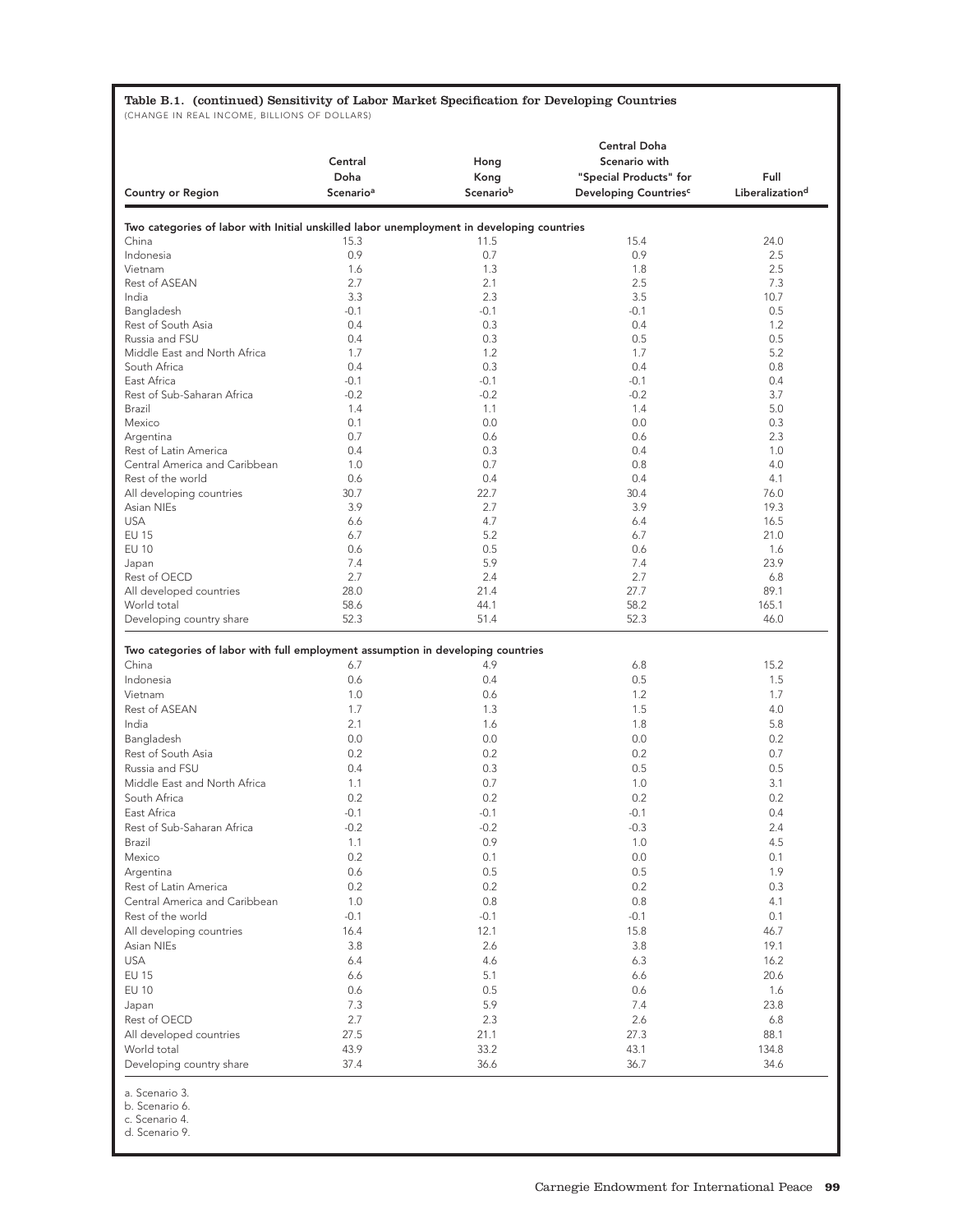**Table B.1. (continued) Sensitivity of Labor Market Specification for Developing Countries**
(CHANGE IN REAL INCOME, BILLIONS OF DOLLARS)

| Country or Region | Central Doha Scenario[a] | Hong Kong Scenario[b] | Central Doha Scenario with "Special Products" for Developing Countries[c] | Full Liberalization[d] |
|---|---|---|---|---|
| **Two categories of labor with Initial unskilled labor unemployment in developing countries** | | | | |
| China | 15.3 | 11.5 | 15.4 | 24.0 |
| Indonesia | 0.9 | 0.7 | 0.9 | 2.5 |
| Vietnam | 1.6 | 1.3 | 1.8 | 2.5 |
| Rest of ASEAN | 2.7 | 2.1 | 2.5 | 7.3 |
| India | 3.3 | 2.3 | 3.5 | 10.7 |
| Bangladesh | -0.1 | -0.1 | -0.1 | 0.5 |
| Rest of South Asia | 0.4 | 0.3 | 0.4 | 1.2 |
| Russia and FSU | 0.4 | 0.3 | 0.5 | 0.5 |
| Middle East and North Africa | 1.7 | 1.2 | 1.7 | 5.2 |
| South Africa | 0.4 | 0.3 | 0.4 | 0.8 |
| East Africa | -0.1 | -0.1 | -0.1 | 0.4 |
| Rest of Sub-Saharan Africa | -0.2 | -0.2 | -0.2 | 3.7 |
| Brazil | 1.4 | 1.1 | 1.4 | 5.0 |
| Mexico | 0.1 | 0.0 | 0.0 | 0.3 |
| Argentina | 0.7 | 0.6 | 0.6 | 2.3 |
| Rest of Latin America | 0.4 | 0.3 | 0.4 | 1.0 |
| Central America and Caribbean | 1.0 | 0.7 | 0.8 | 4.0 |
| Rest of the world | 0.6 | 0.4 | 0.4 | 4.1 |
| All developing countries | 30.7 | 22.7 | 30.4 | 76.0 |
| Asian NIEs | 3.9 | 2.7 | 3.9 | 19.3 |
| USA | 6.6 | 4.7 | 6.4 | 16.5 |
| EU 15 | 6.7 | 5.2 | 6.7 | 21.0 |
| EU 10 | 0.6 | 0.5 | 0.6 | 1.6 |
| Japan | 7.4 | 5.9 | 7.4 | 23.9 |
| Rest of OECD | 2.7 | 2.4 | 2.7 | 6.8 |
| All developed countries | 28.0 | 21.4 | 27.7 | 89.1 |
| World total | 58.6 | 44.1 | 58.2 | 165.1 |
| Developing country share | 52.3 | 51.4 | 52.3 | 46.0 |
| **Two categories of labor with full employment assumption in developing countries** | | | | |
| China | 6.7 | 4.9 | 6.8 | 15.2 |
| Indonesia | 0.6 | 0.4 | 0.5 | 1.5 |
| Vietnam | 1.0 | 0.6 | 1.2 | 1.7 |
| Rest of ASEAN | 1.7 | 1.3 | 1.5 | 4.0 |
| India | 2.1 | 1.6 | 1.8 | 5.8 |
| Bangladesh | 0.0 | 0.0 | 0.0 | 0.2 |
| Rest of South Asia | 0.2 | 0.2 | 0.2 | 0.7 |
| Russia and FSU | 0.4 | 0.3 | 0.5 | 0.5 |
| Middle East and North Africa | 1.1 | 0.7 | 1.0 | 3.1 |
| South Africa | 0.2 | 0.2 | 0.2 | 0.2 |
| East Africa | -0.1 | -0.1 | -0.1 | 0.4 |
| Rest of Sub-Saharan Africa | -0.2 | -0.2 | -0.3 | 2.4 |
| Brazil | 1.1 | 0.9 | 1.0 | 4.5 |
| Mexico | 0.2 | 0.1 | 0.0 | 0.1 |
| Argentina | 0.6 | 0.5 | 0.5 | 1.9 |
| Rest of Latin America | 0.2 | 0.2 | 0.2 | 0.3 |
| Central America and Caribbean | 1.0 | 0.8 | 0.8 | 4.1 |
| Rest of the world | -0.1 | -0.1 | -0.1 | 0.1 |
| All developing countries | 16.4 | 12.1 | 15.8 | 46.7 |
| Asian NIEs | 3.8 | 2.6 | 3.8 | 19.1 |
| USA | 6.4 | 4.6 | 6.3 | 16.2 |
| EU 15 | 6.6 | 5.1 | 6.6 | 20.6 |
| EU 10 | 0.6 | 0.5 | 0.6 | 1.6 |
| Japan | 7.3 | 5.9 | 7.4 | 23.8 |
| Rest of OECD | 2.7 | 2.3 | 2.6 | 6.8 |
| All developed countries | 27.5 | 21.1 | 27.3 | 88.1 |
| World total | 43.9 | 33.2 | 43.1 | 134.8 |
| Developing country share | 37.4 | 36.6 | 36.7 | 34.6 |

a. Scenario 3.
b. Scenario 6.
c. Scenario 4.
d. Scenario 9.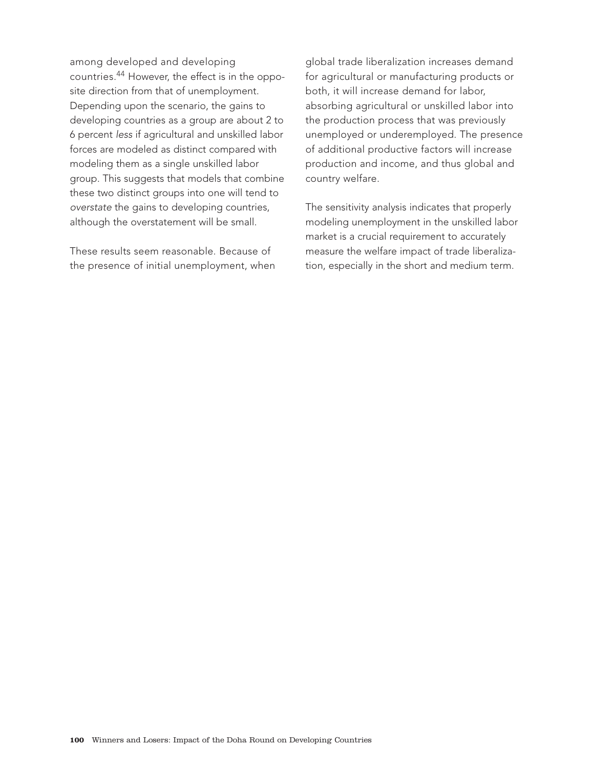among developed and developing countries.[44] However, the effect is in the opposite direction from that of unemployment. Depending upon the scenario, the gains to developing countries as a group are about 2 to 6 percent *less* if agricultural and unskilled labor forces are modeled as distinct compared with modeling them as a single unskilled labor group. This suggests that models that combine these two distinct groups into one will tend to *overstate* the gains to developing countries, although the overstatement will be small.

These results seem reasonable. Because of the presence of initial unemployment, when global trade liberalization increases demand for agricultural or manufacturing products or both, it will increase demand for labor, absorbing agricultural or unskilled labor into the production process that was previously unemployed or underemployed. The presence of additional productive factors will increase production and income, and thus global and country welfare.

The sensitivity analysis indicates that properly modeling unemployment in the unskilled labor market is a crucial requirement to accurately measure the welfare impact of trade liberalization, especially in the short and medium term.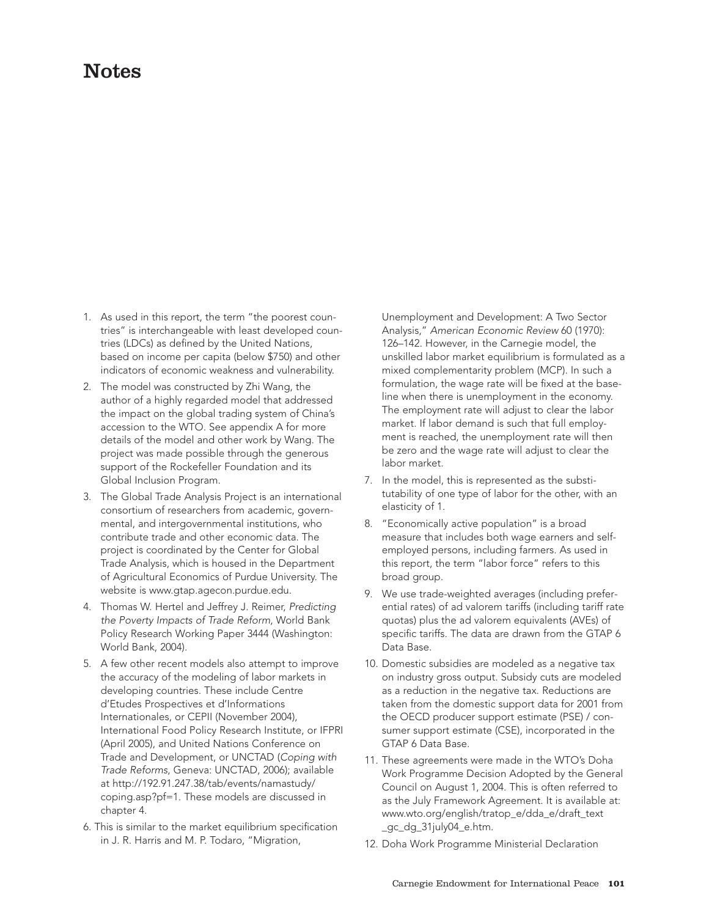# Notes

1. As used in this report, the term "the poorest countries" is interchangeable with least developed countries (LDCs) as defined by the United Nations, based on income per capita (below $750) and other indicators of economic weakness and vulnerability.
2. The model was constructed by Zhi Wang, the author of a highly regarded model that addressed the impact on the global trading system of China's accession to the WTO. See appendix A for more details of the model and other work by Wang. The project was made possible through the generous support of the Rockefeller Foundation and its Global Inclusion Program.
3. The Global Trade Analysis Project is an international consortium of researchers from academic, governmental, and intergovernmental institutions, who contribute trade and other economic data. The project is coordinated by the Center for Global Trade Analysis, which is housed in the Department of Agricultural Economics of Purdue University. The website is www.gtap.agecon.purdue.edu.
4. Thomas W. Hertel and Jeffrey J. Reimer, *Predicting the Poverty Impacts of Trade Reform*, World Bank Policy Research Working Paper 3444 (Washington: World Bank, 2004).
5. A few other recent models also attempt to improve the accuracy of the modeling of labor markets in developing countries. These include Centre d'Etudes Prospectives et d'Informations Internationales, or CEPII (November 2004), International Food Policy Research Institute, or IFPRI (April 2005), and United Nations Conference on Trade and Development, or UNCTAD (*Coping with Trade Reforms*, Geneva: UNCTAD, 2006); available at http://192.91.247.38/tab/events/namastudy/coping.asp?pf=1. These models are discussed in chapter 4.
6. This is similar to the market equilibrium specification in J. R. Harris and M. P. Todaro, "Migration, Unemployment and Development: A Two Sector Analysis," *American Economic Review* 60 (1970): 126–142. However, in the Carnegie model, the unskilled labor market equilibrium is formulated as a mixed complementarity problem (MCP). In such a formulation, the wage rate will be fixed at the baseline when there is unemployment in the economy. The employment rate will adjust to clear the labor market. If labor demand is such that full employment is reached, the unemployment rate will then be zero and the wage rate will adjust to clear the labor market.
7. In the model, this is represented as the substitutability of one type of labor for the other, with an elasticity of 1.
8. "Economically active population" is a broad measure that includes both wage earners and self-employed persons, including farmers. As used in this report, the term "labor force" refers to this broad group.
9. We use trade-weighted averages (including preferential rates) of ad valorem tariffs (including tariff rate quotas) plus the ad valorem equivalents (AVEs) of specific tariffs. The data are drawn from the GTAP 6 Data Base.
10. Domestic subsidies are modeled as a negative tax on industry gross output. Subsidy cuts are modeled as a reduction in the negative tax. Reductions are taken from the domestic support data for 2001 from the OECD producer support estimate (PSE) / consumer support estimate (CSE), incorporated in the GTAP 6 Data Base.
11. These agreements were made in the WTO's Doha Work Programme Decision Adopted by the General Council on August 1, 2004. This is often referred to as the July Framework Agreement. It is available at: www.wto.org/english/tratop_e/dda_e/draft_text_gc_dg_31july04_e.htm.
12. Doha Work Programme Ministerial Declaration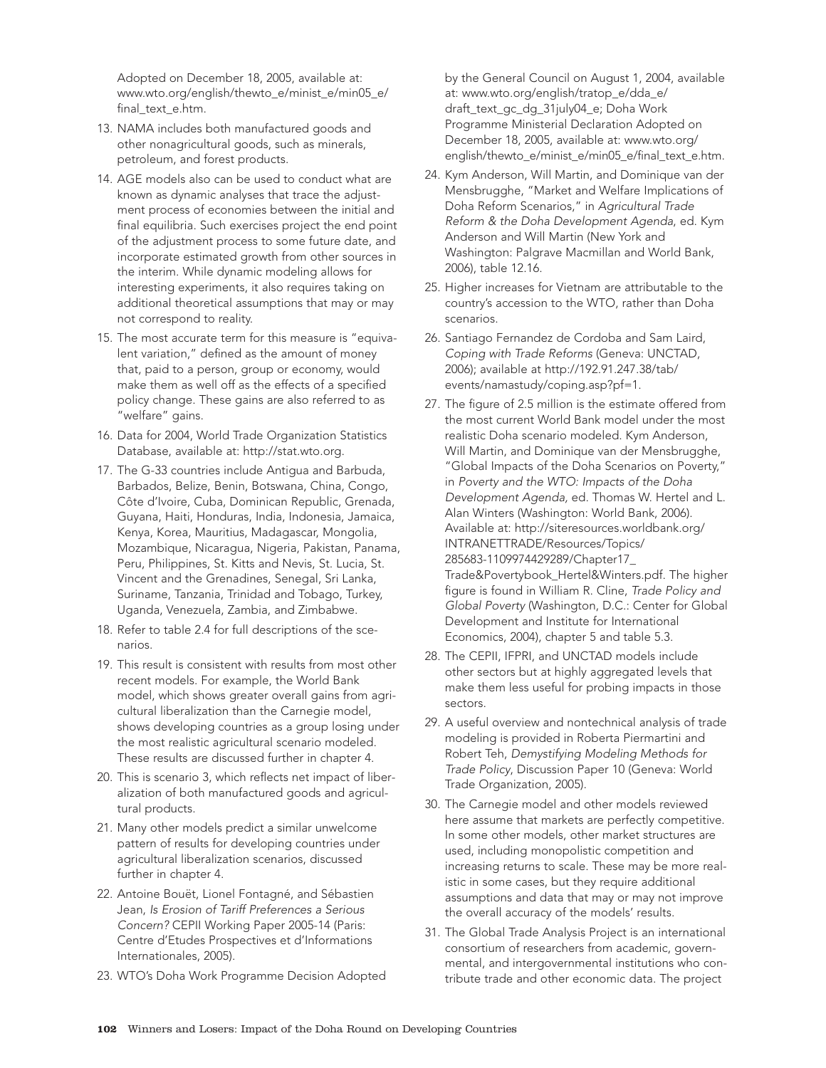Adopted on December 18, 2005, available at: www.wto.org/english/thewto_e/minist_e/min05_e/final_text_e.htm.

13. NAMA includes both manufactured goods and other nonagricultural goods, such as minerals, petroleum, and forest products.
14. AGE models also can be used to conduct what are known as dynamic analyses that trace the adjustment process of economies between the initial and final equilibria. Such exercises project the end point of the adjustment process to some future date, and incorporate estimated growth from other sources in the interim. While dynamic modeling allows for interesting experiments, it also requires taking on additional theoretical assumptions that may or may not correspond to reality.
15. The most accurate term for this measure is "equivalent variation," defined as the amount of money that, paid to a person, group or economy, would make them as well off as the effects of a specified policy change. These gains are also referred to as "welfare" gains.
16. Data for 2004, World Trade Organization Statistics Database, available at: http://stat.wto.org.
17. The G-33 countries include Antigua and Barbuda, Barbados, Belize, Benin, Botswana, China, Congo, Côte d'Ivoire, Cuba, Dominican Republic, Grenada, Guyana, Haiti, Honduras, India, Indonesia, Jamaica, Kenya, Korea, Mauritius, Madagascar, Mongolia, Mozambique, Nicaragua, Nigeria, Pakistan, Panama, Peru, Philippines, St. Kitts and Nevis, St. Lucia, St. Vincent and the Grenadines, Senegal, Sri Lanka, Suriname, Tanzania, Trinidad and Tobago, Turkey, Uganda, Venezuela, Zambia, and Zimbabwe.
18. Refer to table 2.4 for full descriptions of the scenarios.
19. This result is consistent with results from most other recent models. For example, the World Bank model, which shows greater overall gains from agricultural liberalization than the Carnegie model, shows developing countries as a group losing under the most realistic agricultural scenario modeled. These results are discussed further in chapter 4.
20. This is scenario 3, which reflects net impact of liberalization of both manufactured goods and agricultural products.
21. Many other models predict a similar unwelcome pattern of results for developing countries under agricultural liberalization scenarios, discussed further in chapter 4.
22. Antoine Bouët, Lionel Fontagné, and Sébastien Jean, *Is Erosion of Tariff Preferences a Serious Concern?* CEPII Working Paper 2005-14 (Paris: Centre d'Etudes Prospectives et d'Informations Internationales, 2005).
23. WTO's Doha Work Programme Decision Adopted by the General Council on August 1, 2004, available at: www.wto.org/english/tratop_e/dda_e/draft_text_gc_dg_31july04_e; Doha Work Programme Ministerial Declaration Adopted on December 18, 2005, available at: www.wto.org/english/thewto_e/minist_e/min05_e/final_text_e.htm.
24. Kym Anderson, Will Martin, and Dominique van der Mensbrugghe, "Market and Welfare Implications of Doha Reform Scenarios," in *Agricultural Trade Reform & the Doha Development Agenda*, ed. Kym Anderson and Will Martin (New York and Washington: Palgrave Macmillan and World Bank, 2006), table 12.16.
25. Higher increases for Vietnam are attributable to the country's accession to the WTO, rather than Doha scenarios.
26. Santiago Fernandez de Cordoba and Sam Laird, *Coping with Trade Reforms* (Geneva: UNCTAD, 2006); available at http://192.91.247.38/tab/events/namastudy/coping.asp?pf=1.
27. The figure of 2.5 million is the estimate offered from the most current World Bank model under the most realistic Doha scenario modeled. Kym Anderson, Will Martin, and Dominique van der Mensbrugghe, "Global Impacts of the Doha Scenarios on Poverty," in *Poverty and the WTO: Impacts of the Doha Development Agenda*, ed. Thomas W. Hertel and L. Alan Winters (Washington: World Bank, 2006). Available at: http://siteresources.worldbank.org/INTRANETTRADE/Resources/Topics/285683-1109974429289/Chapter17_Trade&Povertybook_Hertel&Winters.pdf. The higher figure is found in William R. Cline, *Trade Policy and Global Poverty* (Washington, D.C.: Center for Global Development and Institute for International Economics, 2004), chapter 5 and table 5.3.
28. The CEPII, IFPRI, and UNCTAD models include other sectors but at highly aggregated levels that make them less useful for probing impacts in those sectors.
29. A useful overview and nontechnical analysis of trade modeling is provided in Roberta Piermartini and Robert Teh, *Demystifying Modeling Methods for Trade Policy*, Discussion Paper 10 (Geneva: World Trade Organization, 2005).
30. The Carnegie model and other models reviewed here assume that markets are perfectly competitive. In some other models, other market structures are used, including monopolistic competition and increasing returns to scale. These may be more realistic in some cases, but they require additional assumptions and data that may or may not improve the overall accuracy of the models' results.
31. The Global Trade Analysis Project is an international consortium of researchers from academic, governmental, and intergovernmental institutions who contribute trade and other economic data. The project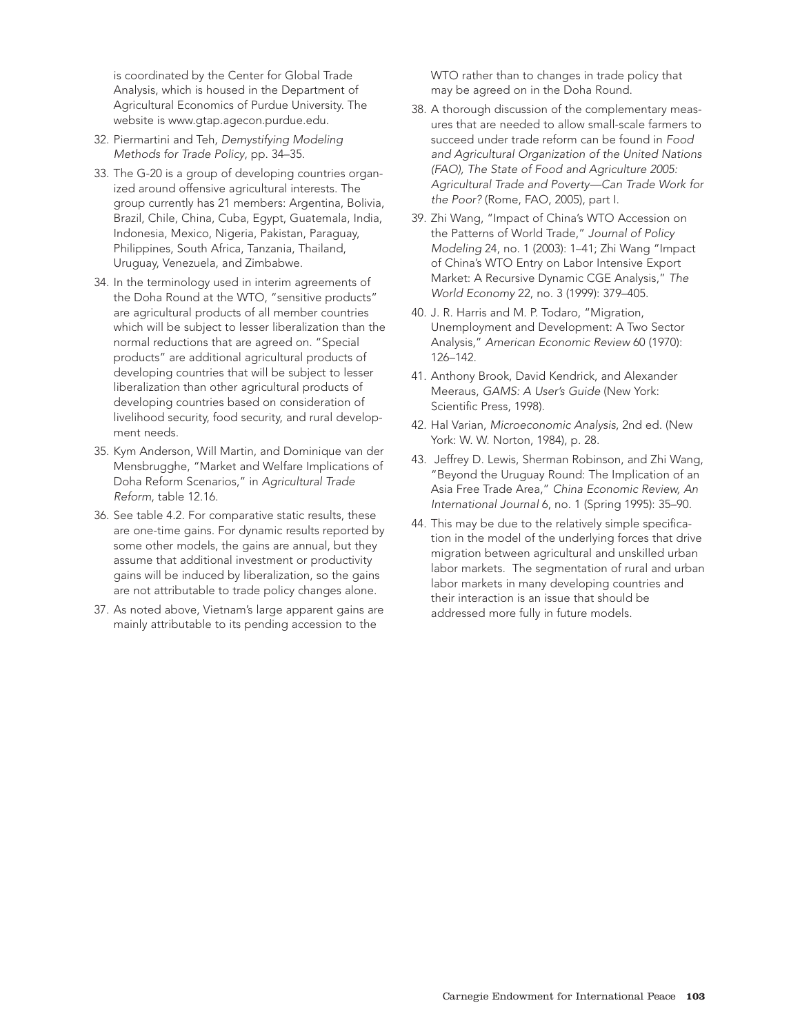is coordinated by the Center for Global Trade Analysis, which is housed in the Department of Agricultural Economics of Purdue University. The website is www.gtap.agecon.purdue.edu.

32. Piermartini and Teh, *Demystifying Modeling Methods for Trade Policy*, pp. 34–35.
33. The G-20 is a group of developing countries organized around offensive agricultural interests. The group currently has 21 members: Argentina, Bolivia, Brazil, Chile, China, Cuba, Egypt, Guatemala, India, Indonesia, Mexico, Nigeria, Pakistan, Paraguay, Philippines, South Africa, Tanzania, Thailand, Uruguay, Venezuela, and Zimbabwe.
34. In the terminology used in interim agreements of the Doha Round at the WTO, "sensitive products" are agricultural products of all member countries which will be subject to lesser liberalization than the normal reductions that are agreed on. "Special products" are additional agricultural products of developing countries that will be subject to lesser liberalization than other agricultural products of developing countries based on consideration of livelihood security, food security, and rural development needs.
35. Kym Anderson, Will Martin, and Dominique van der Mensbrugghe, "Market and Welfare Implications of Doha Reform Scenarios," in *Agricultural Trade Reform*, table 12.16.
36. See table 4.2. For comparative static results, these are one-time gains. For dynamic results reported by some other models, the gains are annual, but they assume that additional investment or productivity gains will be induced by liberalization, so the gains are not attributable to trade policy changes alone.
37. As noted above, Vietnam's large apparent gains are mainly attributable to its pending accession to the WTO rather than to changes in trade policy that may be agreed on in the Doha Round.
38. A thorough discussion of the complementary measures that are needed to allow small-scale farmers to succeed under trade reform can be found in *Food and Agricultural Organization of the United Nations (FAO), The State of Food and Agriculture 2005: Agricultural Trade and Poverty—Can Trade Work for the Poor?* (Rome, FAO, 2005), part I.
39. Zhi Wang, "Impact of China's WTO Accession on the Patterns of World Trade," *Journal of Policy Modeling* 24, no. 1 (2003): 1–41; Zhi Wang "Impact of China's WTO Entry on Labor Intensive Export Market: A Recursive Dynamic CGE Analysis," *The World Economy* 22, no. 3 (1999): 379–405.
40. J. R. Harris and M. P. Todaro, "Migration, Unemployment and Development: A Two Sector Analysis," *American Economic Review* 60 (1970): 126–142.
41. Anthony Brook, David Kendrick, and Alexander Meeraus, *GAMS: A User's Guide* (New York: Scientific Press, 1998).
42. Hal Varian, *Microeconomic Analysis*, 2nd ed. (New York: W. W. Norton, 1984), p. 28.
43. Jeffrey D. Lewis, Sherman Robinson, and Zhi Wang, "Beyond the Uruguay Round: The Implication of an Asia Free Trade Area," *China Economic Review, An International Journal* 6, no. 1 (Spring 1995): 35–90.
44. This may be due to the relatively simple specification in the model of the underlying forces that drive migration between agricultural and unskilled urban labor markets. The segmentation of rural and urban labor markets in many developing countries and their interaction is an issue that should be addressed more fully in future models.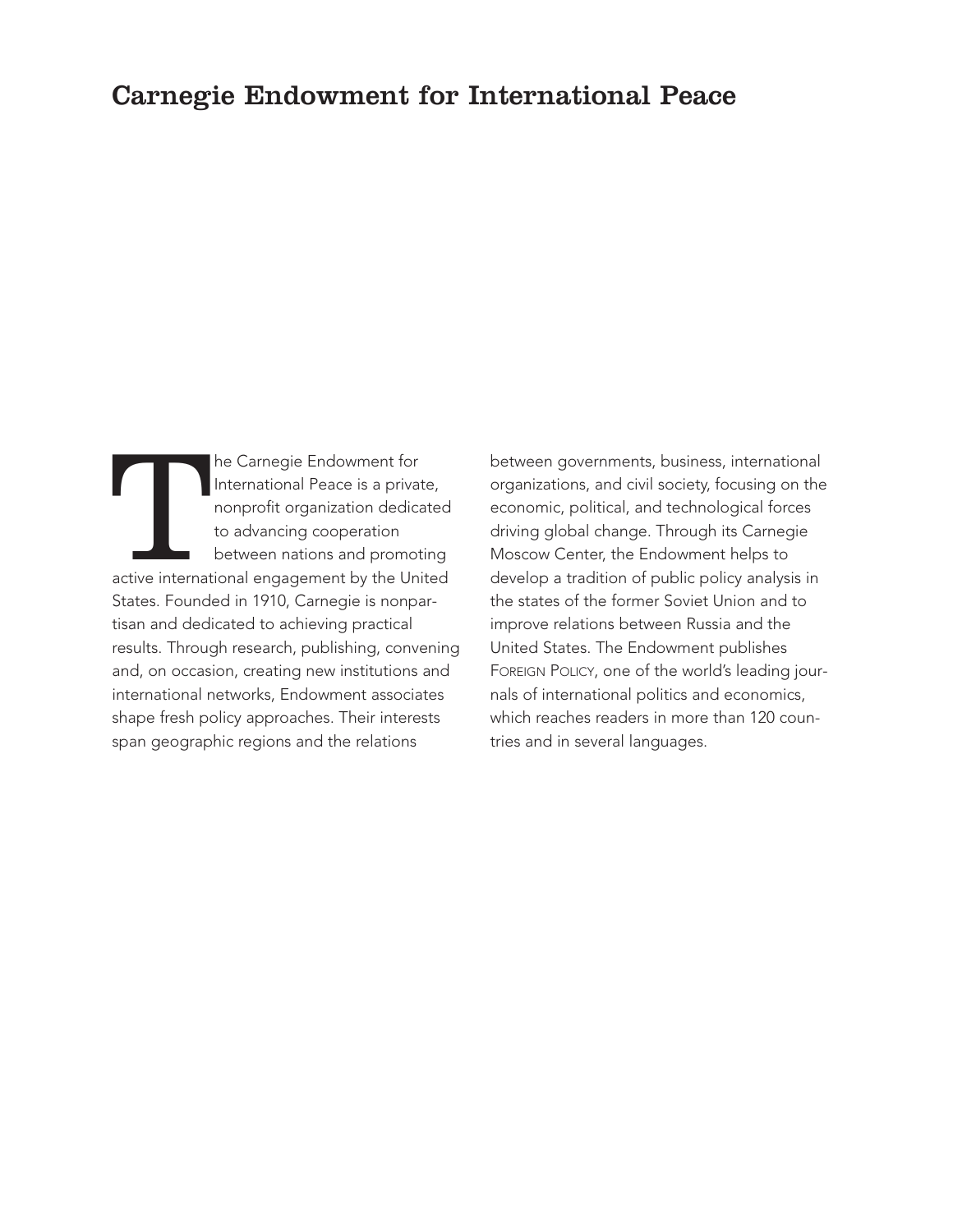# Carnegie Endowment for International Peace

The Carnegie Endowment for International Peace is a private, nonprofit organization dedicated to advancing cooperation between nations and promoting active international engagement by the United States. Founded in 1910, Carnegie is nonpartisan and dedicated to achieving practical results. Through research, publishing, convening and, on occasion, creating new institutions and international networks, Endowment associates shape fresh policy approaches. Their interests span geographic regions and the relations between governments, business, international organizations, and civil society, focusing on the economic, political, and technological forces driving global change. Through its Carnegie Moscow Center, the Endowment helps to develop a tradition of public policy analysis in the states of the former Soviet Union and to improve relations between Russia and the United States. The Endowment publishes FOREIGN POLICY, one of the world's leading journals of international politics and economics, which reaches readers in more than 120 countries and in several languages.